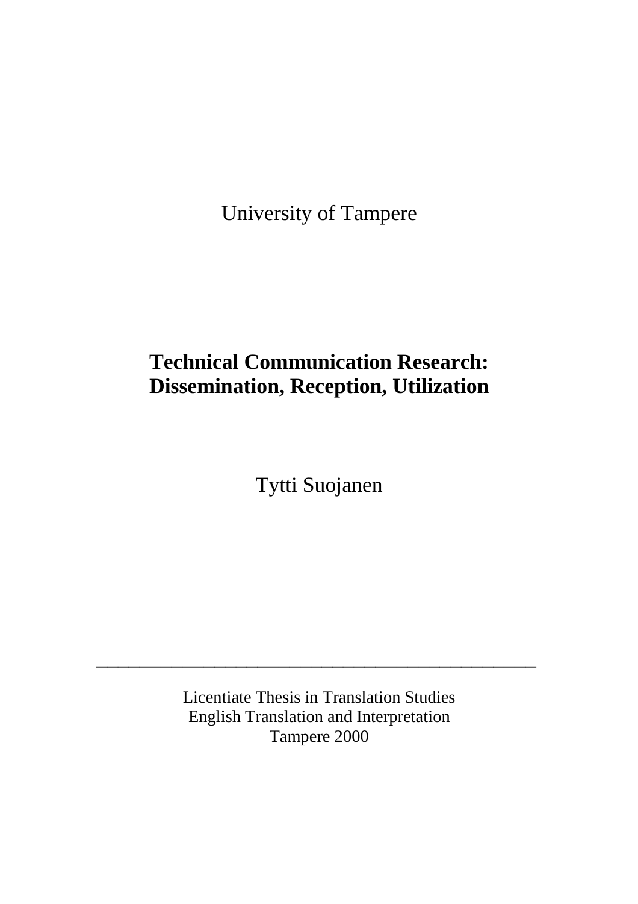University of Tampere

# Technical Communication Research: Dissemination, Reception, Utilization

Tytti Suojanen

---

Licentiate Thesis in Translation Studies
English Translation and Interpretation
Tampere 2000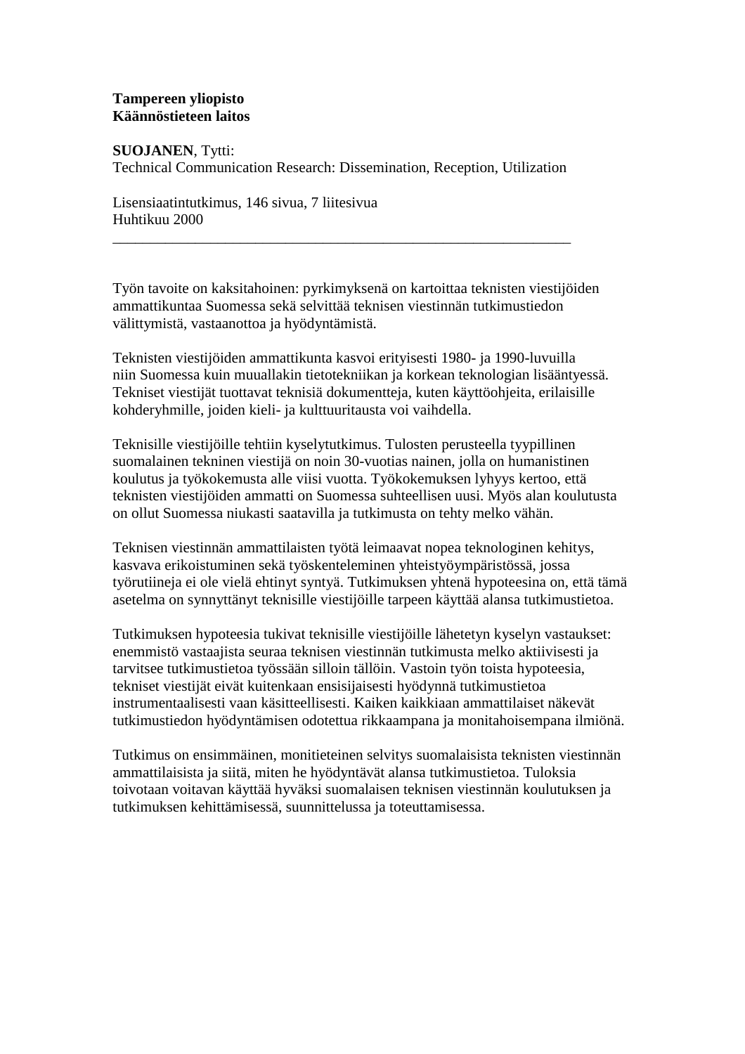**Tampereen yliopisto**
**Käännöstieteen laitos**

**SUOJANEN**, Tytti:
Technical Communication Research: Dissemination, Reception, Utilization

Lisensiaatintutkimus, 146 sivua, 7 liitesivua
Huhtikuu 2000

---

Työn tavoite on kaksitahoinen: pyrkimyksenä on kartoittaa teknisten viestijöiden ammattikuntaa Suomessa sekä selvittää teknisen viestinnän tutkimustiedon välittymistä, vastaanottoa ja hyödyntämistä.

Teknisten viestijöiden ammattikunta kasvoi erityisesti 1980- ja 1990-luvuilla niin Suomessa kuin muuallakin tietotekniikan ja korkean teknologian lisääntyessä. Tekniset viestijät tuottavat teknisiä dokumentteja, kuten käyttöohjeita, erilaisille kohderyhmille, joiden kieli- ja kulttuuritausta voi vaihdella.

Teknisille viestijöille tehtiin kyselytutkimus. Tulosten perusteella tyypillinen suomalainen tekninen viestijä on noin 30-vuotias nainen, jolla on humanistinen koulutus ja työkokemusta alle viisi vuotta. Työkokemuksen lyhyys kertoo, että teknisten viestijöiden ammatti on Suomessa suhteellisen uusi. Myös alan koulutusta on ollut Suomessa niukasti saatavilla ja tutkimusta on tehty melko vähän.

Teknisen viestinnän ammattilaisten työtä leimaavat nopea teknologinen kehitys, kasvava erikoistuminen sekä työskenteleminen yhteistyöympäristössä, jossa työrutiineja ei ole vielä ehtinyt syntyä. Tutkimuksen yhtenä hypoteesina on, että tämä asetelma on synnyttänyt teknisille viestijöille tarpeen käyttää alansa tutkimustietoa.

Tutkimuksen hypoteesia tukivat teknisille viestijöille lähetetyn kyselyn vastaukset: enemmistö vastaajista seuraa teknisen viestinnän tutkimusta melko aktiivisesti ja tarvitsee tutkimustietoa työssään silloin tällöin. Vastoin työn toista hypoteesia, tekniset viestijät eivät kuitenkaan ensisijaisesti hyödynnä tutkimustietoa instrumentaalisesti vaan käsitteellisesti. Kaiken kaikkiaan ammattilaiset näkevät tutkimustiedon hyödyntämisen odotettua rikkaampana ja monitahoisempana ilmiönä.

Tutkimus on ensimmäinen, monitieteinen selvitys suomalaisista teknisten viestinnän ammattilaisista ja siitä, miten he hyödyntävät alansa tutkimustietoa. Tuloksia toivotaan voitavan käyttää hyväksi suomalaisen teknisen viestinnän koulutuksen ja tutkimuksen kehittämisessä, suunnittelussa ja toteuttamisessa.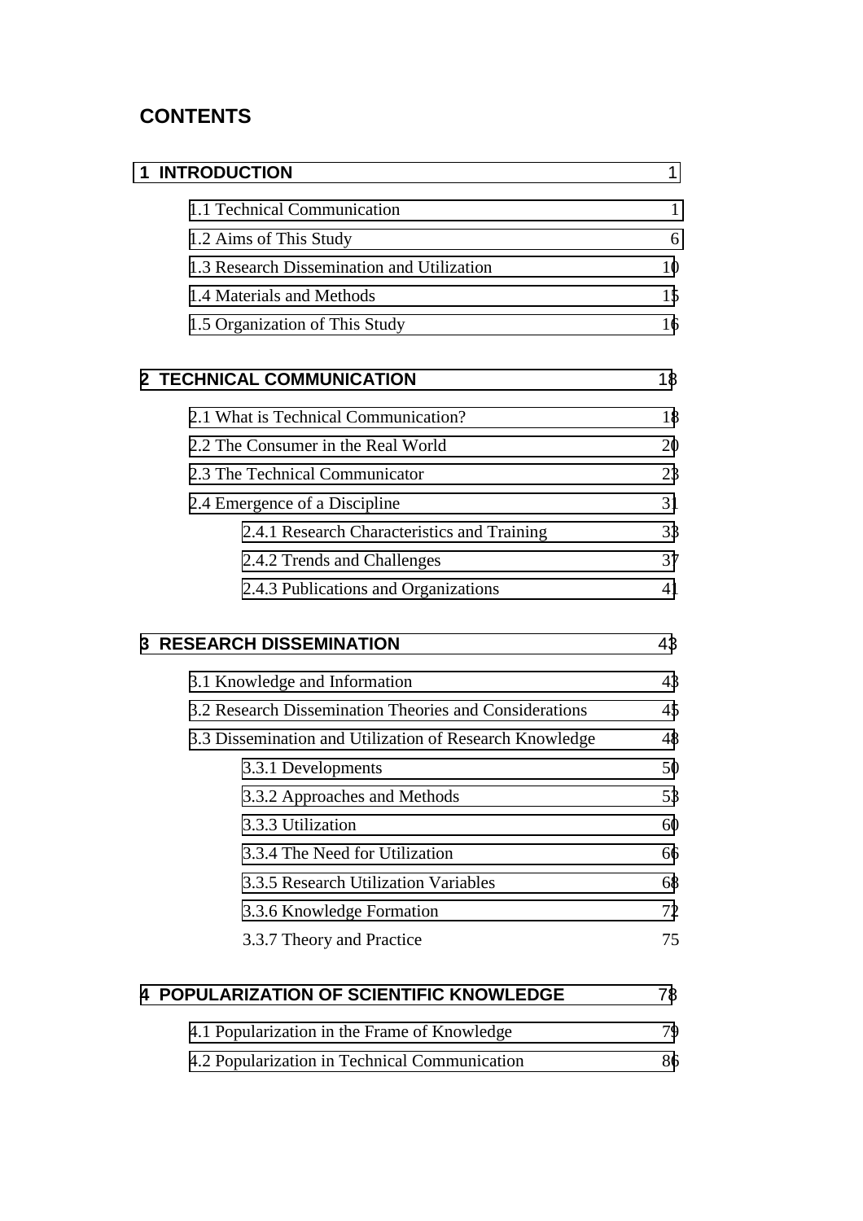# CONTENTS

| | |
|---|---|
| **1 INTRODUCTION** | 1 |
| 1.1 Technical Communication | 1 |
| 1.2 Aims of This Study | 6 |
| 1.3 Research Dissemination and Utilization | 10 |
| 1.4 Materials and Methods | 15 |
| 1.5 Organization of This Study | 16 |
| **2 TECHNICAL COMMUNICATION** | 18 |
| 2.1 What is Technical Communication? | 18 |
| 2.2 The Consumer in the Real World | 20 |
| 2.3 The Technical Communicator | 23 |
| 2.4 Emergence of a Discipline | 31 |
| 2.4.1 Research Characteristics and Training | 33 |
| 2.4.2 Trends and Challenges | 37 |
| 2.4.3 Publications and Organizations | 41 |
| **3 RESEARCH DISSEMINATION** | 43 |
| 3.1 Knowledge and Information | 43 |
| 3.2 Research Dissemination Theories and Considerations | 45 |
| 3.3 Dissemination and Utilization of Research Knowledge | 48 |
| 3.3.1 Developments | 50 |
| 3.3.2 Approaches and Methods | 53 |
| 3.3.3 Utilization | 60 |
| 3.3.4 The Need for Utilization | 66 |
| 3.3.5 Research Utilization Variables | 68 |
| 3.3.6 Knowledge Formation | 72 |
| 3.3.7 Theory and Practice | 75 |
| **4 POPULARIZATION OF SCIENTIFIC KNOWLEDGE** | 78 |
| 4.1 Popularization in the Frame of Knowledge | 79 |
| 4.2 Popularization in Technical Communication | 86 |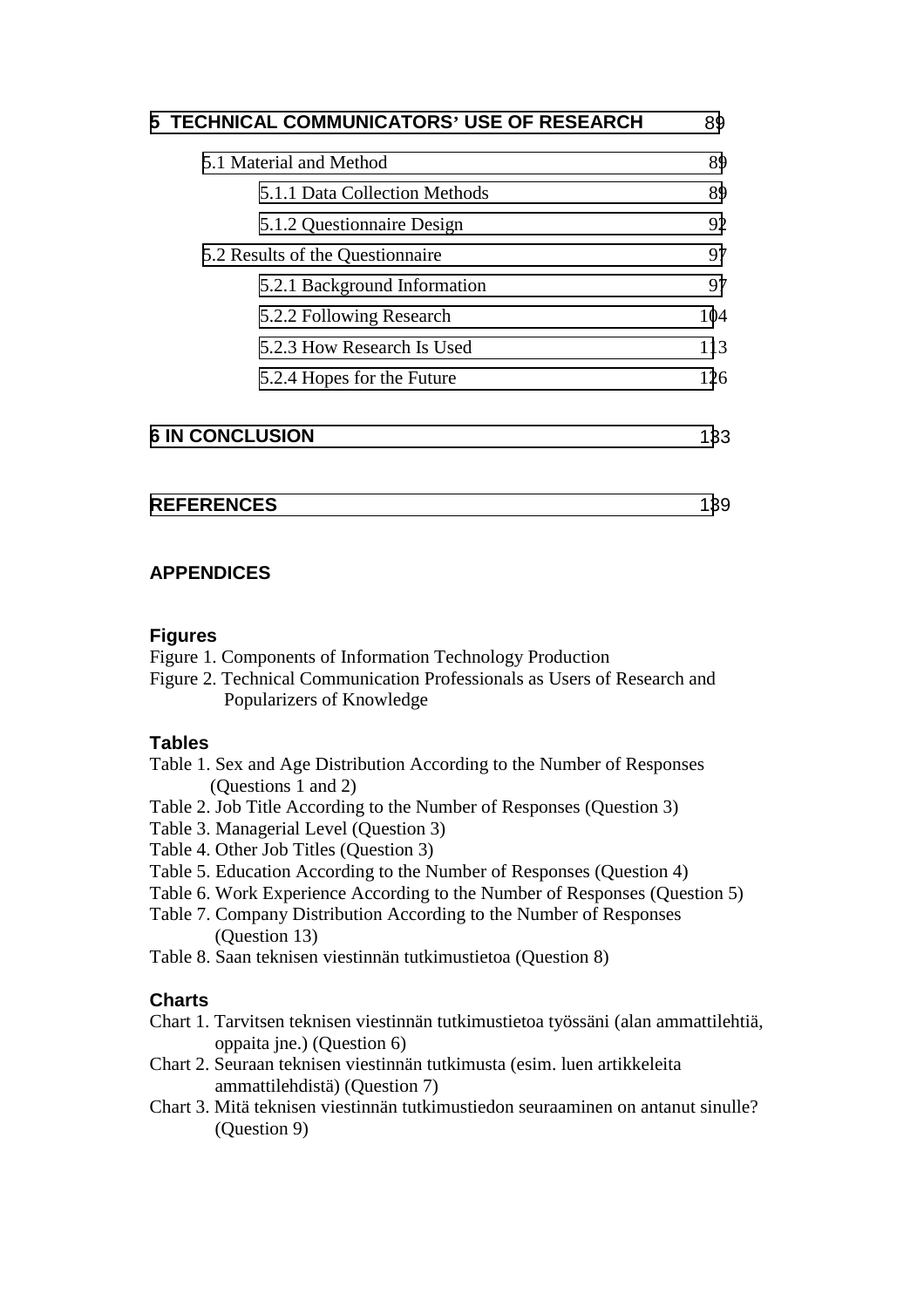**5 TECHNICAL COMMUNICATORS' USE OF RESEARCH** 89

5.1 Material and Method 89

5.1.1 Data Collection Methods 89

5.1.2 Questionnaire Design 92

5.2 Results of the Questionnaire 97

5.2.1 Background Information 97

5.2.2 Following Research 104

5.2.3 How Research Is Used 113

5.2.4 Hopes for the Future 126

**6 IN CONCLUSION** 133

**REFERENCES** 139

**APPENDICES**

**Figures**

Figure 1. Components of Information Technology Production

Figure 2. Technical Communication Professionals as Users of Research and Popularizers of Knowledge

**Tables**

Table 1. Sex and Age Distribution According to the Number of Responses (Questions 1 and 2)

Table 2. Job Title According to the Number of Responses (Question 3)

Table 3. Managerial Level (Question 3)

Table 4. Other Job Titles (Question 3)

Table 5. Education According to the Number of Responses (Question 4)

Table 6. Work Experience According to the Number of Responses (Question 5)

Table 7. Company Distribution According to the Number of Responses (Question 13)

Table 8. Saan teknisen viestinnän tutkimustietoa (Question 8)

**Charts**

Chart 1. Tarvitsen teknisen viestinnän tutkimustietoa työssäni (alan ammattilehtiä, oppaita jne.) (Question 6)

Chart 2. Seuraan teknisen viestinnän tutkimusta (esim. luen artikkeleita ammattilehdistä) (Question 7)

Chart 3. Mitä teknisen viestinnän tutkimustiedon seuraaminen on antanut sinulle? (Question 9)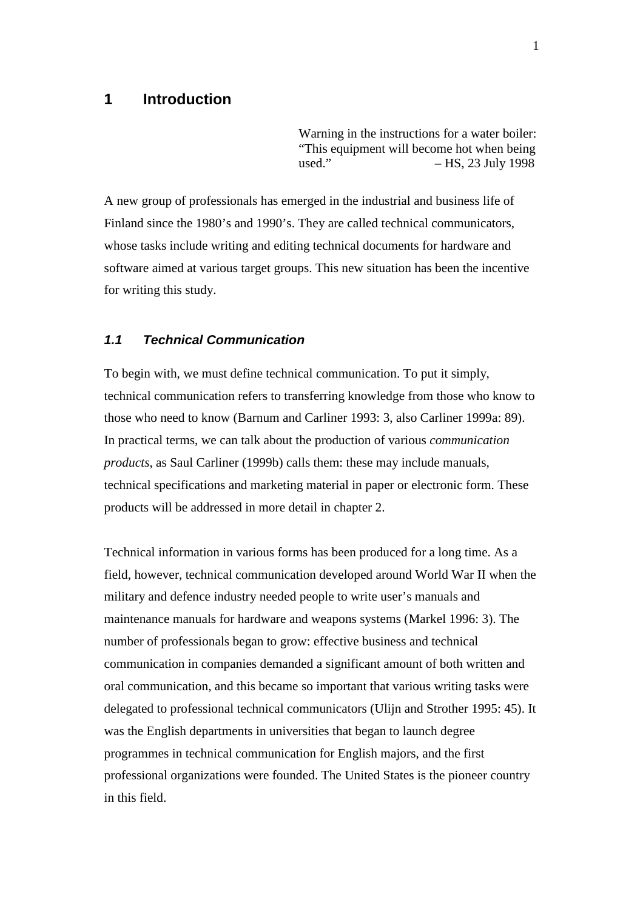# 1 Introduction

> Warning in the instructions for a water boiler: "This equipment will become hot when being used." – HS, 23 July 1998

A new group of professionals has emerged in the industrial and business life of Finland since the 1980's and 1990's. They are called technical communicators, whose tasks include writing and editing technical documents for hardware and software aimed at various target groups. This new situation has been the incentive for writing this study.

## *1.1 Technical Communication*

To begin with, we must define technical communication. To put it simply, technical communication refers to transferring knowledge from those who know to those who need to know (Barnum and Carliner 1993: 3, also Carliner 1999a: 89). In practical terms, we can talk about the production of various *communication products*, as Saul Carliner (1999b) calls them: these may include manuals, technical specifications and marketing material in paper or electronic form. These products will be addressed in more detail in chapter 2.

Technical information in various forms has been produced for a long time. As a field, however, technical communication developed around World War II when the military and defence industry needed people to write user's manuals and maintenance manuals for hardware and weapons systems (Markel 1996: 3). The number of professionals began to grow: effective business and technical communication in companies demanded a significant amount of both written and oral communication, and this became so important that various writing tasks were delegated to professional technical communicators (Ulijn and Strother 1995: 45). It was the English departments in universities that began to launch degree programmes in technical communication for English majors, and the first professional organizations were founded. The United States is the pioneer country in this field.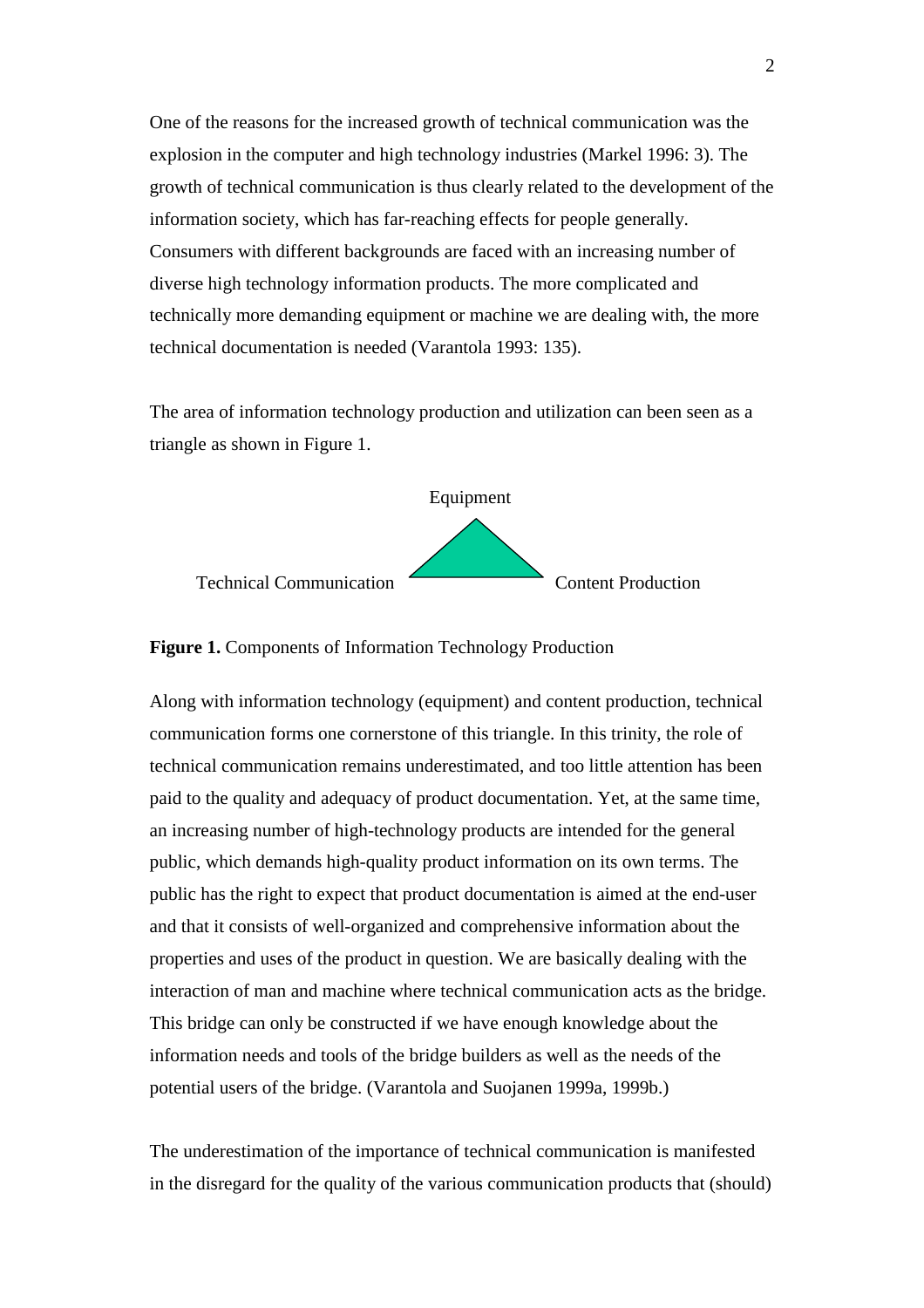One of the reasons for the increased growth of technical communication was the explosion in the computer and high technology industries (Markel 1996: 3). The growth of technical communication is thus clearly related to the development of the information society, which has far-reaching effects for people generally. Consumers with different backgrounds are faced with an increasing number of diverse high technology information products. The more complicated and technically more demanding equipment or machine we are dealing with, the more technical documentation is needed (Varantola 1993: 135).

The area of information technology production and utilization can been seen as a triangle as shown in Figure 1.

Equipment

Technical Communication          Content Production

**Figure 1.** Components of Information Technology Production

Along with information technology (equipment) and content production, technical communication forms one cornerstone of this triangle. In this trinity, the role of technical communication remains underestimated, and too little attention has been paid to the quality and adequacy of product documentation. Yet, at the same time, an increasing number of high-technology products are intended for the general public, which demands high-quality product information on its own terms. The public has the right to expect that product documentation is aimed at the end-user and that it consists of well-organized and comprehensive information about the properties and uses of the product in question. We are basically dealing with the interaction of man and machine where technical communication acts as the bridge. This bridge can only be constructed if we have enough knowledge about the information needs and tools of the bridge builders as well as the needs of the potential users of the bridge. (Varantola and Suojanen 1999a, 1999b.)

The underestimation of the importance of technical communication is manifested in the disregard for the quality of the various communication products that (should)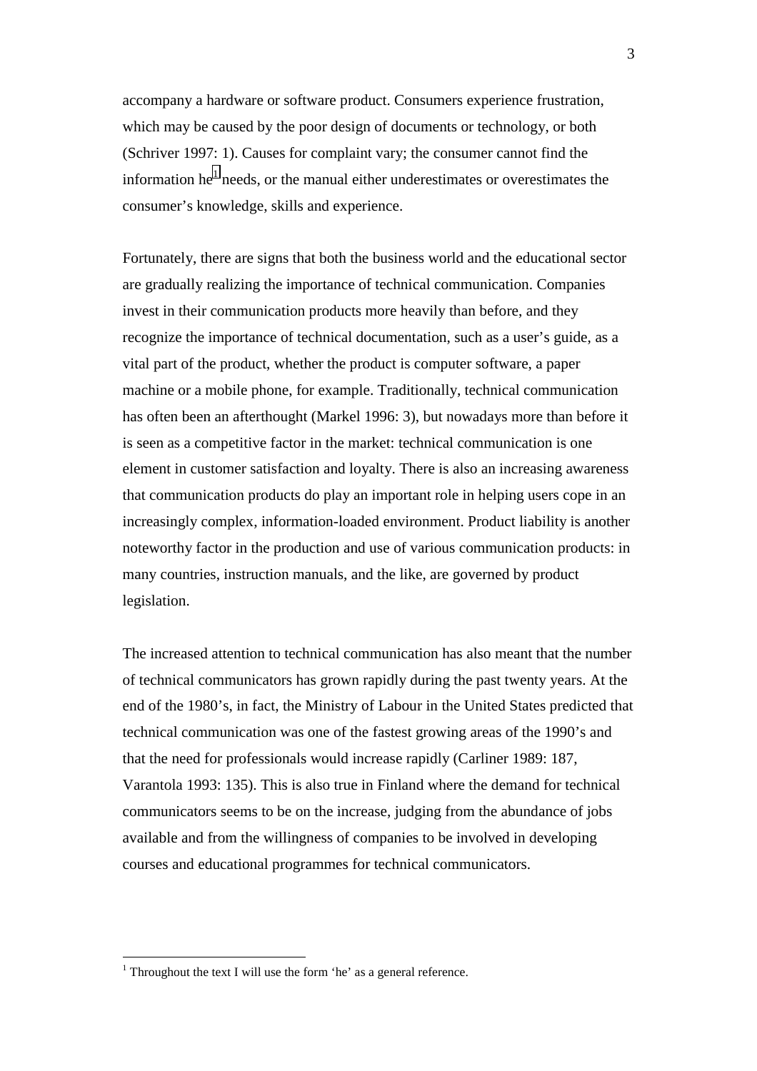accompany a hardware or software product. Consumers experience frustration, which may be caused by the poor design of documents or technology, or both (Schriver 1997: 1). Causes for complaint vary; the consumer cannot find the information he[1] needs, or the manual either underestimates or overestimates the consumer's knowledge, skills and experience.

Fortunately, there are signs that both the business world and the educational sector are gradually realizing the importance of technical communication. Companies invest in their communication products more heavily than before, and they recognize the importance of technical documentation, such as a user's guide, as a vital part of the product, whether the product is computer software, a paper machine or a mobile phone, for example. Traditionally, technical communication has often been an afterthought (Markel 1996: 3), but nowadays more than before it is seen as a competitive factor in the market: technical communication is one element in customer satisfaction and loyalty. There is also an increasing awareness that communication products do play an important role in helping users cope in an increasingly complex, information-loaded environment. Product liability is another noteworthy factor in the production and use of various communication products: in many countries, instruction manuals, and the like, are governed by product legislation.

The increased attention to technical communication has also meant that the number of technical communicators has grown rapidly during the past twenty years. At the end of the 1980's, in fact, the Ministry of Labour in the United States predicted that technical communication was one of the fastest growing areas of the 1990's and that the need for professionals would increase rapidly (Carliner 1989: 187, Varantola 1993: 135). This is also true in Finland where the demand for technical communicators seems to be on the increase, judging from the abundance of jobs available and from the willingness of companies to be involved in developing courses and educational programmes for technical communicators.

[1] Throughout the text I will use the form 'he' as a general reference.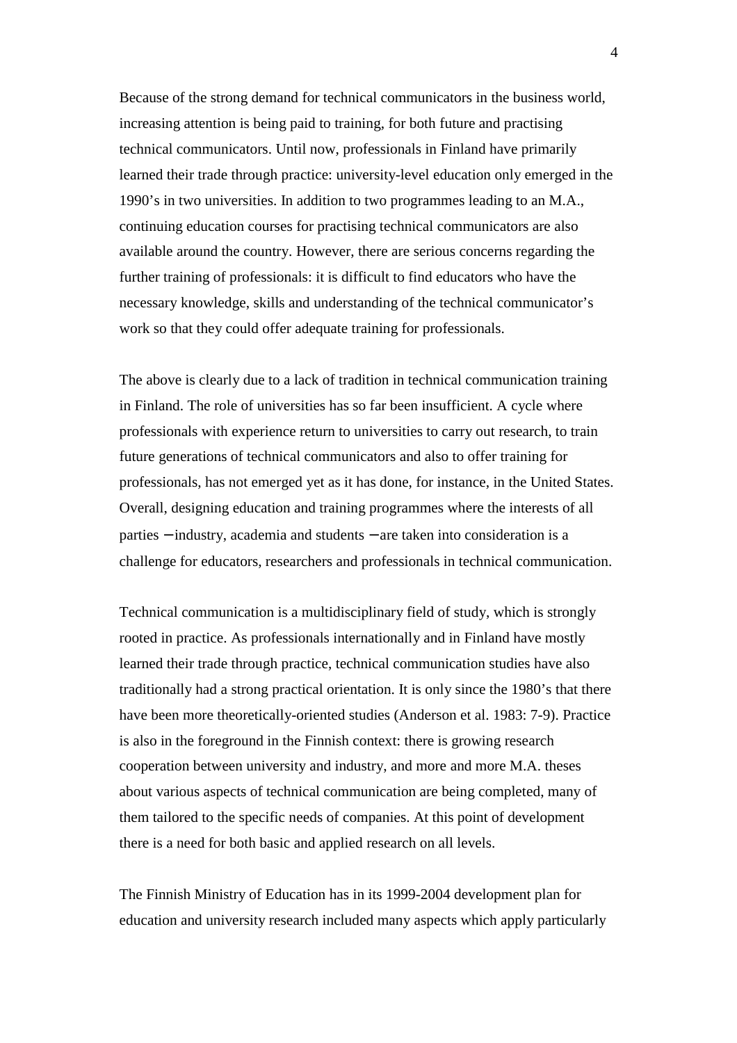Because of the strong demand for technical communicators in the business world, increasing attention is being paid to training, for both future and practising technical communicators. Until now, professionals in Finland have primarily learned their trade through practice: university-level education only emerged in the 1990's in two universities. In addition to two programmes leading to an M.A., continuing education courses for practising technical communicators are also available around the country. However, there are serious concerns regarding the further training of professionals: it is difficult to find educators who have the necessary knowledge, skills and understanding of the technical communicator's work so that they could offer adequate training for professionals.

The above is clearly due to a lack of tradition in technical communication training in Finland. The role of universities has so far been insufficient. A cycle where professionals with experience return to universities to carry out research, to train future generations of technical communicators and also to offer training for professionals, has not emerged yet as it has done, for instance, in the United States. Overall, designing education and training programmes where the interests of all parties – industry, academia and students – are taken into consideration is a challenge for educators, researchers and professionals in technical communication.

Technical communication is a multidisciplinary field of study, which is strongly rooted in practice. As professionals internationally and in Finland have mostly learned their trade through practice, technical communication studies have also traditionally had a strong practical orientation. It is only since the 1980's that there have been more theoretically-oriented studies (Anderson et al. 1983: 7-9). Practice is also in the foreground in the Finnish context: there is growing research cooperation between university and industry, and more and more M.A. theses about various aspects of technical communication are being completed, many of them tailored to the specific needs of companies. At this point of development there is a need for both basic and applied research on all levels.

The Finnish Ministry of Education has in its 1999-2004 development plan for education and university research included many aspects which apply particularly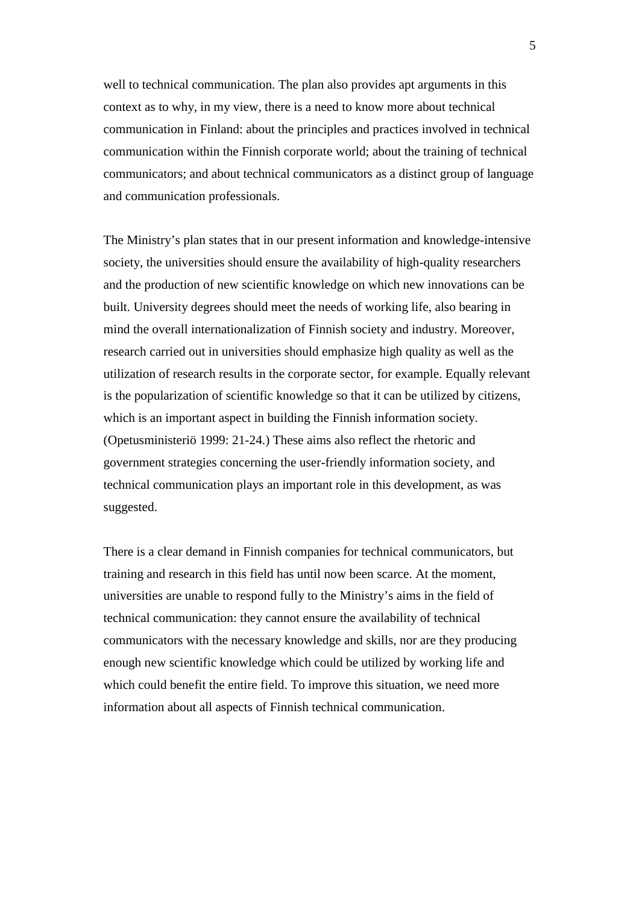well to technical communication. The plan also provides apt arguments in this context as to why, in my view, there is a need to know more about technical communication in Finland: about the principles and practices involved in technical communication within the Finnish corporate world; about the training of technical communicators; and about technical communicators as a distinct group of language and communication professionals.

The Ministry's plan states that in our present information and knowledge-intensive society, the universities should ensure the availability of high-quality researchers and the production of new scientific knowledge on which new innovations can be built. University degrees should meet the needs of working life, also bearing in mind the overall internationalization of Finnish society and industry. Moreover, research carried out in universities should emphasize high quality as well as the utilization of research results in the corporate sector, for example. Equally relevant is the popularization of scientific knowledge so that it can be utilized by citizens, which is an important aspect in building the Finnish information society. (Opetusministeriö 1999: 21-24.) These aims also reflect the rhetoric and government strategies concerning the user-friendly information society, and technical communication plays an important role in this development, as was suggested.

There is a clear demand in Finnish companies for technical communicators, but training and research in this field has until now been scarce. At the moment, universities are unable to respond fully to the Ministry's aims in the field of technical communication: they cannot ensure the availability of technical communicators with the necessary knowledge and skills, nor are they producing enough new scientific knowledge which could be utilized by working life and which could benefit the entire field. To improve this situation, we need more information about all aspects of Finnish technical communication.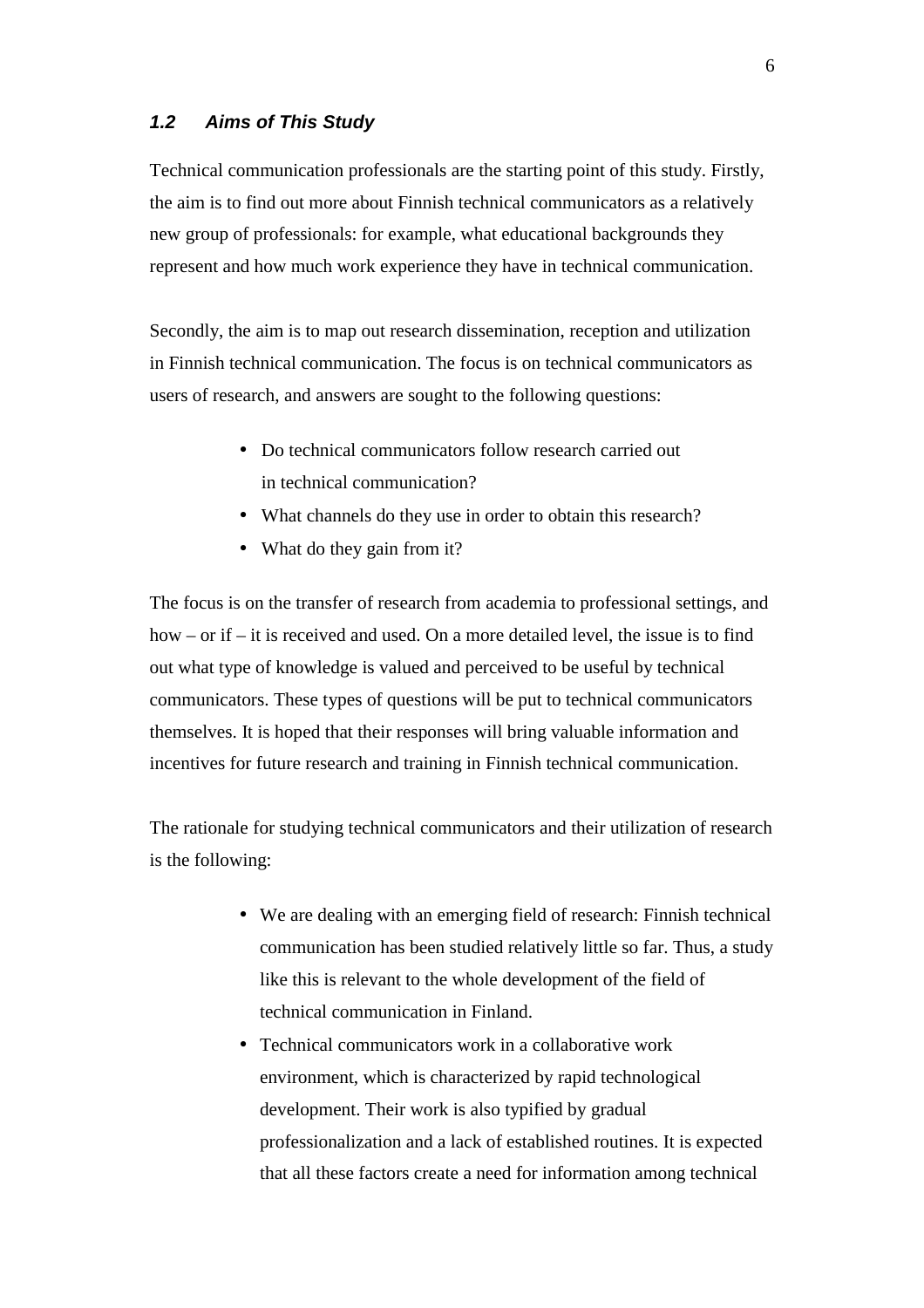### *1.2 Aims of This Study*

Technical communication professionals are the starting point of this study. Firstly, the aim is to find out more about Finnish technical communicators as a relatively new group of professionals: for example, what educational backgrounds they represent and how much work experience they have in technical communication.

Secondly, the aim is to map out research dissemination, reception and utilization in Finnish technical communication. The focus is on technical communicators as users of research, and answers are sought to the following questions:

- Do technical communicators follow research carried out in technical communication?
- What channels do they use in order to obtain this research?
- What do they gain from it?

The focus is on the transfer of research from academia to professional settings, and how – or if – it is received and used. On a more detailed level, the issue is to find out what type of knowledge is valued and perceived to be useful by technical communicators. These types of questions will be put to technical communicators themselves. It is hoped that their responses will bring valuable information and incentives for future research and training in Finnish technical communication.

The rationale for studying technical communicators and their utilization of research is the following:

- We are dealing with an emerging field of research: Finnish technical communication has been studied relatively little so far. Thus, a study like this is relevant to the whole development of the field of technical communication in Finland.
- Technical communicators work in a collaborative work environment, which is characterized by rapid technological development. Their work is also typified by gradual professionalization and a lack of established routines. It is expected that all these factors create a need for information among technical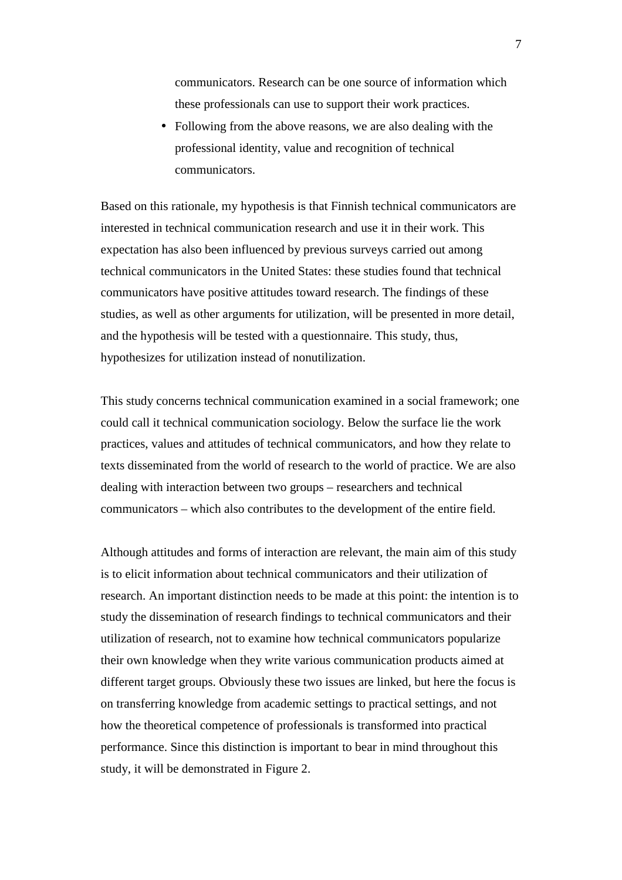communicators. Research can be one source of information which these professionals can use to support their work practices.

- Following from the above reasons, we are also dealing with the professional identity, value and recognition of technical communicators.

Based on this rationale, my hypothesis is that Finnish technical communicators are interested in technical communication research and use it in their work. This expectation has also been influenced by previous surveys carried out among technical communicators in the United States: these studies found that technical communicators have positive attitudes toward research. The findings of these studies, as well as other arguments for utilization, will be presented in more detail, and the hypothesis will be tested with a questionnaire. This study, thus, hypothesizes for utilization instead of nonutilization.

This study concerns technical communication examined in a social framework; one could call it technical communication sociology. Below the surface lie the work practices, values and attitudes of technical communicators, and how they relate to texts disseminated from the world of research to the world of practice. We are also dealing with interaction between two groups – researchers and technical communicators – which also contributes to the development of the entire field.

Although attitudes and forms of interaction are relevant, the main aim of this study is to elicit information about technical communicators and their utilization of research. An important distinction needs to be made at this point: the intention is to study the dissemination of research findings to technical communicators and their utilization of research, not to examine how technical communicators popularize their own knowledge when they write various communication products aimed at different target groups. Obviously these two issues are linked, but here the focus is on transferring knowledge from academic settings to practical settings, and not how the theoretical competence of professionals is transformed into practical performance. Since this distinction is important to bear in mind throughout this study, it will be demonstrated in Figure 2.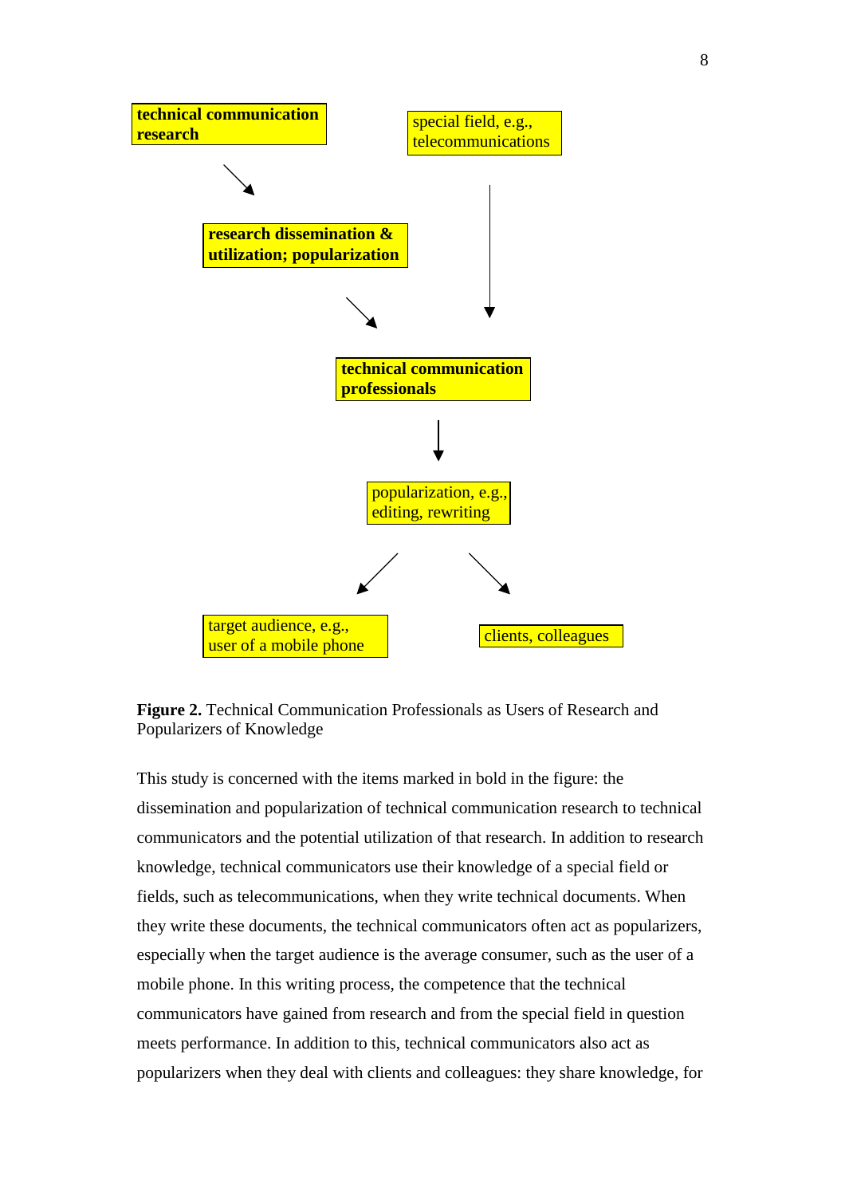**technical communication research**

special field, e.g., telecommunications

**research dissemination & utilization; popularization**

**technical communication professionals**

popularization, e.g., editing, rewriting

target audience, e.g., user of a mobile phone

clients, colleagues

**Figure 2.** Technical Communication Professionals as Users of Research and Popularizers of Knowledge

This study is concerned with the items marked in bold in the figure: the dissemination and popularization of technical communication research to technical communicators and the potential utilization of that research. In addition to research knowledge, technical communicators use their knowledge of a special field or fields, such as telecommunications, when they write technical documents. When they write these documents, the technical communicators often act as popularizers, especially when the target audience is the average consumer, such as the user of a mobile phone. In this writing process, the competence that the technical communicators have gained from research and from the special field in question meets performance. In addition to this, technical communicators also act as popularizers when they deal with clients and colleagues: they share knowledge, for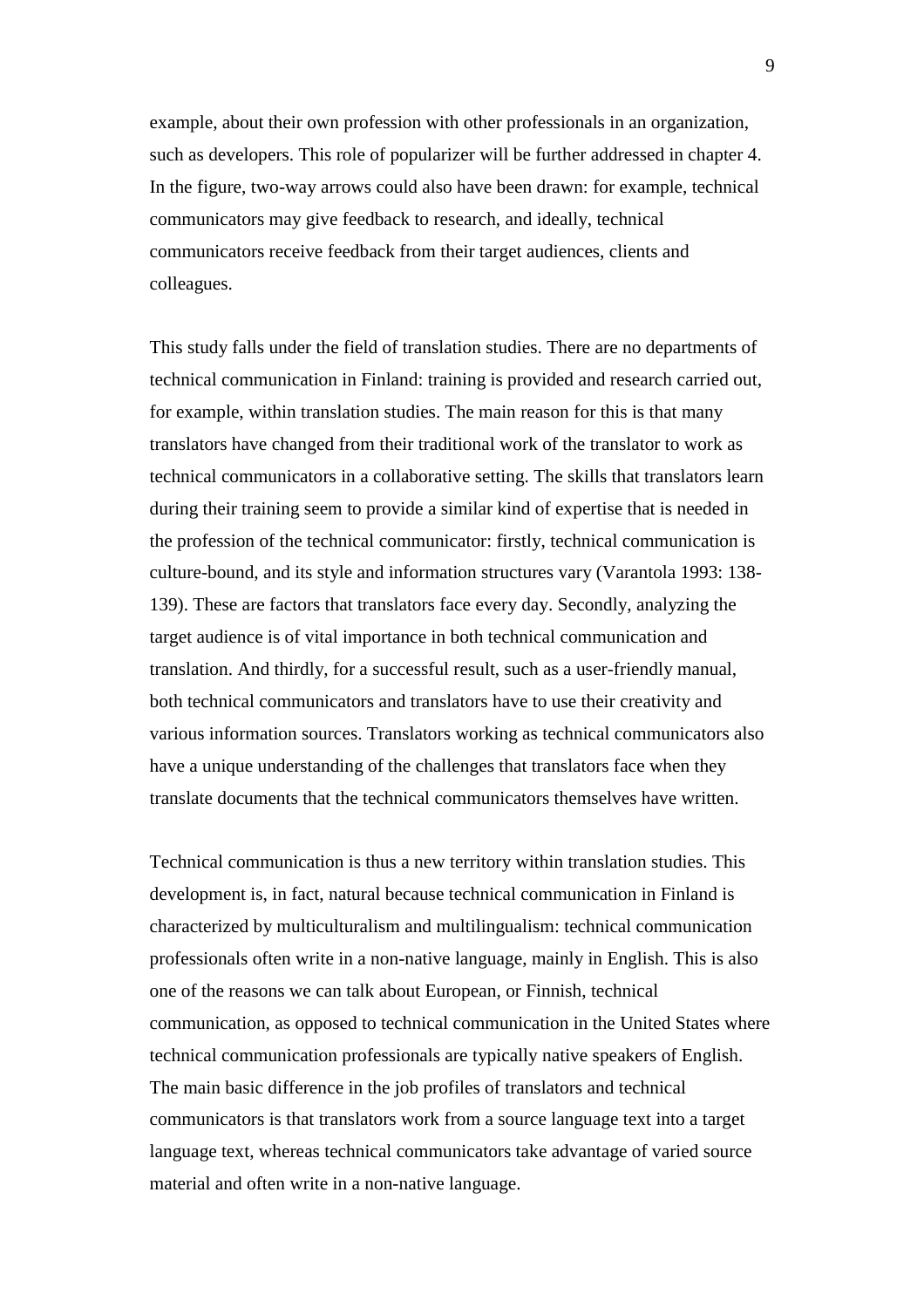example, about their own profession with other professionals in an organization, such as developers. This role of popularizer will be further addressed in chapter 4. In the figure, two-way arrows could also have been drawn: for example, technical communicators may give feedback to research, and ideally, technical communicators receive feedback from their target audiences, clients and colleagues.

This study falls under the field of translation studies. There are no departments of technical communication in Finland: training is provided and research carried out, for example, within translation studies. The main reason for this is that many translators have changed from their traditional work of the translator to work as technical communicators in a collaborative setting. The skills that translators learn during their training seem to provide a similar kind of expertise that is needed in the profession of the technical communicator: firstly, technical communication is culture-bound, and its style and information structures vary (Varantola 1993: 138-139). These are factors that translators face every day. Secondly, analyzing the target audience is of vital importance in both technical communication and translation. And thirdly, for a successful result, such as a user-friendly manual, both technical communicators and translators have to use their creativity and various information sources. Translators working as technical communicators also have a unique understanding of the challenges that translators face when they translate documents that the technical communicators themselves have written.

Technical communication is thus a new territory within translation studies. This development is, in fact, natural because technical communication in Finland is characterized by multiculturalism and multilingualism: technical communication professionals often write in a non-native language, mainly in English. This is also one of the reasons we can talk about European, or Finnish, technical communication, as opposed to technical communication in the United States where technical communication professionals are typically native speakers of English. The main basic difference in the job profiles of translators and technical communicators is that translators work from a source language text into a target language text, whereas technical communicators take advantage of varied source material and often write in a non-native language.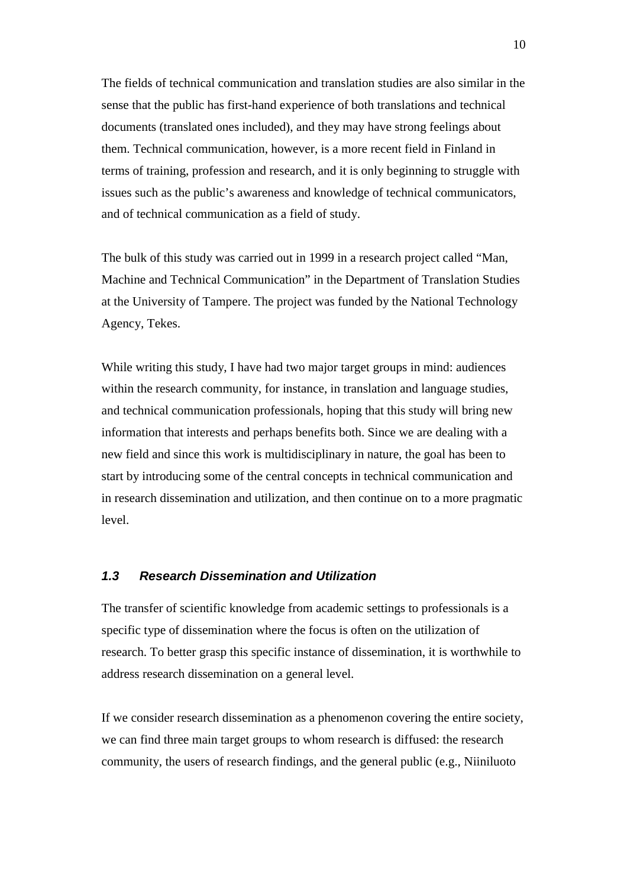The fields of technical communication and translation studies are also similar in the sense that the public has first-hand experience of both translations and technical documents (translated ones included), and they may have strong feelings about them. Technical communication, however, is a more recent field in Finland in terms of training, profession and research, and it is only beginning to struggle with issues such as the public's awareness and knowledge of technical communicators, and of technical communication as a field of study.

The bulk of this study was carried out in 1999 in a research project called "Man, Machine and Technical Communication" in the Department of Translation Studies at the University of Tampere. The project was funded by the National Technology Agency, Tekes.

While writing this study, I have had two major target groups in mind: audiences within the research community, for instance, in translation and language studies, and technical communication professionals, hoping that this study will bring new information that interests and perhaps benefits both. Since we are dealing with a new field and since this work is multidisciplinary in nature, the goal has been to start by introducing some of the central concepts in technical communication and in research dissemination and utilization, and then continue on to a more pragmatic level.

### *1.3 Research Dissemination and Utilization*

The transfer of scientific knowledge from academic settings to professionals is a specific type of dissemination where the focus is often on the utilization of research. To better grasp this specific instance of dissemination, it is worthwhile to address research dissemination on a general level.

If we consider research dissemination as a phenomenon covering the entire society, we can find three main target groups to whom research is diffused: the research community, the users of research findings, and the general public (e.g., Niiniluoto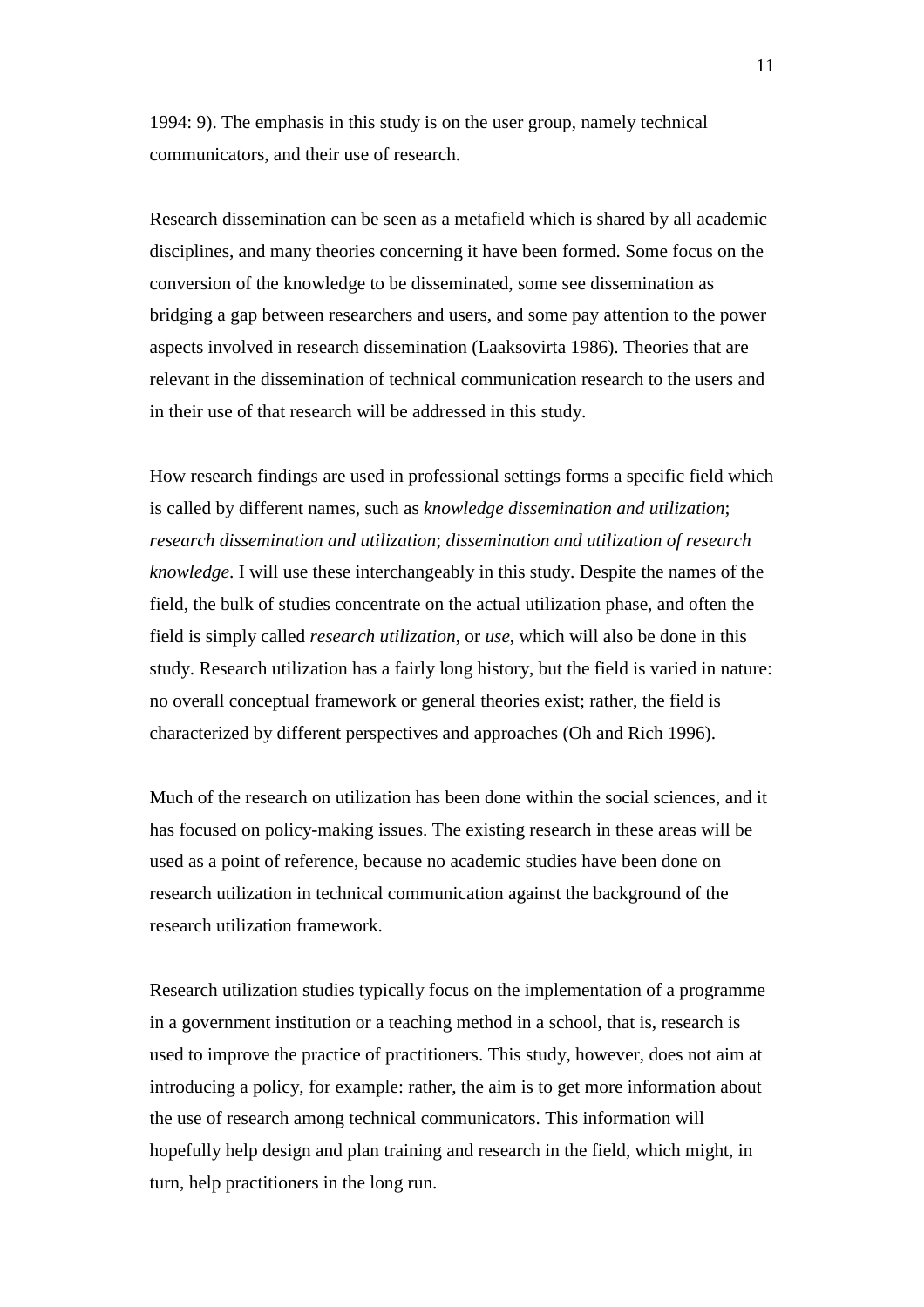1994: 9). The emphasis in this study is on the user group, namely technical communicators, and their use of research.

Research dissemination can be seen as a metafield which is shared by all academic disciplines, and many theories concerning it have been formed. Some focus on the conversion of the knowledge to be disseminated, some see dissemination as bridging a gap between researchers and users, and some pay attention to the power aspects involved in research dissemination (Laaksovirta 1986). Theories that are relevant in the dissemination of technical communication research to the users and in their use of that research will be addressed in this study.

How research findings are used in professional settings forms a specific field which is called by different names, such as *knowledge dissemination and utilization*; *research dissemination and utilization*; *dissemination and utilization of research knowledge*. I will use these interchangeably in this study. Despite the names of the field, the bulk of studies concentrate on the actual utilization phase, and often the field is simply called *research utilization*, or *use*, which will also be done in this study. Research utilization has a fairly long history, but the field is varied in nature: no overall conceptual framework or general theories exist; rather, the field is characterized by different perspectives and approaches (Oh and Rich 1996).

Much of the research on utilization has been done within the social sciences, and it has focused on policy-making issues. The existing research in these areas will be used as a point of reference, because no academic studies have been done on research utilization in technical communication against the background of the research utilization framework.

Research utilization studies typically focus on the implementation of a programme in a government institution or a teaching method in a school, that is, research is used to improve the practice of practitioners. This study, however, does not aim at introducing a policy, for example: rather, the aim is to get more information about the use of research among technical communicators. This information will hopefully help design and plan training and research in the field, which might, in turn, help practitioners in the long run.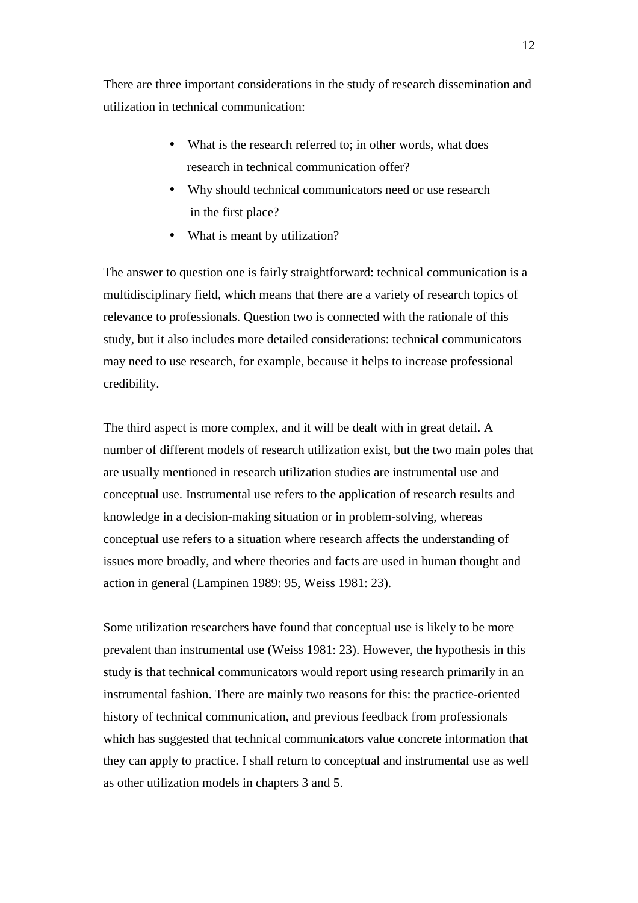There are three important considerations in the study of research dissemination and utilization in technical communication:

- What is the research referred to; in other words, what does research in technical communication offer?
- Why should technical communicators need or use research in the first place?
- What is meant by utilization?

The answer to question one is fairly straightforward: technical communication is a multidisciplinary field, which means that there are a variety of research topics of relevance to professionals. Question two is connected with the rationale of this study, but it also includes more detailed considerations: technical communicators may need to use research, for example, because it helps to increase professional credibility.

The third aspect is more complex, and it will be dealt with in great detail. A number of different models of research utilization exist, but the two main poles that are usually mentioned in research utilization studies are instrumental use and conceptual use. Instrumental use refers to the application of research results and knowledge in a decision-making situation or in problem-solving, whereas conceptual use refers to a situation where research affects the understanding of issues more broadly, and where theories and facts are used in human thought and action in general (Lampinen 1989: 95, Weiss 1981: 23).

Some utilization researchers have found that conceptual use is likely to be more prevalent than instrumental use (Weiss 1981: 23). However, the hypothesis in this study is that technical communicators would report using research primarily in an instrumental fashion. There are mainly two reasons for this: the practice-oriented history of technical communication, and previous feedback from professionals which has suggested that technical communicators value concrete information that they can apply to practice. I shall return to conceptual and instrumental use as well as other utilization models in chapters 3 and 5.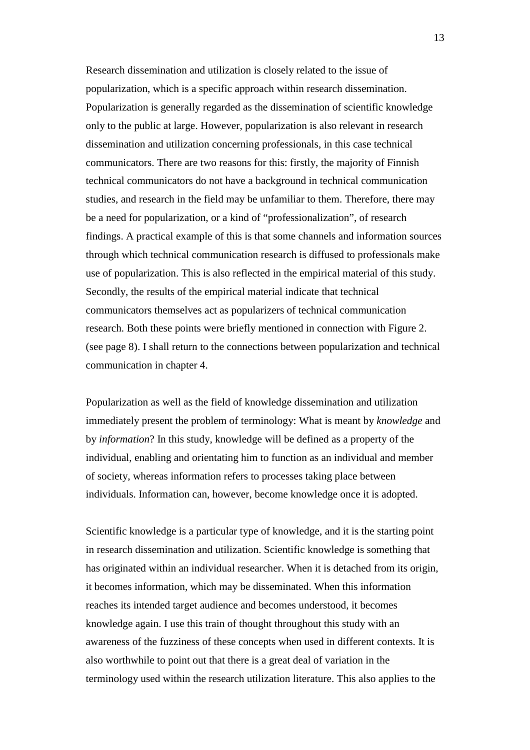Research dissemination and utilization is closely related to the issue of popularization, which is a specific approach within research dissemination. Popularization is generally regarded as the dissemination of scientific knowledge only to the public at large. However, popularization is also relevant in research dissemination and utilization concerning professionals, in this case technical communicators. There are two reasons for this: firstly, the majority of Finnish technical communicators do not have a background in technical communication studies, and research in the field may be unfamiliar to them. Therefore, there may be a need for popularization, or a kind of "professionalization", of research findings. A practical example of this is that some channels and information sources through which technical communication research is diffused to professionals make use of popularization. This is also reflected in the empirical material of this study. Secondly, the results of the empirical material indicate that technical communicators themselves act as popularizers of technical communication research. Both these points were briefly mentioned in connection with Figure 2. (see page 8). I shall return to the connections between popularization and technical communication in chapter 4.

Popularization as well as the field of knowledge dissemination and utilization immediately present the problem of terminology: What is meant by *knowledge* and by *information*? In this study, knowledge will be defined as a property of the individual, enabling and orientating him to function as an individual and member of society, whereas information refers to processes taking place between individuals. Information can, however, become knowledge once it is adopted.

Scientific knowledge is a particular type of knowledge, and it is the starting point in research dissemination and utilization. Scientific knowledge is something that has originated within an individual researcher. When it is detached from its origin, it becomes information, which may be disseminated. When this information reaches its intended target audience and becomes understood, it becomes knowledge again. I use this train of thought throughout this study with an awareness of the fuzziness of these concepts when used in different contexts. It is also worthwhile to point out that there is a great deal of variation in the terminology used within the research utilization literature. This also applies to the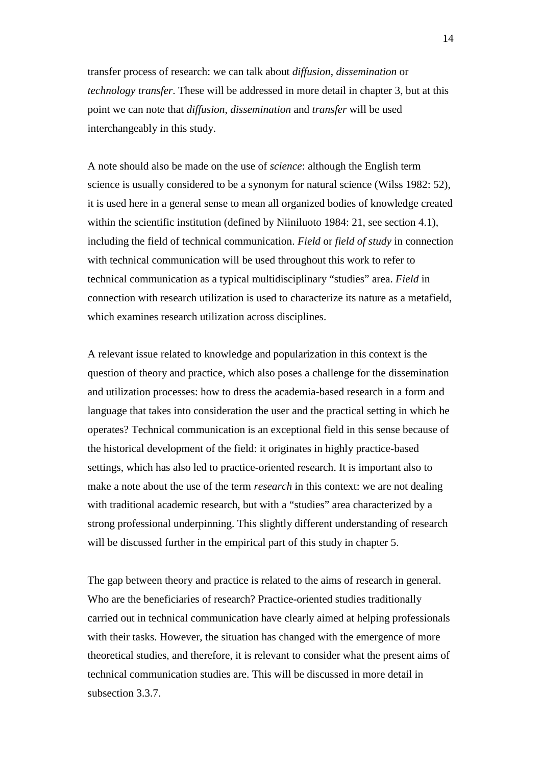transfer process of research: we can talk about *diffusion*, *dissemination* or *technology transfer*. These will be addressed in more detail in chapter 3, but at this point we can note that *diffusion*, *dissemination* and *transfer* will be used interchangeably in this study.

A note should also be made on the use of *science*: although the English term science is usually considered to be a synonym for natural science (Wilss 1982: 52), it is used here in a general sense to mean all organized bodies of knowledge created within the scientific institution (defined by Niiniluoto 1984: 21, see section 4.1), including the field of technical communication. *Field* or *field of study* in connection with technical communication will be used throughout this work to refer to technical communication as a typical multidisciplinary "studies" area. *Field* in connection with research utilization is used to characterize its nature as a metafield, which examines research utilization across disciplines.

A relevant issue related to knowledge and popularization in this context is the question of theory and practice, which also poses a challenge for the dissemination and utilization processes: how to dress the academia-based research in a form and language that takes into consideration the user and the practical setting in which he operates? Technical communication is an exceptional field in this sense because of the historical development of the field: it originates in highly practice-based settings, which has also led to practice-oriented research. It is important also to make a note about the use of the term *research* in this context: we are not dealing with traditional academic research, but with a "studies" area characterized by a strong professional underpinning. This slightly different understanding of research will be discussed further in the empirical part of this study in chapter 5.

The gap between theory and practice is related to the aims of research in general. Who are the beneficiaries of research? Practice-oriented studies traditionally carried out in technical communication have clearly aimed at helping professionals with their tasks. However, the situation has changed with the emergence of more theoretical studies, and therefore, it is relevant to consider what the present aims of technical communication studies are. This will be discussed in more detail in subsection 3.3.7.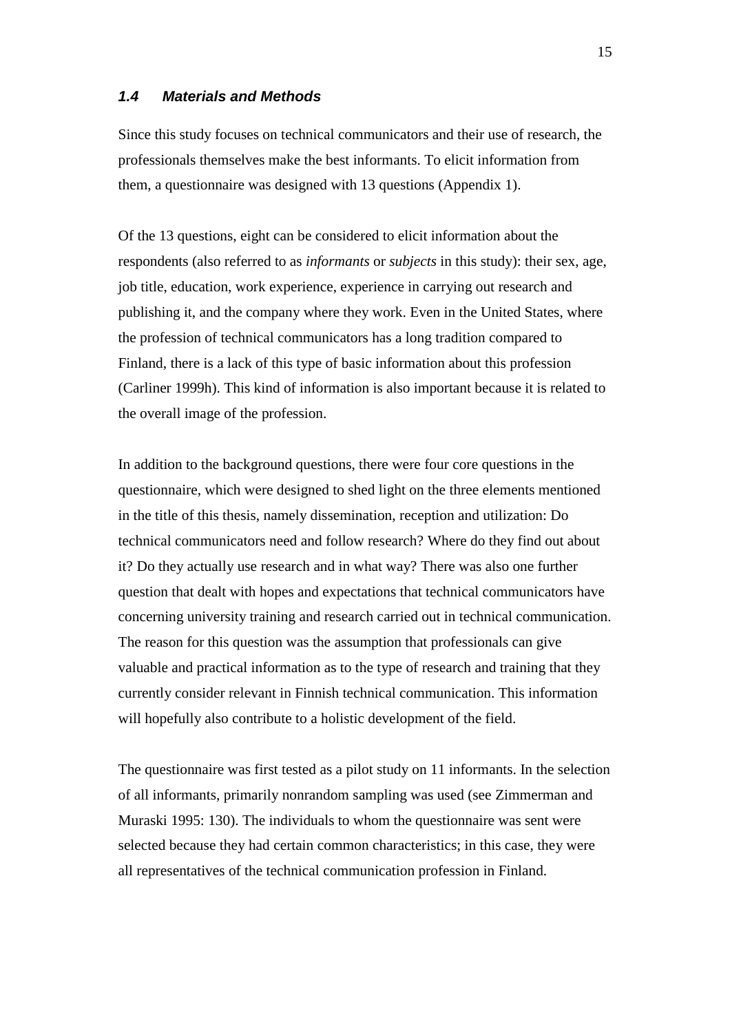### *1.4 Materials and Methods*

Since this study focuses on technical communicators and their use of research, the professionals themselves make the best informants. To elicit information from them, a questionnaire was designed with 13 questions (Appendix 1).

Of the 13 questions, eight can be considered to elicit information about the respondents (also referred to as *informants* or *subjects* in this study): their sex, age, job title, education, work experience, experience in carrying out research and publishing it, and the company where they work. Even in the United States, where the profession of technical communicators has a long tradition compared to Finland, there is a lack of this type of basic information about this profession (Carliner 1999h). This kind of information is also important because it is related to the overall image of the profession.

In addition to the background questions, there were four core questions in the questionnaire, which were designed to shed light on the three elements mentioned in the title of this thesis, namely dissemination, reception and utilization: Do technical communicators need and follow research? Where do they find out about it? Do they actually use research and in what way? There was also one further question that dealt with hopes and expectations that technical communicators have concerning university training and research carried out in technical communication. The reason for this question was the assumption that professionals can give valuable and practical information as to the type of research and training that they currently consider relevant in Finnish technical communication. This information will hopefully also contribute to a holistic development of the field.

The questionnaire was first tested as a pilot study on 11 informants. In the selection of all informants, primarily nonrandom sampling was used (see Zimmerman and Muraski 1995: 130). The individuals to whom the questionnaire was sent were selected because they had certain common characteristics; in this case, they were all representatives of the technical communication profession in Finland.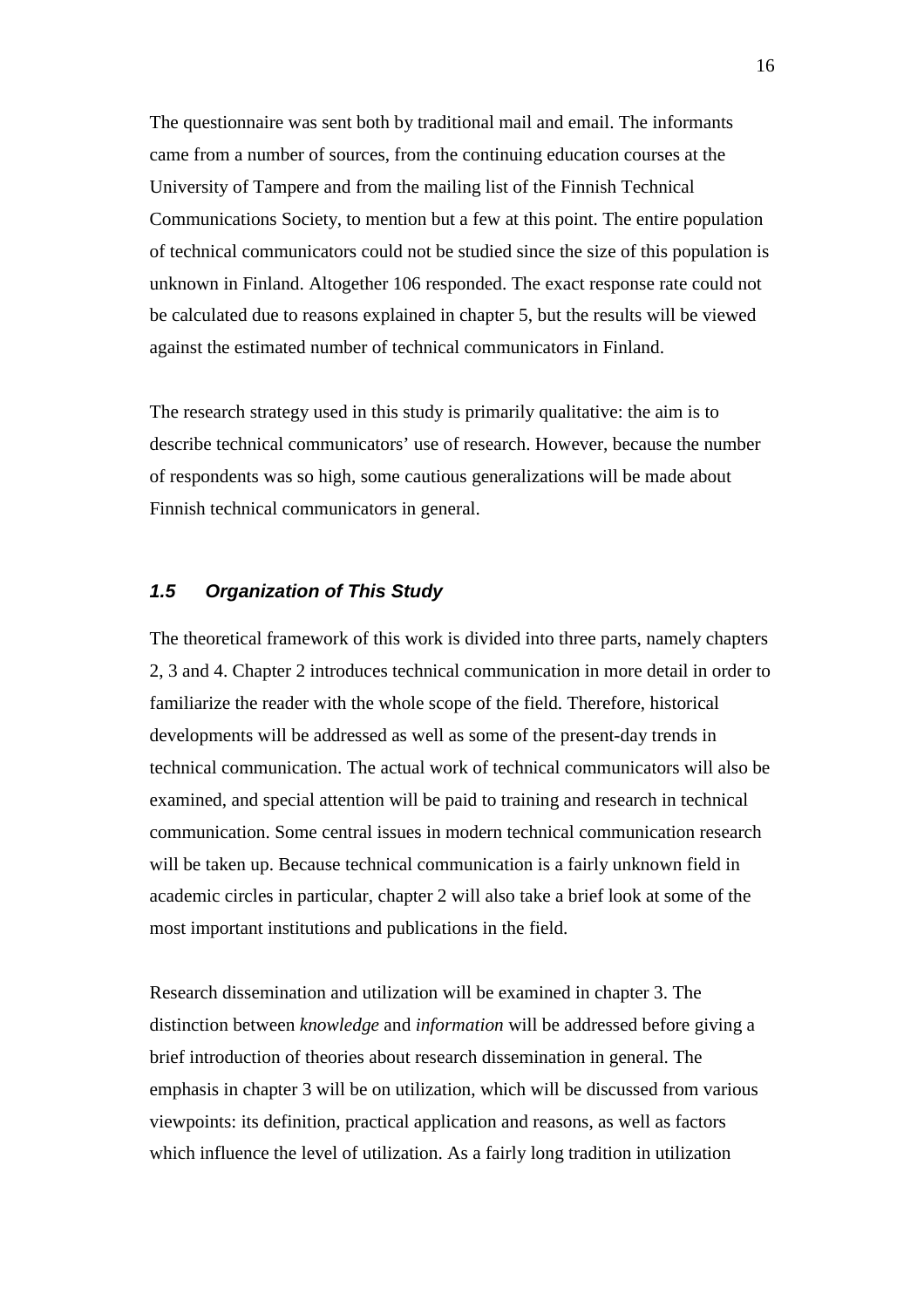The questionnaire was sent both by traditional mail and email. The informants came from a number of sources, from the continuing education courses at the University of Tampere and from the mailing list of the Finnish Technical Communications Society, to mention but a few at this point. The entire population of technical communicators could not be studied since the size of this population is unknown in Finland. Altogether 106 responded. The exact response rate could not be calculated due to reasons explained in chapter 5, but the results will be viewed against the estimated number of technical communicators in Finland.

The research strategy used in this study is primarily qualitative: the aim is to describe technical communicators' use of research. However, because the number of respondents was so high, some cautious generalizations will be made about Finnish technical communicators in general.

### 1.5 Organization of This Study

The theoretical framework of this work is divided into three parts, namely chapters 2, 3 and 4. Chapter 2 introduces technical communication in more detail in order to familiarize the reader with the whole scope of the field. Therefore, historical developments will be addressed as well as some of the present-day trends in technical communication. The actual work of technical communicators will also be examined, and special attention will be paid to training and research in technical communication. Some central issues in modern technical communication research will be taken up. Because technical communication is a fairly unknown field in academic circles in particular, chapter 2 will also take a brief look at some of the most important institutions and publications in the field.

Research dissemination and utilization will be examined in chapter 3. The distinction between *knowledge* and *information* will be addressed before giving a brief introduction of theories about research dissemination in general. The emphasis in chapter 3 will be on utilization, which will be discussed from various viewpoints: its definition, practical application and reasons, as well as factors which influence the level of utilization. As a fairly long tradition in utilization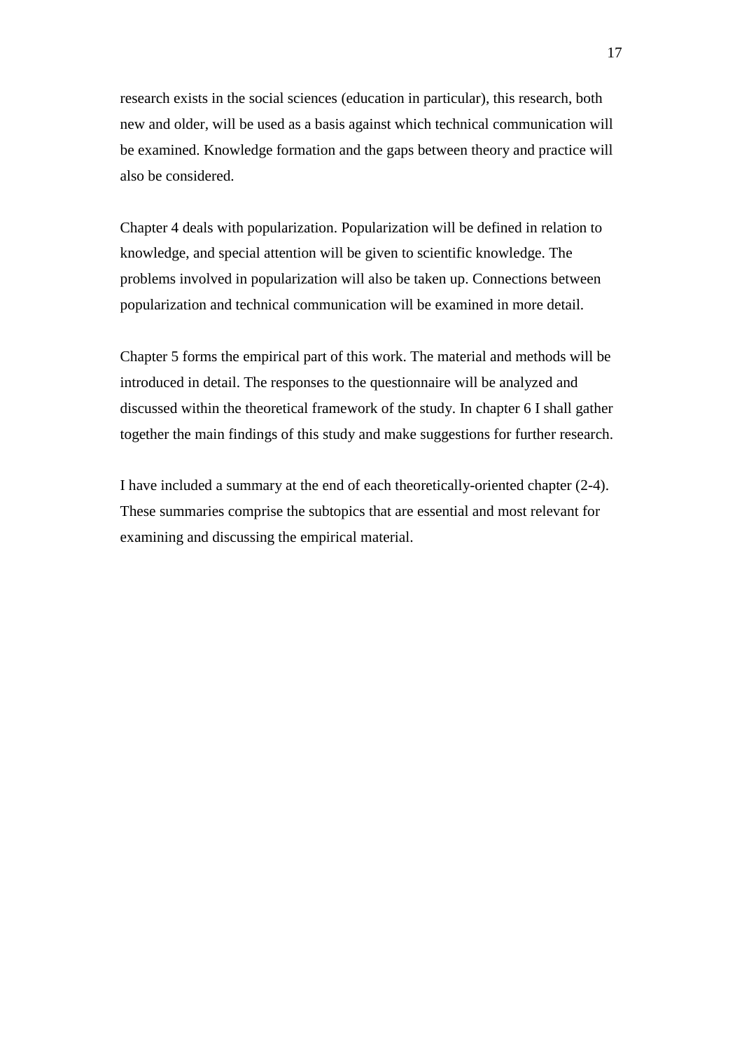research exists in the social sciences (education in particular), this research, both new and older, will be used as a basis against which technical communication will be examined. Knowledge formation and the gaps between theory and practice will also be considered.

Chapter 4 deals with popularization. Popularization will be defined in relation to knowledge, and special attention will be given to scientific knowledge. The problems involved in popularization will also be taken up. Connections between popularization and technical communication will be examined in more detail.

Chapter 5 forms the empirical part of this work. The material and methods will be introduced in detail. The responses to the questionnaire will be analyzed and discussed within the theoretical framework of the study. In chapter 6 I shall gather together the main findings of this study and make suggestions for further research.

I have included a summary at the end of each theoretically-oriented chapter (2-4). These summaries comprise the subtopics that are essential and most relevant for examining and discussing the empirical material.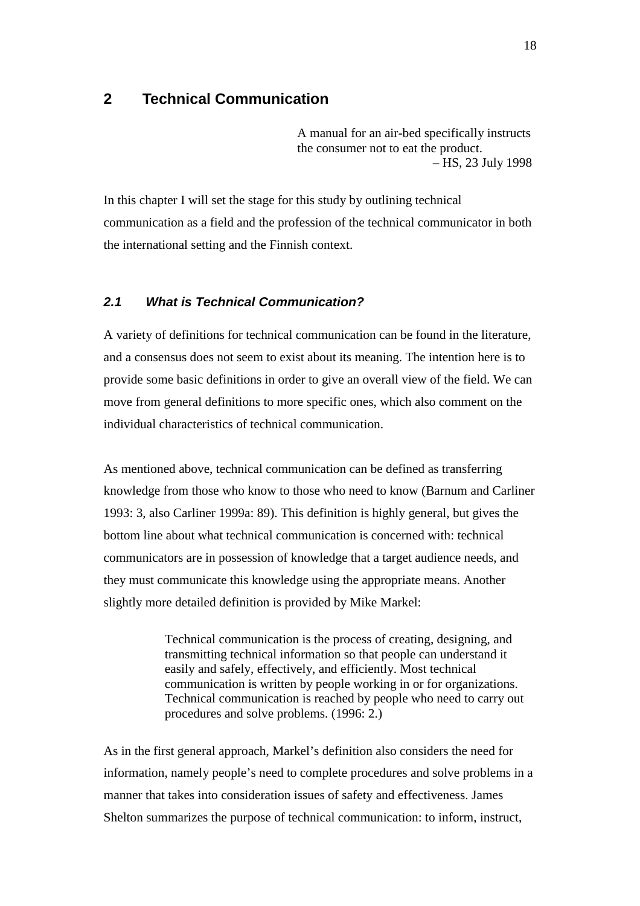## 2 Technical Communication

> A manual for an air-bed specifically instructs the consumer not to eat the product.
> – HS, 23 July 1998

In this chapter I will set the stage for this study by outlining technical communication as a field and the profession of the technical communicator in both the international setting and the Finnish context.

### *2.1 What is Technical Communication?*

A variety of definitions for technical communication can be found in the literature, and a consensus does not seem to exist about its meaning. The intention here is to provide some basic definitions in order to give an overall view of the field. We can move from general definitions to more specific ones, which also comment on the individual characteristics of technical communication.

As mentioned above, technical communication can be defined as transferring knowledge from those who know to those who need to know (Barnum and Carliner 1993: 3, also Carliner 1999a: 89). This definition is highly general, but gives the bottom line about what technical communication is concerned with: technical communicators are in possession of knowledge that a target audience needs, and they must communicate this knowledge using the appropriate means. Another slightly more detailed definition is provided by Mike Markel:

> Technical communication is the process of creating, designing, and transmitting technical information so that people can understand it easily and safely, effectively, and efficiently. Most technical communication is written by people working in or for organizations. Technical communication is reached by people who need to carry out procedures and solve problems. (1996: 2.)

As in the first general approach, Markel's definition also considers the need for information, namely people's need to complete procedures and solve problems in a manner that takes into consideration issues of safety and effectiveness. James Shelton summarizes the purpose of technical communication: to inform, instruct,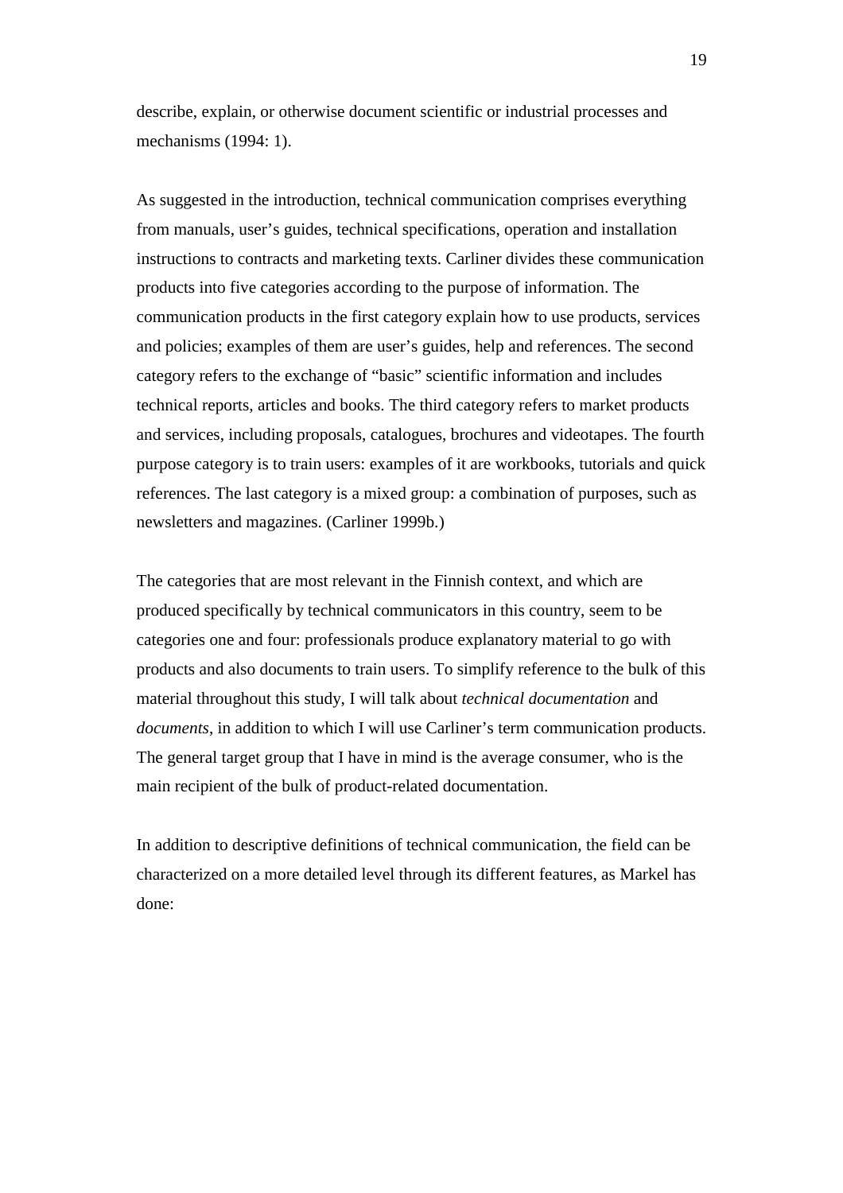describe, explain, or otherwise document scientific or industrial processes and mechanisms (1994: 1).

As suggested in the introduction, technical communication comprises everything from manuals, user's guides, technical specifications, operation and installation instructions to contracts and marketing texts. Carliner divides these communication products into five categories according to the purpose of information. The communication products in the first category explain how to use products, services and policies; examples of them are user's guides, help and references. The second category refers to the exchange of "basic" scientific information and includes technical reports, articles and books. The third category refers to market products and services, including proposals, catalogues, brochures and videotapes. The fourth purpose category is to train users: examples of it are workbooks, tutorials and quick references. The last category is a mixed group: a combination of purposes, such as newsletters and magazines. (Carliner 1999b.)

The categories that are most relevant in the Finnish context, and which are produced specifically by technical communicators in this country, seem to be categories one and four: professionals produce explanatory material to go with products and also documents to train users. To simplify reference to the bulk of this material throughout this study, I will talk about *technical documentation* and *documents*, in addition to which I will use Carliner's term communication products. The general target group that I have in mind is the average consumer, who is the main recipient of the bulk of product-related documentation.

In addition to descriptive definitions of technical communication, the field can be characterized on a more detailed level through its different features, as Markel has done: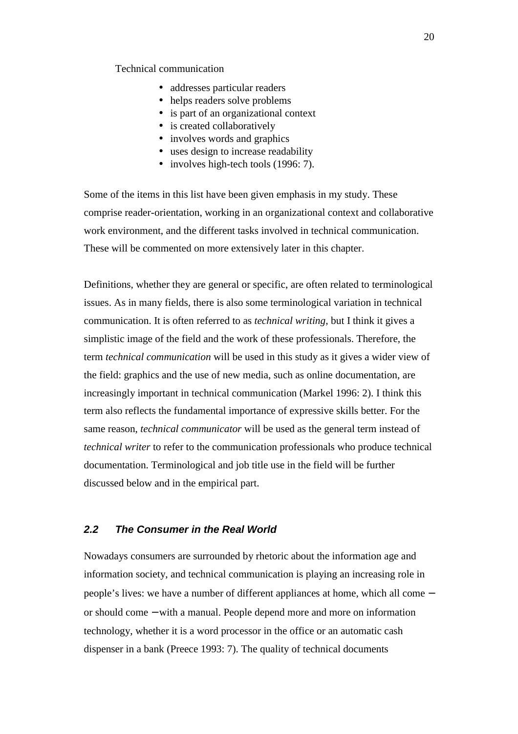Technical communication

- addresses particular readers
- helps readers solve problems
- is part of an organizational context
- is created collaboratively
- involves words and graphics
- uses design to increase readability
- involves high-tech tools (1996: 7).

Some of the items in this list have been given emphasis in my study. These comprise reader-orientation, working in an organizational context and collaborative work environment, and the different tasks involved in technical communication. These will be commented on more extensively later in this chapter.

Definitions, whether they are general or specific, are often related to terminological issues. As in many fields, there is also some terminological variation in technical communication. It is often referred to as *technical writing*, but I think it gives a simplistic image of the field and the work of these professionals. Therefore, the term *technical communication* will be used in this study as it gives a wider view of the field: graphics and the use of new media, such as online documentation, are increasingly important in technical communication (Markel 1996: 2). I think this term also reflects the fundamental importance of expressive skills better. For the same reason, *technical communicator* will be used as the general term instead of *technical writer* to refer to the communication professionals who produce technical documentation. Terminological and job title use in the field will be further discussed below and in the empirical part.

## *2.2 The Consumer in the Real World*

Nowadays consumers are surrounded by rhetoric about the information age and information society, and technical communication is playing an increasing role in people's lives: we have a number of different appliances at home, which all come – or should come – with a manual. People depend more and more on information technology, whether it is a word processor in the office or an automatic cash dispenser in a bank (Preece 1993: 7). The quality of technical documents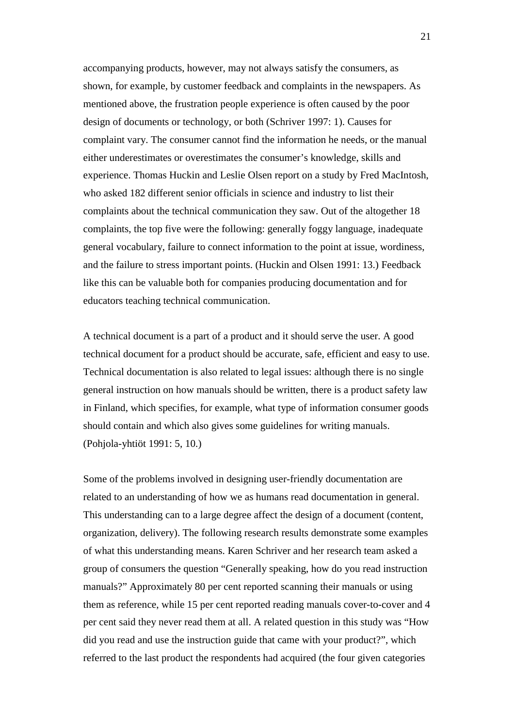accompanying products, however, may not always satisfy the consumers, as shown, for example, by customer feedback and complaints in the newspapers. As mentioned above, the frustration people experience is often caused by the poor design of documents or technology, or both (Schriver 1997: 1). Causes for complaint vary. The consumer cannot find the information he needs, or the manual either underestimates or overestimates the consumer's knowledge, skills and experience. Thomas Huckin and Leslie Olsen report on a study by Fred MacIntosh, who asked 182 different senior officials in science and industry to list their complaints about the technical communication they saw. Out of the altogether 18 complaints, the top five were the following: generally foggy language, inadequate general vocabulary, failure to connect information to the point at issue, wordiness, and the failure to stress important points. (Huckin and Olsen 1991: 13.) Feedback like this can be valuable both for companies producing documentation and for educators teaching technical communication.

A technical document is a part of a product and it should serve the user. A good technical document for a product should be accurate, safe, efficient and easy to use. Technical documentation is also related to legal issues: although there is no single general instruction on how manuals should be written, there is a product safety law in Finland, which specifies, for example, what type of information consumer goods should contain and which also gives some guidelines for writing manuals. (Pohjola-yhtiöt 1991: 5, 10.)

Some of the problems involved in designing user-friendly documentation are related to an understanding of how we as humans read documentation in general. This understanding can to a large degree affect the design of a document (content, organization, delivery). The following research results demonstrate some examples of what this understanding means. Karen Schriver and her research team asked a group of consumers the question "Generally speaking, how do you read instruction manuals?" Approximately 80 per cent reported scanning their manuals or using them as reference, while 15 per cent reported reading manuals cover-to-cover and 4 per cent said they never read them at all. A related question in this study was "How did you read and use the instruction guide that came with your product?", which referred to the last product the respondents had acquired (the four given categories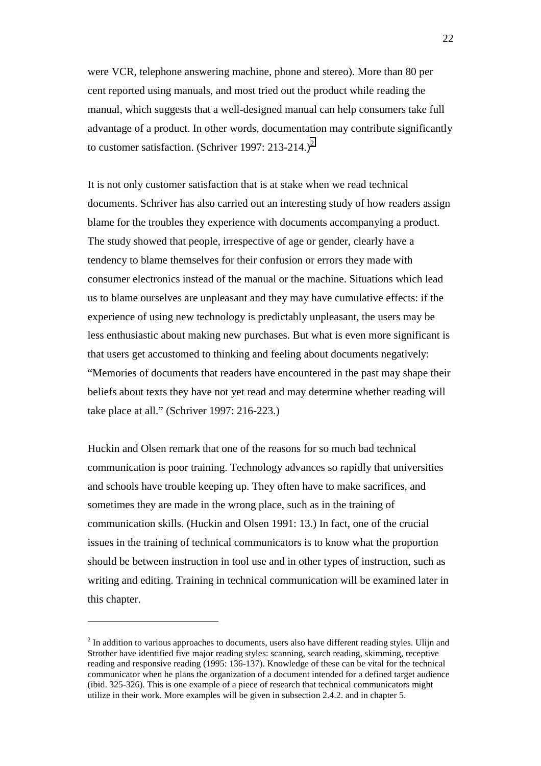were VCR, telephone answering machine, phone and stereo). More than 80 per cent reported using manuals, and most tried out the product while reading the manual, which suggests that a well-designed manual can help consumers take full advantage of a product. In other words, documentation may contribute significantly to customer satisfaction. (Schriver 1997: 213-214.)[2]

It is not only customer satisfaction that is at stake when we read technical documents. Schriver has also carried out an interesting study of how readers assign blame for the troubles they experience with documents accompanying a product. The study showed that people, irrespective of age or gender, clearly have a tendency to blame themselves for their confusion or errors they made with consumer electronics instead of the manual or the machine. Situations which lead us to blame ourselves are unpleasant and they may have cumulative effects: if the experience of using new technology is predictably unpleasant, the users may be less enthusiastic about making new purchases. But what is even more significant is that users get accustomed to thinking and feeling about documents negatively: "Memories of documents that readers have encountered in the past may shape their beliefs about texts they have not yet read and may determine whether reading will take place at all." (Schriver 1997: 216-223.)

Huckin and Olsen remark that one of the reasons for so much bad technical communication is poor training. Technology advances so rapidly that universities and schools have trouble keeping up. They often have to make sacrifices, and sometimes they are made in the wrong place, such as in the training of communication skills. (Huckin and Olsen 1991: 13.) In fact, one of the crucial issues in the training of technical communicators is to know what the proportion should be between instruction in tool use and in other types of instruction, such as writing and editing. Training in technical communication will be examined later in this chapter.

---

[2] In addition to various approaches to documents, users also have different reading styles. Ulijn and Strother have identified five major reading styles: scanning, search reading, skimming, receptive reading and responsive reading (1995: 136-137). Knowledge of these can be vital for the technical communicator when he plans the organization of a document intended for a defined target audience (ibid. 325-326). This is one example of a piece of research that technical communicators might utilize in their work. More examples will be given in subsection 2.4.2. and in chapter 5.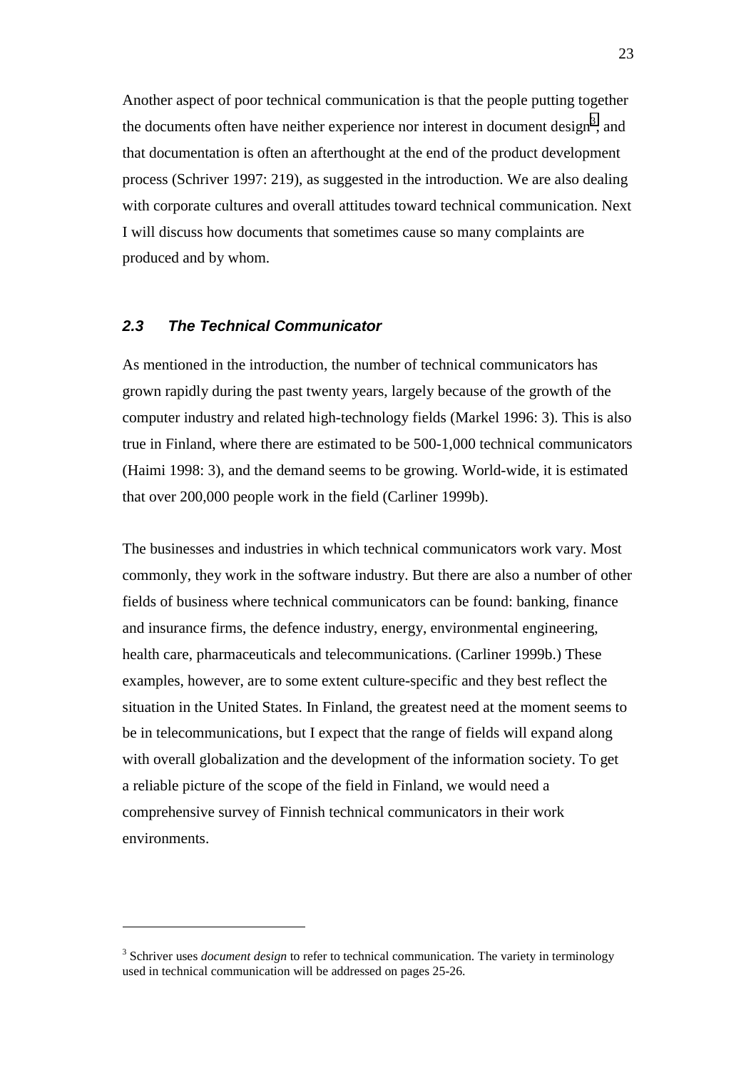Another aspect of poor technical communication is that the people putting together the documents often have neither experience nor interest in document design[3], and that documentation is often an afterthought at the end of the product development process (Schriver 1997: 219), as suggested in the introduction. We are also dealing with corporate cultures and overall attitudes toward technical communication. Next I will discuss how documents that sometimes cause so many complaints are produced and by whom.

### *2.3 The Technical Communicator*

As mentioned in the introduction, the number of technical communicators has grown rapidly during the past twenty years, largely because of the growth of the computer industry and related high-technology fields (Markel 1996: 3). This is also true in Finland, where there are estimated to be 500-1,000 technical communicators (Haimi 1998: 3), and the demand seems to be growing. World-wide, it is estimated that over 200,000 people work in the field (Carliner 1999b).

The businesses and industries in which technical communicators work vary. Most commonly, they work in the software industry. But there are also a number of other fields of business where technical communicators can be found: banking, finance and insurance firms, the defence industry, energy, environmental engineering, health care, pharmaceuticals and telecommunications. (Carliner 1999b.) These examples, however, are to some extent culture-specific and they best reflect the situation in the United States. In Finland, the greatest need at the moment seems to be in telecommunications, but I expect that the range of fields will expand along with overall globalization and the development of the information society. To get a reliable picture of the scope of the field in Finland, we would need a comprehensive survey of Finnish technical communicators in their work environments.

---

[3] Schriver uses *document design* to refer to technical communication. The variety in terminology used in technical communication will be addressed on pages 25-26.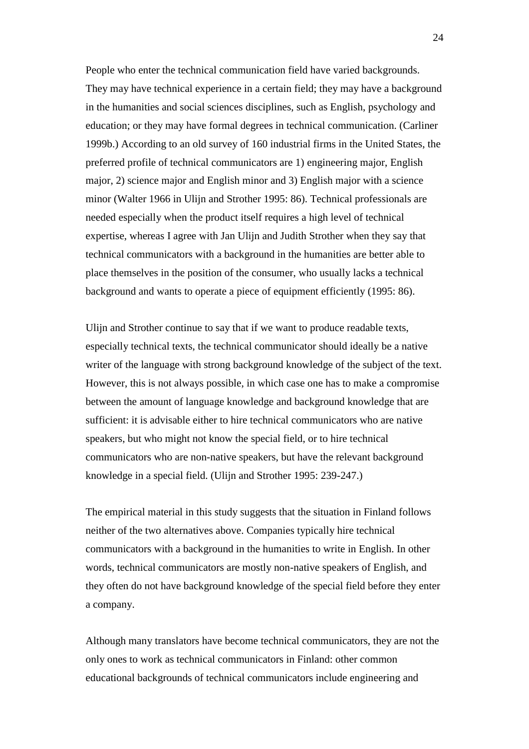People who enter the technical communication field have varied backgrounds. They may have technical experience in a certain field; they may have a background in the humanities and social sciences disciplines, such as English, psychology and education; or they may have formal degrees in technical communication. (Carliner 1999b.) According to an old survey of 160 industrial firms in the United States, the preferred profile of technical communicators are 1) engineering major, English major, 2) science major and English minor and 3) English major with a science minor (Walter 1966 in Ulijn and Strother 1995: 86). Technical professionals are needed especially when the product itself requires a high level of technical expertise, whereas I agree with Jan Ulijn and Judith Strother when they say that technical communicators with a background in the humanities are better able to place themselves in the position of the consumer, who usually lacks a technical background and wants to operate a piece of equipment efficiently (1995: 86).

Ulijn and Strother continue to say that if we want to produce readable texts, especially technical texts, the technical communicator should ideally be a native writer of the language with strong background knowledge of the subject of the text. However, this is not always possible, in which case one has to make a compromise between the amount of language knowledge and background knowledge that are sufficient: it is advisable either to hire technical communicators who are native speakers, but who might not know the special field, or to hire technical communicators who are non-native speakers, but have the relevant background knowledge in a special field. (Ulijn and Strother 1995: 239-247.)

The empirical material in this study suggests that the situation in Finland follows neither of the two alternatives above. Companies typically hire technical communicators with a background in the humanities to write in English. In other words, technical communicators are mostly non-native speakers of English, and they often do not have background knowledge of the special field before they enter a company.

Although many translators have become technical communicators, they are not the only ones to work as technical communicators in Finland: other common educational backgrounds of technical communicators include engineering and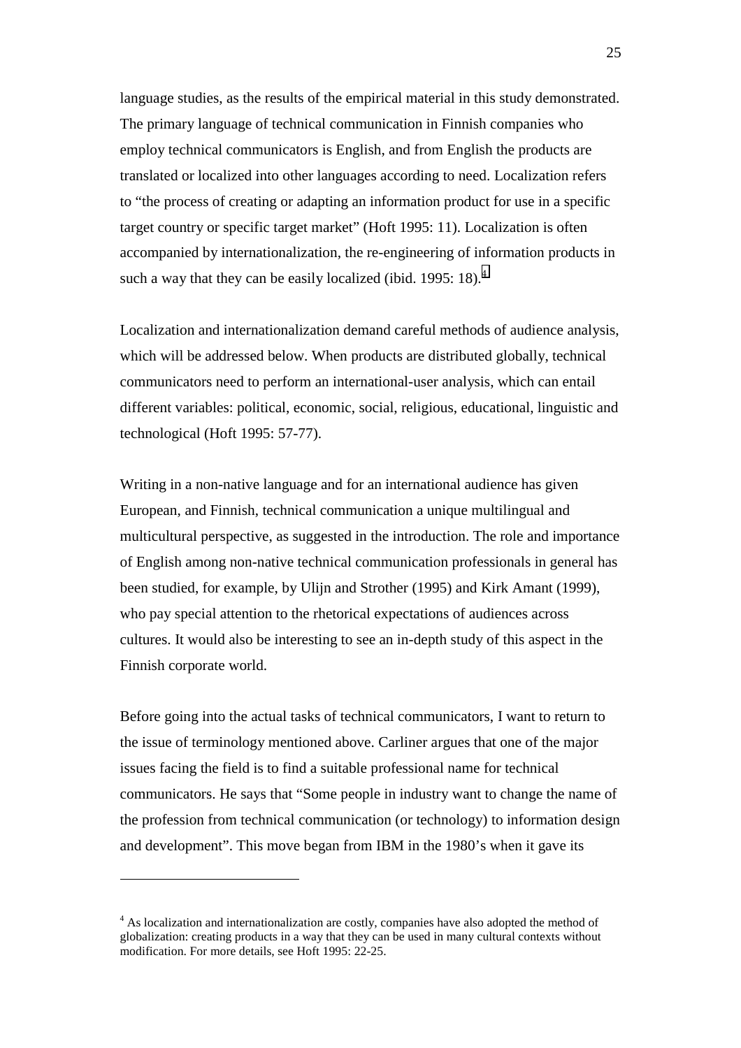language studies, as the results of the empirical material in this study demonstrated. The primary language of technical communication in Finnish companies who employ technical communicators is English, and from English the products are translated or localized into other languages according to need. Localization refers to "the process of creating or adapting an information product for use in a specific target country or specific target market" (Hoft 1995: 11). Localization is often accompanied by internationalization, the re-engineering of information products in such a way that they can be easily localized (ibid. 1995: 18).[4]

Localization and internationalization demand careful methods of audience analysis, which will be addressed below. When products are distributed globally, technical communicators need to perform an international-user analysis, which can entail different variables: political, economic, social, religious, educational, linguistic and technological (Hoft 1995: 57-77).

Writing in a non-native language and for an international audience has given European, and Finnish, technical communication a unique multilingual and multicultural perspective, as suggested in the introduction. The role and importance of English among non-native technical communication professionals in general has been studied, for example, by Ulijn and Strother (1995) and Kirk Amant (1999), who pay special attention to the rhetorical expectations of audiences across cultures. It would also be interesting to see an in-depth study of this aspect in the Finnish corporate world.

Before going into the actual tasks of technical communicators, I want to return to the issue of terminology mentioned above. Carliner argues that one of the major issues facing the field is to find a suitable professional name for technical communicators. He says that "Some people in industry want to change the name of the profession from technical communication (or technology) to information design and development". This move began from IBM in the 1980's when it gave its

---

[4] As localization and internationalization are costly, companies have also adopted the method of globalization: creating products in a way that they can be used in many cultural contexts without modification. For more details, see Hoft 1995: 22-25.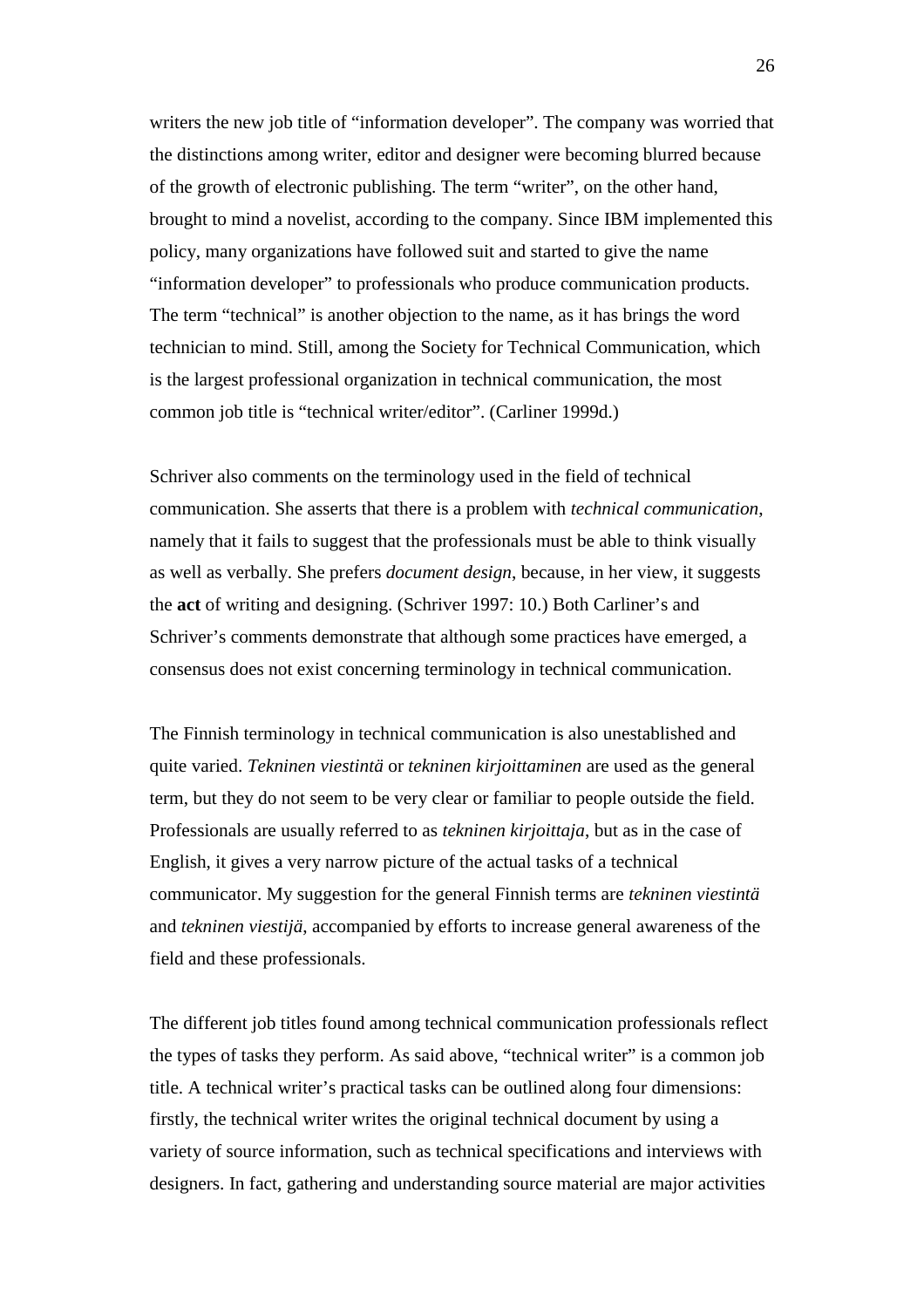writers the new job title of "information developer". The company was worried that the distinctions among writer, editor and designer were becoming blurred because of the growth of electronic publishing. The term "writer", on the other hand, brought to mind a novelist, according to the company. Since IBM implemented this policy, many organizations have followed suit and started to give the name "information developer" to professionals who produce communication products. The term "technical" is another objection to the name, as it has brings the word technician to mind. Still, among the Society for Technical Communication, which is the largest professional organization in technical communication, the most common job title is "technical writer/editor". (Carliner 1999d.)

Schriver also comments on the terminology used in the field of technical communication. She asserts that there is a problem with *technical communication*, namely that it fails to suggest that the professionals must be able to think visually as well as verbally. She prefers *document design*, because, in her view, it suggests the **act** of writing and designing. (Schriver 1997: 10.) Both Carliner's and Schriver's comments demonstrate that although some practices have emerged, a consensus does not exist concerning terminology in technical communication.

The Finnish terminology in technical communication is also unestablished and quite varied. *Tekninen viestintä* or *tekninen kirjoittaminen* are used as the general term, but they do not seem to be very clear or familiar to people outside the field. Professionals are usually referred to as *tekninen kirjoittaja*, but as in the case of English, it gives a very narrow picture of the actual tasks of a technical communicator. My suggestion for the general Finnish terms are *tekninen viestintä* and *tekninen viestijä*, accompanied by efforts to increase general awareness of the field and these professionals.

The different job titles found among technical communication professionals reflect the types of tasks they perform. As said above, "technical writer" is a common job title. A technical writer's practical tasks can be outlined along four dimensions: firstly, the technical writer writes the original technical document by using a variety of source information, such as technical specifications and interviews with designers. In fact, gathering and understanding source material are major activities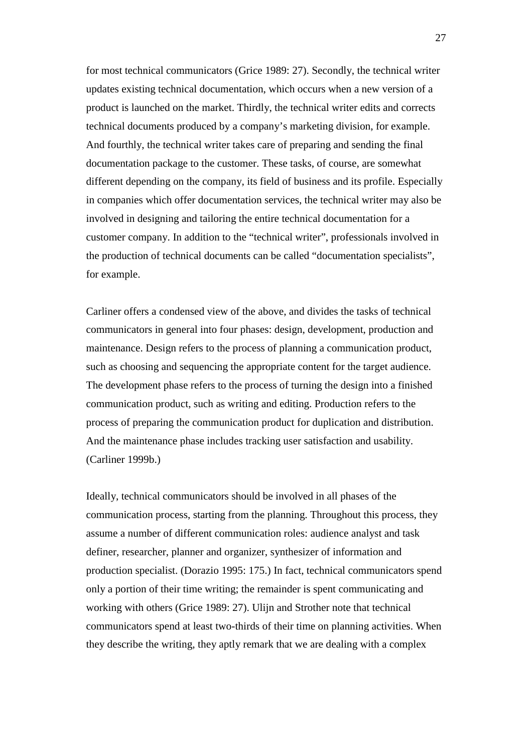for most technical communicators (Grice 1989: 27). Secondly, the technical writer updates existing technical documentation, which occurs when a new version of a product is launched on the market. Thirdly, the technical writer edits and corrects technical documents produced by a company's marketing division, for example. And fourthly, the technical writer takes care of preparing and sending the final documentation package to the customer. These tasks, of course, are somewhat different depending on the company, its field of business and its profile. Especially in companies which offer documentation services, the technical writer may also be involved in designing and tailoring the entire technical documentation for a customer company. In addition to the "technical writer", professionals involved in the production of technical documents can be called "documentation specialists", for example.

Carliner offers a condensed view of the above, and divides the tasks of technical communicators in general into four phases: design, development, production and maintenance. Design refers to the process of planning a communication product, such as choosing and sequencing the appropriate content for the target audience. The development phase refers to the process of turning the design into a finished communication product, such as writing and editing. Production refers to the process of preparing the communication product for duplication and distribution. And the maintenance phase includes tracking user satisfaction and usability. (Carliner 1999b.)

Ideally, technical communicators should be involved in all phases of the communication process, starting from the planning. Throughout this process, they assume a number of different communication roles: audience analyst and task definer, researcher, planner and organizer, synthesizer of information and production specialist. (Dorazio 1995: 175.) In fact, technical communicators spend only a portion of their time writing; the remainder is spent communicating and working with others (Grice 1989: 27). Ulijn and Strother note that technical communicators spend at least two-thirds of their time on planning activities. When they describe the writing, they aptly remark that we are dealing with a complex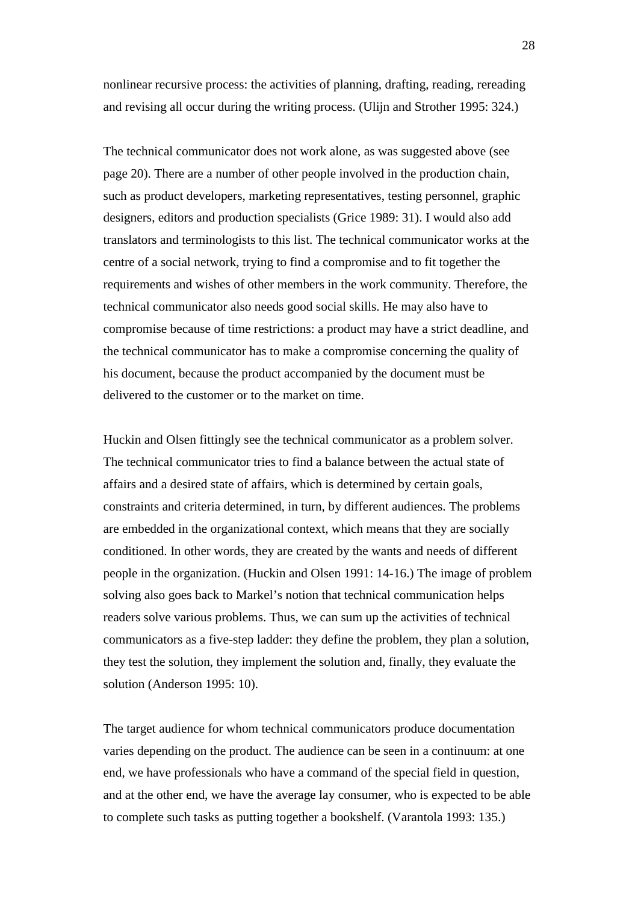nonlinear recursive process: the activities of planning, drafting, reading, rereading and revising all occur during the writing process. (Ulijn and Strother 1995: 324.)

The technical communicator does not work alone, as was suggested above (see page 20). There are a number of other people involved in the production chain, such as product developers, marketing representatives, testing personnel, graphic designers, editors and production specialists (Grice 1989: 31). I would also add translators and terminologists to this list. The technical communicator works at the centre of a social network, trying to find a compromise and to fit together the requirements and wishes of other members in the work community. Therefore, the technical communicator also needs good social skills. He may also have to compromise because of time restrictions: a product may have a strict deadline, and the technical communicator has to make a compromise concerning the quality of his document, because the product accompanied by the document must be delivered to the customer or to the market on time.

Huckin and Olsen fittingly see the technical communicator as a problem solver. The technical communicator tries to find a balance between the actual state of affairs and a desired state of affairs, which is determined by certain goals, constraints and criteria determined, in turn, by different audiences. The problems are embedded in the organizational context, which means that they are socially conditioned. In other words, they are created by the wants and needs of different people in the organization. (Huckin and Olsen 1991: 14-16.) The image of problem solving also goes back to Markel's notion that technical communication helps readers solve various problems. Thus, we can sum up the activities of technical communicators as a five-step ladder: they define the problem, they plan a solution, they test the solution, they implement the solution and, finally, they evaluate the solution (Anderson 1995: 10).

The target audience for whom technical communicators produce documentation varies depending on the product. The audience can be seen in a continuum: at one end, we have professionals who have a command of the special field in question, and at the other end, we have the average lay consumer, who is expected to be able to complete such tasks as putting together a bookshelf. (Varantola 1993: 135.)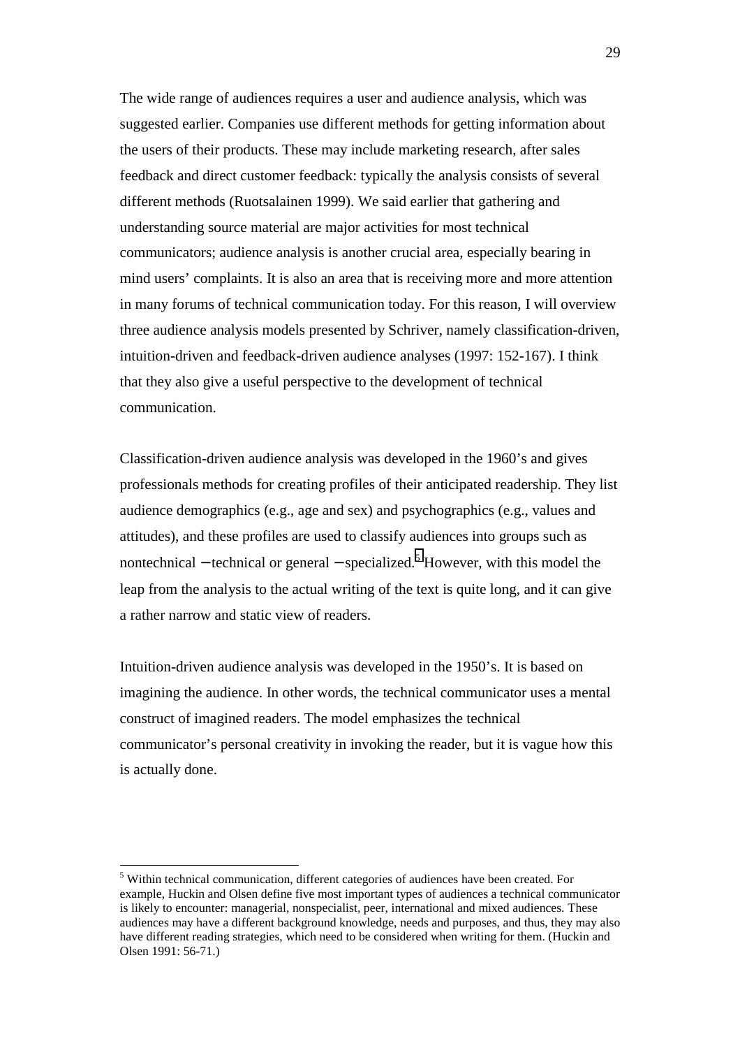The wide range of audiences requires a user and audience analysis, which was suggested earlier. Companies use different methods for getting information about the users of their products. These may include marketing research, after sales feedback and direct customer feedback: typically the analysis consists of several different methods (Ruotsalainen 1999). We said earlier that gathering and understanding source material are major activities for most technical communicators; audience analysis is another crucial area, especially bearing in mind users' complaints. It is also an area that is receiving more and more attention in many forums of technical communication today. For this reason, I will overview three audience analysis models presented by Schriver, namely classification-driven, intuition-driven and feedback-driven audience analyses (1997: 152-167). I think that they also give a useful perspective to the development of technical communication.

Classification-driven audience analysis was developed in the 1960's and gives professionals methods for creating profiles of their anticipated readership. They list audience demographics (e.g., age and sex) and psychographics (e.g., values and attitudes), and these profiles are used to classify audiences into groups such as nontechnical – technical or general – specialized.[5] However, with this model the leap from the analysis to the actual writing of the text is quite long, and it can give a rather narrow and static view of readers.

Intuition-driven audience analysis was developed in the 1950's. It is based on imagining the audience. In other words, the technical communicator uses a mental construct of imagined readers. The model emphasizes the technical communicator's personal creativity in invoking the reader, but it is vague how this is actually done.

---

[5] Within technical communication, different categories of audiences have been created. For example, Huckin and Olsen define five most important types of audiences a technical communicator is likely to encounter: managerial, nonspecialist, peer, international and mixed audiences. These audiences may have a different background knowledge, needs and purposes, and thus, they may also have different reading strategies, which need to be considered when writing for them. (Huckin and Olsen 1991: 56-71.)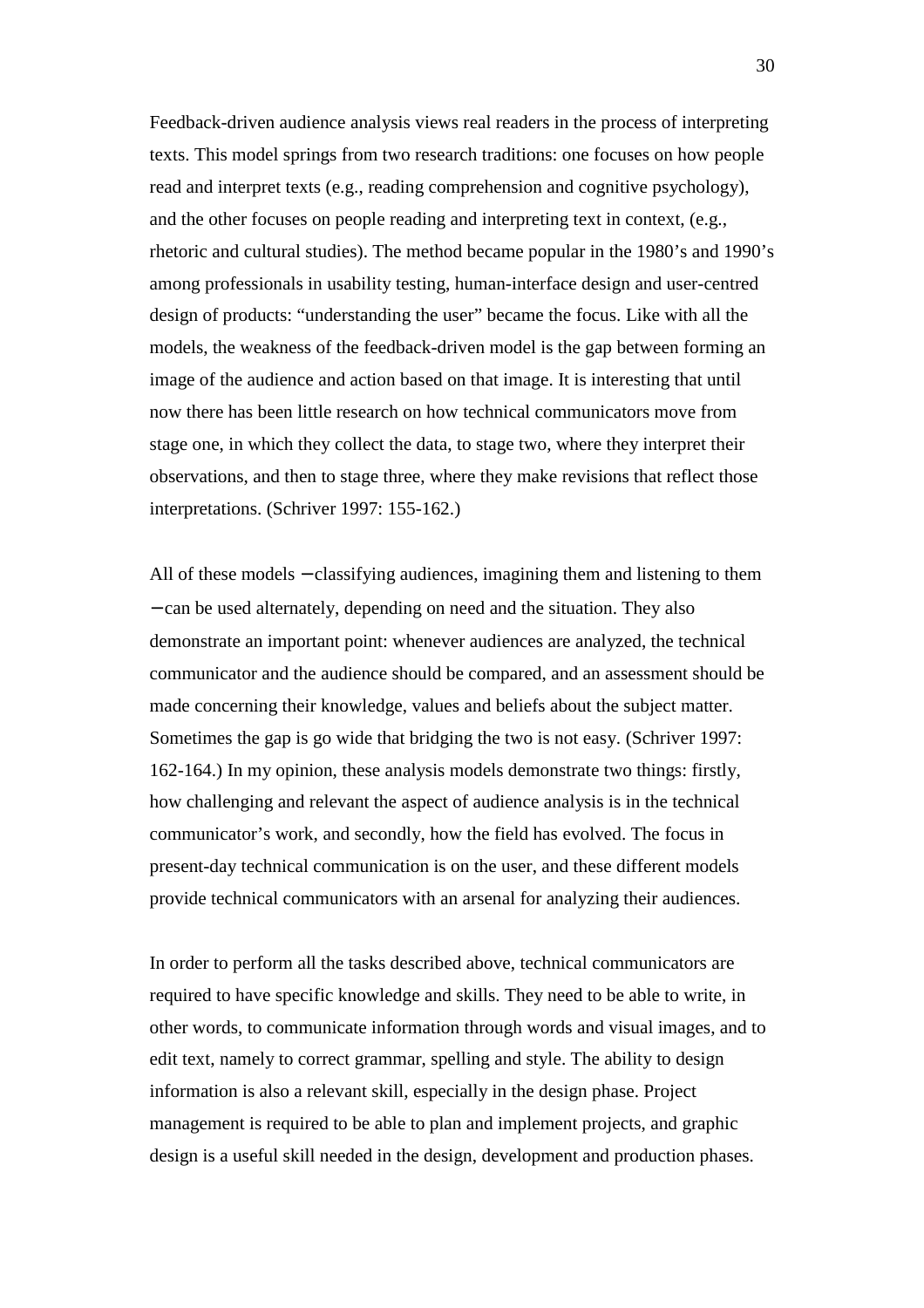Feedback-driven audience analysis views real readers in the process of interpreting texts. This model springs from two research traditions: one focuses on how people read and interpret texts (e.g., reading comprehension and cognitive psychology), and the other focuses on people reading and interpreting text in context, (e.g., rhetoric and cultural studies). The method became popular in the 1980's and 1990's among professionals in usability testing, human-interface design and user-centred design of products: "understanding the user" became the focus. Like with all the models, the weakness of the feedback-driven model is the gap between forming an image of the audience and action based on that image. It is interesting that until now there has been little research on how technical communicators move from stage one, in which they collect the data, to stage two, where they interpret their observations, and then to stage three, where they make revisions that reflect those interpretations. (Schriver 1997: 155-162.)

All of these models − classifying audiences, imagining them and listening to them − can be used alternately, depending on need and the situation. They also demonstrate an important point: whenever audiences are analyzed, the technical communicator and the audience should be compared, and an assessment should be made concerning their knowledge, values and beliefs about the subject matter. Sometimes the gap is go wide that bridging the two is not easy. (Schriver 1997: 162-164.) In my opinion, these analysis models demonstrate two things: firstly, how challenging and relevant the aspect of audience analysis is in the technical communicator's work, and secondly, how the field has evolved. The focus in present-day technical communication is on the user, and these different models provide technical communicators with an arsenal for analyzing their audiences.

In order to perform all the tasks described above, technical communicators are required to have specific knowledge and skills. They need to be able to write, in other words, to communicate information through words and visual images, and to edit text, namely to correct grammar, spelling and style. The ability to design information is also a relevant skill, especially in the design phase. Project management is required to be able to plan and implement projects, and graphic design is a useful skill needed in the design, development and production phases.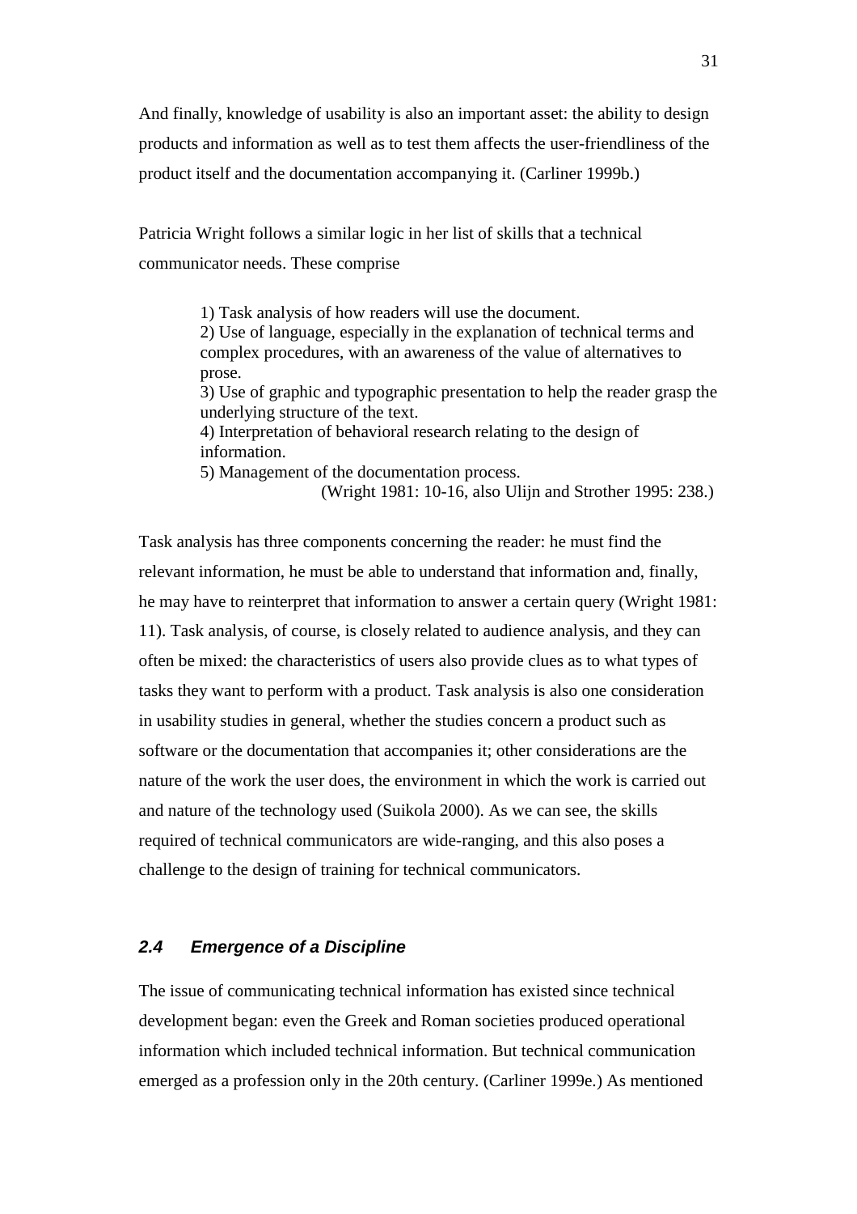And finally, knowledge of usability is also an important asset: the ability to design products and information as well as to test them affects the user-friendliness of the product itself and the documentation accompanying it. (Carliner 1999b.)

Patricia Wright follows a similar logic in her list of skills that a technical communicator needs. These comprise

> 1) Task analysis of how readers will use the document.
> 2) Use of language, especially in the explanation of technical terms and complex procedures, with an awareness of the value of alternatives to prose.
> 3) Use of graphic and typographic presentation to help the reader grasp the underlying structure of the text.
> 4) Interpretation of behavioral research relating to the design of information.
> 5) Management of the documentation process.
> (Wright 1981: 10-16, also Ulijn and Strother 1995: 238.)

Task analysis has three components concerning the reader: he must find the relevant information, he must be able to understand that information and, finally, he may have to reinterpret that information to answer a certain query (Wright 1981: 11). Task analysis, of course, is closely related to audience analysis, and they can often be mixed: the characteristics of users also provide clues as to what types of tasks they want to perform with a product. Task analysis is also one consideration in usability studies in general, whether the studies concern a product such as software or the documentation that accompanies it; other considerations are the nature of the work the user does, the environment in which the work is carried out and nature of the technology used (Suikola 2000). As we can see, the skills required of technical communicators are wide-ranging, and this also poses a challenge to the design of training for technical communicators.

### *2.4 Emergence of a Discipline*

The issue of communicating technical information has existed since technical development began: even the Greek and Roman societies produced operational information which included technical information. But technical communication emerged as a profession only in the 20th century. (Carliner 1999e.) As mentioned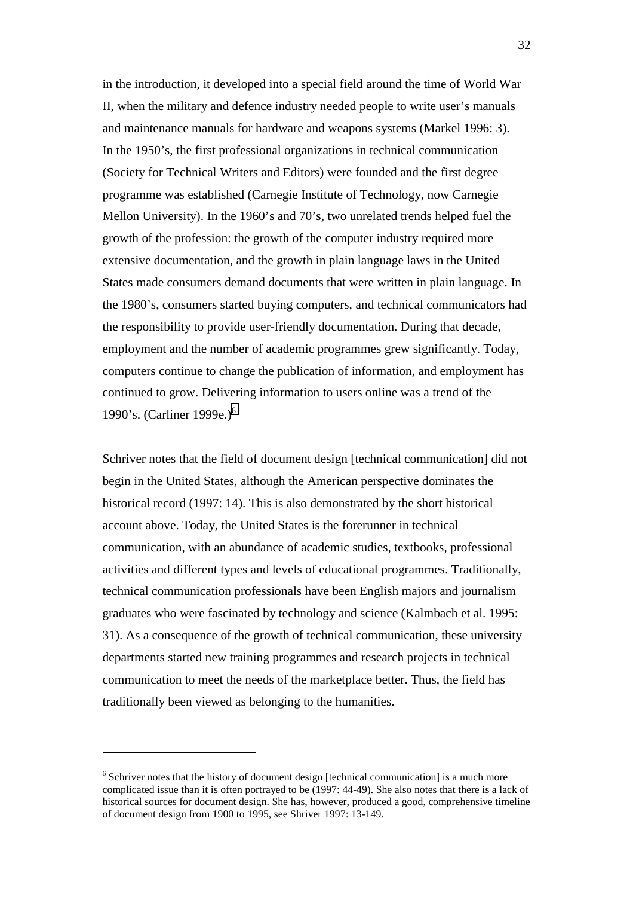in the introduction, it developed into a special field around the time of World War II, when the military and defence industry needed people to write user's manuals and maintenance manuals for hardware and weapons systems (Markel 1996: 3). In the 1950's, the first professional organizations in technical communication (Society for Technical Writers and Editors) were founded and the first degree programme was established (Carnegie Institute of Technology, now Carnegie Mellon University). In the 1960's and 70's, two unrelated trends helped fuel the growth of the profession: the growth of the computer industry required more extensive documentation, and the growth in plain language laws in the United States made consumers demand documents that were written in plain language. In the 1980's, consumers started buying computers, and technical communicators had the responsibility to provide user-friendly documentation. During that decade, employment and the number of academic programmes grew significantly. Today, computers continue to change the publication of information, and employment has continued to grow. Delivering information to users online was a trend of the 1990's. (Carliner 1999e.)[6]

Schriver notes that the field of document design [technical communication] did not begin in the United States, although the American perspective dominates the historical record (1997: 14). This is also demonstrated by the short historical account above. Today, the United States is the forerunner in technical communication, with an abundance of academic studies, textbooks, professional activities and different types and levels of educational programmes. Traditionally, technical communication professionals have been English majors and journalism graduates who were fascinated by technology and science (Kalmbach et al. 1995: 31). As a consequence of the growth of technical communication, these university departments started new training programmes and research projects in technical communication to meet the needs of the marketplace better. Thus, the field has traditionally been viewed as belonging to the humanities.

---

[6] Schriver notes that the history of document design [technical communication] is a much more complicated issue than it is often portrayed to be (1997: 44-49). She also notes that there is a lack of historical sources for document design. She has, however, produced a good, comprehensive timeline of document design from 1900 to 1995, see Shriver 1997: 13-149.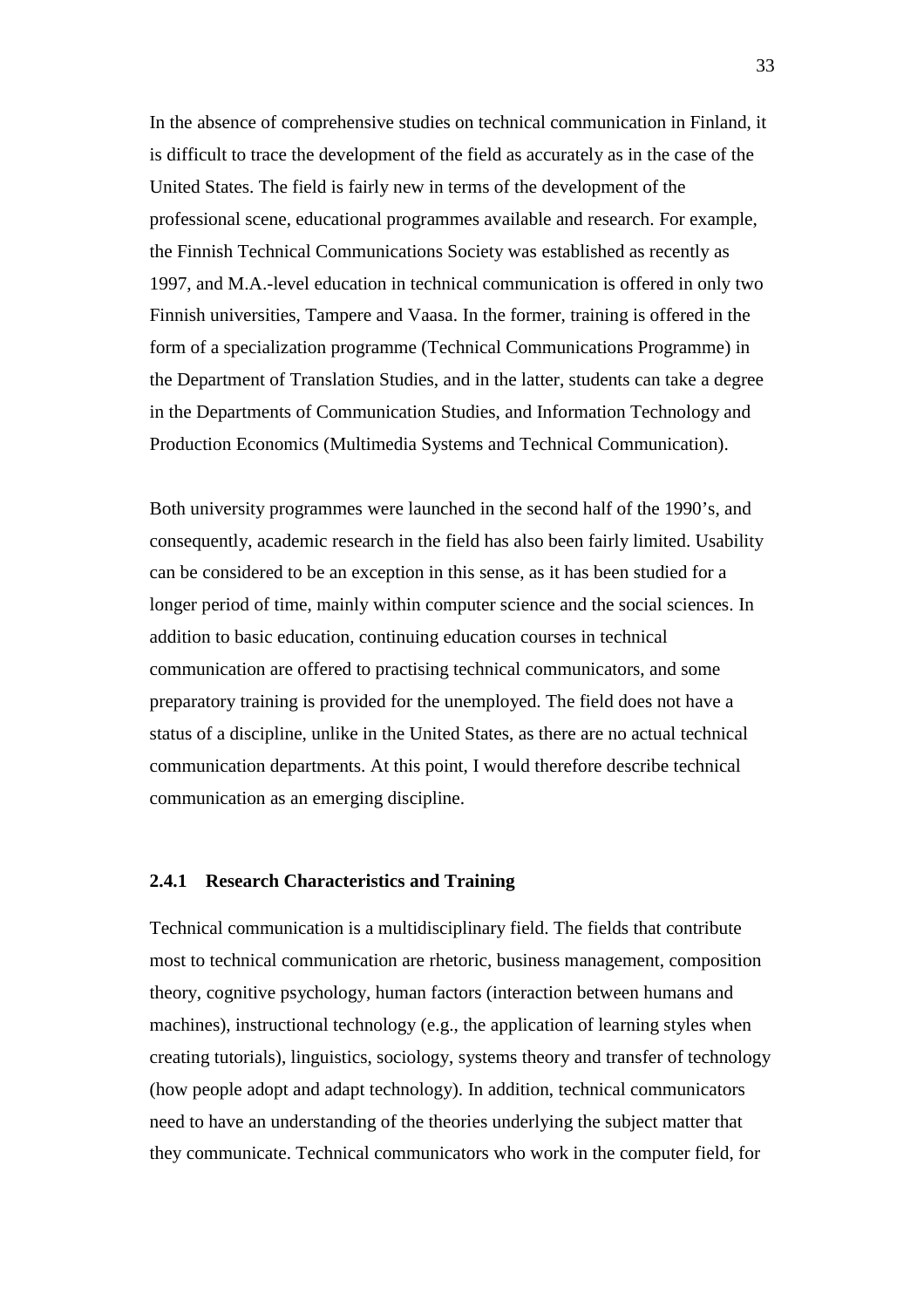In the absence of comprehensive studies on technical communication in Finland, it is difficult to trace the development of the field as accurately as in the case of the United States. The field is fairly new in terms of the development of the professional scene, educational programmes available and research. For example, the Finnish Technical Communications Society was established as recently as 1997, and M.A.-level education in technical communication is offered in only two Finnish universities, Tampere and Vaasa. In the former, training is offered in the form of a specialization programme (Technical Communications Programme) in the Department of Translation Studies, and in the latter, students can take a degree in the Departments of Communication Studies, and Information Technology and Production Economics (Multimedia Systems and Technical Communication).

Both university programmes were launched in the second half of the 1990's, and consequently, academic research in the field has also been fairly limited. Usability can be considered to be an exception in this sense, as it has been studied for a longer period of time, mainly within computer science and the social sciences. In addition to basic education, continuing education courses in technical communication are offered to practising technical communicators, and some preparatory training is provided for the unemployed. The field does not have a status of a discipline, unlike in the United States, as there are no actual technical communication departments. At this point, I would therefore describe technical communication as an emerging discipline.

### 2.4.1 Research Characteristics and Training

Technical communication is a multidisciplinary field. The fields that contribute most to technical communication are rhetoric, business management, composition theory, cognitive psychology, human factors (interaction between humans and machines), instructional technology (e.g., the application of learning styles when creating tutorials), linguistics, sociology, systems theory and transfer of technology (how people adopt and adapt technology). In addition, technical communicators need to have an understanding of the theories underlying the subject matter that they communicate. Technical communicators who work in the computer field, for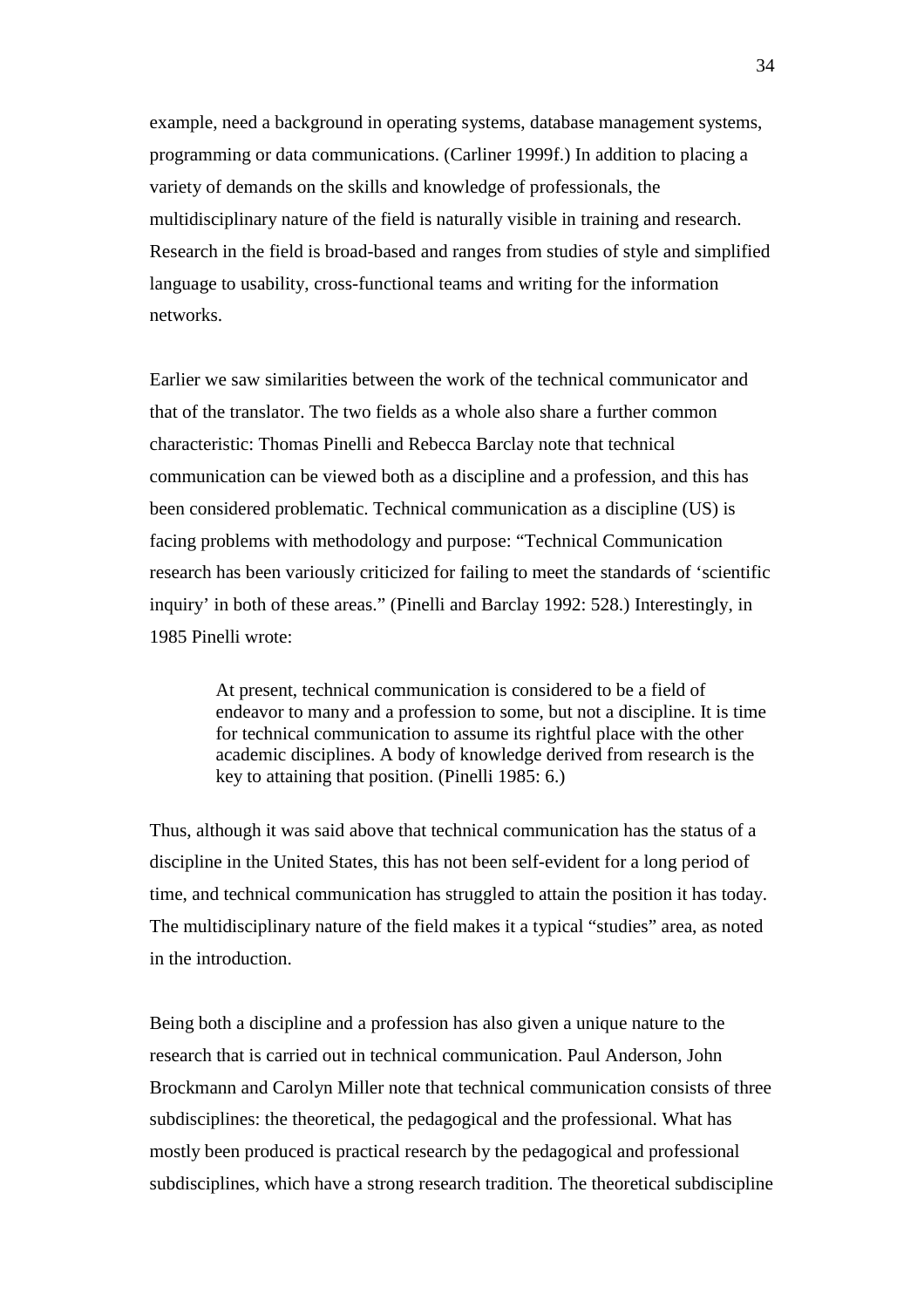example, need a background in operating systems, database management systems, programming or data communications. (Carliner 1999f.) In addition to placing a variety of demands on the skills and knowledge of professionals, the multidisciplinary nature of the field is naturally visible in training and research. Research in the field is broad-based and ranges from studies of style and simplified language to usability, cross-functional teams and writing for the information networks.

Earlier we saw similarities between the work of the technical communicator and that of the translator. The two fields as a whole also share a further common characteristic: Thomas Pinelli and Rebecca Barclay note that technical communication can be viewed both as a discipline and a profession, and this has been considered problematic. Technical communication as a discipline (US) is facing problems with methodology and purpose: "Technical Communication research has been variously criticized for failing to meet the standards of 'scientific inquiry' in both of these areas." (Pinelli and Barclay 1992: 528.) Interestingly, in 1985 Pinelli wrote:

> At present, technical communication is considered to be a field of endeavor to many and a profession to some, but not a discipline. It is time for technical communication to assume its rightful place with the other academic disciplines. A body of knowledge derived from research is the key to attaining that position. (Pinelli 1985: 6.)

Thus, although it was said above that technical communication has the status of a discipline in the United States, this has not been self-evident for a long period of time, and technical communication has struggled to attain the position it has today. The multidisciplinary nature of the field makes it a typical "studies" area, as noted in the introduction.

Being both a discipline and a profession has also given a unique nature to the research that is carried out in technical communication. Paul Anderson, John Brockmann and Carolyn Miller note that technical communication consists of three subdisciplines: the theoretical, the pedagogical and the professional. What has mostly been produced is practical research by the pedagogical and professional subdisciplines, which have a strong research tradition. The theoretical subdiscipline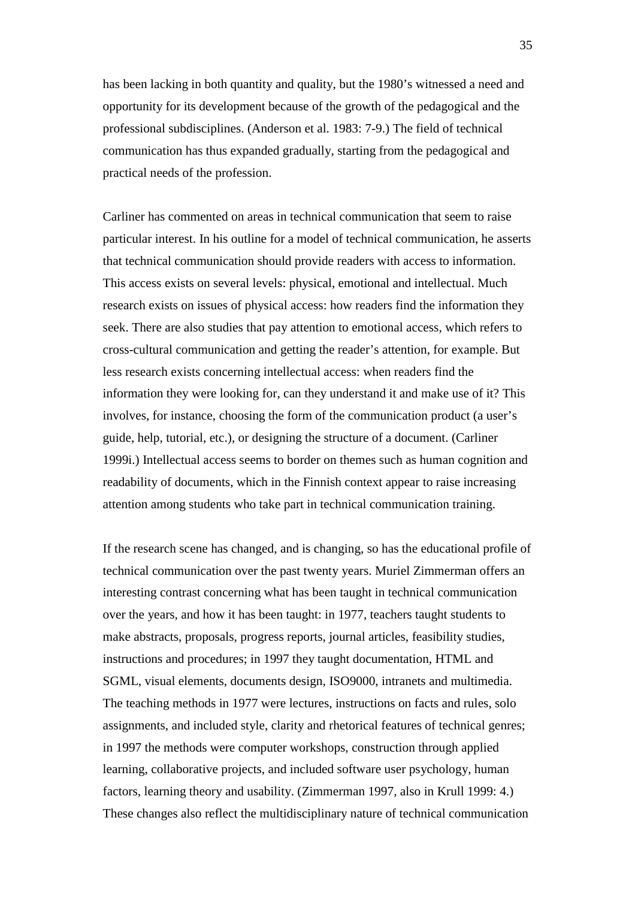has been lacking in both quantity and quality, but the 1980's witnessed a need and opportunity for its development because of the growth of the pedagogical and the professional subdisciplines. (Anderson et al. 1983: 7-9.) The field of technical communication has thus expanded gradually, starting from the pedagogical and practical needs of the profession.

Carliner has commented on areas in technical communication that seem to raise particular interest. In his outline for a model of technical communication, he asserts that technical communication should provide readers with access to information. This access exists on several levels: physical, emotional and intellectual. Much research exists on issues of physical access: how readers find the information they seek. There are also studies that pay attention to emotional access, which refers to cross-cultural communication and getting the reader's attention, for example. But less research exists concerning intellectual access: when readers find the information they were looking for, can they understand it and make use of it? This involves, for instance, choosing the form of the communication product (a user's guide, help, tutorial, etc.), or designing the structure of a document. (Carliner 1999i.) Intellectual access seems to border on themes such as human cognition and readability of documents, which in the Finnish context appear to raise increasing attention among students who take part in technical communication training.

If the research scene has changed, and is changing, so has the educational profile of technical communication over the past twenty years. Muriel Zimmerman offers an interesting contrast concerning what has been taught in technical communication over the years, and how it has been taught: in 1977, teachers taught students to make abstracts, proposals, progress reports, journal articles, feasibility studies, instructions and procedures; in 1997 they taught documentation, HTML and SGML, visual elements, documents design, ISO9000, intranets and multimedia. The teaching methods in 1977 were lectures, instructions on facts and rules, solo assignments, and included style, clarity and rhetorical features of technical genres; in 1997 the methods were computer workshops, construction through applied learning, collaborative projects, and included software user psychology, human factors, learning theory and usability. (Zimmerman 1997, also in Krull 1999: 4.) These changes also reflect the multidisciplinary nature of technical communication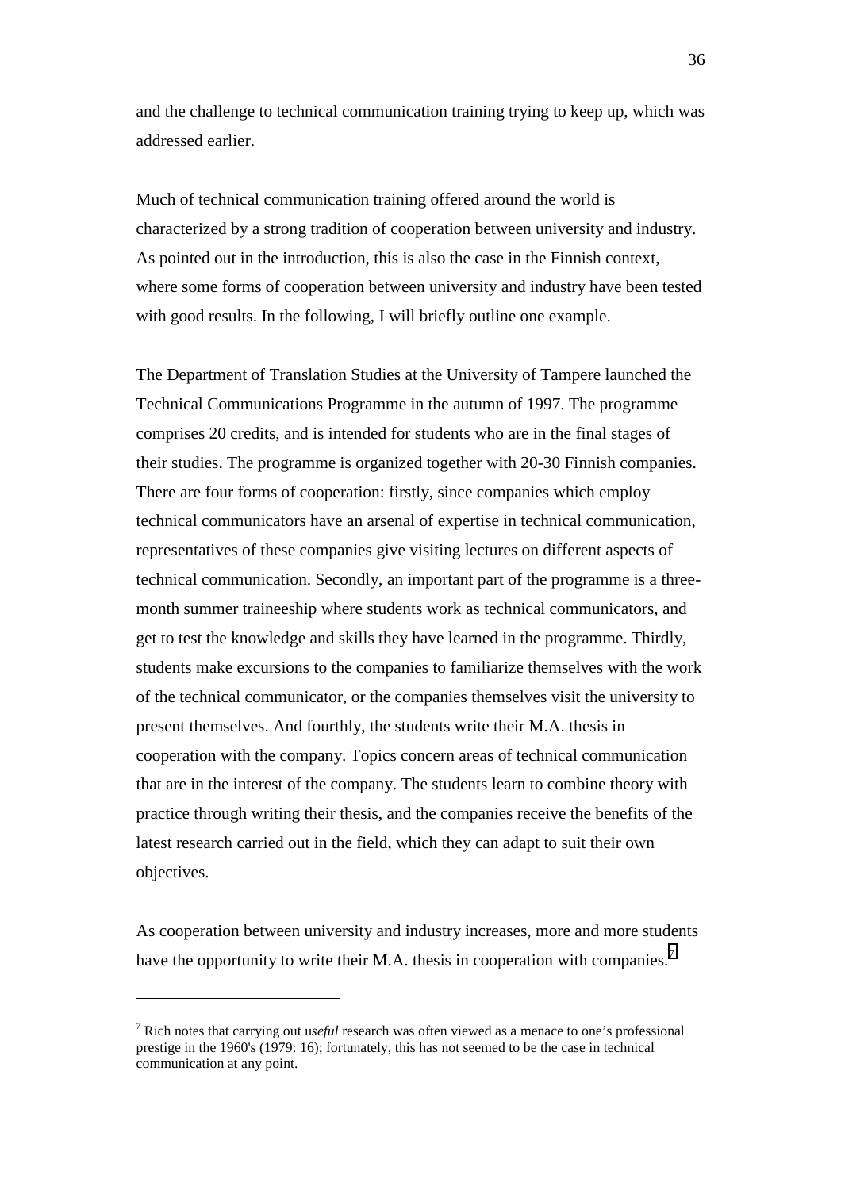and the challenge to technical communication training trying to keep up, which was addressed earlier.

Much of technical communication training offered around the world is characterized by a strong tradition of cooperation between university and industry. As pointed out in the introduction, this is also the case in the Finnish context, where some forms of cooperation between university and industry have been tested with good results. In the following, I will briefly outline one example.

The Department of Translation Studies at the University of Tampere launched the Technical Communications Programme in the autumn of 1997. The programme comprises 20 credits, and is intended for students who are in the final stages of their studies. The programme is organized together with 20-30 Finnish companies. There are four forms of cooperation: firstly, since companies which employ technical communicators have an arsenal of expertise in technical communication, representatives of these companies give visiting lectures on different aspects of technical communication. Secondly, an important part of the programme is a three-month summer traineeship where students work as technical communicators, and get to test the knowledge and skills they have learned in the programme. Thirdly, students make excursions to the companies to familiarize themselves with the work of the technical communicator, or the companies themselves visit the university to present themselves. And fourthly, the students write their M.A. thesis in cooperation with the company. Topics concern areas of technical communication that are in the interest of the company. The students learn to combine theory with practice through writing their thesis, and the companies receive the benefits of the latest research carried out in the field, which they can adapt to suit their own objectives.

As cooperation between university and industry increases, more and more students have the opportunity to write their M.A. thesis in cooperation with companies.[7]

---

[7] Rich notes that carrying out u*seful* research was often viewed as a menace to one's professional prestige in the 1960's (1979: 16); fortunately, this has not seemed to be the case in technical communication at any point.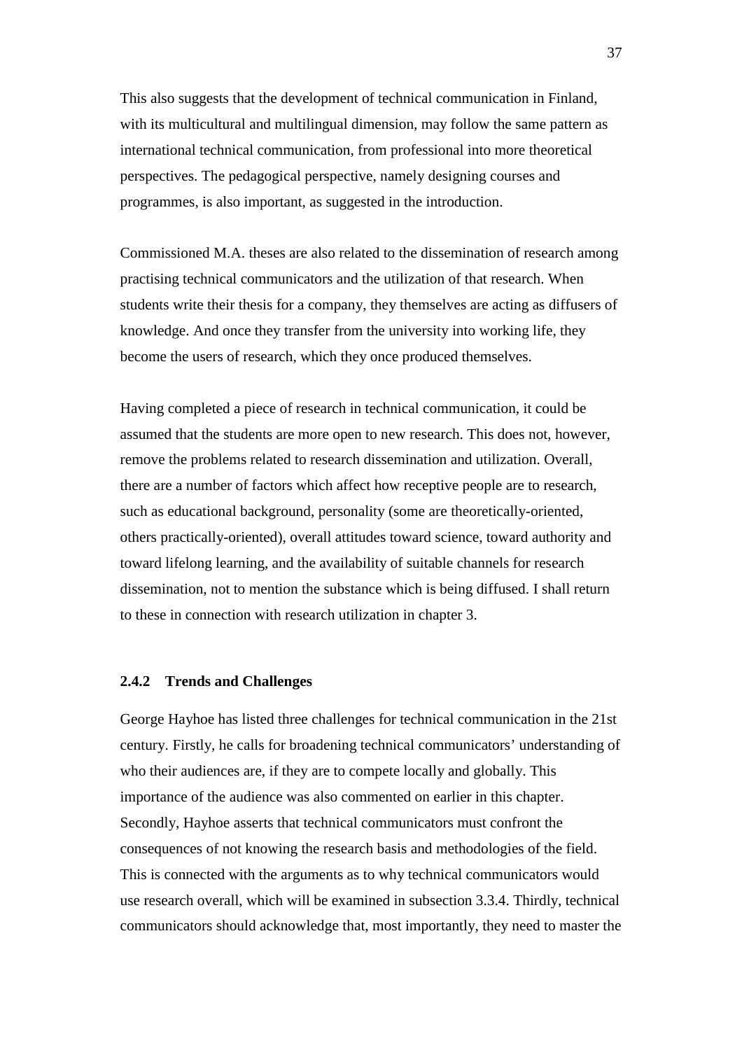This also suggests that the development of technical communication in Finland, with its multicultural and multilingual dimension, may follow the same pattern as international technical communication, from professional into more theoretical perspectives. The pedagogical perspective, namely designing courses and programmes, is also important, as suggested in the introduction.

Commissioned M.A. theses are also related to the dissemination of research among practising technical communicators and the utilization of that research. When students write their thesis for a company, they themselves are acting as diffusers of knowledge. And once they transfer from the university into working life, they become the users of research, which they once produced themselves.

Having completed a piece of research in technical communication, it could be assumed that the students are more open to new research. This does not, however, remove the problems related to research dissemination and utilization. Overall, there are a number of factors which affect how receptive people are to research, such as educational background, personality (some are theoretically-oriented, others practically-oriented), overall attitudes toward science, toward authority and toward lifelong learning, and the availability of suitable channels for research dissemination, not to mention the substance which is being diffused. I shall return to these in connection with research utilization in chapter 3.

### 2.4.2 Trends and Challenges

George Hayhoe has listed three challenges for technical communication in the 21st century. Firstly, he calls for broadening technical communicators' understanding of who their audiences are, if they are to compete locally and globally. This importance of the audience was also commented on earlier in this chapter. Secondly, Hayhoe asserts that technical communicators must confront the consequences of not knowing the research basis and methodologies of the field. This is connected with the arguments as to why technical communicators would use research overall, which will be examined in subsection 3.3.4. Thirdly, technical communicators should acknowledge that, most importantly, they need to master the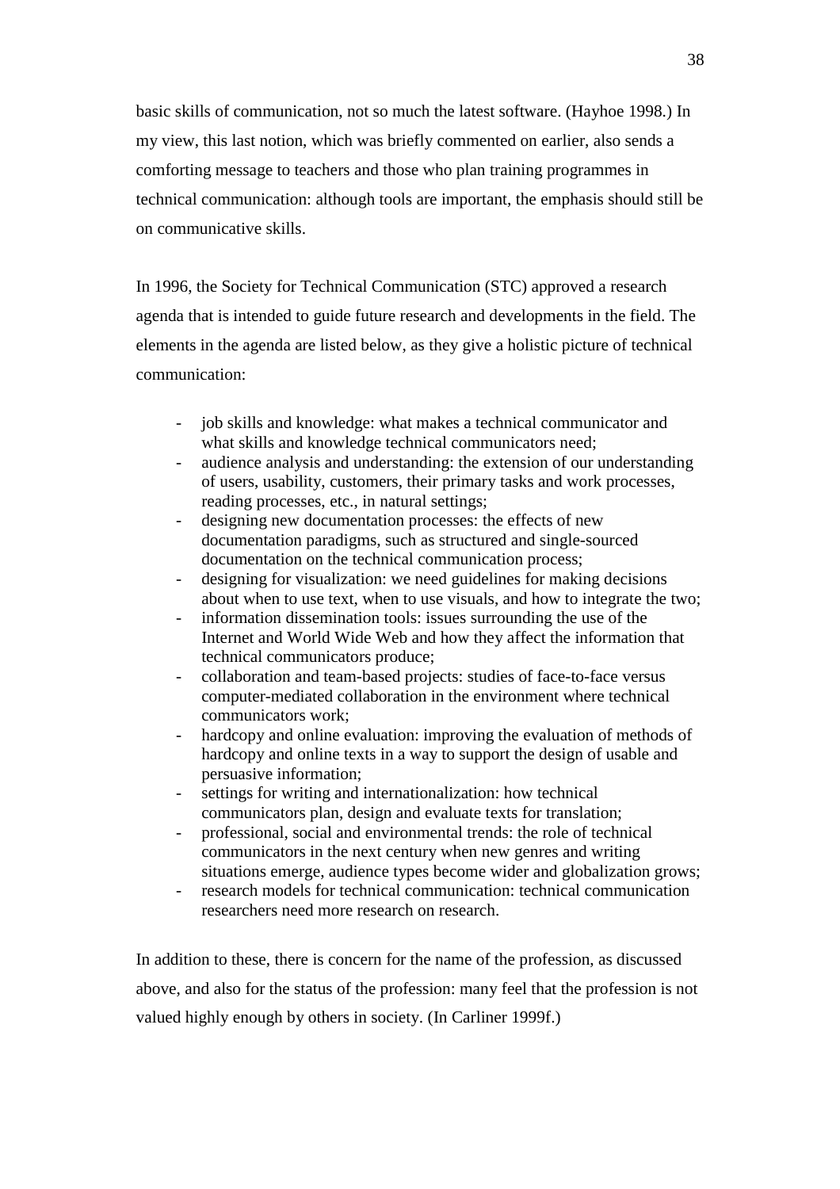basic skills of communication, not so much the latest software. (Hayhoe 1998.) In my view, this last notion, which was briefly commented on earlier, also sends a comforting message to teachers and those who plan training programmes in technical communication: although tools are important, the emphasis should still be on communicative skills.

In 1996, the Society for Technical Communication (STC) approved a research agenda that is intended to guide future research and developments in the field. The elements in the agenda are listed below, as they give a holistic picture of technical communication:

- job skills and knowledge: what makes a technical communicator and what skills and knowledge technical communicators need;
- audience analysis and understanding: the extension of our understanding of users, usability, customers, their primary tasks and work processes, reading processes, etc., in natural settings;
- designing new documentation processes: the effects of new documentation paradigms, such as structured and single-sourced documentation on the technical communication process;
- designing for visualization: we need guidelines for making decisions about when to use text, when to use visuals, and how to integrate the two;
- information dissemination tools: issues surrounding the use of the Internet and World Wide Web and how they affect the information that technical communicators produce;
- collaboration and team-based projects: studies of face-to-face versus computer-mediated collaboration in the environment where technical communicators work;
- hardcopy and online evaluation: improving the evaluation of methods of hardcopy and online texts in a way to support the design of usable and persuasive information;
- settings for writing and internationalization: how technical communicators plan, design and evaluate texts for translation;
- professional, social and environmental trends: the role of technical communicators in the next century when new genres and writing situations emerge, audience types become wider and globalization grows;
- research models for technical communication: technical communication researchers need more research on research.

In addition to these, there is concern for the name of the profession, as discussed above, and also for the status of the profession: many feel that the profession is not valued highly enough by others in society. (In Carliner 1999f.)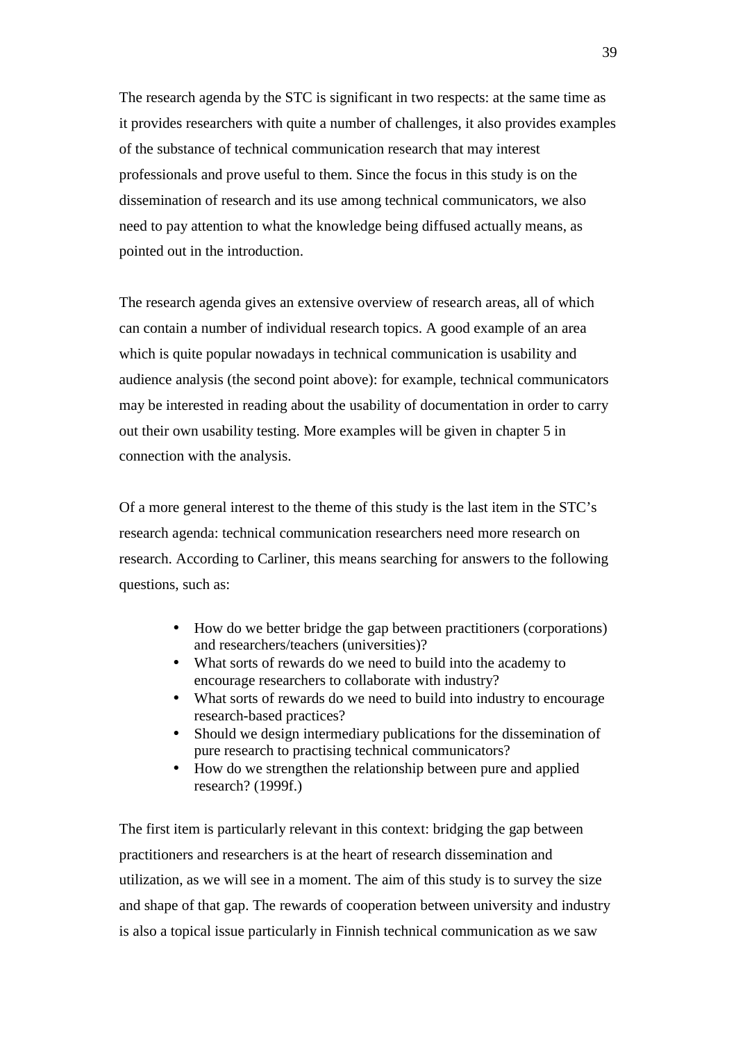The research agenda by the STC is significant in two respects: at the same time as it provides researchers with quite a number of challenges, it also provides examples of the substance of technical communication research that may interest professionals and prove useful to them. Since the focus in this study is on the dissemination of research and its use among technical communicators, we also need to pay attention to what the knowledge being diffused actually means, as pointed out in the introduction.

The research agenda gives an extensive overview of research areas, all of which can contain a number of individual research topics. A good example of an area which is quite popular nowadays in technical communication is usability and audience analysis (the second point above): for example, technical communicators may be interested in reading about the usability of documentation in order to carry out their own usability testing. More examples will be given in chapter 5 in connection with the analysis.

Of a more general interest to the theme of this study is the last item in the STC's research agenda: technical communication researchers need more research on research. According to Carliner, this means searching for answers to the following questions, such as:

- How do we better bridge the gap between practitioners (corporations) and researchers/teachers (universities)?
- What sorts of rewards do we need to build into the academy to encourage researchers to collaborate with industry?
- What sorts of rewards do we need to build into industry to encourage research-based practices?
- Should we design intermediary publications for the dissemination of pure research to practising technical communicators?
- How do we strengthen the relationship between pure and applied research? (1999f.)

The first item is particularly relevant in this context: bridging the gap between practitioners and researchers is at the heart of research dissemination and utilization, as we will see in a moment. The aim of this study is to survey the size and shape of that gap. The rewards of cooperation between university and industry is also a topical issue particularly in Finnish technical communication as we saw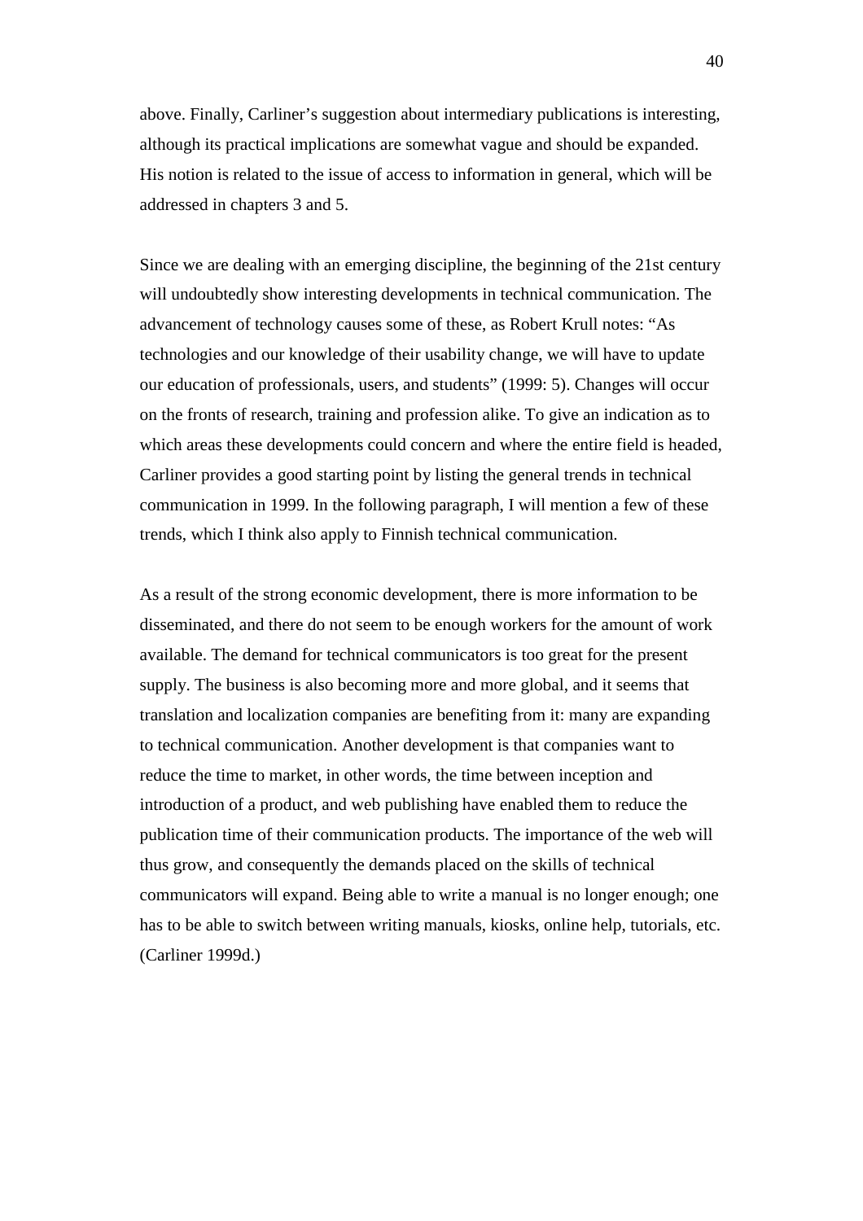above. Finally, Carliner's suggestion about intermediary publications is interesting, although its practical implications are somewhat vague and should be expanded. His notion is related to the issue of access to information in general, which will be addressed in chapters 3 and 5.

Since we are dealing with an emerging discipline, the beginning of the 21st century will undoubtedly show interesting developments in technical communication. The advancement of technology causes some of these, as Robert Krull notes: "As technologies and our knowledge of their usability change, we will have to update our education of professionals, users, and students" (1999: 5). Changes will occur on the fronts of research, training and profession alike. To give an indication as to which areas these developments could concern and where the entire field is headed, Carliner provides a good starting point by listing the general trends in technical communication in 1999. In the following paragraph, I will mention a few of these trends, which I think also apply to Finnish technical communication.

As a result of the strong economic development, there is more information to be disseminated, and there do not seem to be enough workers for the amount of work available. The demand for technical communicators is too great for the present supply. The business is also becoming more and more global, and it seems that translation and localization companies are benefiting from it: many are expanding to technical communication. Another development is that companies want to reduce the time to market, in other words, the time between inception and introduction of a product, and web publishing have enabled them to reduce the publication time of their communication products. The importance of the web will thus grow, and consequently the demands placed on the skills of technical communicators will expand. Being able to write a manual is no longer enough; one has to be able to switch between writing manuals, kiosks, online help, tutorials, etc. (Carliner 1999d.)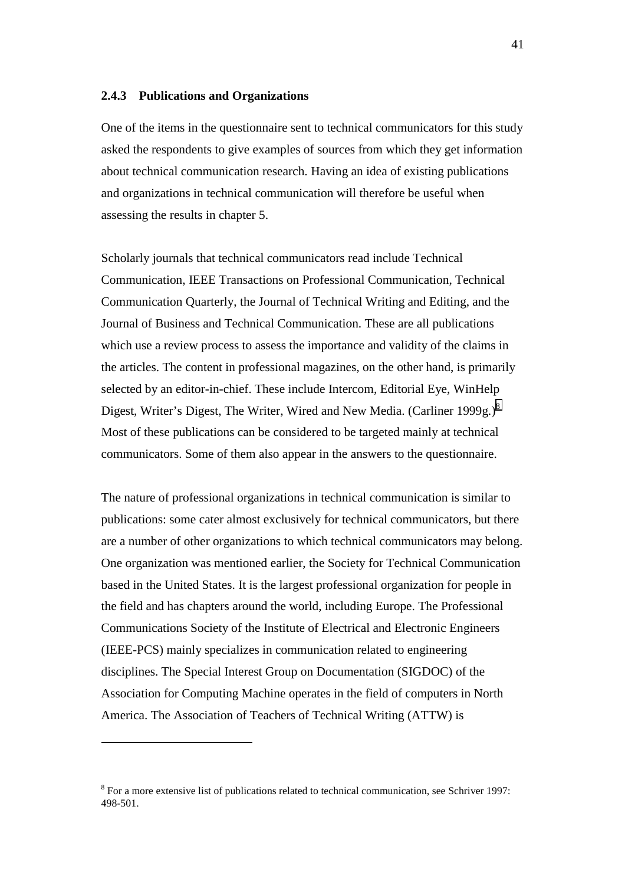### 2.4.3 Publications and Organizations

One of the items in the questionnaire sent to technical communicators for this study asked the respondents to give examples of sources from which they get information about technical communication research. Having an idea of existing publications and organizations in technical communication will therefore be useful when assessing the results in chapter 5.

Scholarly journals that technical communicators read include Technical Communication, IEEE Transactions on Professional Communication, Technical Communication Quarterly, the Journal of Technical Writing and Editing, and the Journal of Business and Technical Communication. These are all publications which use a review process to assess the importance and validity of the claims in the articles. The content in professional magazines, on the other hand, is primarily selected by an editor-in-chief. These include Intercom, Editorial Eye, WinHelp Digest, Writer's Digest, The Writer, Wired and New Media. (Carliner 1999g.)[8] Most of these publications can be considered to be targeted mainly at technical communicators. Some of them also appear in the answers to the questionnaire.

The nature of professional organizations in technical communication is similar to publications: some cater almost exclusively for technical communicators, but there are a number of other organizations to which technical communicators may belong. One organization was mentioned earlier, the Society for Technical Communication based in the United States. It is the largest professional organization for people in the field and has chapters around the world, including Europe. The Professional Communications Society of the Institute of Electrical and Electronic Engineers (IEEE-PCS) mainly specializes in communication related to engineering disciplines. The Special Interest Group on Documentation (SIGDOC) of the Association for Computing Machine operates in the field of computers in North America. The Association of Teachers of Technical Writing (ATTW) is

[8] For a more extensive list of publications related to technical communication, see Schriver 1997: 498-501.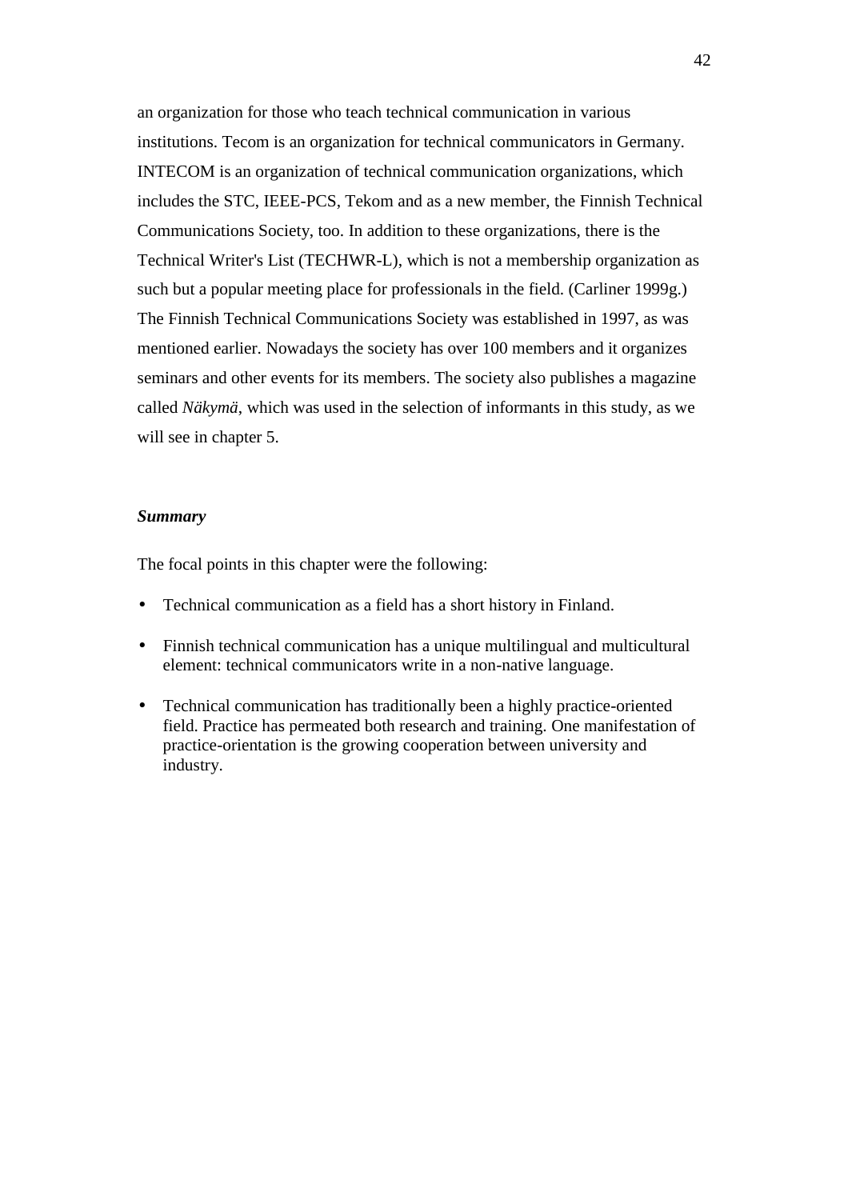an organization for those who teach technical communication in various institutions. Tecom is an organization for technical communicators in Germany. INTECOM is an organization of technical communication organizations, which includes the STC, IEEE-PCS, Tekom and as a new member, the Finnish Technical Communications Society, too. In addition to these organizations, there is the Technical Writer's List (TECHWR-L), which is not a membership organization as such but a popular meeting place for professionals in the field. (Carliner 1999g.) The Finnish Technical Communications Society was established in 1997, as was mentioned earlier. Nowadays the society has over 100 members and it organizes seminars and other events for its members. The society also publishes a magazine called *Näkymä*, which was used in the selection of informants in this study, as we will see in chapter 5.

***Summary***

The focal points in this chapter were the following:

- Technical communication as a field has a short history in Finland.
- Finnish technical communication has a unique multilingual and multicultural element: technical communicators write in a non-native language.
- Technical communication has traditionally been a highly practice-oriented field. Practice has permeated both research and training. One manifestation of practice-orientation is the growing cooperation between university and industry.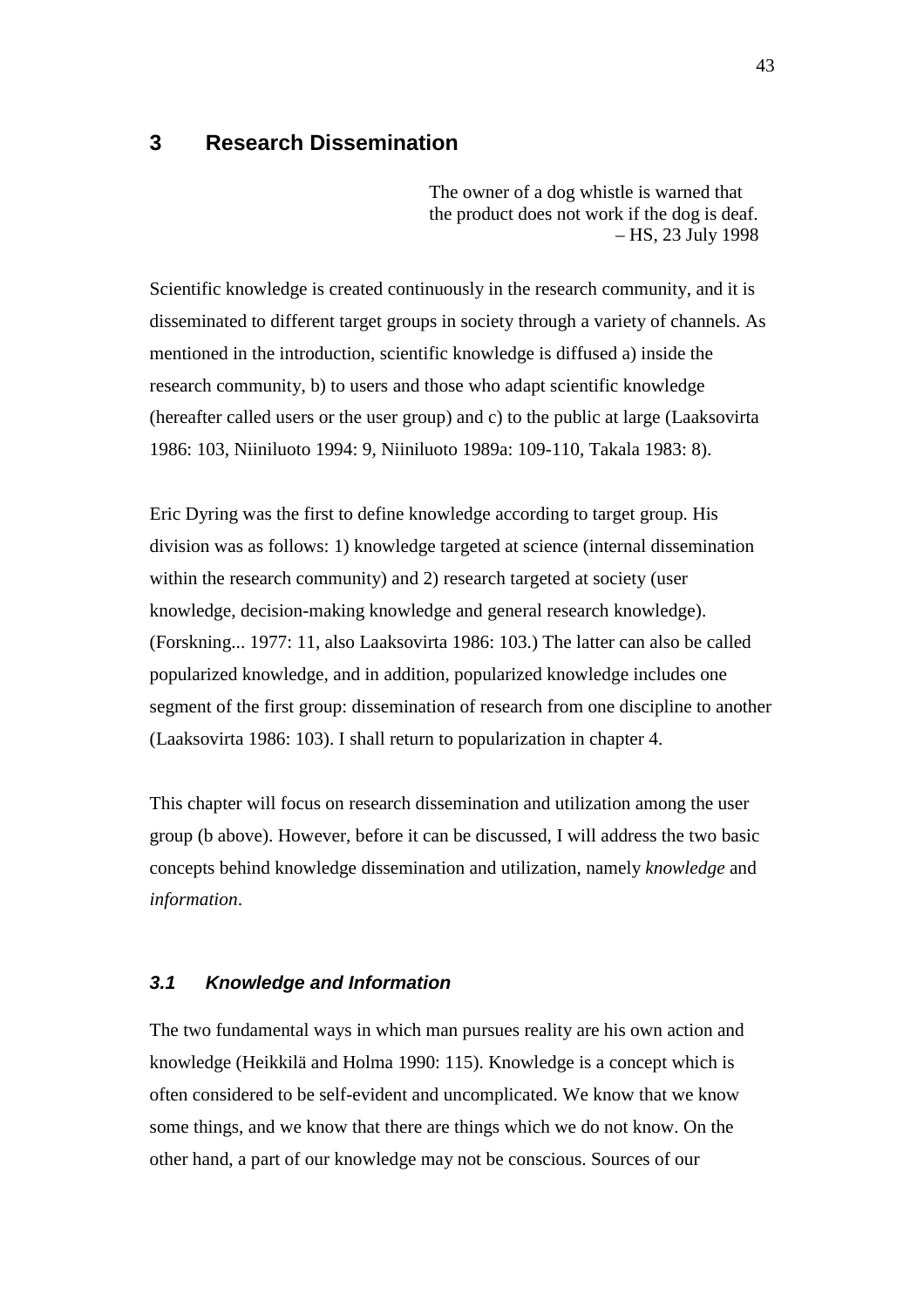# 3 Research Dissemination

> The owner of a dog whistle is warned that the product does not work if the dog is deaf.
> – HS, 23 July 1998

Scientific knowledge is created continuously in the research community, and it is disseminated to different target groups in society through a variety of channels. As mentioned in the introduction, scientific knowledge is diffused a) inside the research community, b) to users and those who adapt scientific knowledge (hereafter called users or the user group) and c) to the public at large (Laaksovirta 1986: 103, Niiniluoto 1994: 9, Niiniluoto 1989a: 109-110, Takala 1983: 8).

Eric Dyring was the first to define knowledge according to target group. His division was as follows: 1) knowledge targeted at science (internal dissemination within the research community) and 2) research targeted at society (user knowledge, decision-making knowledge and general research knowledge). (Forskning... 1977: 11, also Laaksovirta 1986: 103.) The latter can also be called popularized knowledge, and in addition, popularized knowledge includes one segment of the first group: dissemination of research from one discipline to another (Laaksovirta 1986: 103). I shall return to popularization in chapter 4.

This chapter will focus on research dissemination and utilization among the user group (b above). However, before it can be discussed, I will address the two basic concepts behind knowledge dissemination and utilization, namely *knowledge* and *information*.

## 3.1 Knowledge and Information

The two fundamental ways in which man pursues reality are his own action and knowledge (Heikkilä and Holma 1990: 115). Knowledge is a concept which is often considered to be self-evident and uncomplicated. We know that we know some things, and we know that there are things which we do not know. On the other hand, a part of our knowledge may not be conscious. Sources of our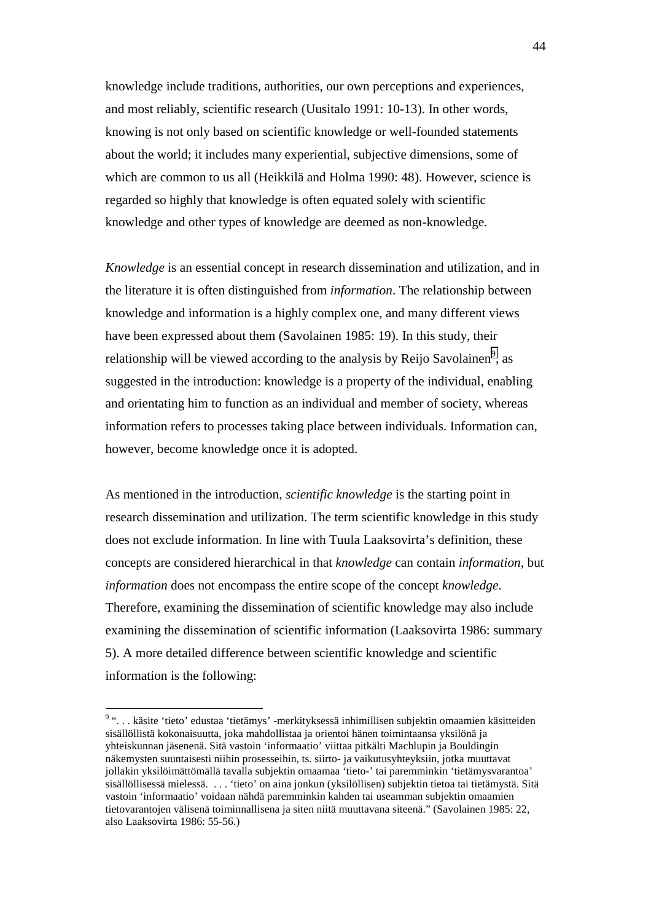knowledge include traditions, authorities, our own perceptions and experiences, and most reliably, scientific research (Uusitalo 1991: 10-13). In other words, knowing is not only based on scientific knowledge or well-founded statements about the world; it includes many experiential, subjective dimensions, some of which are common to us all (Heikkilä and Holma 1990: 48). However, science is regarded so highly that knowledge is often equated solely with scientific knowledge and other types of knowledge are deemed as non-knowledge.

*Knowledge* is an essential concept in research dissemination and utilization, and in the literature it is often distinguished from *information*. The relationship between knowledge and information is a highly complex one, and many different views have been expressed about them (Savolainen 1985: 19). In this study, their relationship will be viewed according to the analysis by Reijo Savolainen[9], as suggested in the introduction: knowledge is a property of the individual, enabling and orientating him to function as an individual and member of society, whereas information refers to processes taking place between individuals. Information can, however, become knowledge once it is adopted.

As mentioned in the introduction, *scientific knowledge* is the starting point in research dissemination and utilization. The term scientific knowledge in this study does not exclude information. In line with Tuula Laaksovirta's definition, these concepts are considered hierarchical in that *knowledge* can contain *information*, but *information* does not encompass the entire scope of the concept *knowledge*. Therefore, examining the dissemination of scientific knowledge may also include examining the dissemination of scientific information (Laaksovirta 1986: summary 5). A more detailed difference between scientific knowledge and scientific information is the following:

---

[9] ". . . käsite 'tieto' edustaa 'tietämys' -merkityksessä inhimillisen subjektin omaamien käsitteiden sisällöllistä kokonaisuutta, joka mahdollistaa ja orientoi hänen toimintaansa yksilönä ja yhteiskunnan jäsenenä. Sitä vastoin 'informaatio' viittaa pitkälti Machlupin ja Bouldingin näkemysten suuntaisesti niihin prosesseihin, ts. siirto- ja vaikutusyhteyksiin, jotka muuttavat jollakin yksilöimättömällä tavalla subjektin omaamaa 'tieto-' tai paremminkin 'tietämysvarantoa' sisällöllisessä mielessä. . . . 'tieto' on aina jonkun (yksilöllisen) subjektin tietoa tai tietämystä. Sitä vastoin 'informaatio' voidaan nähdä paremminkin kahden tai useamman subjektin omaamien tietovarantojen välisenä toiminnallisena ja siten niitä muuttavana siteenä." (Savolainen 1985: 22, also Laaksovirta 1986: 55-56.)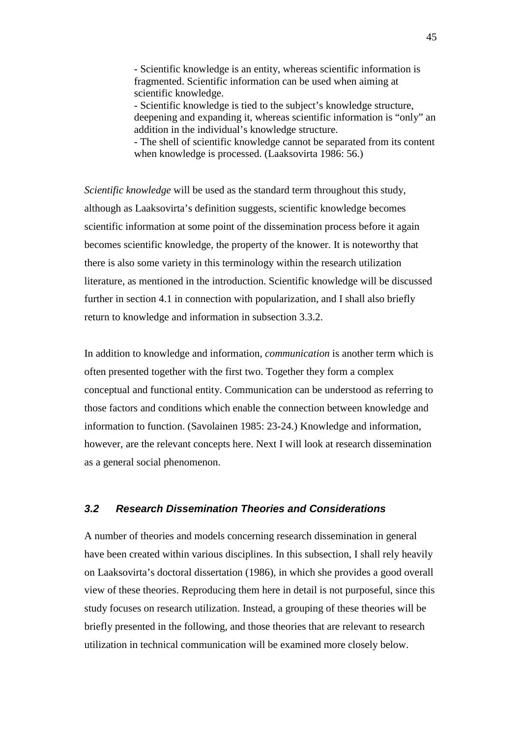> - Scientific knowledge is an entity, whereas scientific information is fragmented. Scientific information can be used when aiming at scientific knowledge.
> - Scientific knowledge is tied to the subject's knowledge structure, deepening and expanding it, whereas scientific information is "only" an addition in the individual's knowledge structure.
> - The shell of scientific knowledge cannot be separated from its content when knowledge is processed. (Laaksovirta 1986: 56.)

*Scientific knowledge* will be used as the standard term throughout this study, although as Laaksovirta's definition suggests, scientific knowledge becomes scientific information at some point of the dissemination process before it again becomes scientific knowledge, the property of the knower. It is noteworthy that there is also some variety in this terminology within the research utilization literature, as mentioned in the introduction. Scientific knowledge will be discussed further in section 4.1 in connection with popularization, and I shall also briefly return to knowledge and information in subsection 3.3.2.

In addition to knowledge and information, *communication* is another term which is often presented together with the first two. Together they form a complex conceptual and functional entity. Communication can be understood as referring to those factors and conditions which enable the connection between knowledge and information to function. (Savolainen 1985: 23-24.) Knowledge and information, however, are the relevant concepts here. Next I will look at research dissemination as a general social phenomenon.

### 3.2 Research Dissemination Theories and Considerations

A number of theories and models concerning research dissemination in general have been created within various disciplines. In this subsection, I shall rely heavily on Laaksovirta's doctoral dissertation (1986), in which she provides a good overall view of these theories. Reproducing them here in detail is not purposeful, since this study focuses on research utilization. Instead, a grouping of these theories will be briefly presented in the following, and those theories that are relevant to research utilization in technical communication will be examined more closely below.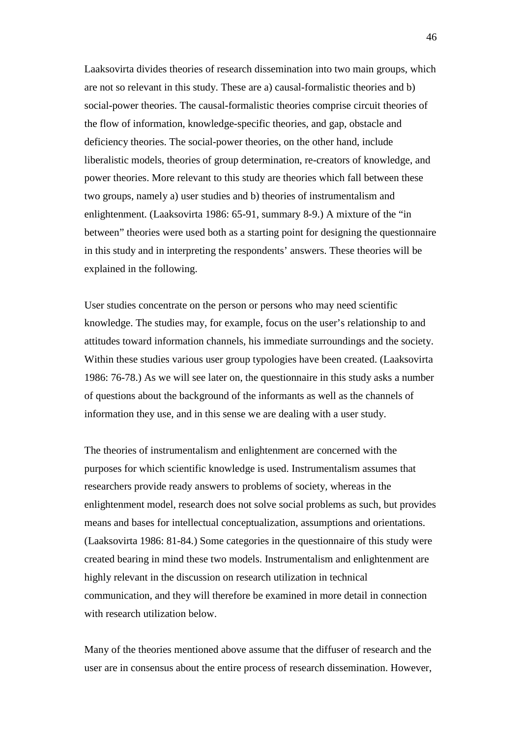Laaksovirta divides theories of research dissemination into two main groups, which are not so relevant in this study. These are a) causal-formalistic theories and b) social-power theories. The causal-formalistic theories comprise circuit theories of the flow of information, knowledge-specific theories, and gap, obstacle and deficiency theories. The social-power theories, on the other hand, include liberalistic models, theories of group determination, re-creators of knowledge, and power theories. More relevant to this study are theories which fall between these two groups, namely a) user studies and b) theories of instrumentalism and enlightenment. (Laaksovirta 1986: 65-91, summary 8-9.) A mixture of the "in between" theories were used both as a starting point for designing the questionnaire in this study and in interpreting the respondents' answers. These theories will be explained in the following.

User studies concentrate on the person or persons who may need scientific knowledge. The studies may, for example, focus on the user's relationship to and attitudes toward information channels, his immediate surroundings and the society. Within these studies various user group typologies have been created. (Laaksovirta 1986: 76-78.) As we will see later on, the questionnaire in this study asks a number of questions about the background of the informants as well as the channels of information they use, and in this sense we are dealing with a user study.

The theories of instrumentalism and enlightenment are concerned with the purposes for which scientific knowledge is used. Instrumentalism assumes that researchers provide ready answers to problems of society, whereas in the enlightenment model, research does not solve social problems as such, but provides means and bases for intellectual conceptualization, assumptions and orientations. (Laaksovirta 1986: 81-84.) Some categories in the questionnaire of this study were created bearing in mind these two models. Instrumentalism and enlightenment are highly relevant in the discussion on research utilization in technical communication, and they will therefore be examined in more detail in connection with research utilization below.

Many of the theories mentioned above assume that the diffuser of research and the user are in consensus about the entire process of research dissemination. However,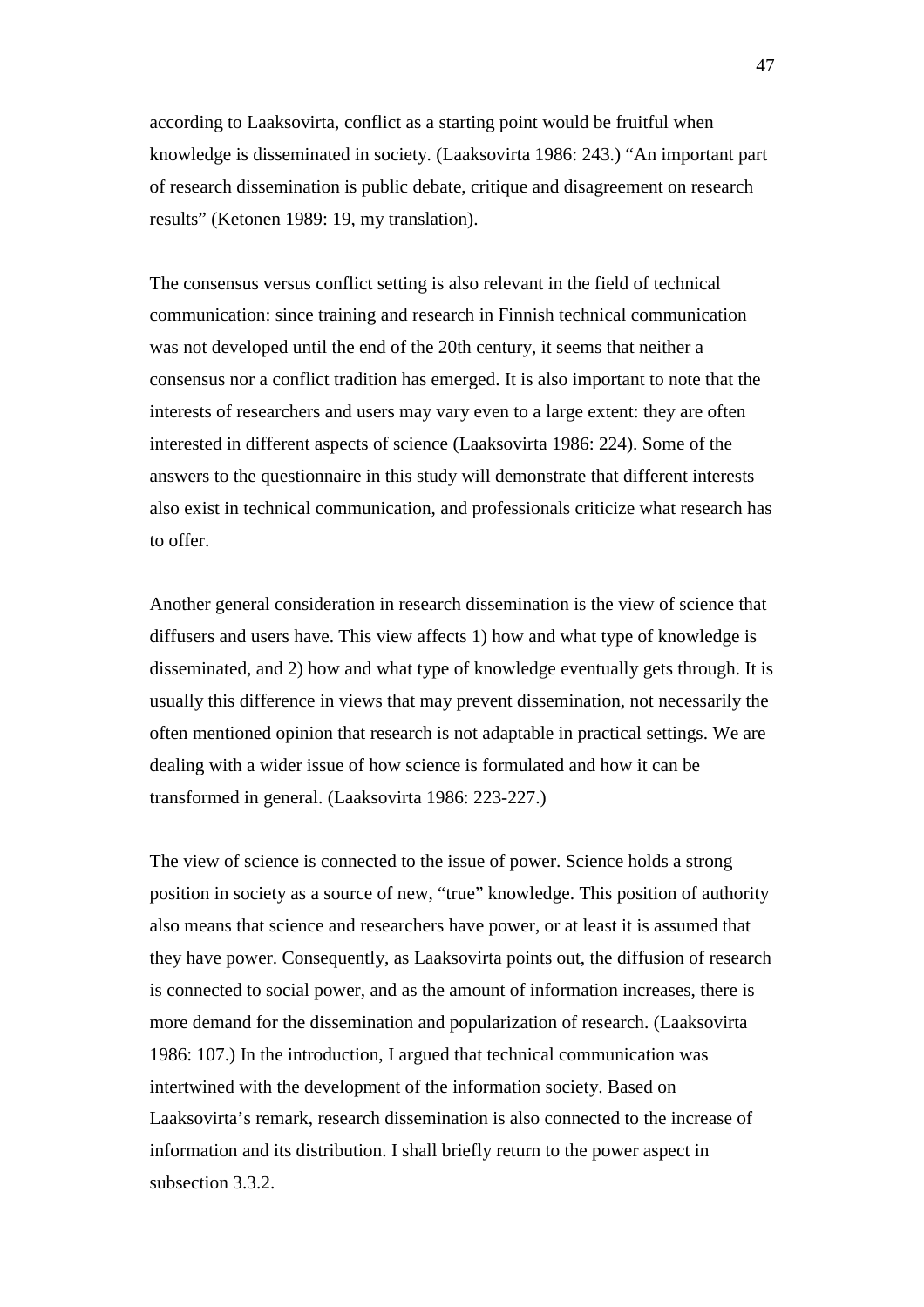according to Laaksovirta, conflict as a starting point would be fruitful when knowledge is disseminated in society. (Laaksovirta 1986: 243.) "An important part of research dissemination is public debate, critique and disagreement on research results" (Ketonen 1989: 19, my translation).

The consensus versus conflict setting is also relevant in the field of technical communication: since training and research in Finnish technical communication was not developed until the end of the 20th century, it seems that neither a consensus nor a conflict tradition has emerged. It is also important to note that the interests of researchers and users may vary even to a large extent: they are often interested in different aspects of science (Laaksovirta 1986: 224). Some of the answers to the questionnaire in this study will demonstrate that different interests also exist in technical communication, and professionals criticize what research has to offer.

Another general consideration in research dissemination is the view of science that diffusers and users have. This view affects 1) how and what type of knowledge is disseminated, and 2) how and what type of knowledge eventually gets through. It is usually this difference in views that may prevent dissemination, not necessarily the often mentioned opinion that research is not adaptable in practical settings. We are dealing with a wider issue of how science is formulated and how it can be transformed in general. (Laaksovirta 1986: 223-227.)

The view of science is connected to the issue of power. Science holds a strong position in society as a source of new, "true" knowledge. This position of authority also means that science and researchers have power, or at least it is assumed that they have power. Consequently, as Laaksovirta points out, the diffusion of research is connected to social power, and as the amount of information increases, there is more demand for the dissemination and popularization of research. (Laaksovirta 1986: 107.) In the introduction, I argued that technical communication was intertwined with the development of the information society. Based on Laaksovirta's remark, research dissemination is also connected to the increase of information and its distribution. I shall briefly return to the power aspect in subsection 3.3.2.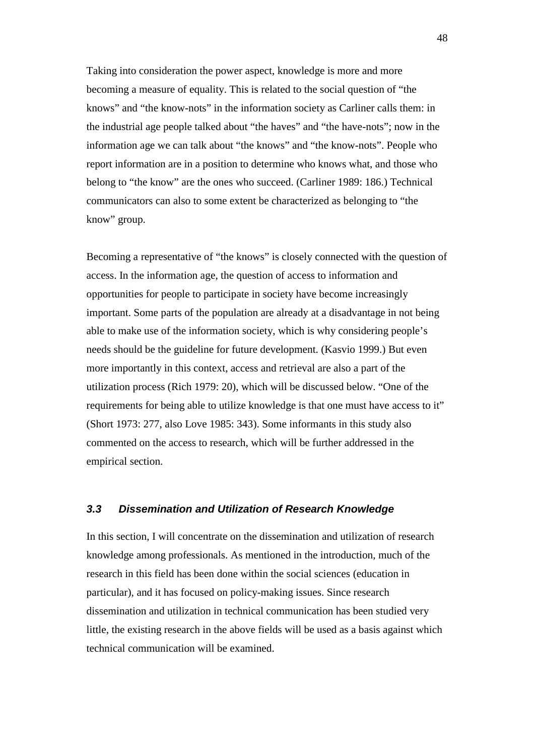Taking into consideration the power aspect, knowledge is more and more becoming a measure of equality. This is related to the social question of “the knows” and “the know-nots” in the information society as Carliner calls them: in the industrial age people talked about “the haves” and “the have-nots”; now in the information age we can talk about “the knows” and “the know-nots”. People who report information are in a position to determine who knows what, and those who belong to “the know” are the ones who succeed. (Carliner 1989: 186.) Technical communicators can also to some extent be characterized as belonging to “the know” group.

Becoming a representative of “the knows” is closely connected with the question of access. In the information age, the question of access to information and opportunities for people to participate in society have become increasingly important. Some parts of the population are already at a disadvantage in not being able to make use of the information society, which is why considering people’s needs should be the guideline for future development. (Kasvio 1999.) But even more importantly in this context, access and retrieval are also a part of the utilization process (Rich 1979: 20), which will be discussed below. “One of the requirements for being able to utilize knowledge is that one must have access to it” (Short 1973: 277, also Love 1985: 343). Some informants in this study also commented on the access to research, which will be further addressed in the empirical section.

### *3.3 Dissemination and Utilization of Research Knowledge*

In this section, I will concentrate on the dissemination and utilization of research knowledge among professionals. As mentioned in the introduction, much of the research in this field has been done within the social sciences (education in particular), and it has focused on policy-making issues. Since research dissemination and utilization in technical communication has been studied very little, the existing research in the above fields will be used as a basis against which technical communication will be examined.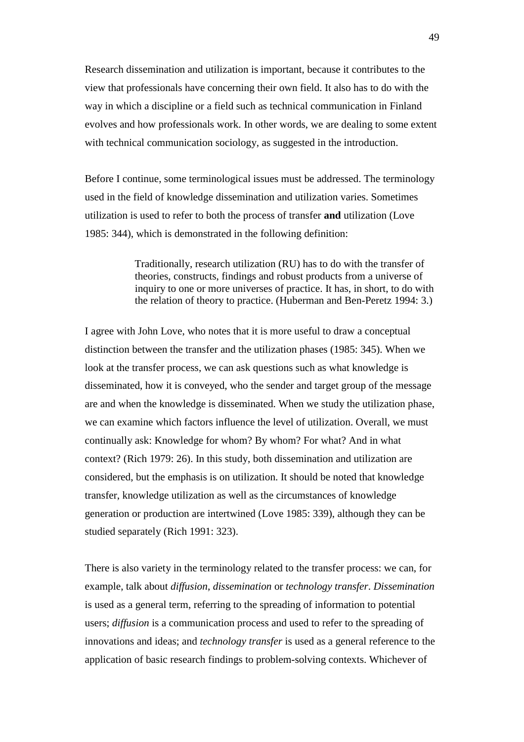Research dissemination and utilization is important, because it contributes to the view that professionals have concerning their own field. It also has to do with the way in which a discipline or a field such as technical communication in Finland evolves and how professionals work. In other words, we are dealing to some extent with technical communication sociology, as suggested in the introduction.

Before I continue, some terminological issues must be addressed. The terminology used in the field of knowledge dissemination and utilization varies. Sometimes utilization is used to refer to both the process of transfer **and** utilization (Love 1985: 344), which is demonstrated in the following definition:

> Traditionally, research utilization (RU) has to do with the transfer of theories, constructs, findings and robust products from a universe of inquiry to one or more universes of practice. It has, in short, to do with the relation of theory to practice. (Huberman and Ben-Peretz 1994: 3.)

I agree with John Love, who notes that it is more useful to draw a conceptual distinction between the transfer and the utilization phases (1985: 345). When we look at the transfer process, we can ask questions such as what knowledge is disseminated, how it is conveyed, who the sender and target group of the message are and when the knowledge is disseminated. When we study the utilization phase, we can examine which factors influence the level of utilization. Overall, we must continually ask: Knowledge for whom? By whom? For what? And in what context? (Rich 1979: 26). In this study, both dissemination and utilization are considered, but the emphasis is on utilization. It should be noted that knowledge transfer, knowledge utilization as well as the circumstances of knowledge generation or production are intertwined (Love 1985: 339), although they can be studied separately (Rich 1991: 323).

There is also variety in the terminology related to the transfer process: we can, for example, talk about *diffusion*, *dissemination* or *technology transfer*. *Dissemination* is used as a general term, referring to the spreading of information to potential users; *diffusion* is a communication process and used to refer to the spreading of innovations and ideas; and *technology transfer* is used as a general reference to the application of basic research findings to problem-solving contexts. Whichever of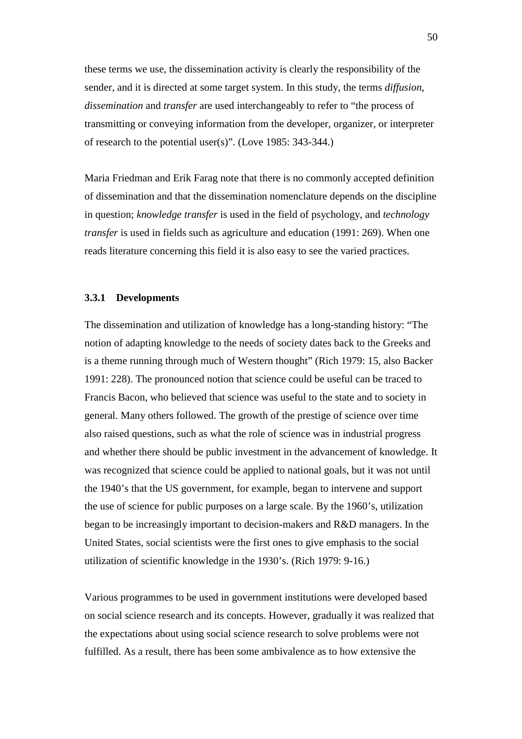these terms we use, the dissemination activity is clearly the responsibility of the sender, and it is directed at some target system. In this study, the terms *diffusion*, *dissemination* and *transfer* are used interchangeably to refer to "the process of transmitting or conveying information from the developer, organizer, or interpreter of research to the potential user(s)". (Love 1985: 343-344.)

Maria Friedman and Erik Farag note that there is no commonly accepted definition of dissemination and that the dissemination nomenclature depends on the discipline in question; *knowledge transfer* is used in the field of psychology, and *technology transfer* is used in fields such as agriculture and education (1991: 269). When one reads literature concerning this field it is also easy to see the varied practices.

### 3.3.1 Developments

The dissemination and utilization of knowledge has a long-standing history: "The notion of adapting knowledge to the needs of society dates back to the Greeks and is a theme running through much of Western thought" (Rich 1979: 15, also Backer 1991: 228). The pronounced notion that science could be useful can be traced to Francis Bacon, who believed that science was useful to the state and to society in general. Many others followed. The growth of the prestige of science over time also raised questions, such as what the role of science was in industrial progress and whether there should be public investment in the advancement of knowledge. It was recognized that science could be applied to national goals, but it was not until the 1940's that the US government, for example, began to intervene and support the use of science for public purposes on a large scale. By the 1960's, utilization began to be increasingly important to decision-makers and R&D managers. In the United States, social scientists were the first ones to give emphasis to the social utilization of scientific knowledge in the 1930's. (Rich 1979: 9-16.)

Various programmes to be used in government institutions were developed based on social science research and its concepts. However, gradually it was realized that the expectations about using social science research to solve problems were not fulfilled. As a result, there has been some ambivalence as to how extensive the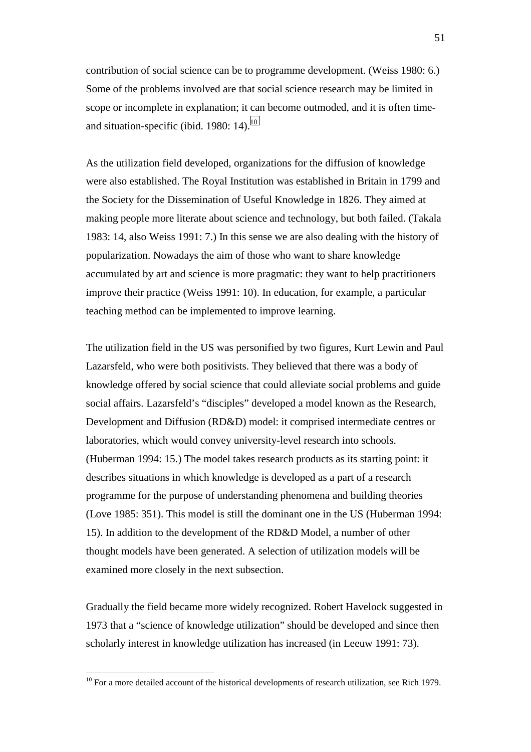contribution of social science can be to programme development. (Weiss 1980: 6.) Some of the problems involved are that social science research may be limited in scope or incomplete in explanation; it can become outmoded, and it is often time- and situation-specific (ibid. 1980: 14).[10]

As the utilization field developed, organizations for the diffusion of knowledge were also established. The Royal Institution was established in Britain in 1799 and the Society for the Dissemination of Useful Knowledge in 1826. They aimed at making people more literate about science and technology, but both failed. (Takala 1983: 14, also Weiss 1991: 7.) In this sense we are also dealing with the history of popularization. Nowadays the aim of those who want to share knowledge accumulated by art and science is more pragmatic: they want to help practitioners improve their practice (Weiss 1991: 10). In education, for example, a particular teaching method can be implemented to improve learning.

The utilization field in the US was personified by two figures, Kurt Lewin and Paul Lazarsfeld, who were both positivists. They believed that there was a body of knowledge offered by social science that could alleviate social problems and guide social affairs. Lazarsfeld's "disciples" developed a model known as the Research, Development and Diffusion (RD&D) model: it comprised intermediate centres or laboratories, which would convey university-level research into schools. (Huberman 1994: 15.) The model takes research products as its starting point: it describes situations in which knowledge is developed as a part of a research programme for the purpose of understanding phenomena and building theories (Love 1985: 351). This model is still the dominant one in the US (Huberman 1994: 15). In addition to the development of the RD&D Model, a number of other thought models have been generated. A selection of utilization models will be examined more closely in the next subsection.

Gradually the field became more widely recognized. Robert Havelock suggested in 1973 that a "science of knowledge utilization" should be developed and since then scholarly interest in knowledge utilization has increased (in Leeuw 1991: 73).

---

[10] For a more detailed account of the historical developments of research utilization, see Rich 1979.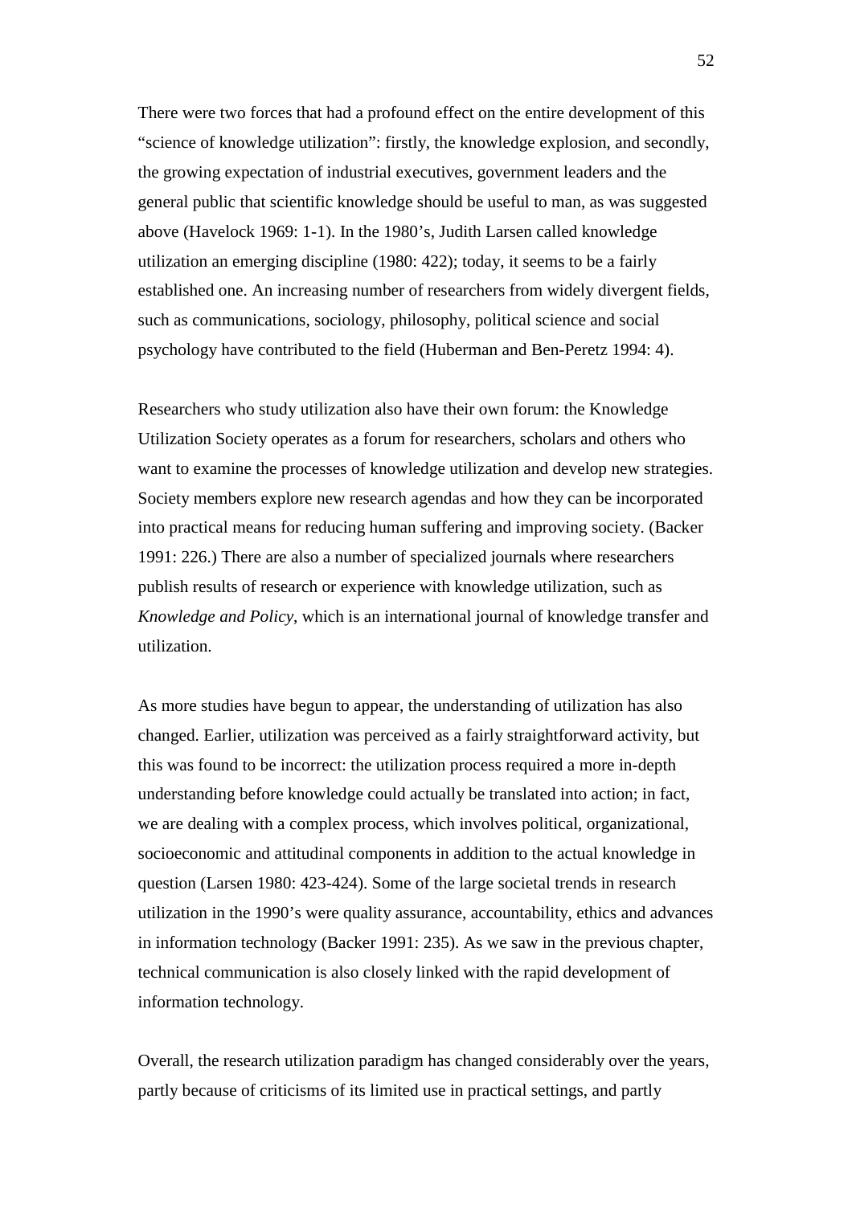There were two forces that had a profound effect on the entire development of this "science of knowledge utilization": firstly, the knowledge explosion, and secondly, the growing expectation of industrial executives, government leaders and the general public that scientific knowledge should be useful to man, as was suggested above (Havelock 1969: 1-1). In the 1980's, Judith Larsen called knowledge utilization an emerging discipline (1980: 422); today, it seems to be a fairly established one. An increasing number of researchers from widely divergent fields, such as communications, sociology, philosophy, political science and social psychology have contributed to the field (Huberman and Ben-Peretz 1994: 4).

Researchers who study utilization also have their own forum: the Knowledge Utilization Society operates as a forum for researchers, scholars and others who want to examine the processes of knowledge utilization and develop new strategies. Society members explore new research agendas and how they can be incorporated into practical means for reducing human suffering and improving society. (Backer 1991: 226.) There are also a number of specialized journals where researchers publish results of research or experience with knowledge utilization, such as *Knowledge and Policy*, which is an international journal of knowledge transfer and utilization.

As more studies have begun to appear, the understanding of utilization has also changed. Earlier, utilization was perceived as a fairly straightforward activity, but this was found to be incorrect: the utilization process required a more in-depth understanding before knowledge could actually be translated into action; in fact, we are dealing with a complex process, which involves political, organizational, socioeconomic and attitudinal components in addition to the actual knowledge in question (Larsen 1980: 423-424). Some of the large societal trends in research utilization in the 1990's were quality assurance, accountability, ethics and advances in information technology (Backer 1991: 235). As we saw in the previous chapter, technical communication is also closely linked with the rapid development of information technology.

Overall, the research utilization paradigm has changed considerably over the years, partly because of criticisms of its limited use in practical settings, and partly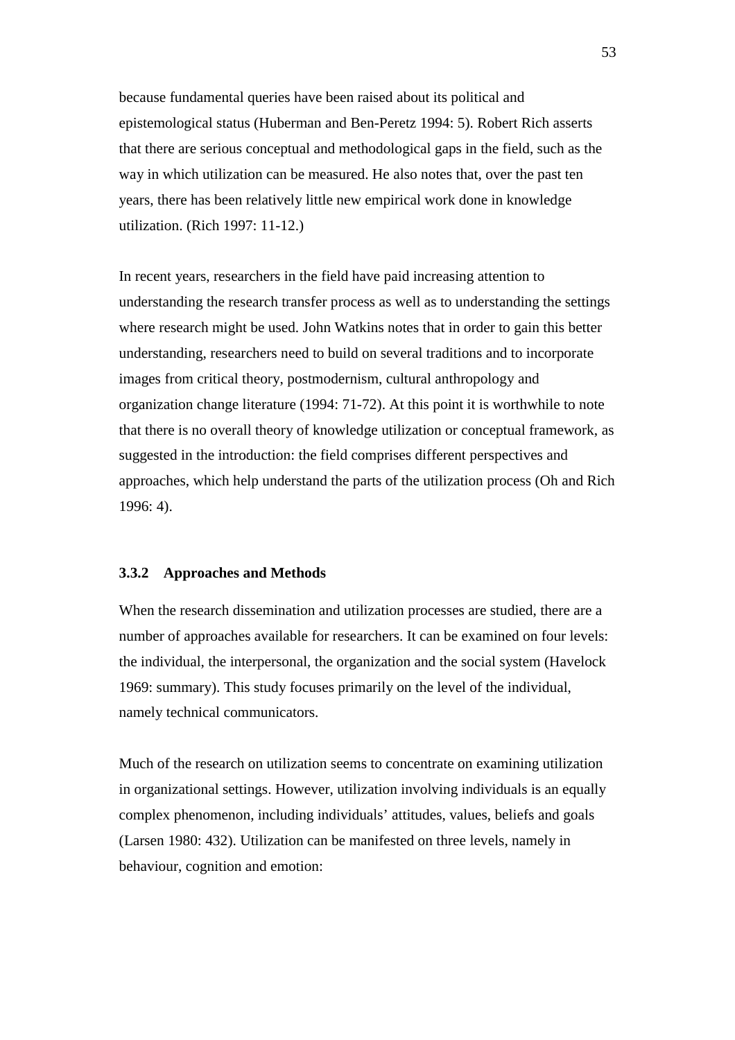because fundamental queries have been raised about its political and epistemological status (Huberman and Ben-Peretz 1994: 5). Robert Rich asserts that there are serious conceptual and methodological gaps in the field, such as the way in which utilization can be measured. He also notes that, over the past ten years, there has been relatively little new empirical work done in knowledge utilization. (Rich 1997: 11-12.)

In recent years, researchers in the field have paid increasing attention to understanding the research transfer process as well as to understanding the settings where research might be used. John Watkins notes that in order to gain this better understanding, researchers need to build on several traditions and to incorporate images from critical theory, postmodernism, cultural anthropology and organization change literature (1994: 71-72). At this point it is worthwhile to note that there is no overall theory of knowledge utilization or conceptual framework, as suggested in the introduction: the field comprises different perspectives and approaches, which help understand the parts of the utilization process (Oh and Rich 1996: 4).

### 3.3.2 Approaches and Methods

When the research dissemination and utilization processes are studied, there are a number of approaches available for researchers. It can be examined on four levels: the individual, the interpersonal, the organization and the social system (Havelock 1969: summary). This study focuses primarily on the level of the individual, namely technical communicators.

Much of the research on utilization seems to concentrate on examining utilization in organizational settings. However, utilization involving individuals is an equally complex phenomenon, including individuals' attitudes, values, beliefs and goals (Larsen 1980: 432). Utilization can be manifested on three levels, namely in behaviour, cognition and emotion: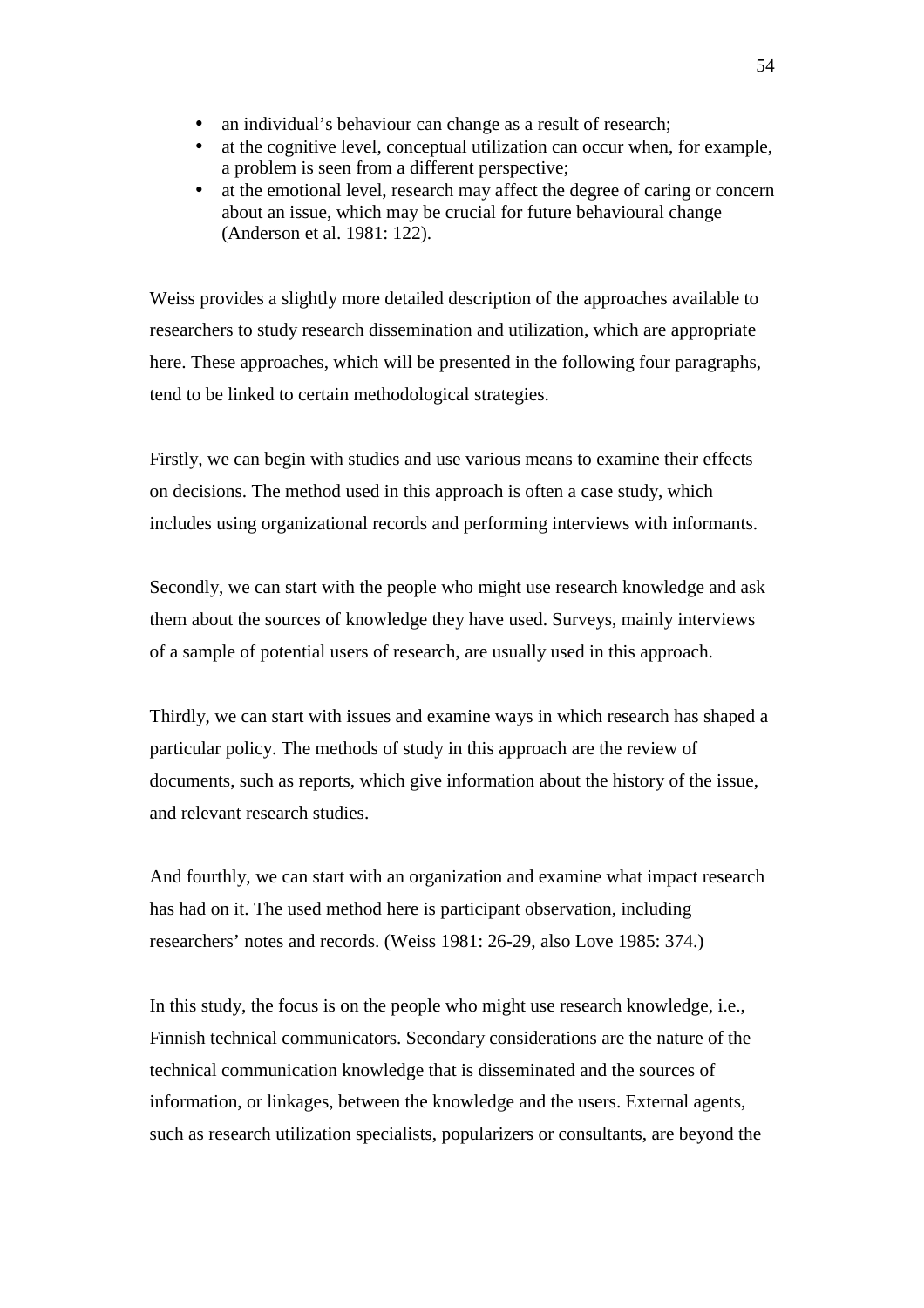- an individual's behaviour can change as a result of research;
- at the cognitive level, conceptual utilization can occur when, for example, a problem is seen from a different perspective;
- at the emotional level, research may affect the degree of caring or concern about an issue, which may be crucial for future behavioural change (Anderson et al. 1981: 122).

Weiss provides a slightly more detailed description of the approaches available to researchers to study research dissemination and utilization, which are appropriate here. These approaches, which will be presented in the following four paragraphs, tend to be linked to certain methodological strategies.

Firstly, we can begin with studies and use various means to examine their effects on decisions. The method used in this approach is often a case study, which includes using organizational records and performing interviews with informants.

Secondly, we can start with the people who might use research knowledge and ask them about the sources of knowledge they have used. Surveys, mainly interviews of a sample of potential users of research, are usually used in this approach.

Thirdly, we can start with issues and examine ways in which research has shaped a particular policy. The methods of study in this approach are the review of documents, such as reports, which give information about the history of the issue, and relevant research studies.

And fourthly, we can start with an organization and examine what impact research has had on it. The used method here is participant observation, including researchers' notes and records. (Weiss 1981: 26-29, also Love 1985: 374.)

In this study, the focus is on the people who might use research knowledge, i.e., Finnish technical communicators. Secondary considerations are the nature of the technical communication knowledge that is disseminated and the sources of information, or linkages, between the knowledge and the users. External agents, such as research utilization specialists, popularizers or consultants, are beyond the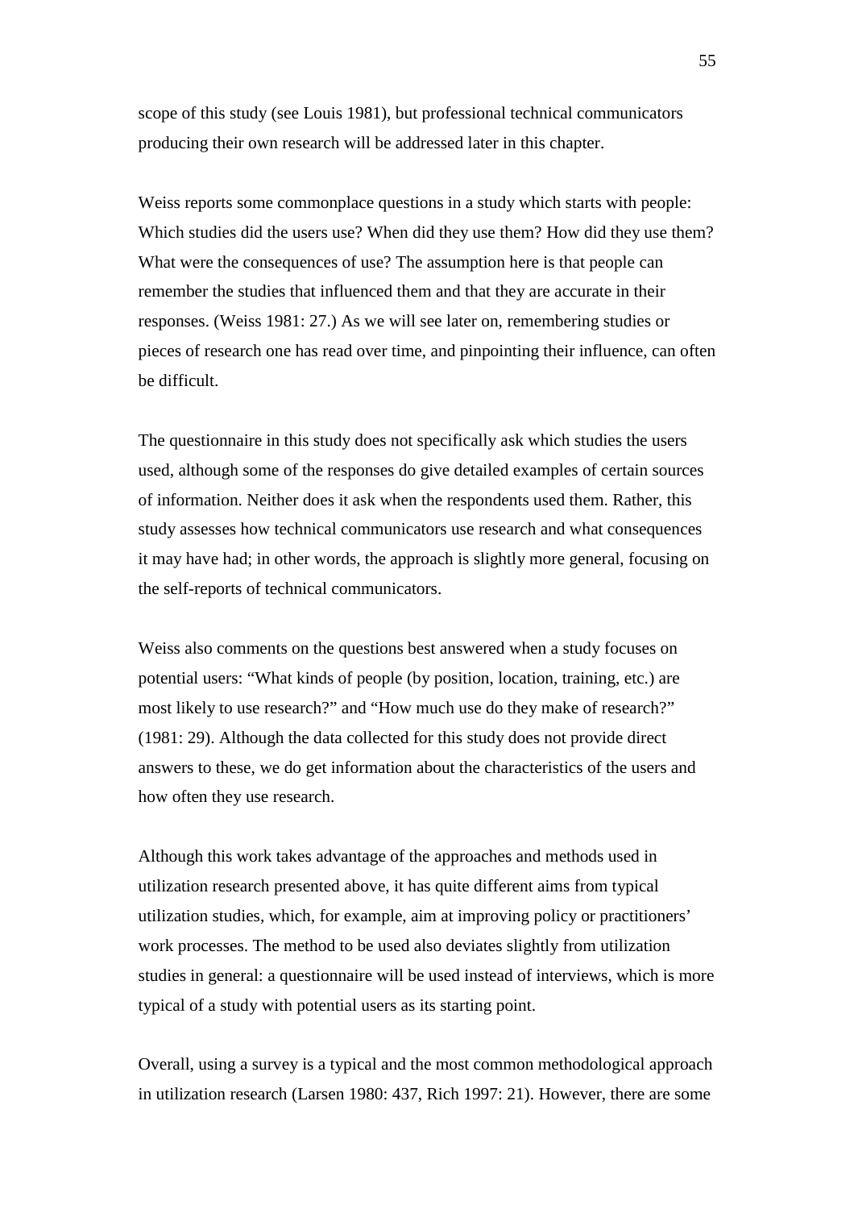scope of this study (see Louis 1981), but professional technical communicators producing their own research will be addressed later in this chapter.

Weiss reports some commonplace questions in a study which starts with people: Which studies did the users use? When did they use them? How did they use them? What were the consequences of use? The assumption here is that people can remember the studies that influenced them and that they are accurate in their responses. (Weiss 1981: 27.) As we will see later on, remembering studies or pieces of research one has read over time, and pinpointing their influence, can often be difficult.

The questionnaire in this study does not specifically ask which studies the users used, although some of the responses do give detailed examples of certain sources of information. Neither does it ask when the respondents used them. Rather, this study assesses how technical communicators use research and what consequences it may have had; in other words, the approach is slightly more general, focusing on the self-reports of technical communicators.

Weiss also comments on the questions best answered when a study focuses on potential users: "What kinds of people (by position, location, training, etc.) are most likely to use research?" and "How much use do they make of research?" (1981: 29). Although the data collected for this study does not provide direct answers to these, we do get information about the characteristics of the users and how often they use research.

Although this work takes advantage of the approaches and methods used in utilization research presented above, it has quite different aims from typical utilization studies, which, for example, aim at improving policy or practitioners' work processes. The method to be used also deviates slightly from utilization studies in general: a questionnaire will be used instead of interviews, which is more typical of a study with potential users as its starting point.

Overall, using a survey is a typical and the most common methodological approach in utilization research (Larsen 1980: 437, Rich 1997: 21). However, there are some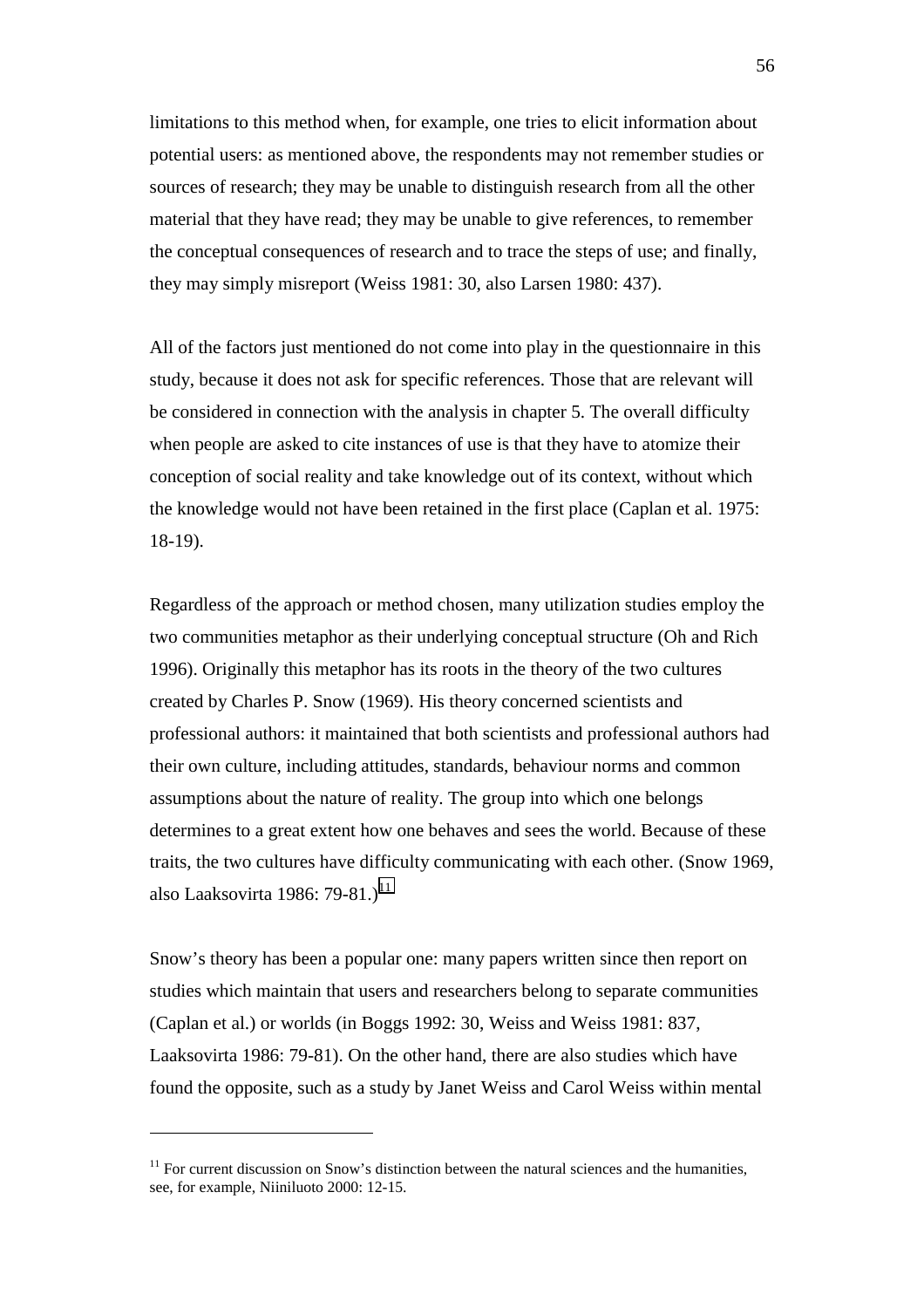limitations to this method when, for example, one tries to elicit information about potential users: as mentioned above, the respondents may not remember studies or sources of research; they may be unable to distinguish research from all the other material that they have read; they may be unable to give references, to remember the conceptual consequences of research and to trace the steps of use; and finally, they may simply misreport (Weiss 1981: 30, also Larsen 1980: 437).

All of the factors just mentioned do not come into play in the questionnaire in this study, because it does not ask for specific references. Those that are relevant will be considered in connection with the analysis in chapter 5. The overall difficulty when people are asked to cite instances of use is that they have to atomize their conception of social reality and take knowledge out of its context, without which the knowledge would not have been retained in the first place (Caplan et al. 1975: 18-19).

Regardless of the approach or method chosen, many utilization studies employ the two communities metaphor as their underlying conceptual structure (Oh and Rich 1996). Originally this metaphor has its roots in the theory of the two cultures created by Charles P. Snow (1969). His theory concerned scientists and professional authors: it maintained that both scientists and professional authors had their own culture, including attitudes, standards, behaviour norms and common assumptions about the nature of reality. The group into which one belongs determines to a great extent how one behaves and sees the world. Because of these traits, the two cultures have difficulty communicating with each other. (Snow 1969, also Laaksovirta 1986: 79-81.)[11]

Snow's theory has been a popular one: many papers written since then report on studies which maintain that users and researchers belong to separate communities (Caplan et al.) or worlds (in Boggs 1992: 30, Weiss and Weiss 1981: 837, Laaksovirta 1986: 79-81). On the other hand, there are also studies which have found the opposite, such as a study by Janet Weiss and Carol Weiss within mental

---

[11] For current discussion on Snow's distinction between the natural sciences and the humanities, see, for example, Niiniluoto 2000: 12-15.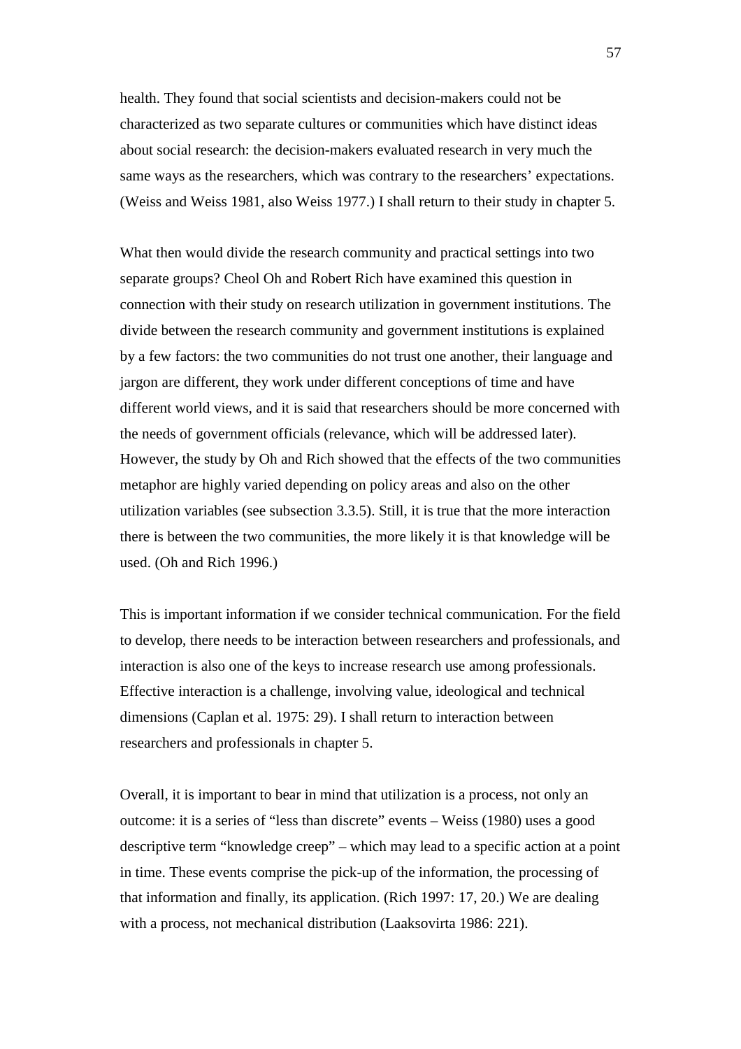health. They found that social scientists and decision-makers could not be characterized as two separate cultures or communities which have distinct ideas about social research: the decision-makers evaluated research in very much the same ways as the researchers, which was contrary to the researchers' expectations. (Weiss and Weiss 1981, also Weiss 1977.) I shall return to their study in chapter 5.

What then would divide the research community and practical settings into two separate groups? Cheol Oh and Robert Rich have examined this question in connection with their study on research utilization in government institutions. The divide between the research community and government institutions is explained by a few factors: the two communities do not trust one another, their language and jargon are different, they work under different conceptions of time and have different world views, and it is said that researchers should be more concerned with the needs of government officials (relevance, which will be addressed later). However, the study by Oh and Rich showed that the effects of the two communities metaphor are highly varied depending on policy areas and also on the other utilization variables (see subsection 3.3.5). Still, it is true that the more interaction there is between the two communities, the more likely it is that knowledge will be used. (Oh and Rich 1996.)

This is important information if we consider technical communication. For the field to develop, there needs to be interaction between researchers and professionals, and interaction is also one of the keys to increase research use among professionals. Effective interaction is a challenge, involving value, ideological and technical dimensions (Caplan et al. 1975: 29). I shall return to interaction between researchers and professionals in chapter 5.

Overall, it is important to bear in mind that utilization is a process, not only an outcome: it is a series of "less than discrete" events – Weiss (1980) uses a good descriptive term "knowledge creep" – which may lead to a specific action at a point in time. These events comprise the pick-up of the information, the processing of that information and finally, its application. (Rich 1997: 17, 20.) We are dealing with a process, not mechanical distribution (Laaksovirta 1986: 221).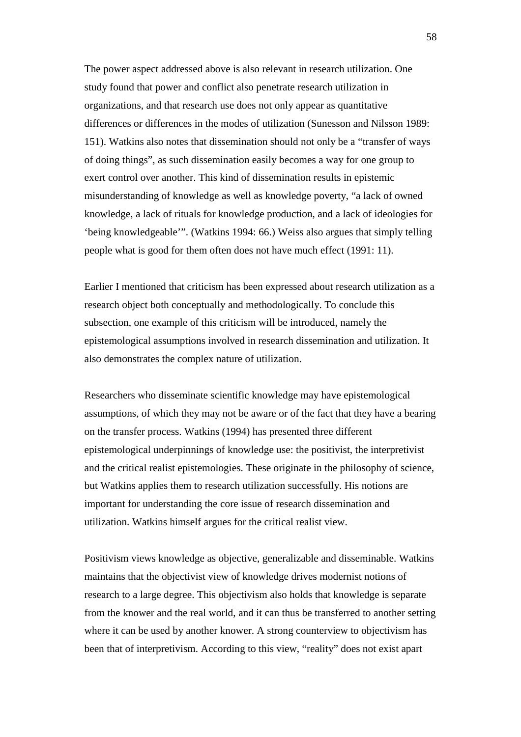The power aspect addressed above is also relevant in research utilization. One study found that power and conflict also penetrate research utilization in organizations, and that research use does not only appear as quantitative differences or differences in the modes of utilization (Sunesson and Nilsson 1989: 151). Watkins also notes that dissemination should not only be a "transfer of ways of doing things", as such dissemination easily becomes a way for one group to exert control over another. This kind of dissemination results in epistemic misunderstanding of knowledge as well as knowledge poverty, "a lack of owned knowledge, a lack of rituals for knowledge production, and a lack of ideologies for 'being knowledgeable'". (Watkins 1994: 66.) Weiss also argues that simply telling people what is good for them often does not have much effect (1991: 11).

Earlier I mentioned that criticism has been expressed about research utilization as a research object both conceptually and methodologically. To conclude this subsection, one example of this criticism will be introduced, namely the epistemological assumptions involved in research dissemination and utilization. It also demonstrates the complex nature of utilization.

Researchers who disseminate scientific knowledge may have epistemological assumptions, of which they may not be aware or of the fact that they have a bearing on the transfer process. Watkins (1994) has presented three different epistemological underpinnings of knowledge use: the positivist, the interpretivist and the critical realist epistemologies. These originate in the philosophy of science, but Watkins applies them to research utilization successfully. His notions are important for understanding the core issue of research dissemination and utilization. Watkins himself argues for the critical realist view.

Positivism views knowledge as objective, generalizable and disseminable. Watkins maintains that the objectivist view of knowledge drives modernist notions of research to a large degree. This objectivism also holds that knowledge is separate from the knower and the real world, and it can thus be transferred to another setting where it can be used by another knower. A strong counterview to objectivism has been that of interpretivism. According to this view, "reality" does not exist apart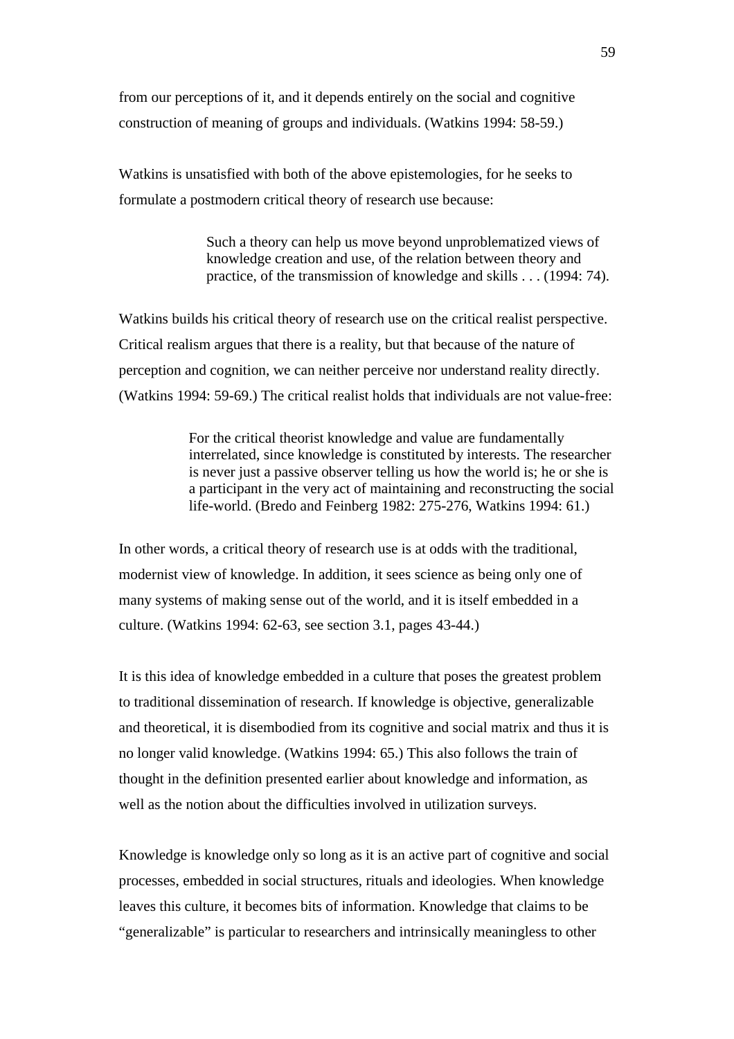from our perceptions of it, and it depends entirely on the social and cognitive construction of meaning of groups and individuals. (Watkins 1994: 58-59.)

Watkins is unsatisfied with both of the above epistemologies, for he seeks to formulate a postmodern critical theory of research use because:

> Such a theory can help us move beyond unproblematized views of knowledge creation and use, of the relation between theory and practice, of the transmission of knowledge and skills . . . (1994: 74).

Watkins builds his critical theory of research use on the critical realist perspective. Critical realism argues that there is a reality, but that because of the nature of perception and cognition, we can neither perceive nor understand reality directly. (Watkins 1994: 59-69.) The critical realist holds that individuals are not value-free:

> For the critical theorist knowledge and value are fundamentally interrelated, since knowledge is constituted by interests. The researcher is never just a passive observer telling us how the world is; he or she is a participant in the very act of maintaining and reconstructing the social life-world. (Bredo and Feinberg 1982: 275-276, Watkins 1994: 61.)

In other words, a critical theory of research use is at odds with the traditional, modernist view of knowledge. In addition, it sees science as being only one of many systems of making sense out of the world, and it is itself embedded in a culture. (Watkins 1994: 62-63, see section 3.1, pages 43-44.)

It is this idea of knowledge embedded in a culture that poses the greatest problem to traditional dissemination of research. If knowledge is objective, generalizable and theoretical, it is disembodied from its cognitive and social matrix and thus it is no longer valid knowledge. (Watkins 1994: 65.) This also follows the train of thought in the definition presented earlier about knowledge and information, as well as the notion about the difficulties involved in utilization surveys.

Knowledge is knowledge only so long as it is an active part of cognitive and social processes, embedded in social structures, rituals and ideologies. When knowledge leaves this culture, it becomes bits of information. Knowledge that claims to be "generalizable" is particular to researchers and intrinsically meaningless to other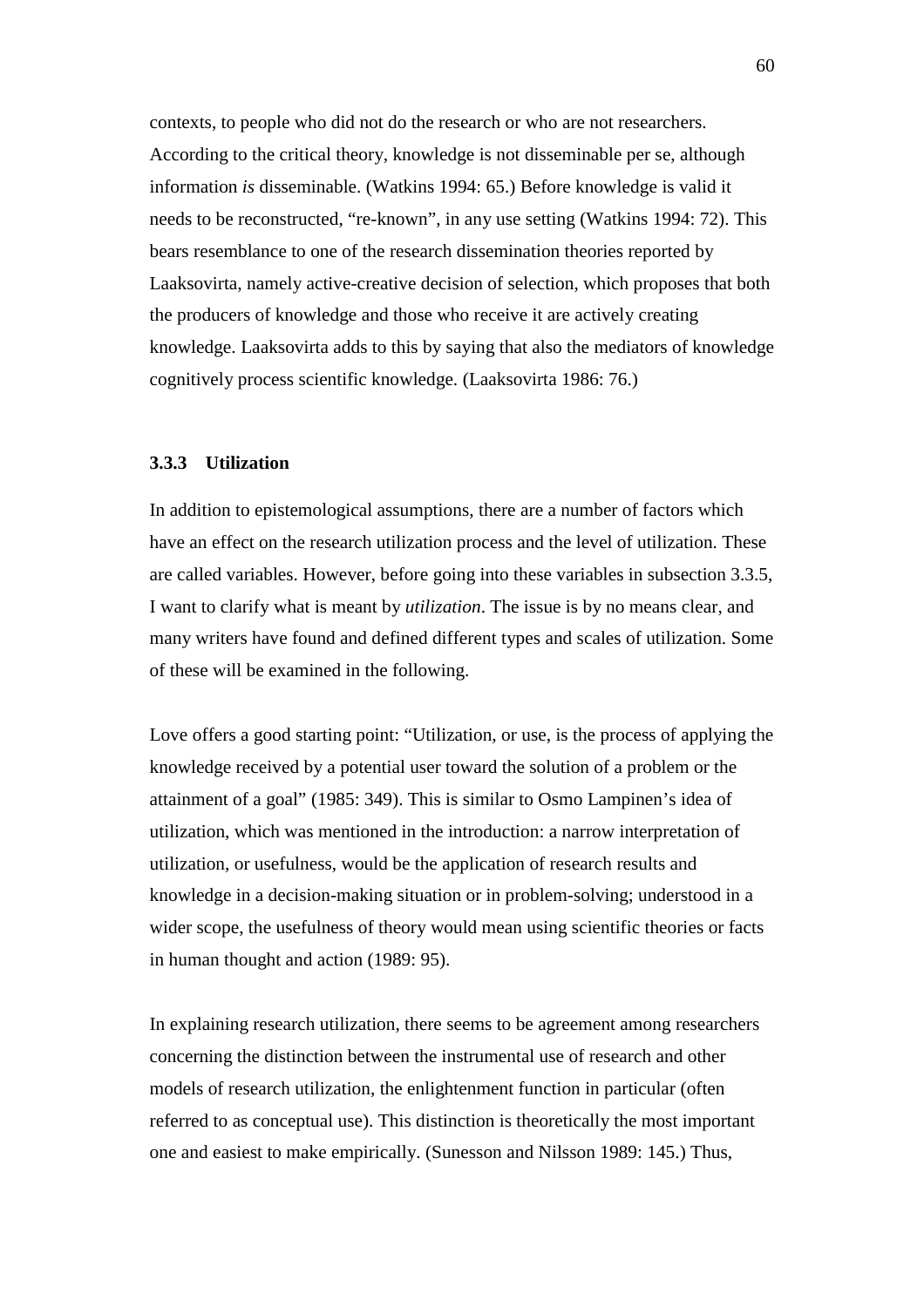contexts, to people who did not do the research or who are not researchers. According to the critical theory, knowledge is not disseminable per se, although information *is* disseminable. (Watkins 1994: 65.) Before knowledge is valid it needs to be reconstructed, "re-known", in any use setting (Watkins 1994: 72). This bears resemblance to one of the research dissemination theories reported by Laaksovirta, namely active-creative decision of selection, which proposes that both the producers of knowledge and those who receive it are actively creating knowledge. Laaksovirta adds to this by saying that also the mediators of knowledge cognitively process scientific knowledge. (Laaksovirta 1986: 76.)

### 3.3.3 Utilization

In addition to epistemological assumptions, there are a number of factors which have an effect on the research utilization process and the level of utilization. These are called variables. However, before going into these variables in subsection 3.3.5, I want to clarify what is meant by *utilization*. The issue is by no means clear, and many writers have found and defined different types and scales of utilization. Some of these will be examined in the following.

Love offers a good starting point: "Utilization, or use, is the process of applying the knowledge received by a potential user toward the solution of a problem or the attainment of a goal" (1985: 349). This is similar to Osmo Lampinen's idea of utilization, which was mentioned in the introduction: a narrow interpretation of utilization, or usefulness, would be the application of research results and knowledge in a decision-making situation or in problem-solving; understood in a wider scope, the usefulness of theory would mean using scientific theories or facts in human thought and action (1989: 95).

In explaining research utilization, there seems to be agreement among researchers concerning the distinction between the instrumental use of research and other models of research utilization, the enlightenment function in particular (often referred to as conceptual use). This distinction is theoretically the most important one and easiest to make empirically. (Sunesson and Nilsson 1989: 145.) Thus,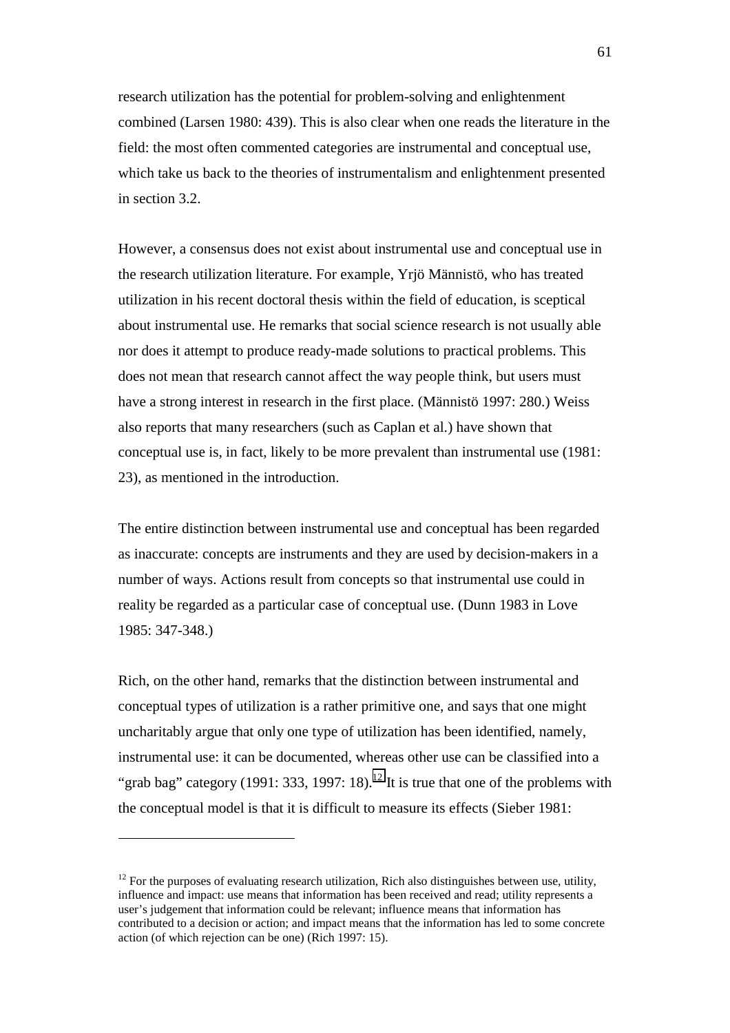research utilization has the potential for problem-solving and enlightenment combined (Larsen 1980: 439). This is also clear when one reads the literature in the field: the most often commented categories are instrumental and conceptual use, which take us back to the theories of instrumentalism and enlightenment presented in section 3.2.

However, a consensus does not exist about instrumental use and conceptual use in the research utilization literature. For example, Yrjö Männistö, who has treated utilization in his recent doctoral thesis within the field of education, is sceptical about instrumental use. He remarks that social science research is not usually able nor does it attempt to produce ready-made solutions to practical problems. This does not mean that research cannot affect the way people think, but users must have a strong interest in research in the first place. (Männistö 1997: 280.) Weiss also reports that many researchers (such as Caplan et al.) have shown that conceptual use is, in fact, likely to be more prevalent than instrumental use (1981: 23), as mentioned in the introduction.

The entire distinction between instrumental use and conceptual has been regarded as inaccurate: concepts are instruments and they are used by decision-makers in a number of ways. Actions result from concepts so that instrumental use could in reality be regarded as a particular case of conceptual use. (Dunn 1983 in Love 1985: 347-348.)

Rich, on the other hand, remarks that the distinction between instrumental and conceptual types of utilization is a rather primitive one, and says that one might uncharitably argue that only one type of utilization has been identified, namely, instrumental use: it can be documented, whereas other use can be classified into a "grab bag" category (1991: 333, 1997: 18).[12] It is true that one of the problems with the conceptual model is that it is difficult to measure its effects (Sieber 1981:

---

[12] For the purposes of evaluating research utilization, Rich also distinguishes between use, utility, influence and impact: use means that information has been received and read; utility represents a user's judgement that information could be relevant; influence means that information has contributed to a decision or action; and impact means that the information has led to some concrete action (of which rejection can be one) (Rich 1997: 15).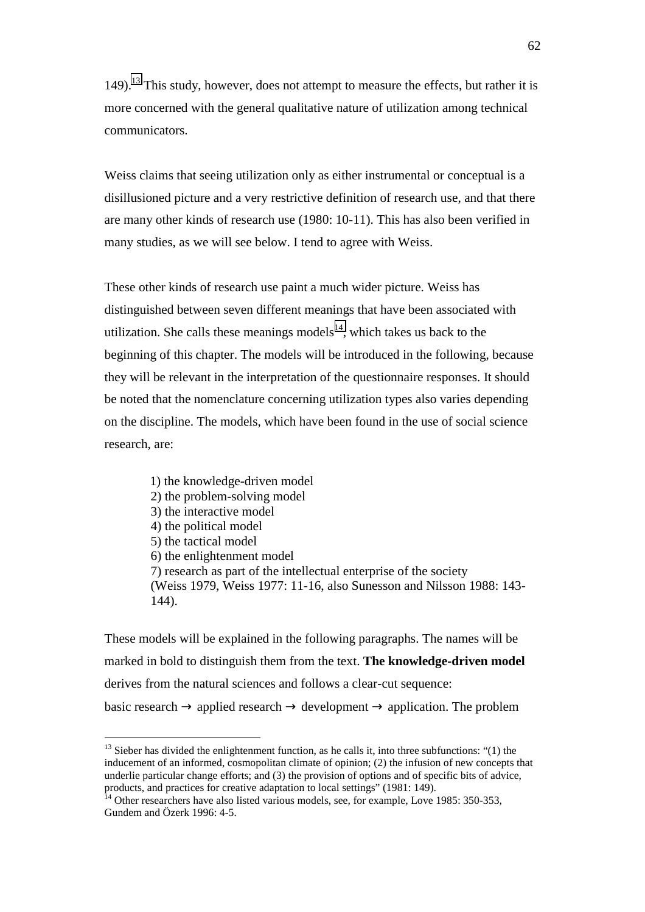149).[13] This study, however, does not attempt to measure the effects, but rather it is more concerned with the general qualitative nature of utilization among technical communicators.

Weiss claims that seeing utilization only as either instrumental or conceptual is a disillusioned picture and a very restrictive definition of research use, and that there are many other kinds of research use (1980: 10-11). This has also been verified in many studies, as we will see below. I tend to agree with Weiss.

These other kinds of research use paint a much wider picture. Weiss has distinguished between seven different meanings that have been associated with utilization. She calls these meanings models[14], which takes us back to the beginning of this chapter. The models will be introduced in the following, because they will be relevant in the interpretation of the questionnaire responses. It should be noted that the nomenclature concerning utilization types also varies depending on the discipline. The models, which have been found in the use of social science research, are:

> 1) the knowledge-driven model
> 2) the problem-solving model
> 3) the interactive model
> 4) the political model
> 5) the tactical model
> 6) the enlightenment model
> 7) research as part of the intellectual enterprise of the society
> (Weiss 1979, Weiss 1977: 11-16, also Sunesson and Nilsson 1988: 143-144).

These models will be explained in the following paragraphs. The names will be marked in bold to distinguish them from the text. **The knowledge-driven model** derives from the natural sciences and follows a clear-cut sequence: basic research → applied research → development → application. The problem

[13] Sieber has divided the enlightenment function, as he calls it, into three subfunctions: "(1) the inducement of an informed, cosmopolitan climate of opinion; (2) the infusion of new concepts that underlie particular change efforts; and (3) the provision of options and of specific bits of advice, products, and practices for creative adaptation to local settings" (1981: 149).

[14] Other researchers have also listed various models, see, for example, Love 1985: 350-353, Gundem and Özerk 1996: 4-5.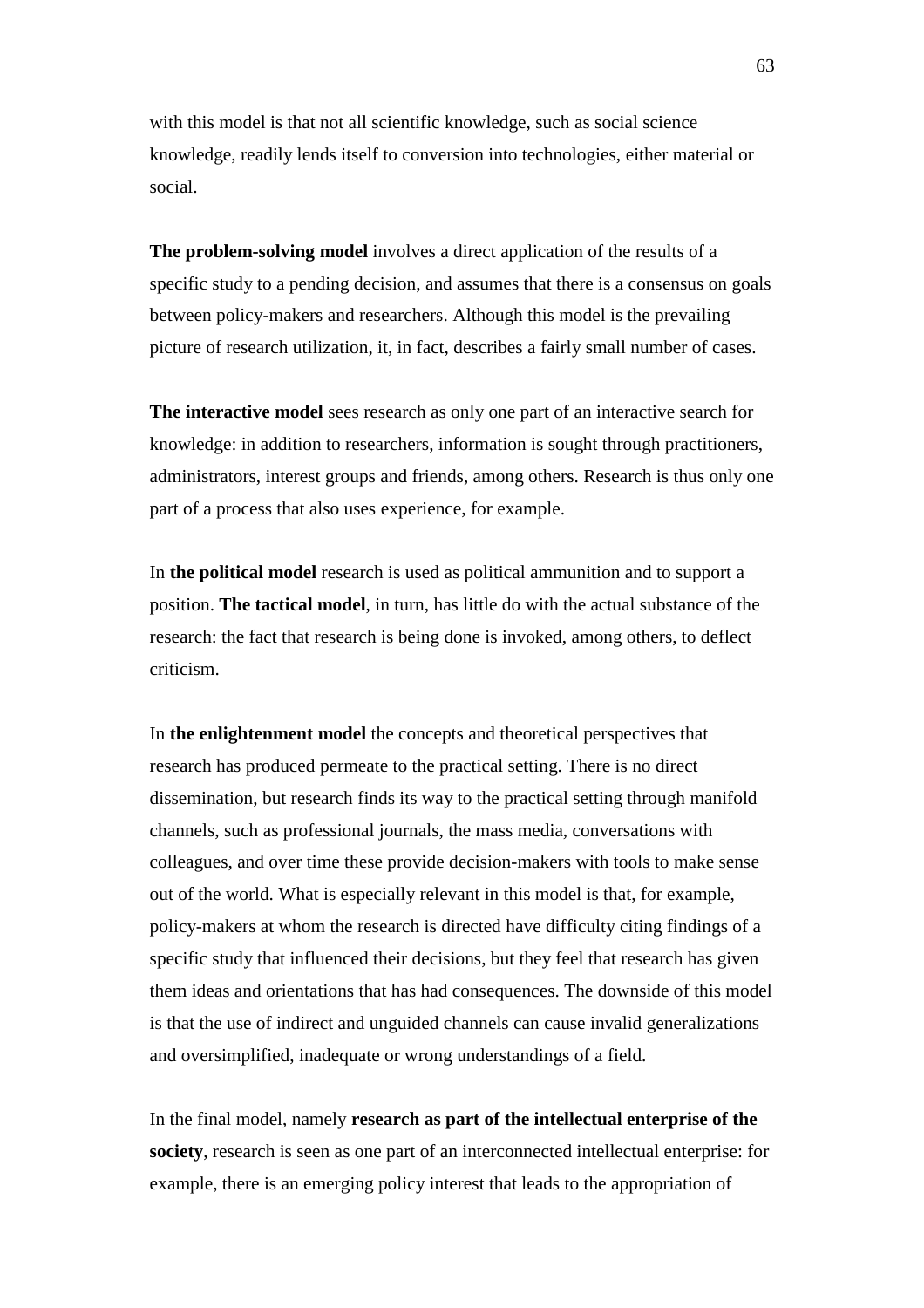with this model is that not all scientific knowledge, such as social science knowledge, readily lends itself to conversion into technologies, either material or social.

**The problem-solving model** involves a direct application of the results of a specific study to a pending decision, and assumes that there is a consensus on goals between policy-makers and researchers. Although this model is the prevailing picture of research utilization, it, in fact, describes a fairly small number of cases.

**The interactive model** sees research as only one part of an interactive search for knowledge: in addition to researchers, information is sought through practitioners, administrators, interest groups and friends, among others. Research is thus only one part of a process that also uses experience, for example.

In **the political model** research is used as political ammunition and to support a position. **The tactical model**, in turn, has little do with the actual substance of the research: the fact that research is being done is invoked, among others, to deflect criticism.

In **the enlightenment model** the concepts and theoretical perspectives that research has produced permeate to the practical setting. There is no direct dissemination, but research finds its way to the practical setting through manifold channels, such as professional journals, the mass media, conversations with colleagues, and over time these provide decision-makers with tools to make sense out of the world. What is especially relevant in this model is that, for example, policy-makers at whom the research is directed have difficulty citing findings of a specific study that influenced their decisions, but they feel that research has given them ideas and orientations that has had consequences. The downside of this model is that the use of indirect and unguided channels can cause invalid generalizations and oversimplified, inadequate or wrong understandings of a field.

In the final model, namely **research as part of the intellectual enterprise of the society**, research is seen as one part of an interconnected intellectual enterprise: for example, there is an emerging policy interest that leads to the appropriation of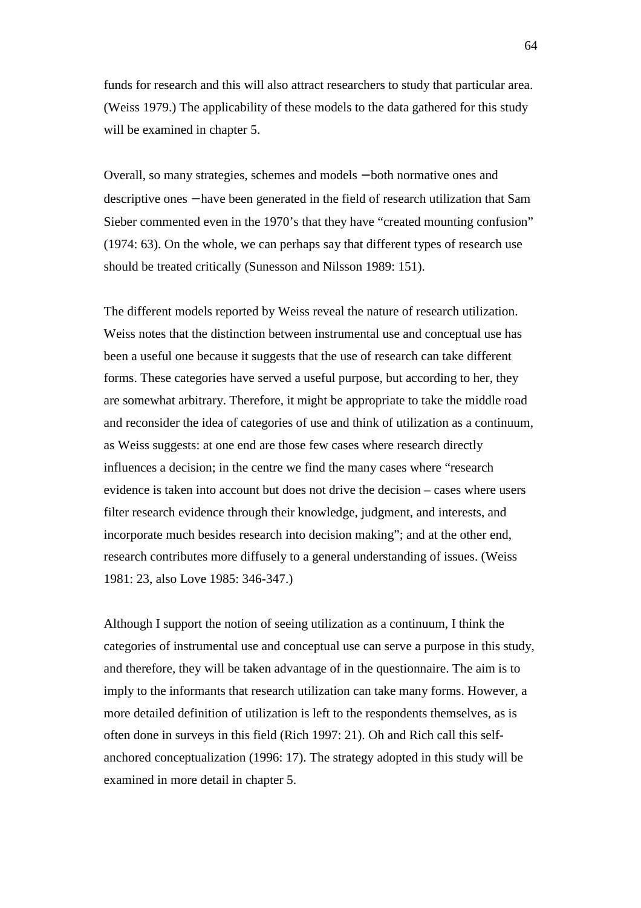funds for research and this will also attract researchers to study that particular area. (Weiss 1979.) The applicability of these models to the data gathered for this study will be examined in chapter 5.

Overall, so many strategies, schemes and models – both normative ones and descriptive ones – have been generated in the field of research utilization that Sam Sieber commented even in the 1970's that they have "created mounting confusion" (1974: 63). On the whole, we can perhaps say that different types of research use should be treated critically (Sunesson and Nilsson 1989: 151).

The different models reported by Weiss reveal the nature of research utilization. Weiss notes that the distinction between instrumental use and conceptual use has been a useful one because it suggests that the use of research can take different forms. These categories have served a useful purpose, but according to her, they are somewhat arbitrary. Therefore, it might be appropriate to take the middle road and reconsider the idea of categories of use and think of utilization as a continuum, as Weiss suggests: at one end are those few cases where research directly influences a decision; in the centre we find the many cases where "research evidence is taken into account but does not drive the decision – cases where users filter research evidence through their knowledge, judgment, and interests, and incorporate much besides research into decision making"; and at the other end, research contributes more diffusely to a general understanding of issues. (Weiss 1981: 23, also Love 1985: 346-347.)

Although I support the notion of seeing utilization as a continuum, I think the categories of instrumental use and conceptual use can serve a purpose in this study, and therefore, they will be taken advantage of in the questionnaire. The aim is to imply to the informants that research utilization can take many forms. However, a more detailed definition of utilization is left to the respondents themselves, as is often done in surveys in this field (Rich 1997: 21). Oh and Rich call this self-anchored conceptualization (1996: 17). The strategy adopted in this study will be examined in more detail in chapter 5.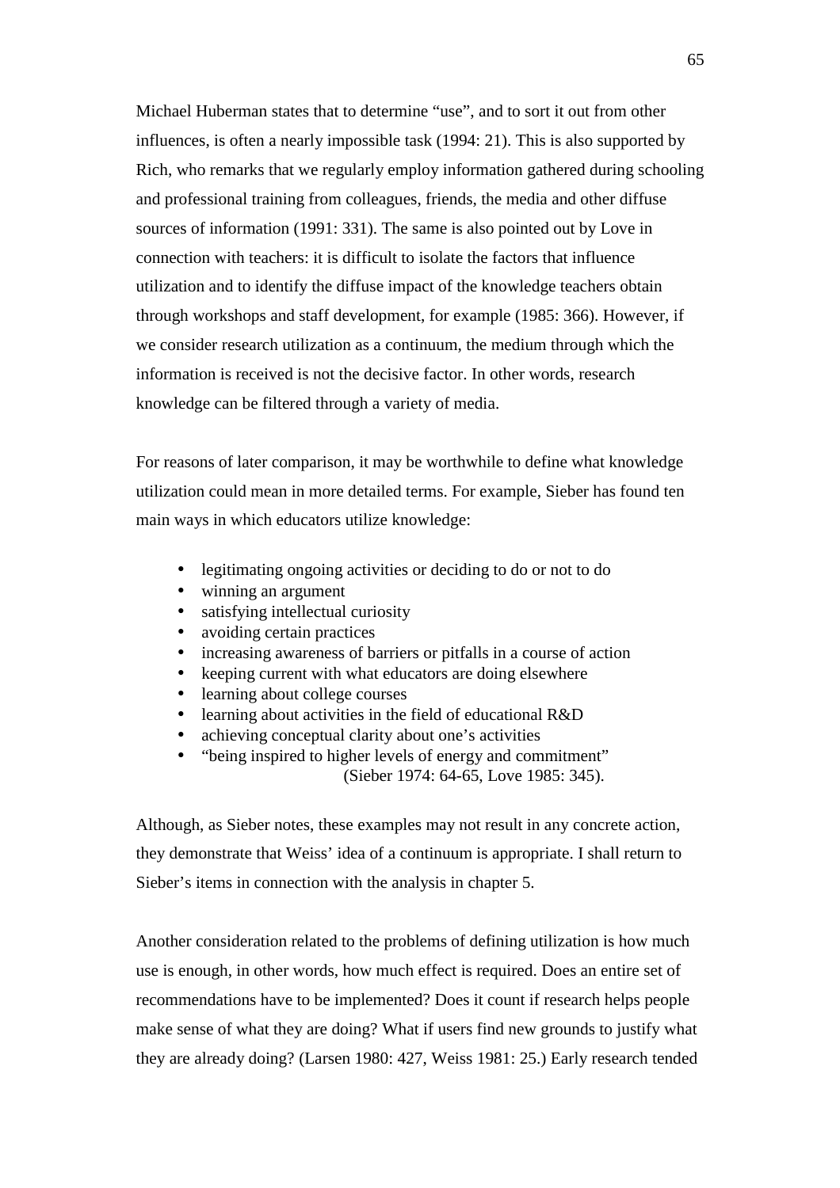Michael Huberman states that to determine “use”, and to sort it out from other influences, is often a nearly impossible task (1994: 21). This is also supported by Rich, who remarks that we regularly employ information gathered during schooling and professional training from colleagues, friends, the media and other diffuse sources of information (1991: 331). The same is also pointed out by Love in connection with teachers: it is difficult to isolate the factors that influence utilization and to identify the diffuse impact of the knowledge teachers obtain through workshops and staff development, for example (1985: 366). However, if we consider research utilization as a continuum, the medium through which the information is received is not the decisive factor. In other words, research knowledge can be filtered through a variety of media.

For reasons of later comparison, it may be worthwhile to define what knowledge utilization could mean in more detailed terms. For example, Sieber has found ten main ways in which educators utilize knowledge:

- legitimating ongoing activities or deciding to do or not to do
- winning an argument
- satisfying intellectual curiosity
- avoiding certain practices
- increasing awareness of barriers or pitfalls in a course of action
- keeping current with what educators are doing elsewhere
- learning about college courses
- learning about activities in the field of educational R&D
- achieving conceptual clarity about one’s activities
- “being inspired to higher levels of energy and commitment”

(Sieber 1974: 64-65, Love 1985: 345).

Although, as Sieber notes, these examples may not result in any concrete action, they demonstrate that Weiss’ idea of a continuum is appropriate. I shall return to Sieber’s items in connection with the analysis in chapter 5.

Another consideration related to the problems of defining utilization is how much use is enough, in other words, how much effect is required. Does an entire set of recommendations have to be implemented? Does it count if research helps people make sense of what they are doing? What if users find new grounds to justify what they are already doing? (Larsen 1980: 427, Weiss 1981: 25.) Early research tended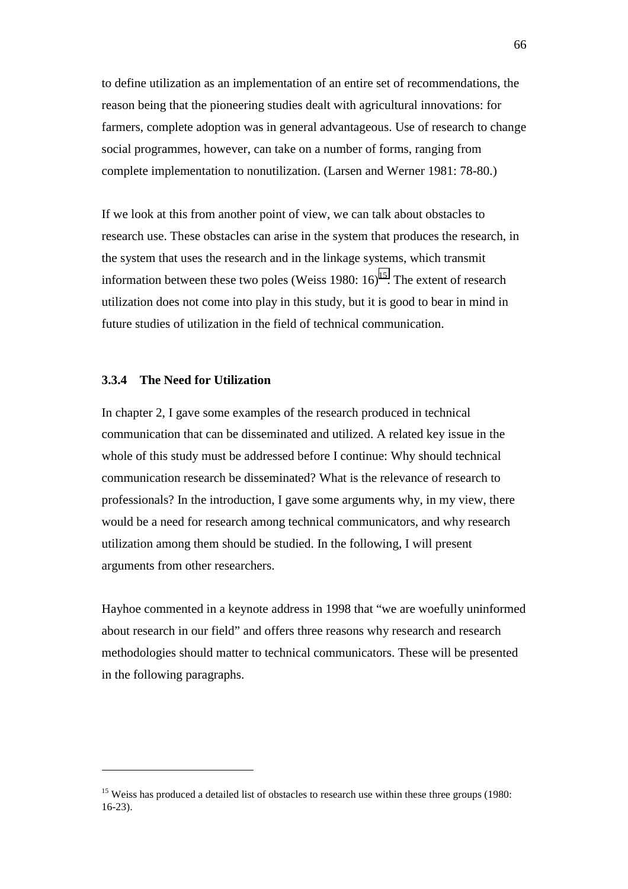to define utilization as an implementation of an entire set of recommendations, the reason being that the pioneering studies dealt with agricultural innovations: for farmers, complete adoption was in general advantageous. Use of research to change social programmes, however, can take on a number of forms, ranging from complete implementation to nonutilization. (Larsen and Werner 1981: 78-80.)

If we look at this from another point of view, we can talk about obstacles to research use. These obstacles can arise in the system that produces the research, in the system that uses the research and in the linkage systems, which transmit information between these two poles (Weiss 1980: 16)[15]. The extent of research utilization does not come into play in this study, but it is good to bear in mind in future studies of utilization in the field of technical communication.

### 3.3.4 The Need for Utilization

In chapter 2, I gave some examples of the research produced in technical communication that can be disseminated and utilized. A related key issue in the whole of this study must be addressed before I continue: Why should technical communication research be disseminated? What is the relevance of research to professionals? In the introduction, I gave some arguments why, in my view, there would be a need for research among technical communicators, and why research utilization among them should be studied. In the following, I will present arguments from other researchers.

Hayhoe commented in a keynote address in 1998 that “we are woefully uninformed about research in our field” and offers three reasons why research and research methodologies should matter to technical communicators. These will be presented in the following paragraphs.

[15] Weiss has produced a detailed list of obstacles to research use within these three groups (1980: 16-23).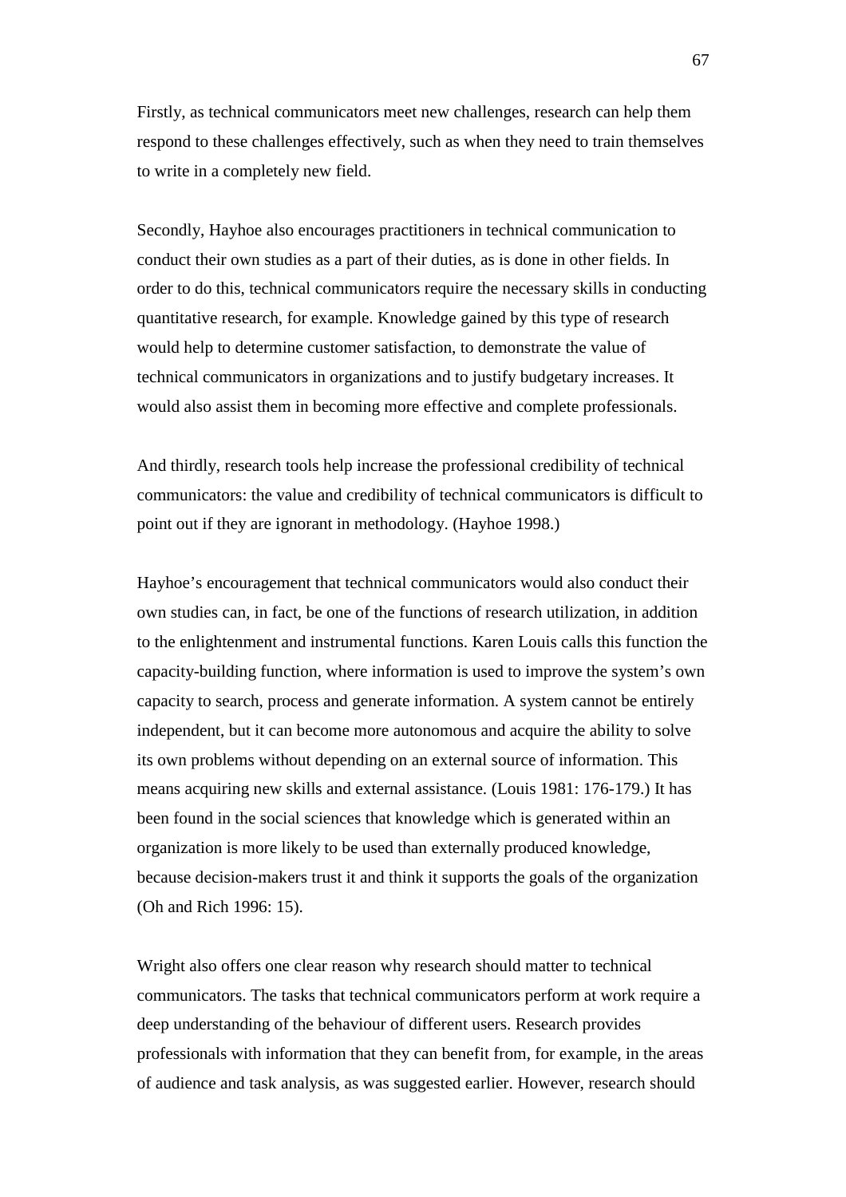Firstly, as technical communicators meet new challenges, research can help them respond to these challenges effectively, such as when they need to train themselves to write in a completely new field.

Secondly, Hayhoe also encourages practitioners in technical communication to conduct their own studies as a part of their duties, as is done in other fields. In order to do this, technical communicators require the necessary skills in conducting quantitative research, for example. Knowledge gained by this type of research would help to determine customer satisfaction, to demonstrate the value of technical communicators in organizations and to justify budgetary increases. It would also assist them in becoming more effective and complete professionals.

And thirdly, research tools help increase the professional credibility of technical communicators: the value and credibility of technical communicators is difficult to point out if they are ignorant in methodology. (Hayhoe 1998.)

Hayhoe's encouragement that technical communicators would also conduct their own studies can, in fact, be one of the functions of research utilization, in addition to the enlightenment and instrumental functions. Karen Louis calls this function the capacity-building function, where information is used to improve the system's own capacity to search, process and generate information. A system cannot be entirely independent, but it can become more autonomous and acquire the ability to solve its own problems without depending on an external source of information. This means acquiring new skills and external assistance. (Louis 1981: 176-179.) It has been found in the social sciences that knowledge which is generated within an organization is more likely to be used than externally produced knowledge, because decision-makers trust it and think it supports the goals of the organization (Oh and Rich 1996: 15).

Wright also offers one clear reason why research should matter to technical communicators. The tasks that technical communicators perform at work require a deep understanding of the behaviour of different users. Research provides professionals with information that they can benefit from, for example, in the areas of audience and task analysis, as was suggested earlier. However, research should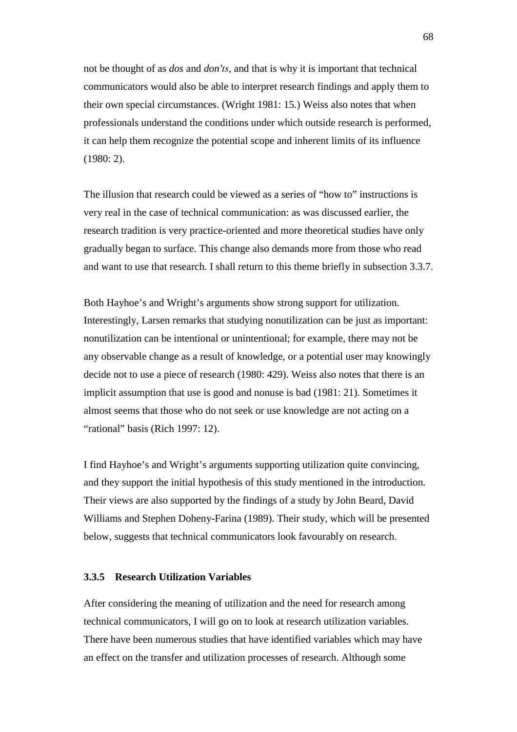not be thought of as *dos* and *don'ts*, and that is why it is important that technical communicators would also be able to interpret research findings and apply them to their own special circumstances. (Wright 1981: 15.) Weiss also notes that when professionals understand the conditions under which outside research is performed, it can help them recognize the potential scope and inherent limits of its influence (1980: 2).

The illusion that research could be viewed as a series of "how to" instructions is very real in the case of technical communication: as was discussed earlier, the research tradition is very practice-oriented and more theoretical studies have only gradually began to surface. This change also demands more from those who read and want to use that research. I shall return to this theme briefly in subsection 3.3.7.

Both Hayhoe's and Wright's arguments show strong support for utilization. Interestingly, Larsen remarks that studying nonutilization can be just as important: nonutilization can be intentional or unintentional; for example, there may not be any observable change as a result of knowledge, or a potential user may knowingly decide not to use a piece of research (1980: 429). Weiss also notes that there is an implicit assumption that use is good and nonuse is bad (1981: 21). Sometimes it almost seems that those who do not seek or use knowledge are not acting on a "rational" basis (Rich 1997: 12).

I find Hayhoe's and Wright's arguments supporting utilization quite convincing, and they support the initial hypothesis of this study mentioned in the introduction. Their views are also supported by the findings of a study by John Beard, David Williams and Stephen Doheny-Farina (1989). Their study, which will be presented below, suggests that technical communicators look favourably on research.

### 3.3.5 Research Utilization Variables

After considering the meaning of utilization and the need for research among technical communicators, I will go on to look at research utilization variables. There have been numerous studies that have identified variables which may have an effect on the transfer and utilization processes of research. Although some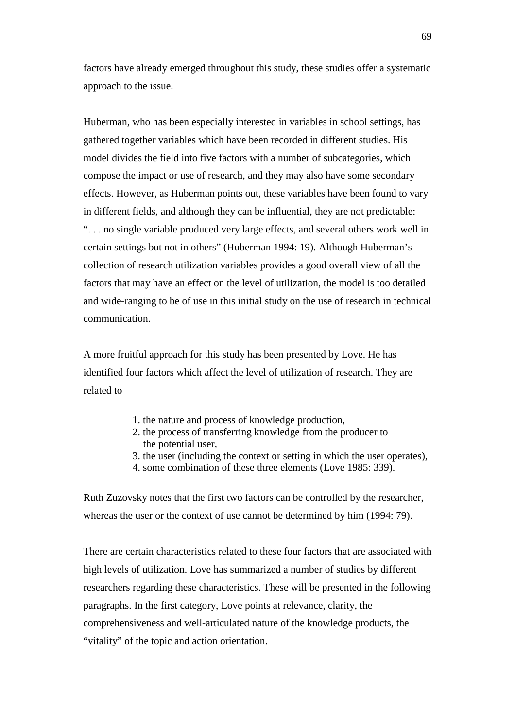factors have already emerged throughout this study, these studies offer a systematic approach to the issue.

Huberman, who has been especially interested in variables in school settings, has gathered together variables which have been recorded in different studies. His model divides the field into five factors with a number of subcategories, which compose the impact or use of research, and they may also have some secondary effects. However, as Huberman points out, these variables have been found to vary in different fields, and although they can be influential, they are not predictable: ". . . no single variable produced very large effects, and several others work well in certain settings but not in others" (Huberman 1994: 19). Although Huberman's collection of research utilization variables provides a good overall view of all the factors that may have an effect on the level of utilization, the model is too detailed and wide-ranging to be of use in this initial study on the use of research in technical communication.

A more fruitful approach for this study has been presented by Love. He has identified four factors which affect the level of utilization of research. They are related to

1. the nature and process of knowledge production,
2. the process of transferring knowledge from the producer to the potential user,
3. the user (including the context or setting in which the user operates),
4. some combination of these three elements (Love 1985: 339).

Ruth Zuzovsky notes that the first two factors can be controlled by the researcher, whereas the user or the context of use cannot be determined by him (1994: 79).

There are certain characteristics related to these four factors that are associated with high levels of utilization. Love has summarized a number of studies by different researchers regarding these characteristics. These will be presented in the following paragraphs. In the first category, Love points at relevance, clarity, the comprehensiveness and well-articulated nature of the knowledge products, the "vitality" of the topic and action orientation.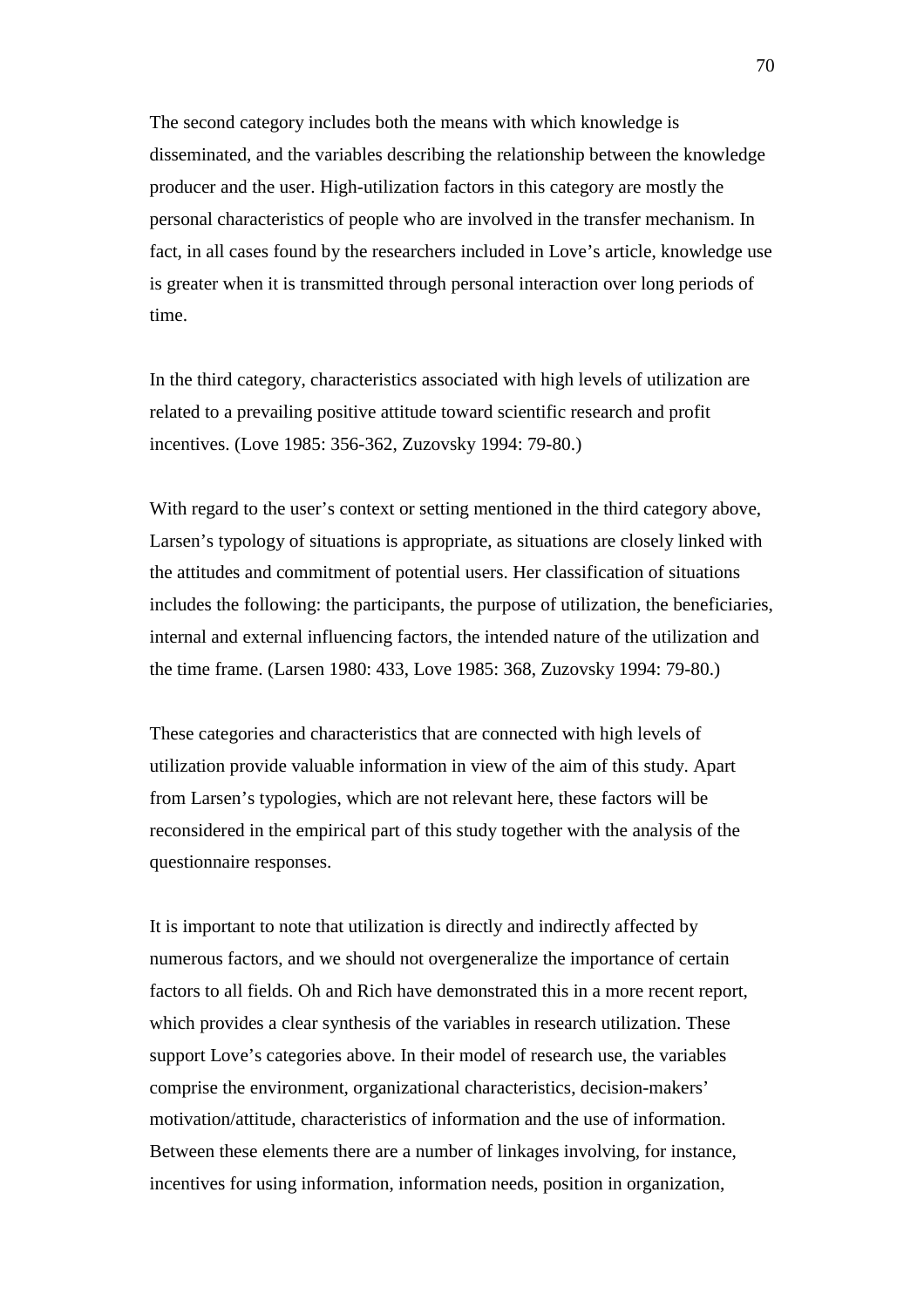The second category includes both the means with which knowledge is disseminated, and the variables describing the relationship between the knowledge producer and the user. High-utilization factors in this category are mostly the personal characteristics of people who are involved in the transfer mechanism. In fact, in all cases found by the researchers included in Love's article, knowledge use is greater when it is transmitted through personal interaction over long periods of time.

In the third category, characteristics associated with high levels of utilization are related to a prevailing positive attitude toward scientific research and profit incentives. (Love 1985: 356-362, Zuzovsky 1994: 79-80.)

With regard to the user's context or setting mentioned in the third category above, Larsen's typology of situations is appropriate, as situations are closely linked with the attitudes and commitment of potential users. Her classification of situations includes the following: the participants, the purpose of utilization, the beneficiaries, internal and external influencing factors, the intended nature of the utilization and the time frame. (Larsen 1980: 433, Love 1985: 368, Zuzovsky 1994: 79-80.)

These categories and characteristics that are connected with high levels of utilization provide valuable information in view of the aim of this study. Apart from Larsen's typologies, which are not relevant here, these factors will be reconsidered in the empirical part of this study together with the analysis of the questionnaire responses.

It is important to note that utilization is directly and indirectly affected by numerous factors, and we should not overgeneralize the importance of certain factors to all fields. Oh and Rich have demonstrated this in a more recent report, which provides a clear synthesis of the variables in research utilization. These support Love's categories above. In their model of research use, the variables comprise the environment, organizational characteristics, decision-makers' motivation/attitude, characteristics of information and the use of information. Between these elements there are a number of linkages involving, for instance, incentives for using information, information needs, position in organization,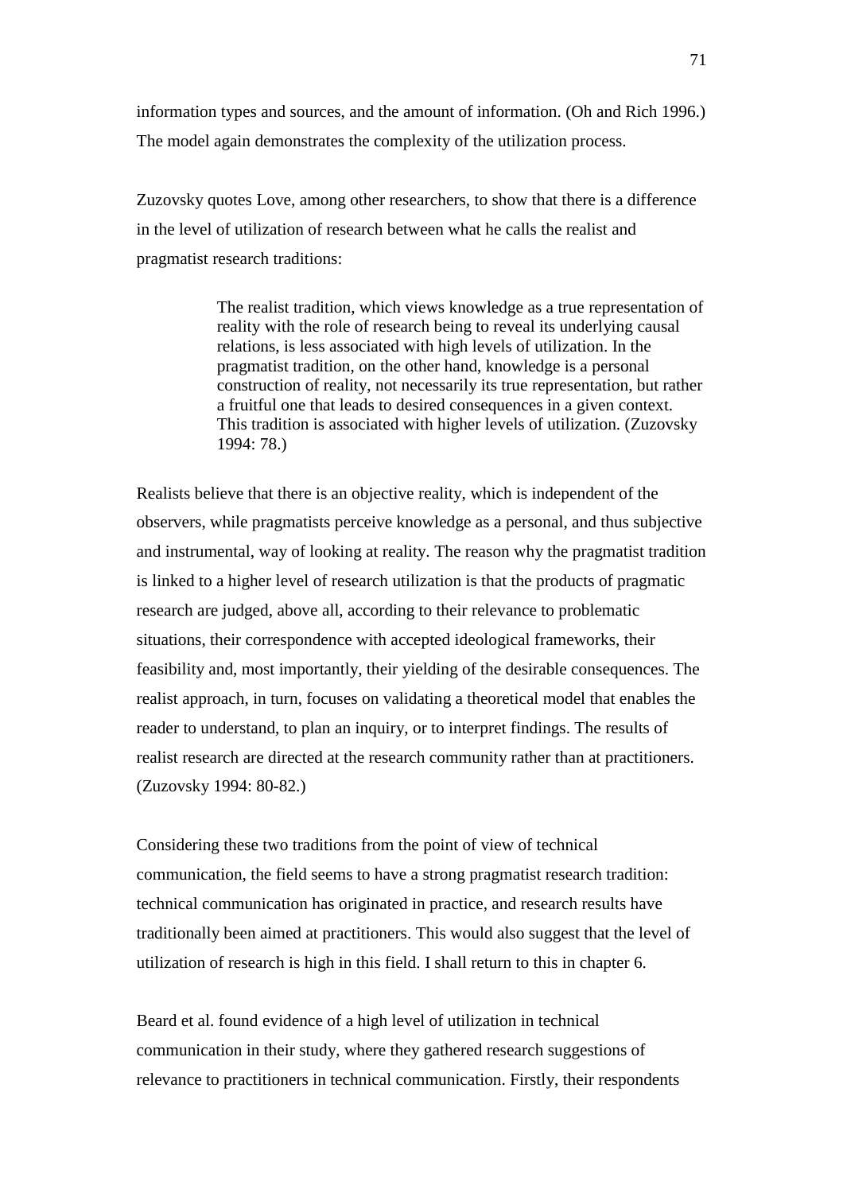information types and sources, and the amount of information. (Oh and Rich 1996.) The model again demonstrates the complexity of the utilization process.

Zuzovsky quotes Love, among other researchers, to show that there is a difference in the level of utilization of research between what he calls the realist and pragmatist research traditions:

> The realist tradition, which views knowledge as a true representation of reality with the role of research being to reveal its underlying causal relations, is less associated with high levels of utilization. In the pragmatist tradition, on the other hand, knowledge is a personal construction of reality, not necessarily its true representation, but rather a fruitful one that leads to desired consequences in a given context. This tradition is associated with higher levels of utilization. (Zuzovsky 1994: 78.)

Realists believe that there is an objective reality, which is independent of the observers, while pragmatists perceive knowledge as a personal, and thus subjective and instrumental, way of looking at reality. The reason why the pragmatist tradition is linked to a higher level of research utilization is that the products of pragmatic research are judged, above all, according to their relevance to problematic situations, their correspondence with accepted ideological frameworks, their feasibility and, most importantly, their yielding of the desirable consequences. The realist approach, in turn, focuses on validating a theoretical model that enables the reader to understand, to plan an inquiry, or to interpret findings. The results of realist research are directed at the research community rather than at practitioners. (Zuzovsky 1994: 80-82.)

Considering these two traditions from the point of view of technical communication, the field seems to have a strong pragmatist research tradition: technical communication has originated in practice, and research results have traditionally been aimed at practitioners. This would also suggest that the level of utilization of research is high in this field. I shall return to this in chapter 6.

Beard et al. found evidence of a high level of utilization in technical communication in their study, where they gathered research suggestions of relevance to practitioners in technical communication. Firstly, their respondents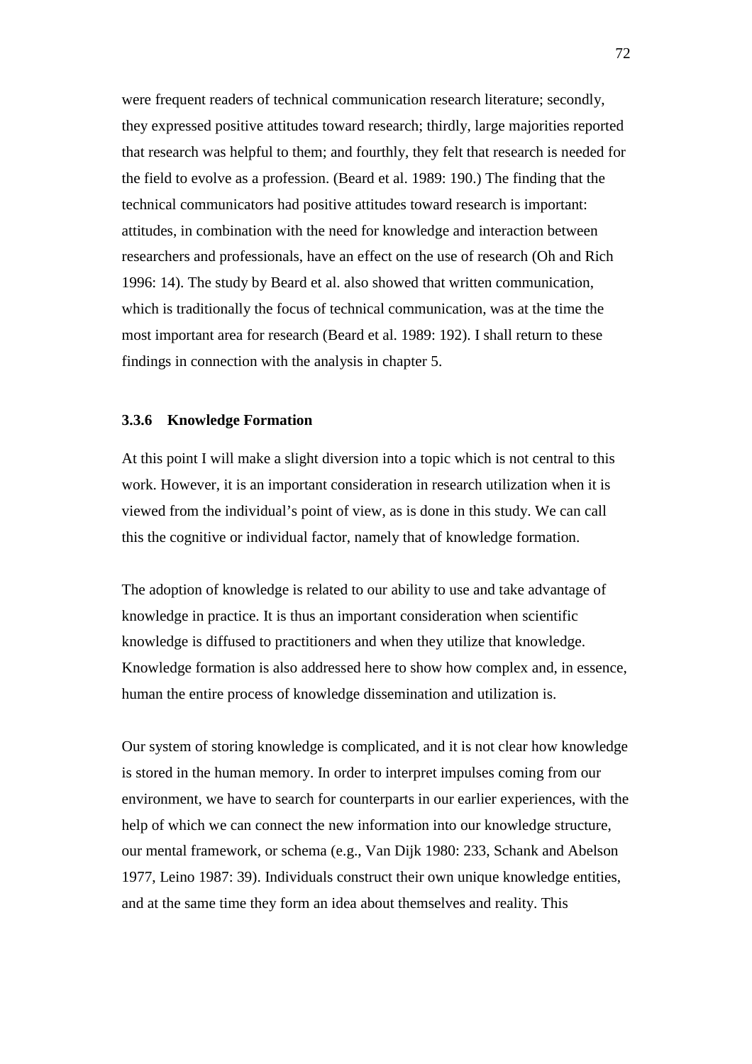were frequent readers of technical communication research literature; secondly, they expressed positive attitudes toward research; thirdly, large majorities reported that research was helpful to them; and fourthly, they felt that research is needed for the field to evolve as a profession. (Beard et al. 1989: 190.) The finding that the technical communicators had positive attitudes toward research is important: attitudes, in combination with the need for knowledge and interaction between researchers and professionals, have an effect on the use of research (Oh and Rich 1996: 14). The study by Beard et al. also showed that written communication, which is traditionally the focus of technical communication, was at the time the most important area for research (Beard et al. 1989: 192). I shall return to these findings in connection with the analysis in chapter 5.

### 3.3.6 Knowledge Formation

At this point I will make a slight diversion into a topic which is not central to this work. However, it is an important consideration in research utilization when it is viewed from the individual's point of view, as is done in this study. We can call this the cognitive or individual factor, namely that of knowledge formation.

The adoption of knowledge is related to our ability to use and take advantage of knowledge in practice. It is thus an important consideration when scientific knowledge is diffused to practitioners and when they utilize that knowledge. Knowledge formation is also addressed here to show how complex and, in essence, human the entire process of knowledge dissemination and utilization is.

Our system of storing knowledge is complicated, and it is not clear how knowledge is stored in the human memory. In order to interpret impulses coming from our environment, we have to search for counterparts in our earlier experiences, with the help of which we can connect the new information into our knowledge structure, our mental framework, or schema (e.g., Van Dijk 1980: 233, Schank and Abelson 1977, Leino 1987: 39). Individuals construct their own unique knowledge entities, and at the same time they form an idea about themselves and reality. This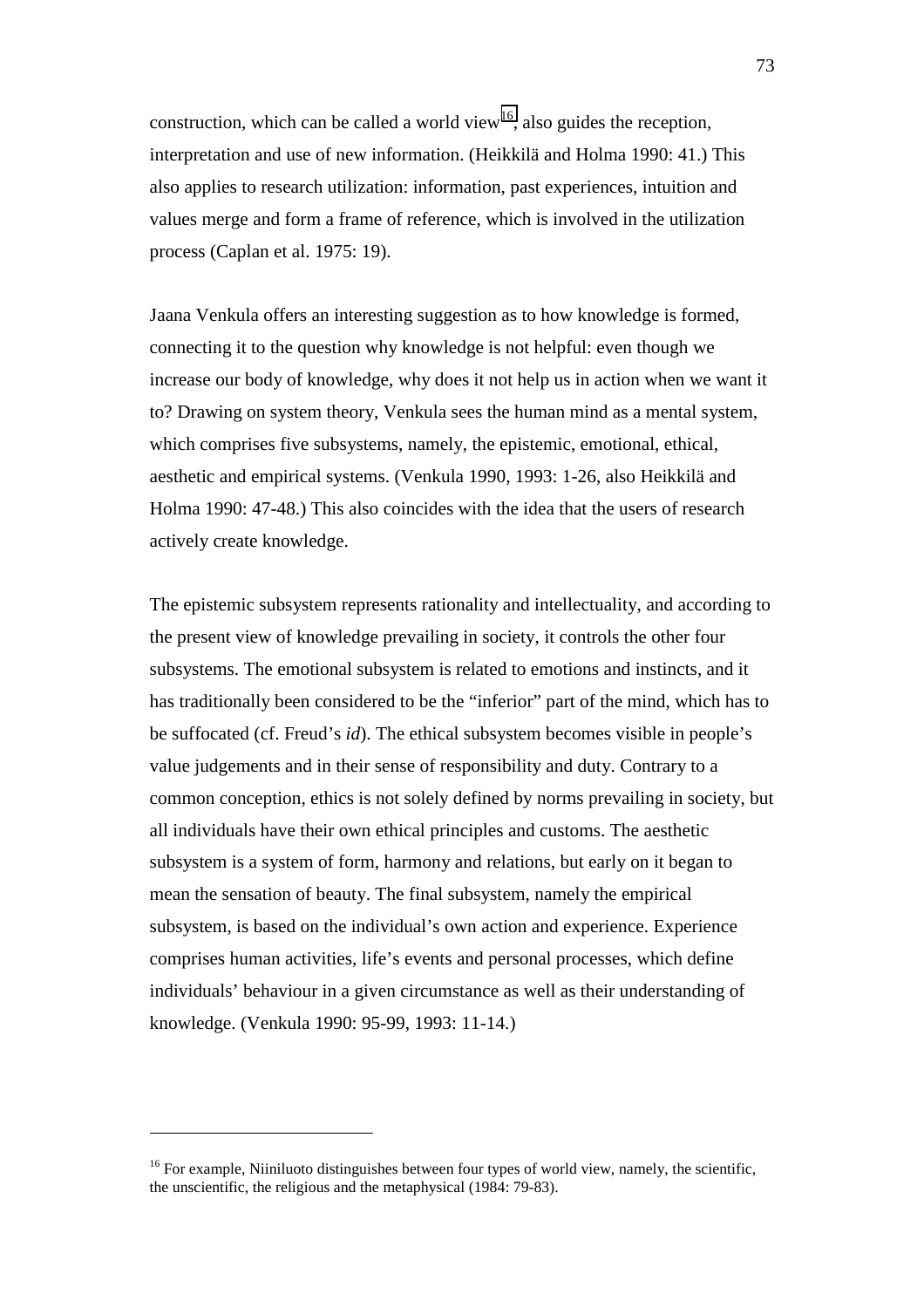construction, which can be called a world view[16], also guides the reception, interpretation and use of new information. (Heikkilä and Holma 1990: 41.) This also applies to research utilization: information, past experiences, intuition and values merge and form a frame of reference, which is involved in the utilization process (Caplan et al. 1975: 19).

Jaana Venkula offers an interesting suggestion as to how knowledge is formed, connecting it to the question why knowledge is not helpful: even though we increase our body of knowledge, why does it not help us in action when we want it to? Drawing on system theory, Venkula sees the human mind as a mental system, which comprises five subsystems, namely, the epistemic, emotional, ethical, aesthetic and empirical systems. (Venkula 1990, 1993: 1-26, also Heikkilä and Holma 1990: 47-48.) This also coincides with the idea that the users of research actively create knowledge.

The epistemic subsystem represents rationality and intellectuality, and according to the present view of knowledge prevailing in society, it controls the other four subsystems. The emotional subsystem is related to emotions and instincts, and it has traditionally been considered to be the "inferior" part of the mind, which has to be suffocated (cf. Freud's *id*). The ethical subsystem becomes visible in people's value judgements and in their sense of responsibility and duty. Contrary to a common conception, ethics is not solely defined by norms prevailing in society, but all individuals have their own ethical principles and customs. The aesthetic subsystem is a system of form, harmony and relations, but early on it began to mean the sensation of beauty. The final subsystem, namely the empirical subsystem, is based on the individual's own action and experience. Experience comprises human activities, life's events and personal processes, which define individuals' behaviour in a given circumstance as well as their understanding of knowledge. (Venkula 1990: 95-99, 1993: 11-14.)

---

[16] For example, Niiniluoto distinguishes between four types of world view, namely, the scientific, the unscientific, the religious and the metaphysical (1984: 79-83).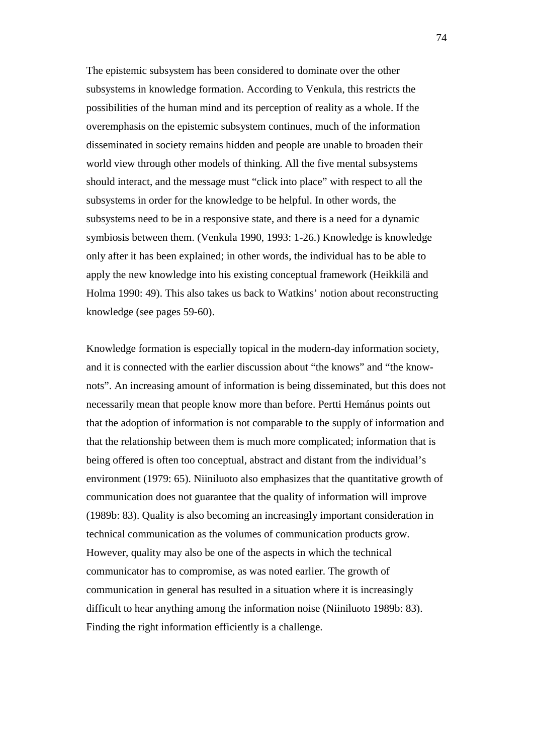The epistemic subsystem has been considered to dominate over the other subsystems in knowledge formation. According to Venkula, this restricts the possibilities of the human mind and its perception of reality as a whole. If the overemphasis on the epistemic subsystem continues, much of the information disseminated in society remains hidden and people are unable to broaden their world view through other models of thinking. All the five mental subsystems should interact, and the message must "click into place" with respect to all the subsystems in order for the knowledge to be helpful. In other words, the subsystems need to be in a responsive state, and there is a need for a dynamic symbiosis between them. (Venkula 1990, 1993: 1-26.) Knowledge is knowledge only after it has been explained; in other words, the individual has to be able to apply the new knowledge into his existing conceptual framework (Heikkilä and Holma 1990: 49). This also takes us back to Watkins' notion about reconstructing knowledge (see pages 59-60).

Knowledge formation is especially topical in the modern-day information society, and it is connected with the earlier discussion about "the knows" and "the know-nots". An increasing amount of information is being disseminated, but this does not necessarily mean that people know more than before. Pertti Hemánus points out that the adoption of information is not comparable to the supply of information and that the relationship between them is much more complicated; information that is being offered is often too conceptual, abstract and distant from the individual's environment (1979: 65). Niiniluoto also emphasizes that the quantitative growth of communication does not guarantee that the quality of information will improve (1989b: 83). Quality is also becoming an increasingly important consideration in technical communication as the volumes of communication products grow. However, quality may also be one of the aspects in which the technical communicator has to compromise, as was noted earlier. The growth of communication in general has resulted in a situation where it is increasingly difficult to hear anything among the information noise (Niiniluoto 1989b: 83). Finding the right information efficiently is a challenge.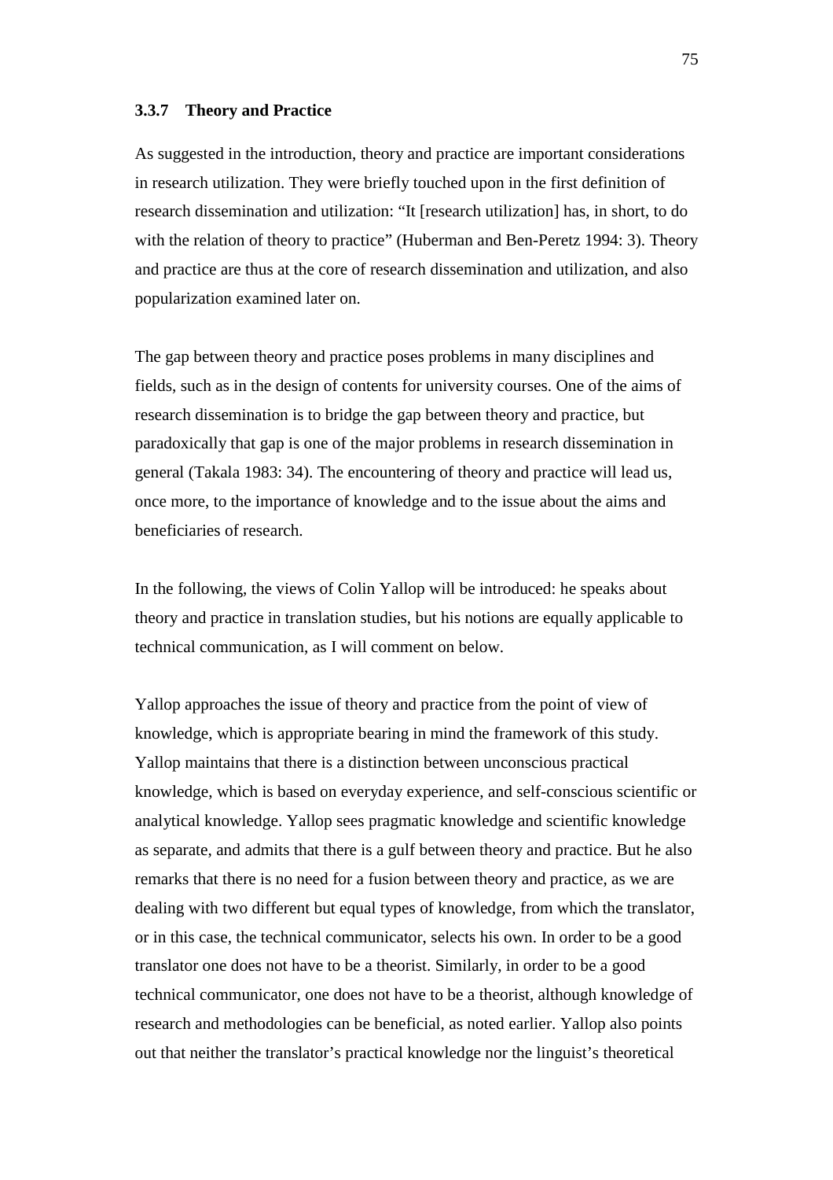### 3.3.7 Theory and Practice

As suggested in the introduction, theory and practice are important considerations in research utilization. They were briefly touched upon in the first definition of research dissemination and utilization: "It [research utilization] has, in short, to do with the relation of theory to practice" (Huberman and Ben-Peretz 1994: 3). Theory and practice are thus at the core of research dissemination and utilization, and also popularization examined later on.

The gap between theory and practice poses problems in many disciplines and fields, such as in the design of contents for university courses. One of the aims of research dissemination is to bridge the gap between theory and practice, but paradoxically that gap is one of the major problems in research dissemination in general (Takala 1983: 34). The encountering of theory and practice will lead us, once more, to the importance of knowledge and to the issue about the aims and beneficiaries of research.

In the following, the views of Colin Yallop will be introduced: he speaks about theory and practice in translation studies, but his notions are equally applicable to technical communication, as I will comment on below.

Yallop approaches the issue of theory and practice from the point of view of knowledge, which is appropriate bearing in mind the framework of this study. Yallop maintains that there is a distinction between unconscious practical knowledge, which is based on everyday experience, and self-conscious scientific or analytical knowledge. Yallop sees pragmatic knowledge and scientific knowledge as separate, and admits that there is a gulf between theory and practice. But he also remarks that there is no need for a fusion between theory and practice, as we are dealing with two different but equal types of knowledge, from which the translator, or in this case, the technical communicator, selects his own. In order to be a good translator one does not have to be a theorist. Similarly, in order to be a good technical communicator, one does not have to be a theorist, although knowledge of research and methodologies can be beneficial, as noted earlier. Yallop also points out that neither the translator's practical knowledge nor the linguist's theoretical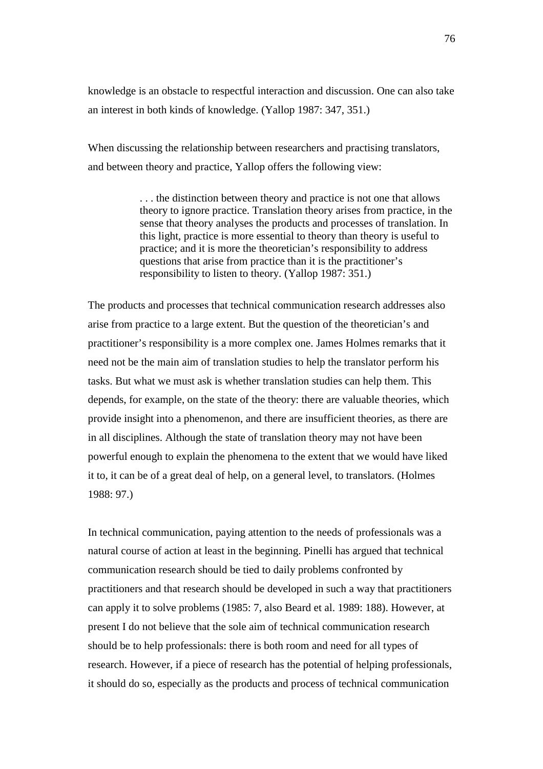knowledge is an obstacle to respectful interaction and discussion. One can also take an interest in both kinds of knowledge. (Yallop 1987: 347, 351.)

When discussing the relationship between researchers and practising translators, and between theory and practice, Yallop offers the following view:

> . . . the distinction between theory and practice is not one that allows theory to ignore practice. Translation theory arises from practice, in the sense that theory analyses the products and processes of translation. In this light, practice is more essential to theory than theory is useful to practice; and it is more the theoretician's responsibility to address questions that arise from practice than it is the practitioner's responsibility to listen to theory. (Yallop 1987: 351.)

The products and processes that technical communication research addresses also arise from practice to a large extent. But the question of the theoretician's and practitioner's responsibility is a more complex one. James Holmes remarks that it need not be the main aim of translation studies to help the translator perform his tasks. But what we must ask is whether translation studies can help them. This depends, for example, on the state of the theory: there are valuable theories, which provide insight into a phenomenon, and there are insufficient theories, as there are in all disciplines. Although the state of translation theory may not have been powerful enough to explain the phenomena to the extent that we would have liked it to, it can be of a great deal of help, on a general level, to translators. (Holmes 1988: 97.)

In technical communication, paying attention to the needs of professionals was a natural course of action at least in the beginning. Pinelli has argued that technical communication research should be tied to daily problems confronted by practitioners and that research should be developed in such a way that practitioners can apply it to solve problems (1985: 7, also Beard et al. 1989: 188). However, at present I do not believe that the sole aim of technical communication research should be to help professionals: there is both room and need for all types of research. However, if a piece of research has the potential of helping professionals, it should do so, especially as the products and process of technical communication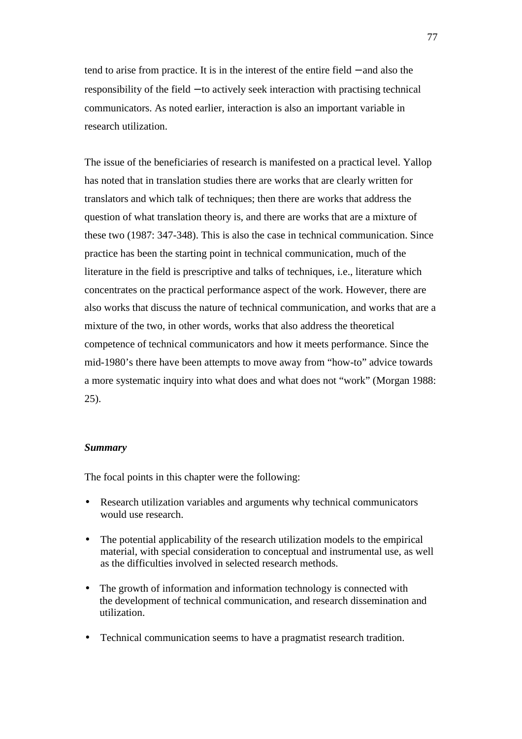tend to arise from practice. It is in the interest of the entire field – and also the responsibility of the field – to actively seek interaction with practising technical communicators. As noted earlier, interaction is also an important variable in research utilization.

The issue of the beneficiaries of research is manifested on a practical level. Yallop has noted that in translation studies there are works that are clearly written for translators and which talk of techniques; then there are works that address the question of what translation theory is, and there are works that are a mixture of these two (1987: 347-348). This is also the case in technical communication. Since practice has been the starting point in technical communication, much of the literature in the field is prescriptive and talks of techniques, i.e., literature which concentrates on the practical performance aspect of the work. However, there are also works that discuss the nature of technical communication, and works that are a mixture of the two, in other words, works that also address the theoretical competence of technical communicators and how it meets performance. Since the mid-1980's there have been attempts to move away from "how-to" advice towards a more systematic inquiry into what does and what does not "work" (Morgan 1988: 25).

***Summary***

The focal points in this chapter were the following:

- Research utilization variables and arguments why technical communicators would use research.
- The potential applicability of the research utilization models to the empirical material, with special consideration to conceptual and instrumental use, as well as the difficulties involved in selected research methods.
- The growth of information and information technology is connected with the development of technical communication, and research dissemination and utilization.
- Technical communication seems to have a pragmatist research tradition.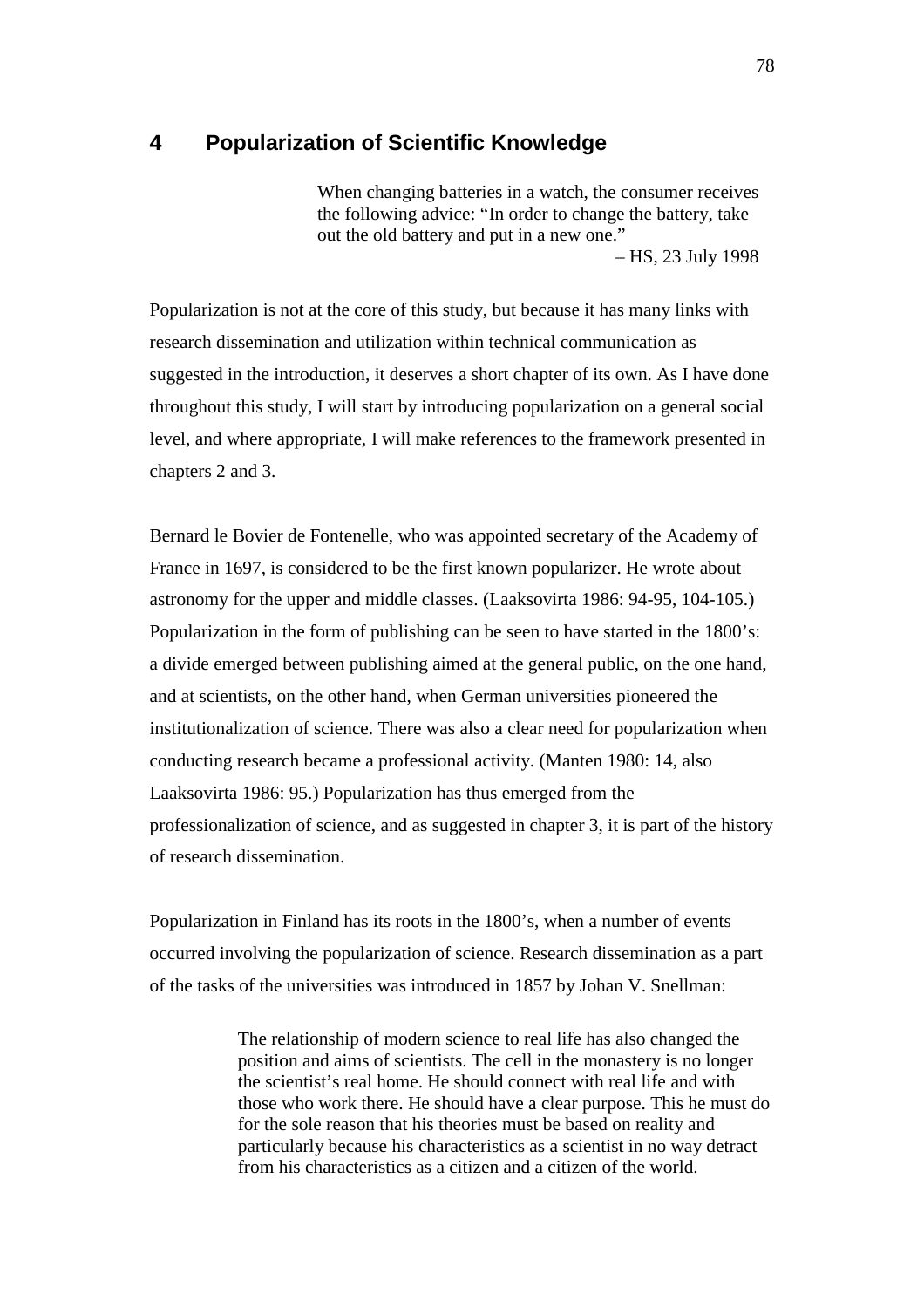# 4 Popularization of Scientific Knowledge

> When changing batteries in a watch, the consumer receives the following advice: "In order to change the battery, take out the old battery and put in a new one."
>
> – HS, 23 July 1998

Popularization is not at the core of this study, but because it has many links with research dissemination and utilization within technical communication as suggested in the introduction, it deserves a short chapter of its own. As I have done throughout this study, I will start by introducing popularization on a general social level, and where appropriate, I will make references to the framework presented in chapters 2 and 3.

Bernard le Bovier de Fontenelle, who was appointed secretary of the Academy of France in 1697, is considered to be the first known popularizer. He wrote about astronomy for the upper and middle classes. (Laaksovirta 1986: 94-95, 104-105.) Popularization in the form of publishing can be seen to have started in the 1800's: a divide emerged between publishing aimed at the general public, on the one hand, and at scientists, on the other hand, when German universities pioneered the institutionalization of science. There was also a clear need for popularization when conducting research became a professional activity. (Manten 1980: 14, also Laaksovirta 1986: 95.) Popularization has thus emerged from the professionalization of science, and as suggested in chapter 3, it is part of the history of research dissemination.

Popularization in Finland has its roots in the 1800's, when a number of events occurred involving the popularization of science. Research dissemination as a part of the tasks of the universities was introduced in 1857 by Johan V. Snellman:

> The relationship of modern science to real life has also changed the position and aims of scientists. The cell in the monastery is no longer the scientist's real home. He should connect with real life and with those who work there. He should have a clear purpose. This he must do for the sole reason that his theories must be based on reality and particularly because his characteristics as a scientist in no way detract from his characteristics as a citizen and a citizen of the world.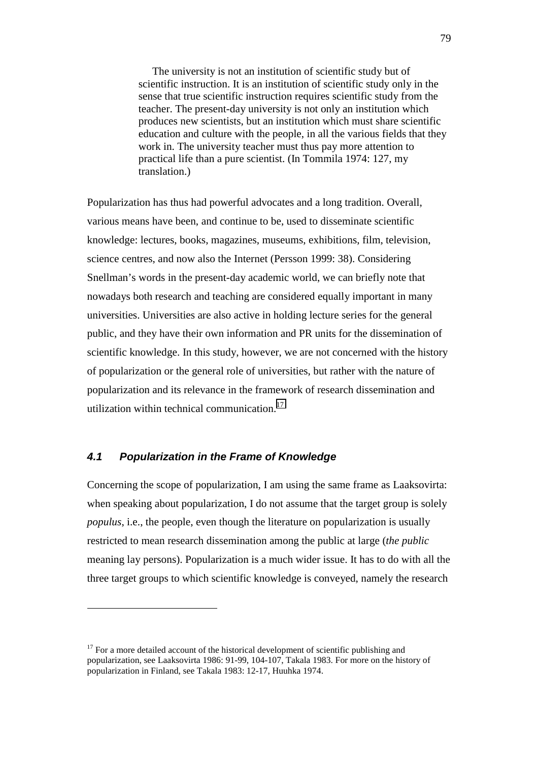> The university is not an institution of scientific study but of scientific instruction. It is an institution of scientific study only in the sense that true scientific instruction requires scientific study from the teacher. The present-day university is not only an institution which produces new scientists, but an institution which must share scientific education and culture with the people, in all the various fields that they work in. The university teacher must thus pay more attention to practical life than a pure scientist. (In Tommila 1974: 127, my translation.)

Popularization has thus had powerful advocates and a long tradition. Overall, various means have been, and continue to be, used to disseminate scientific knowledge: lectures, books, magazines, museums, exhibitions, film, television, science centres, and now also the Internet (Persson 1999: 38). Considering Snellman's words in the present-day academic world, we can briefly note that nowadays both research and teaching are considered equally important in many universities. Universities are also active in holding lecture series for the general public, and they have their own information and PR units for the dissemination of scientific knowledge. In this study, however, we are not concerned with the history of popularization or the general role of universities, but rather with the nature of popularization and its relevance in the framework of research dissemination and utilization within technical communication.[17]

### 4.1 Popularization in the Frame of Knowledge

Concerning the scope of popularization, I am using the same frame as Laaksovirta: when speaking about popularization, I do not assume that the target group is solely *populus*, i.e., the people, even though the literature on popularization is usually restricted to mean research dissemination among the public at large (*the public* meaning lay persons). Popularization is a much wider issue. It has to do with all the three target groups to which scientific knowledge is conveyed, namely the research

---

[17] For a more detailed account of the historical development of scientific publishing and popularization, see Laaksovirta 1986: 91-99, 104-107, Takala 1983. For more on the history of popularization in Finland, see Takala 1983: 12-17, Huuhka 1974.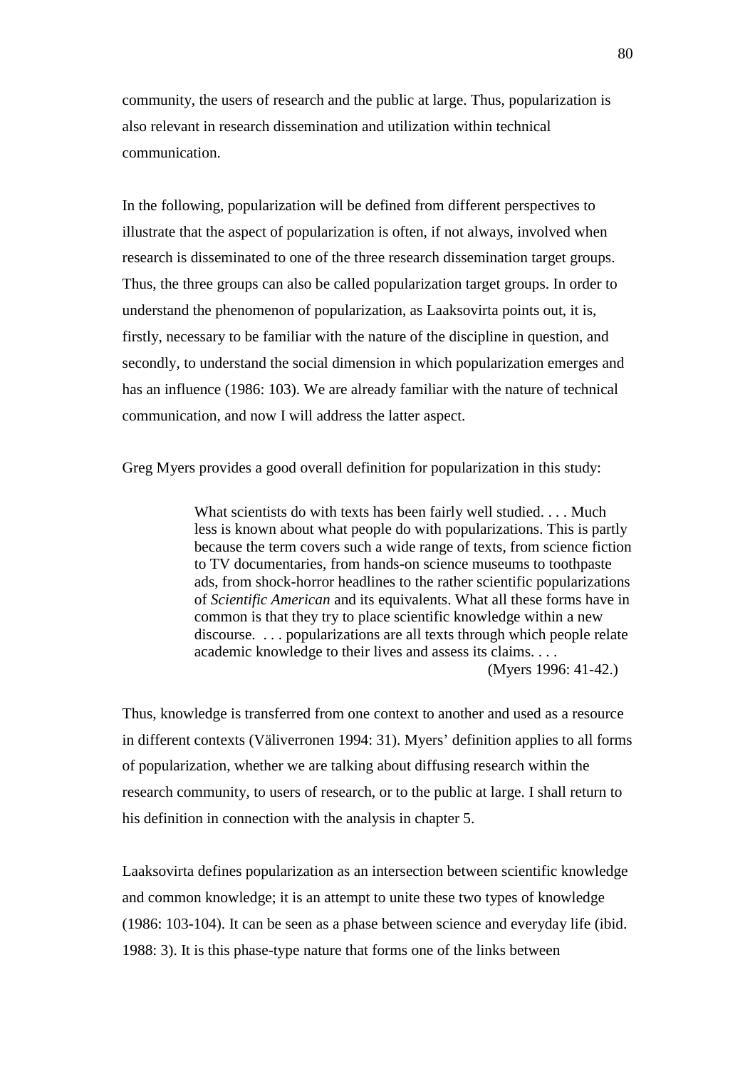community, the users of research and the public at large. Thus, popularization is also relevant in research dissemination and utilization within technical communication.

In the following, popularization will be defined from different perspectives to illustrate that the aspect of popularization is often, if not always, involved when research is disseminated to one of the three research dissemination target groups. Thus, the three groups can also be called popularization target groups. In order to understand the phenomenon of popularization, as Laaksovirta points out, it is, firstly, necessary to be familiar with the nature of the discipline in question, and secondly, to understand the social dimension in which popularization emerges and has an influence (1986: 103). We are already familiar with the nature of technical communication, and now I will address the latter aspect.

Greg Myers provides a good overall definition for popularization in this study:

> What scientists do with texts has been fairly well studied. . . . Much less is known about what people do with popularizations. This is partly because the term covers such a wide range of texts, from science fiction to TV documentaries, from hands-on science museums to toothpaste ads, from shock-horror headlines to the rather scientific popularizations of *Scientific American* and its equivalents. What all these forms have in common is that they try to place scientific knowledge within a new discourse. . . . popularizations are all texts through which people relate academic knowledge to their lives and assess its claims. . . .
>
> (Myers 1996: 41-42.)

Thus, knowledge is transferred from one context to another and used as a resource in different contexts (Väliverronen 1994: 31). Myers' definition applies to all forms of popularization, whether we are talking about diffusing research within the research community, to users of research, or to the public at large. I shall return to his definition in connection with the analysis in chapter 5.

Laaksovirta defines popularization as an intersection between scientific knowledge and common knowledge; it is an attempt to unite these two types of knowledge (1986: 103-104). It can be seen as a phase between science and everyday life (ibid. 1988: 3). It is this phase-type nature that forms one of the links between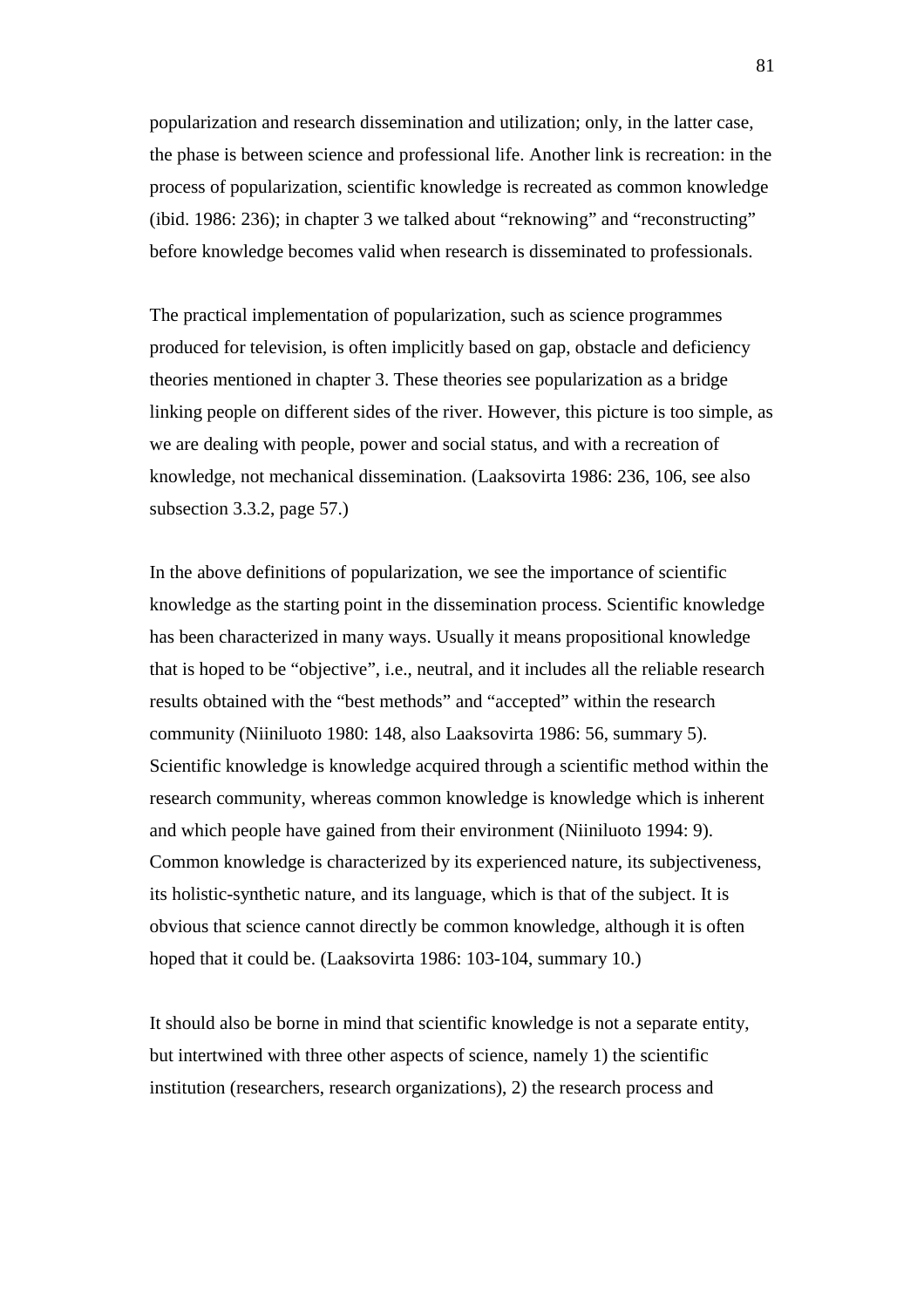popularization and research dissemination and utilization; only, in the latter case, the phase is between science and professional life. Another link is recreation: in the process of popularization, scientific knowledge is recreated as common knowledge (ibid. 1986: 236); in chapter 3 we talked about "reknowing" and "reconstructing" before knowledge becomes valid when research is disseminated to professionals.

The practical implementation of popularization, such as science programmes produced for television, is often implicitly based on gap, obstacle and deficiency theories mentioned in chapter 3. These theories see popularization as a bridge linking people on different sides of the river. However, this picture is too simple, as we are dealing with people, power and social status, and with a recreation of knowledge, not mechanical dissemination. (Laaksovirta 1986: 236, 106, see also subsection 3.3.2, page 57.)

In the above definitions of popularization, we see the importance of scientific knowledge as the starting point in the dissemination process. Scientific knowledge has been characterized in many ways. Usually it means propositional knowledge that is hoped to be "objective", i.e., neutral, and it includes all the reliable research results obtained with the "best methods" and "accepted" within the research community (Niiniluoto 1980: 148, also Laaksovirta 1986: 56, summary 5). Scientific knowledge is knowledge acquired through a scientific method within the research community, whereas common knowledge is knowledge which is inherent and which people have gained from their environment (Niiniluoto 1994: 9). Common knowledge is characterized by its experienced nature, its subjectiveness, its holistic-synthetic nature, and its language, which is that of the subject. It is obvious that science cannot directly be common knowledge, although it is often hoped that it could be. (Laaksovirta 1986: 103-104, summary 10.)

It should also be borne in mind that scientific knowledge is not a separate entity, but intertwined with three other aspects of science, namely 1) the scientific institution (researchers, research organizations), 2) the research process and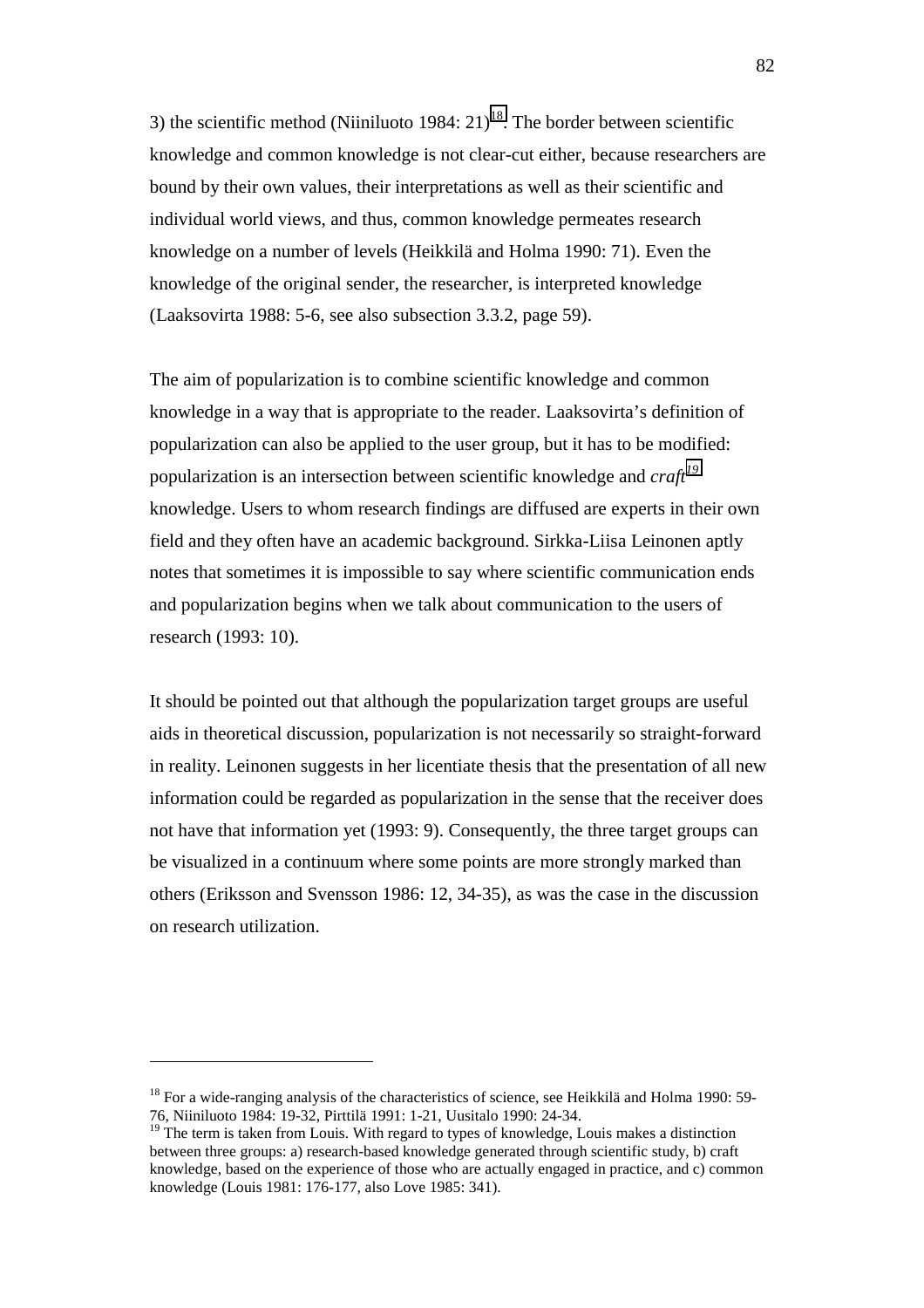3) the scientific method (Niiniluoto 1984: 21)[18]. The border between scientific knowledge and common knowledge is not clear-cut either, because researchers are bound by their own values, their interpretations as well as their scientific and individual world views, and thus, common knowledge permeates research knowledge on a number of levels (Heikkilä and Holma 1990: 71). Even the knowledge of the original sender, the researcher, is interpreted knowledge (Laaksovirta 1988: 5-6, see also subsection 3.3.2, page 59).

The aim of popularization is to combine scientific knowledge and common knowledge in a way that is appropriate to the reader. Laaksovirta's definition of popularization can also be applied to the user group, but it has to be modified: popularization is an intersection between scientific knowledge and *craft*[19] knowledge. Users to whom research findings are diffused are experts in their own field and they often have an academic background. Sirkka-Liisa Leinonen aptly notes that sometimes it is impossible to say where scientific communication ends and popularization begins when we talk about communication to the users of research (1993: 10).

It should be pointed out that although the popularization target groups are useful aids in theoretical discussion, popularization is not necessarily so straight-forward in reality. Leinonen suggests in her licentiate thesis that the presentation of all new information could be regarded as popularization in the sense that the receiver does not have that information yet (1993: 9). Consequently, the three target groups can be visualized in a continuum where some points are more strongly marked than others (Eriksson and Svensson 1986: 12, 34-35), as was the case in the discussion on research utilization.

---

[18] For a wide-ranging analysis of the characteristics of science, see Heikkilä and Holma 1990: 59-76, Niiniluoto 1984: 19-32, Pirttilä 1991: 1-21, Uusitalo 1990: 24-34.

[19] The term is taken from Louis. With regard to types of knowledge, Louis makes a distinction between three groups: a) research-based knowledge generated through scientific study, b) craft knowledge, based on the experience of those who are actually engaged in practice, and c) common knowledge (Louis 1981: 176-177, also Love 1985: 341).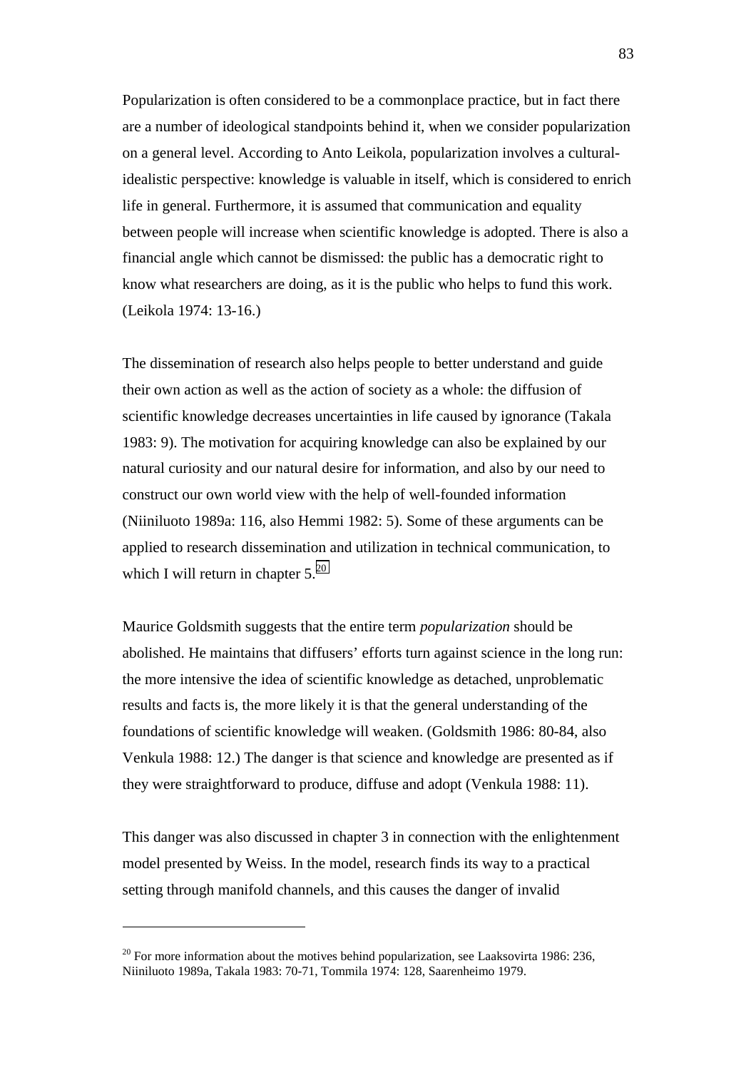Popularization is often considered to be a commonplace practice, but in fact there are a number of ideological standpoints behind it, when we consider popularization on a general level. According to Anto Leikola, popularization involves a cultural-idealistic perspective: knowledge is valuable in itself, which is considered to enrich life in general. Furthermore, it is assumed that communication and equality between people will increase when scientific knowledge is adopted. There is also a financial angle which cannot be dismissed: the public has a democratic right to know what researchers are doing, as it is the public who helps to fund this work. (Leikola 1974: 13-16.)

The dissemination of research also helps people to better understand and guide their own action as well as the action of society as a whole: the diffusion of scientific knowledge decreases uncertainties in life caused by ignorance (Takala 1983: 9). The motivation for acquiring knowledge can also be explained by our natural curiosity and our natural desire for information, and also by our need to construct our own world view with the help of well-founded information (Niiniluoto 1989a: 116, also Hemmi 1982: 5). Some of these arguments can be applied to research dissemination and utilization in technical communication, to which I will return in chapter 5.[20]

Maurice Goldsmith suggests that the entire term *popularization* should be abolished. He maintains that diffusers' efforts turn against science in the long run: the more intensive the idea of scientific knowledge as detached, unproblematic results and facts is, the more likely it is that the general understanding of the foundations of scientific knowledge will weaken. (Goldsmith 1986: 80-84, also Venkula 1988: 12.) The danger is that science and knowledge are presented as if they were straightforward to produce, diffuse and adopt (Venkula 1988: 11).

This danger was also discussed in chapter 3 in connection with the enlightenment model presented by Weiss. In the model, research finds its way to a practical setting through manifold channels, and this causes the danger of invalid

---

[20] For more information about the motives behind popularization, see Laaksovirta 1986: 236, Niiniluoto 1989a, Takala 1983: 70-71, Tommila 1974: 128, Saarenheimo 1979.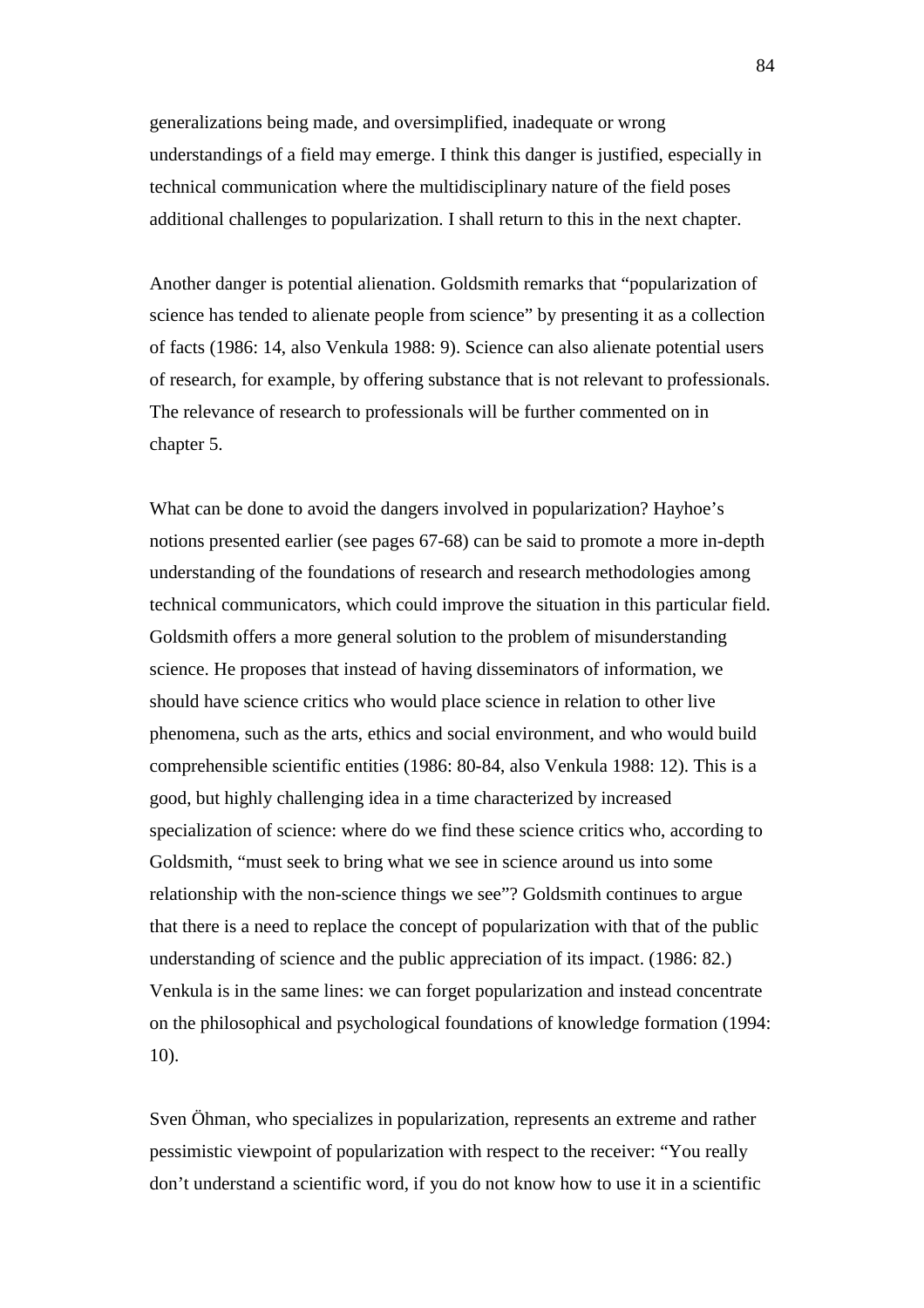generalizations being made, and oversimplified, inadequate or wrong understandings of a field may emerge. I think this danger is justified, especially in technical communication where the multidisciplinary nature of the field poses additional challenges to popularization. I shall return to this in the next chapter.

Another danger is potential alienation. Goldsmith remarks that "popularization of science has tended to alienate people from science" by presenting it as a collection of facts (1986: 14, also Venkula 1988: 9). Science can also alienate potential users of research, for example, by offering substance that is not relevant to professionals. The relevance of research to professionals will be further commented on in chapter 5.

What can be done to avoid the dangers involved in popularization? Hayhoe's notions presented earlier (see pages 67-68) can be said to promote a more in-depth understanding of the foundations of research and research methodologies among technical communicators, which could improve the situation in this particular field. Goldsmith offers a more general solution to the problem of misunderstanding science. He proposes that instead of having disseminators of information, we should have science critics who would place science in relation to other live phenomena, such as the arts, ethics and social environment, and who would build comprehensible scientific entities (1986: 80-84, also Venkula 1988: 12). This is a good, but highly challenging idea in a time characterized by increased specialization of science: where do we find these science critics who, according to Goldsmith, "must seek to bring what we see in science around us into some relationship with the non-science things we see"? Goldsmith continues to argue that there is a need to replace the concept of popularization with that of the public understanding of science and the public appreciation of its impact. (1986: 82.) Venkula is in the same lines: we can forget popularization and instead concentrate on the philosophical and psychological foundations of knowledge formation (1994: 10).

Sven Öhman, who specializes in popularization, represents an extreme and rather pessimistic viewpoint of popularization with respect to the receiver: "You really don't understand a scientific word, if you do not know how to use it in a scientific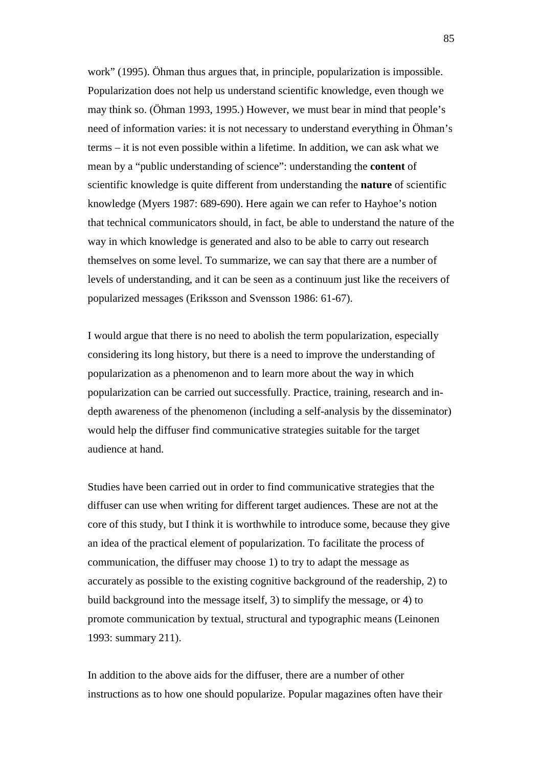work" (1995). Öhman thus argues that, in principle, popularization is impossible. Popularization does not help us understand scientific knowledge, even though we may think so. (Öhman 1993, 1995.) However, we must bear in mind that people's need of information varies: it is not necessary to understand everything in Öhman's terms – it is not even possible within a lifetime. In addition, we can ask what we mean by a "public understanding of science": understanding the **content** of scientific knowledge is quite different from understanding the **nature** of scientific knowledge (Myers 1987: 689-690). Here again we can refer to Hayhoe's notion that technical communicators should, in fact, be able to understand the nature of the way in which knowledge is generated and also to be able to carry out research themselves on some level. To summarize, we can say that there are a number of levels of understanding, and it can be seen as a continuum just like the receivers of popularized messages (Eriksson and Svensson 1986: 61-67).

I would argue that there is no need to abolish the term popularization, especially considering its long history, but there is a need to improve the understanding of popularization as a phenomenon and to learn more about the way in which popularization can be carried out successfully. Practice, training, research and in-depth awareness of the phenomenon (including a self-analysis by the disseminator) would help the diffuser find communicative strategies suitable for the target audience at hand.

Studies have been carried out in order to find communicative strategies that the diffuser can use when writing for different target audiences. These are not at the core of this study, but I think it is worthwhile to introduce some, because they give an idea of the practical element of popularization. To facilitate the process of communication, the diffuser may choose 1) to try to adapt the message as accurately as possible to the existing cognitive background of the readership, 2) to build background into the message itself, 3) to simplify the message, or 4) to promote communication by textual, structural and typographic means (Leinonen 1993: summary 211).

In addition to the above aids for the diffuser, there are a number of other instructions as to how one should popularize. Popular magazines often have their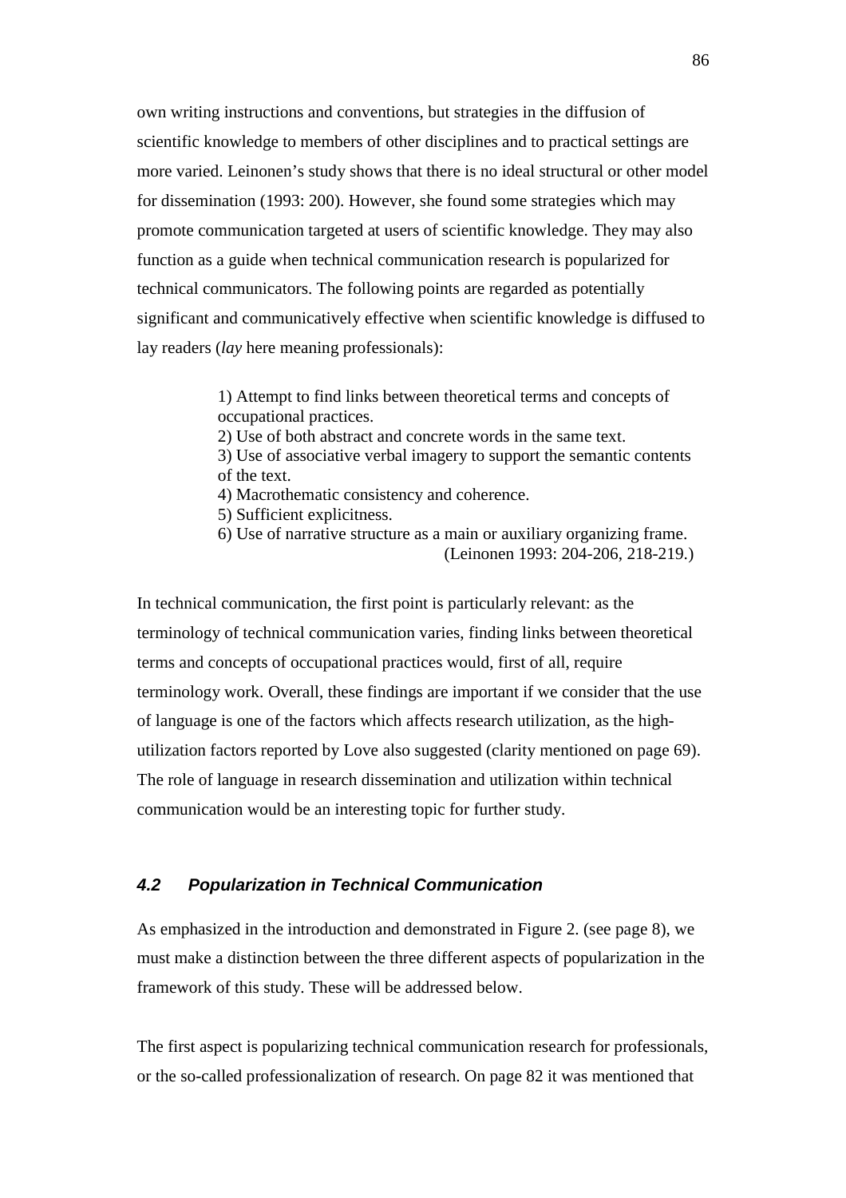own writing instructions and conventions, but strategies in the diffusion of scientific knowledge to members of other disciplines and to practical settings are more varied. Leinonen's study shows that there is no ideal structural or other model for dissemination (1993: 200). However, she found some strategies which may promote communication targeted at users of scientific knowledge. They may also function as a guide when technical communication research is popularized for technical communicators. The following points are regarded as potentially significant and communicatively effective when scientific knowledge is diffused to lay readers (*lay* here meaning professionals):

> 1) Attempt to find links between theoretical terms and concepts of occupational practices.
> 2) Use of both abstract and concrete words in the same text.
> 3) Use of associative verbal imagery to support the semantic contents of the text.
> 4) Macrothematic consistency and coherence.
> 5) Sufficient explicitness.
> 6) Use of narrative structure as a main or auxiliary organizing frame.
> (Leinonen 1993: 204-206, 218-219.)

In technical communication, the first point is particularly relevant: as the terminology of technical communication varies, finding links between theoretical terms and concepts of occupational practices would, first of all, require terminology work. Overall, these findings are important if we consider that the use of language is one of the factors which affects research utilization, as the high-utilization factors reported by Love also suggested (clarity mentioned on page 69). The role of language in research dissemination and utilization within technical communication would be an interesting topic for further study.

### *4.2 Popularization in Technical Communication*

As emphasized in the introduction and demonstrated in Figure 2. (see page 8), we must make a distinction between the three different aspects of popularization in the framework of this study. These will be addressed below.

The first aspect is popularizing technical communication research for professionals, or the so-called professionalization of research. On page 82 it was mentioned that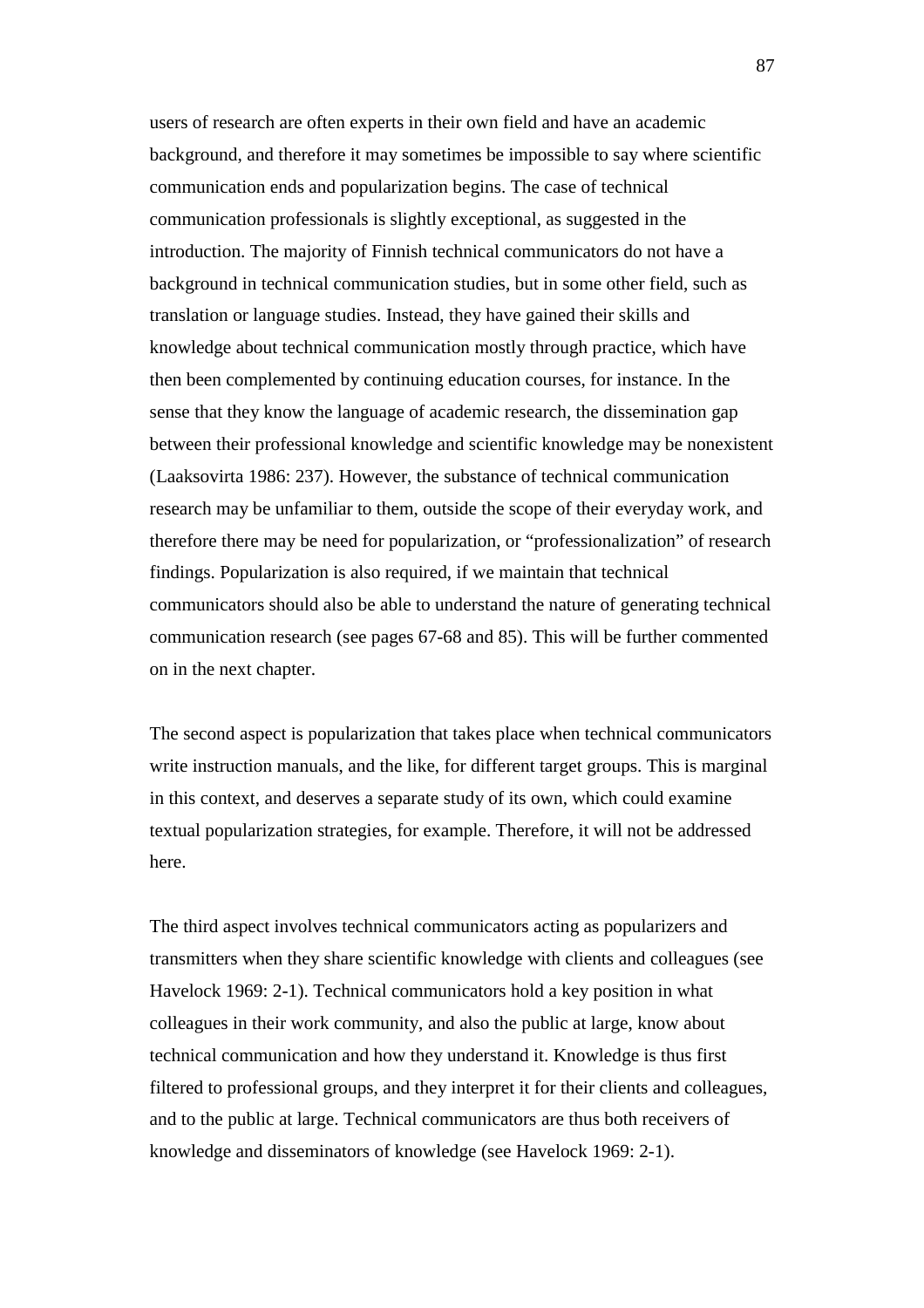users of research are often experts in their own field and have an academic background, and therefore it may sometimes be impossible to say where scientific communication ends and popularization begins. The case of technical communication professionals is slightly exceptional, as suggested in the introduction. The majority of Finnish technical communicators do not have a background in technical communication studies, but in some other field, such as translation or language studies. Instead, they have gained their skills and knowledge about technical communication mostly through practice, which have then been complemented by continuing education courses, for instance. In the sense that they know the language of academic research, the dissemination gap between their professional knowledge and scientific knowledge may be nonexistent (Laaksovirta 1986: 237). However, the substance of technical communication research may be unfamiliar to them, outside the scope of their everyday work, and therefore there may be need for popularization, or "professionalization" of research findings. Popularization is also required, if we maintain that technical communicators should also be able to understand the nature of generating technical communication research (see pages 67-68 and 85). This will be further commented on in the next chapter.

The second aspect is popularization that takes place when technical communicators write instruction manuals, and the like, for different target groups. This is marginal in this context, and deserves a separate study of its own, which could examine textual popularization strategies, for example. Therefore, it will not be addressed here.

The third aspect involves technical communicators acting as popularizers and transmitters when they share scientific knowledge with clients and colleagues (see Havelock 1969: 2-1). Technical communicators hold a key position in what colleagues in their work community, and also the public at large, know about technical communication and how they understand it. Knowledge is thus first filtered to professional groups, and they interpret it for their clients and colleagues, and to the public at large. Technical communicators are thus both receivers of knowledge and disseminators of knowledge (see Havelock 1969: 2-1).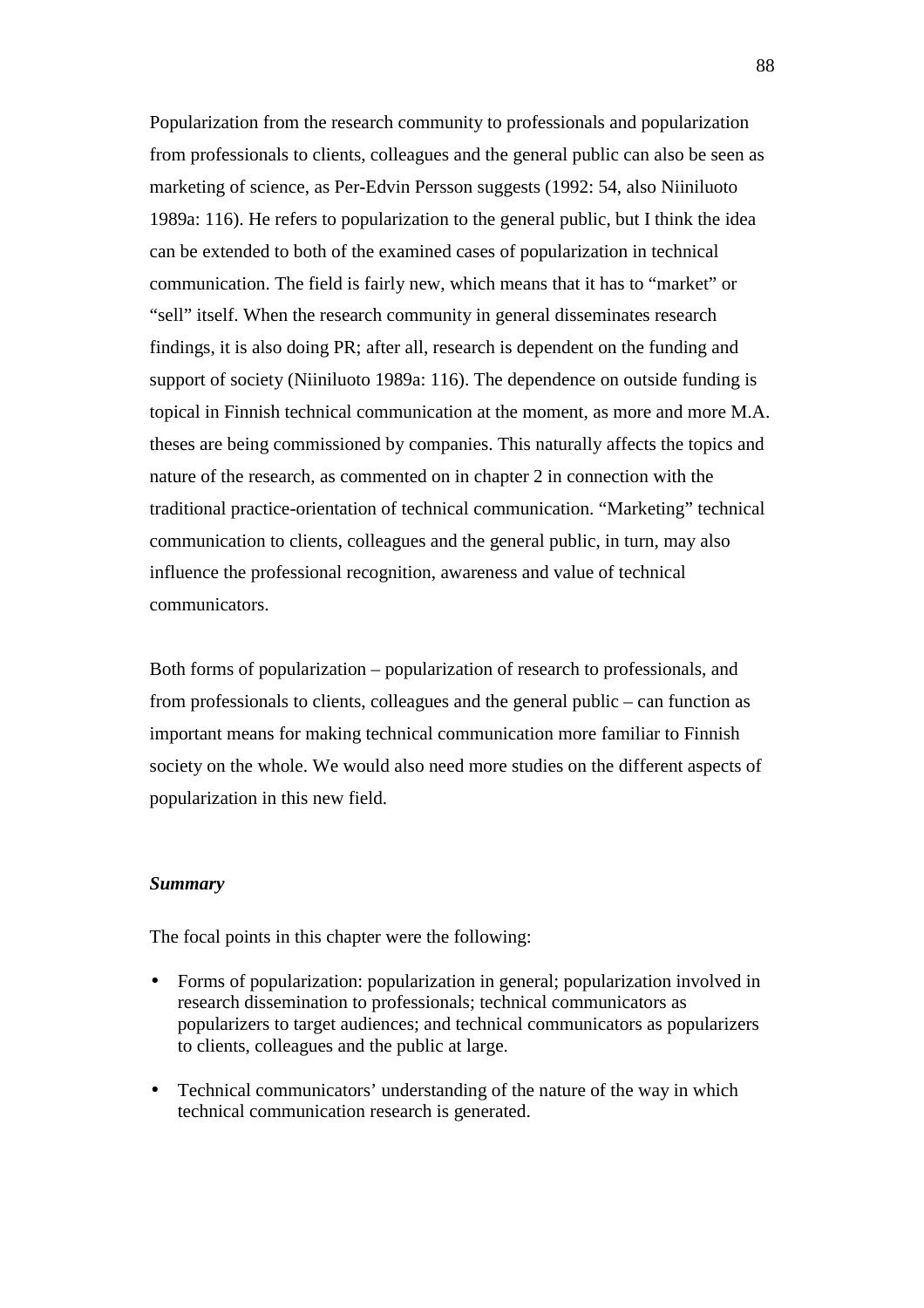Popularization from the research community to professionals and popularization from professionals to clients, colleagues and the general public can also be seen as marketing of science, as Per-Edvin Persson suggests (1992: 54, also Niiniluoto 1989a: 116). He refers to popularization to the general public, but I think the idea can be extended to both of the examined cases of popularization in technical communication. The field is fairly new, which means that it has to "market" or "sell" itself. When the research community in general disseminates research findings, it is also doing PR; after all, research is dependent on the funding and support of society (Niiniluoto 1989a: 116). The dependence on outside funding is topical in Finnish technical communication at the moment, as more and more M.A. theses are being commissioned by companies. This naturally affects the topics and nature of the research, as commented on in chapter 2 in connection with the traditional practice-orientation of technical communication. "Marketing" technical communication to clients, colleagues and the general public, in turn, may also influence the professional recognition, awareness and value of technical communicators.

Both forms of popularization – popularization of research to professionals, and from professionals to clients, colleagues and the general public – can function as important means for making technical communication more familiar to Finnish society on the whole. We would also need more studies on the different aspects of popularization in this new field.

***Summary***

The focal points in this chapter were the following:

- Forms of popularization: popularization in general; popularization involved in research dissemination to professionals; technical communicators as popularizers to target audiences; and technical communicators as popularizers to clients, colleagues and the public at large.

- Technical communicators' understanding of the nature of the way in which technical communication research is generated.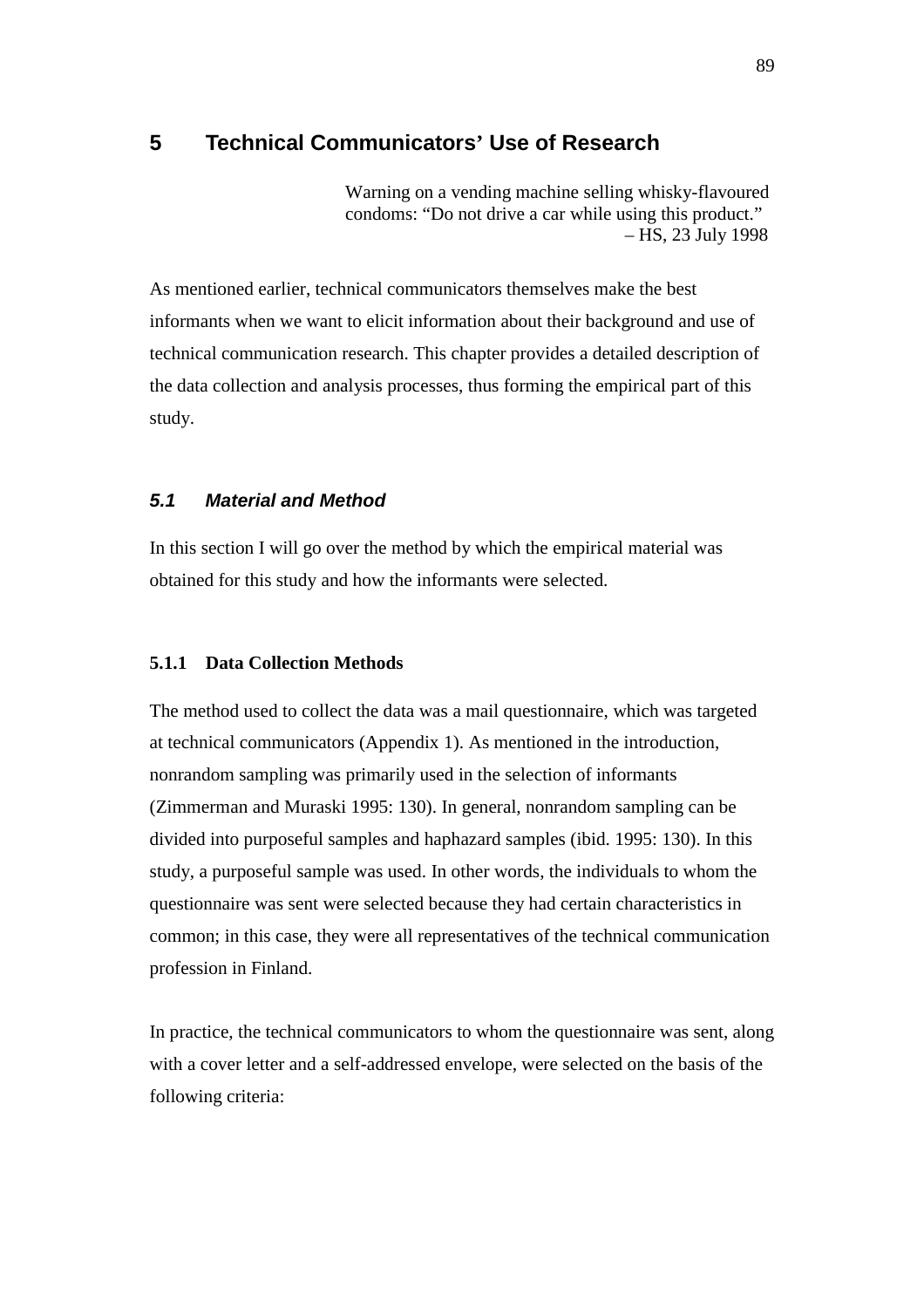# 5 Technical Communicators' Use of Research

> Warning on a vending machine selling whisky-flavoured condoms: "Do not drive a car while using this product."
> – HS, 23 July 1998

As mentioned earlier, technical communicators themselves make the best informants when we want to elicit information about their background and use of technical communication research. This chapter provides a detailed description of the data collection and analysis processes, thus forming the empirical part of this study.

## *5.1 Material and Method*

In this section I will go over the method by which the empirical material was obtained for this study and how the informants were selected.

### 5.1.1 Data Collection Methods

The method used to collect the data was a mail questionnaire, which was targeted at technical communicators (Appendix 1). As mentioned in the introduction, nonrandom sampling was primarily used in the selection of informants (Zimmerman and Muraski 1995: 130). In general, nonrandom sampling can be divided into purposeful samples and haphazard samples (ibid. 1995: 130). In this study, a purposeful sample was used. In other words, the individuals to whom the questionnaire was sent were selected because they had certain characteristics in common; in this case, they were all representatives of the technical communication profession in Finland.

In practice, the technical communicators to whom the questionnaire was sent, along with a cover letter and a self-addressed envelope, were selected on the basis of the following criteria: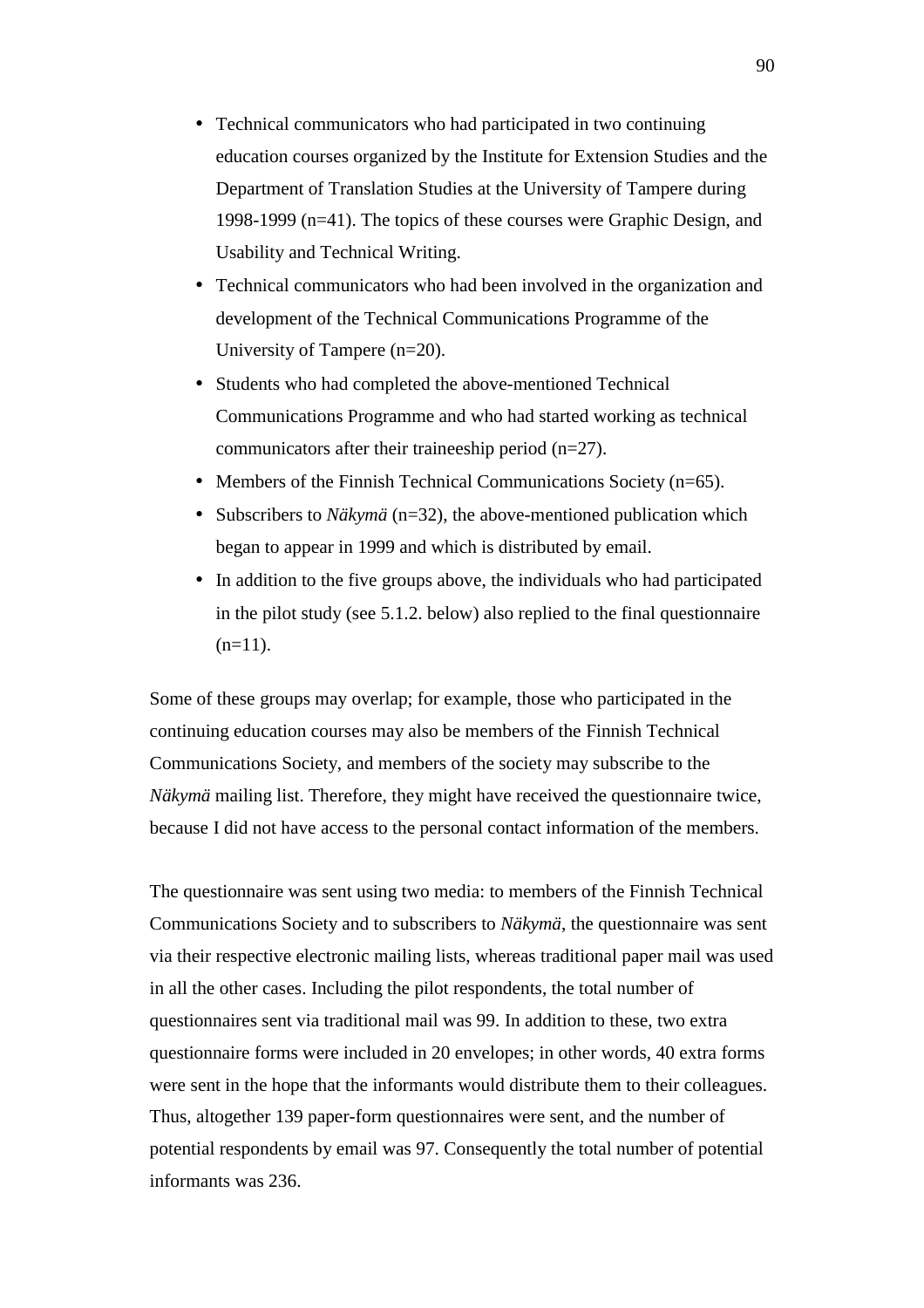- Technical communicators who had participated in two continuing education courses organized by the Institute for Extension Studies and the Department of Translation Studies at the University of Tampere during 1998-1999 (n=41). The topics of these courses were Graphic Design, and Usability and Technical Writing.
- Technical communicators who had been involved in the organization and development of the Technical Communications Programme of the University of Tampere (n=20).
- Students who had completed the above-mentioned Technical Communications Programme and who had started working as technical communicators after their traineeship period (n=27).
- Members of the Finnish Technical Communications Society (n=65).
- Subscribers to *Näkymä* (n=32), the above-mentioned publication which began to appear in 1999 and which is distributed by email.
- In addition to the five groups above, the individuals who had participated in the pilot study (see 5.1.2. below) also replied to the final questionnaire (n=11).

Some of these groups may overlap; for example, those who participated in the continuing education courses may also be members of the Finnish Technical Communications Society, and members of the society may subscribe to the *Näkymä* mailing list. Therefore, they might have received the questionnaire twice, because I did not have access to the personal contact information of the members.

The questionnaire was sent using two media: to members of the Finnish Technical Communications Society and to subscribers to *Näkymä*, the questionnaire was sent via their respective electronic mailing lists, whereas traditional paper mail was used in all the other cases. Including the pilot respondents, the total number of questionnaires sent via traditional mail was 99. In addition to these, two extra questionnaire forms were included in 20 envelopes; in other words, 40 extra forms were sent in the hope that the informants would distribute them to their colleagues. Thus, altogether 139 paper-form questionnaires were sent, and the number of potential respondents by email was 97. Consequently the total number of potential informants was 236.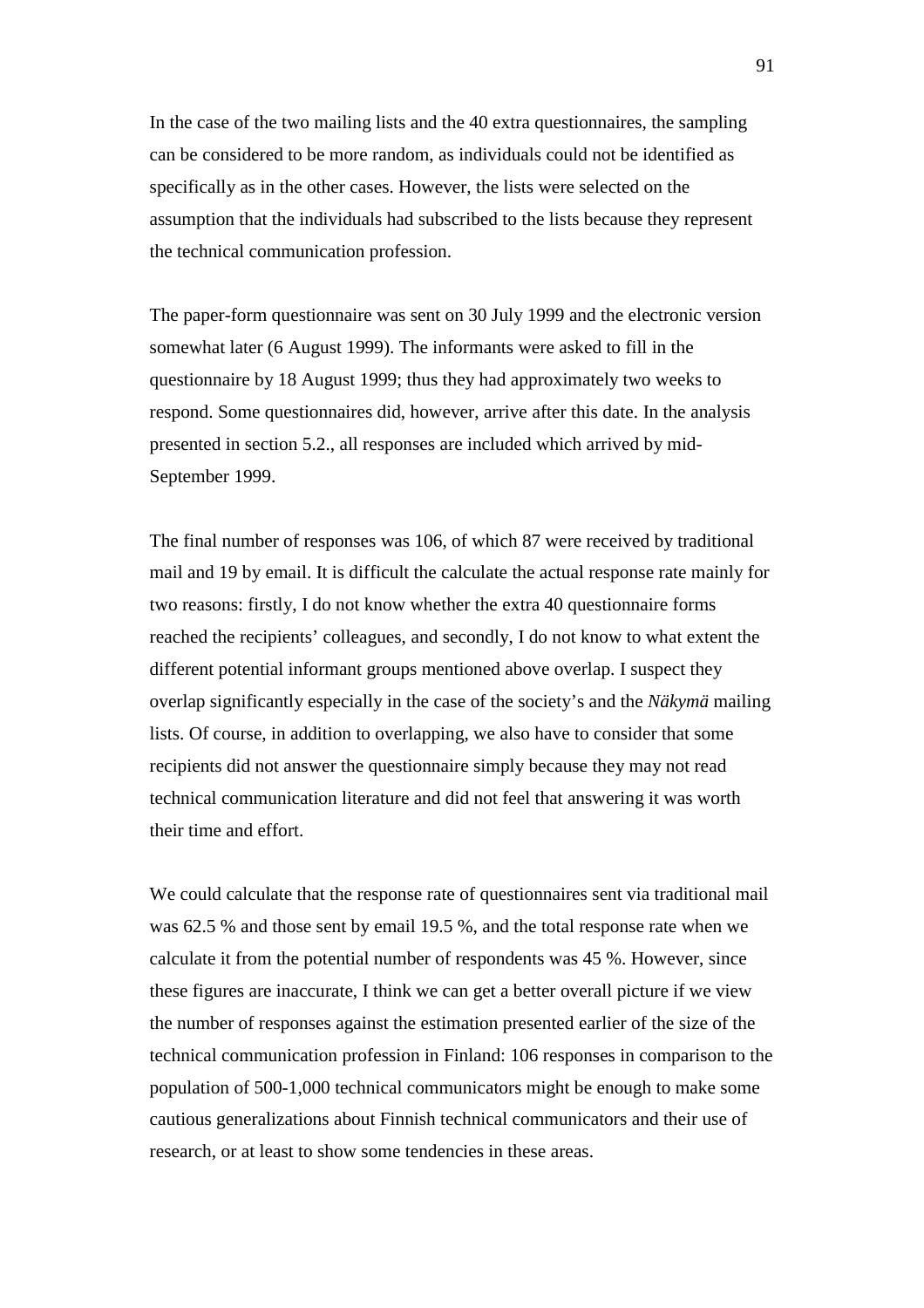In the case of the two mailing lists and the 40 extra questionnaires, the sampling can be considered to be more random, as individuals could not be identified as specifically as in the other cases. However, the lists were selected on the assumption that the individuals had subscribed to the lists because they represent the technical communication profession.

The paper-form questionnaire was sent on 30 July 1999 and the electronic version somewhat later (6 August 1999). The informants were asked to fill in the questionnaire by 18 August 1999; thus they had approximately two weeks to respond. Some questionnaires did, however, arrive after this date. In the analysis presented in section 5.2., all responses are included which arrived by mid-September 1999.

The final number of responses was 106, of which 87 were received by traditional mail and 19 by email. It is difficult the calculate the actual response rate mainly for two reasons: firstly, I do not know whether the extra 40 questionnaire forms reached the recipients' colleagues, and secondly, I do not know to what extent the different potential informant groups mentioned above overlap. I suspect they overlap significantly especially in the case of the society's and the *Näkymä* mailing lists. Of course, in addition to overlapping, we also have to consider that some recipients did not answer the questionnaire simply because they may not read technical communication literature and did not feel that answering it was worth their time and effort.

We could calculate that the response rate of questionnaires sent via traditional mail was 62.5 % and those sent by email 19.5 %, and the total response rate when we calculate it from the potential number of respondents was 45 %. However, since these figures are inaccurate, I think we can get a better overall picture if we view the number of responses against the estimation presented earlier of the size of the technical communication profession in Finland: 106 responses in comparison to the population of 500-1,000 technical communicators might be enough to make some cautious generalizations about Finnish technical communicators and their use of research, or at least to show some tendencies in these areas.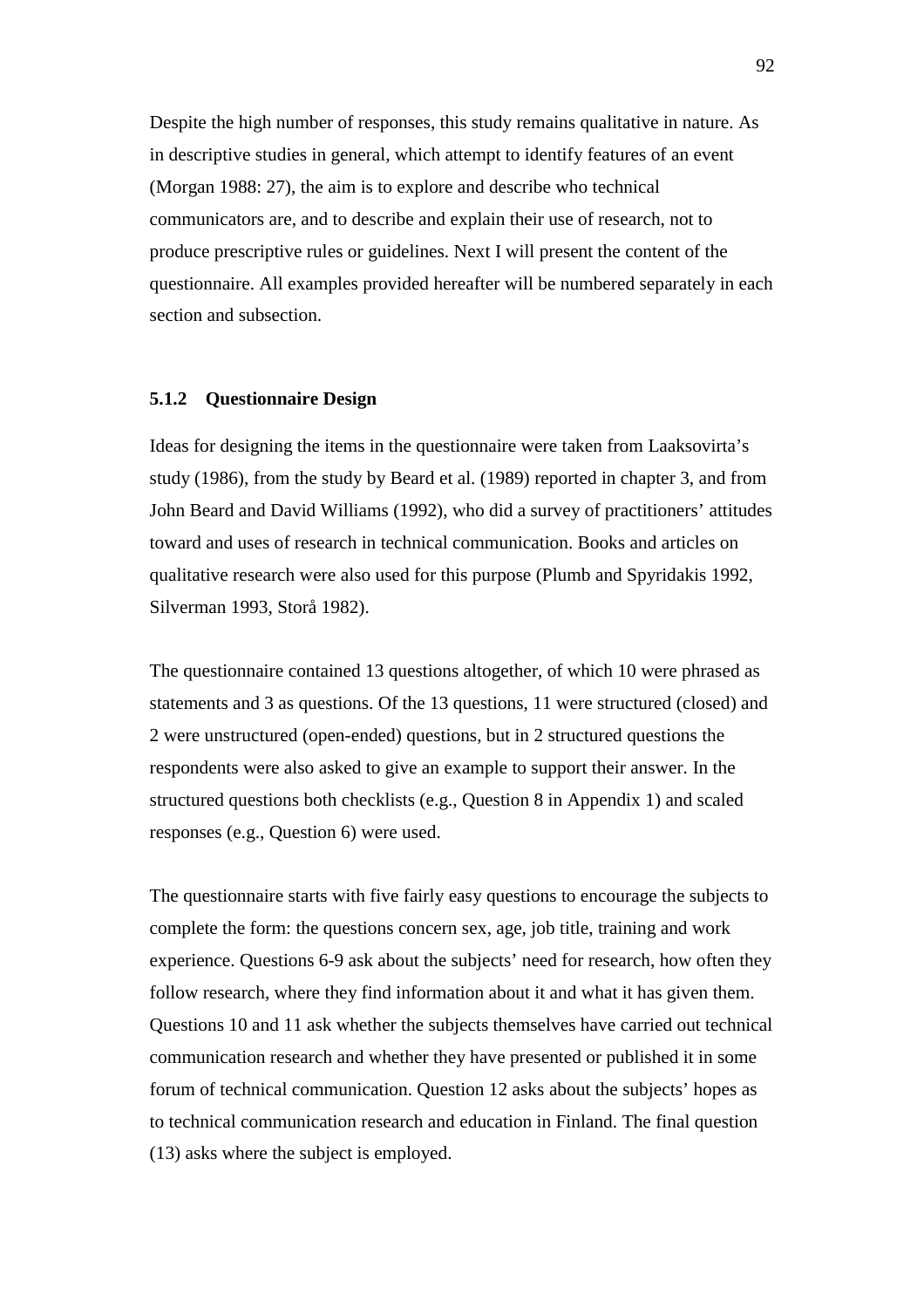Despite the high number of responses, this study remains qualitative in nature. As in descriptive studies in general, which attempt to identify features of an event (Morgan 1988: 27), the aim is to explore and describe who technical communicators are, and to describe and explain their use of research, not to produce prescriptive rules or guidelines. Next I will present the content of the questionnaire. All examples provided hereafter will be numbered separately in each section and subsection.

### 5.1.2 Questionnaire Design

Ideas for designing the items in the questionnaire were taken from Laaksovirta's study (1986), from the study by Beard et al. (1989) reported in chapter 3, and from John Beard and David Williams (1992), who did a survey of practitioners' attitudes toward and uses of research in technical communication. Books and articles on qualitative research were also used for this purpose (Plumb and Spyridakis 1992, Silverman 1993, Storå 1982).

The questionnaire contained 13 questions altogether, of which 10 were phrased as statements and 3 as questions. Of the 13 questions, 11 were structured (closed) and 2 were unstructured (open-ended) questions, but in 2 structured questions the respondents were also asked to give an example to support their answer. In the structured questions both checklists (e.g., Question 8 in Appendix 1) and scaled responses (e.g., Question 6) were used.

The questionnaire starts with five fairly easy questions to encourage the subjects to complete the form: the questions concern sex, age, job title, training and work experience. Questions 6-9 ask about the subjects' need for research, how often they follow research, where they find information about it and what it has given them. Questions 10 and 11 ask whether the subjects themselves have carried out technical communication research and whether they have presented or published it in some forum of technical communication. Question 12 asks about the subjects' hopes as to technical communication research and education in Finland. The final question (13) asks where the subject is employed.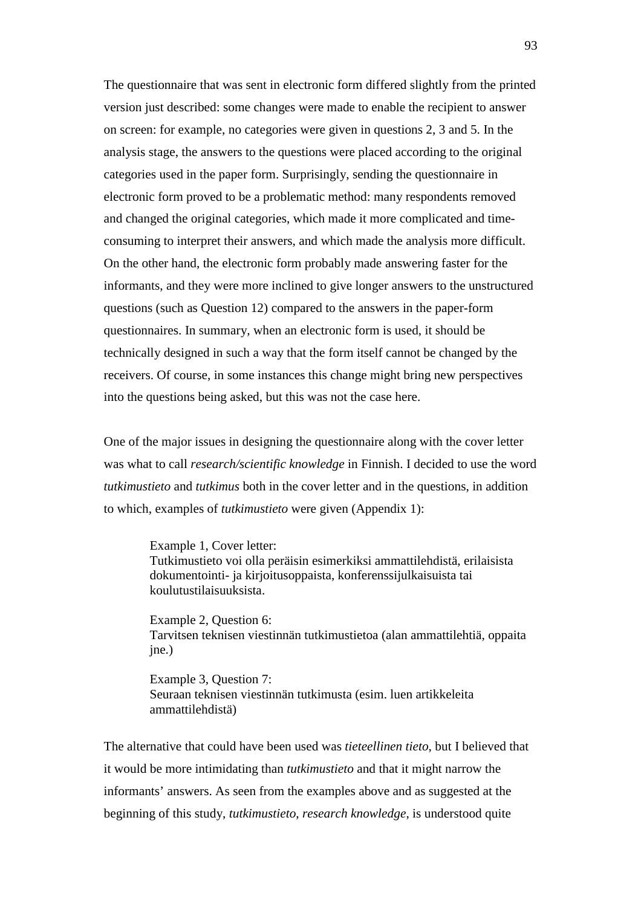The questionnaire that was sent in electronic form differed slightly from the printed version just described: some changes were made to enable the recipient to answer on screen: for example, no categories were given in questions 2, 3 and 5. In the analysis stage, the answers to the questions were placed according to the original categories used in the paper form. Surprisingly, sending the questionnaire in electronic form proved to be a problematic method: many respondents removed and changed the original categories, which made it more complicated and time-consuming to interpret their answers, and which made the analysis more difficult. On the other hand, the electronic form probably made answering faster for the informants, and they were more inclined to give longer answers to the unstructured questions (such as Question 12) compared to the answers in the paper-form questionnaires. In summary, when an electronic form is used, it should be technically designed in such a way that the form itself cannot be changed by the receivers. Of course, in some instances this change might bring new perspectives into the questions being asked, but this was not the case here.

One of the major issues in designing the questionnaire along with the cover letter was what to call *research/scientific knowledge* in Finnish. I decided to use the word *tutkimustieto* and *tutkimus* both in the cover letter and in the questions, in addition to which, examples of *tutkimustieto* were given (Appendix 1):

> Example 1, Cover letter:
> Tutkimustieto voi olla peräisin esimerkiksi ammattilehdistä, erilaisista dokumentointi- ja kirjoitusoppaista, konferenssijulkaisuista tai koulutustilaisuuksista.
>
> Example 2, Question 6:
> Tarvitsen teknisen viestinnän tutkimustietoa (alan ammattilehtiä, oppaita jne.)
>
> Example 3, Question 7:
> Seuraan teknisen viestinnän tutkimusta (esim. luen artikkeleita ammattilehdistä)

The alternative that could have been used was *tieteellinen tieto*, but I believed that it would be more intimidating than *tutkimustieto* and that it might narrow the informants' answers. As seen from the examples above and as suggested at the beginning of this study, *tutkimustieto*, *research knowledge*, is understood quite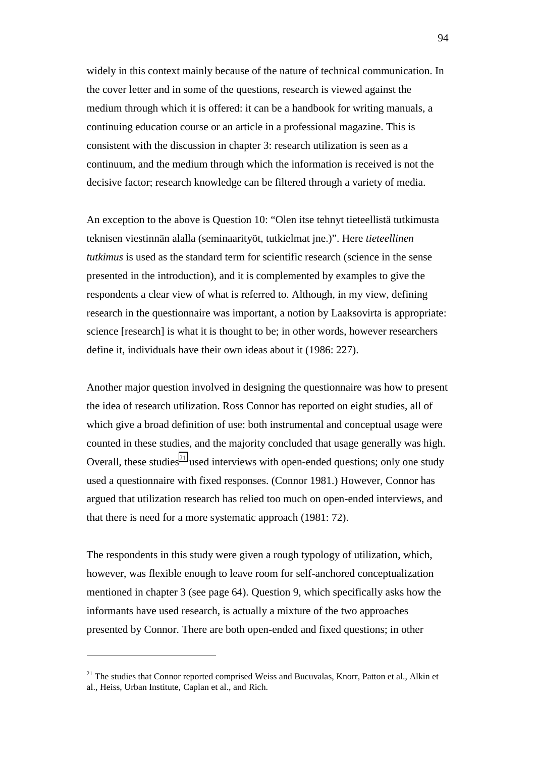widely in this context mainly because of the nature of technical communication. In the cover letter and in some of the questions, research is viewed against the medium through which it is offered: it can be a handbook for writing manuals, a continuing education course or an article in a professional magazine. This is consistent with the discussion in chapter 3: research utilization is seen as a continuum, and the medium through which the information is received is not the decisive factor; research knowledge can be filtered through a variety of media.

An exception to the above is Question 10: "Olen itse tehnyt tieteellistä tutkimusta teknisen viestinnän alalla (seminaarityöt, tutkielmat jne.)". Here *tieteellinen tutkimus* is used as the standard term for scientific research (science in the sense presented in the introduction), and it is complemented by examples to give the respondents a clear view of what is referred to. Although, in my view, defining research in the questionnaire was important, a notion by Laaksovirta is appropriate: science [research] is what it is thought to be; in other words, however researchers define it, individuals have their own ideas about it (1986: 227).

Another major question involved in designing the questionnaire was how to present the idea of research utilization. Ross Connor has reported on eight studies, all of which give a broad definition of use: both instrumental and conceptual usage were counted in these studies, and the majority concluded that usage generally was high. Overall, these studies[21] used interviews with open-ended questions; only one study used a questionnaire with fixed responses. (Connor 1981.) However, Connor has argued that utilization research has relied too much on open-ended interviews, and that there is need for a more systematic approach (1981: 72).

The respondents in this study were given a rough typology of utilization, which, however, was flexible enough to leave room for self-anchored conceptualization mentioned in chapter 3 (see page 64). Question 9, which specifically asks how the informants have used research, is actually a mixture of the two approaches presented by Connor. There are both open-ended and fixed questions; in other

---

[21] The studies that Connor reported comprised Weiss and Bucuvalas, Knorr, Patton et al., Alkin et al., Heiss, Urban Institute, Caplan et al., and Rich.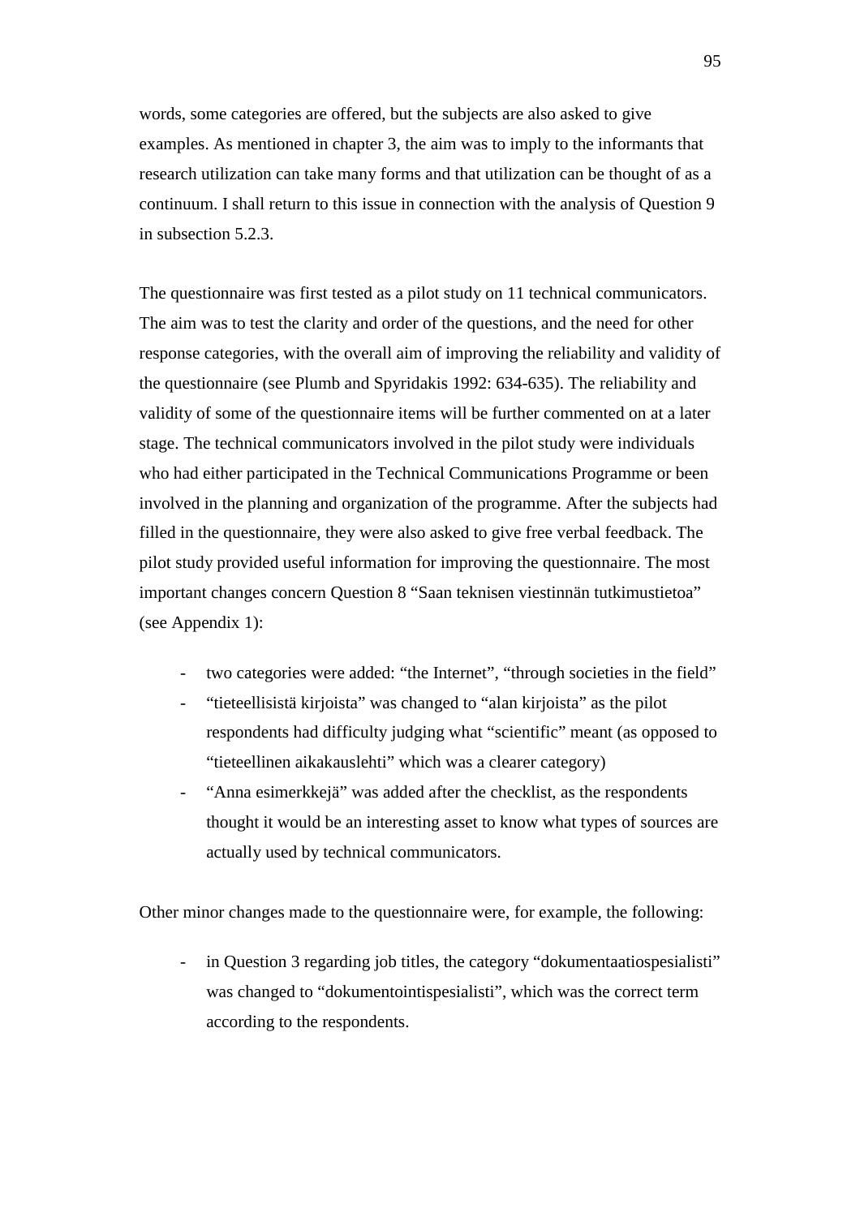words, some categories are offered, but the subjects are also asked to give examples. As mentioned in chapter 3, the aim was to imply to the informants that research utilization can take many forms and that utilization can be thought of as a continuum. I shall return to this issue in connection with the analysis of Question 9 in subsection 5.2.3.

The questionnaire was first tested as a pilot study on 11 technical communicators. The aim was to test the clarity and order of the questions, and the need for other response categories, with the overall aim of improving the reliability and validity of the questionnaire (see Plumb and Spyridakis 1992: 634-635). The reliability and validity of some of the questionnaire items will be further commented on at a later stage. The technical communicators involved in the pilot study were individuals who had either participated in the Technical Communications Programme or been involved in the planning and organization of the programme. After the subjects had filled in the questionnaire, they were also asked to give free verbal feedback. The pilot study provided useful information for improving the questionnaire. The most important changes concern Question 8 "Saan teknisen viestinnän tutkimustietoa" (see Appendix 1):

- two categories were added: "the Internet", "through societies in the field"
- "tieteellisistä kirjoista" was changed to "alan kirjoista" as the pilot respondents had difficulty judging what "scientific" meant (as opposed to "tieteellinen aikakauslehti" which was a clearer category)
- "Anna esimerkkejä" was added after the checklist, as the respondents thought it would be an interesting asset to know what types of sources are actually used by technical communicators.

Other minor changes made to the questionnaire were, for example, the following:

- in Question 3 regarding job titles, the category "dokumentaatiospesialisti" was changed to "dokumentointispesialisti", which was the correct term according to the respondents.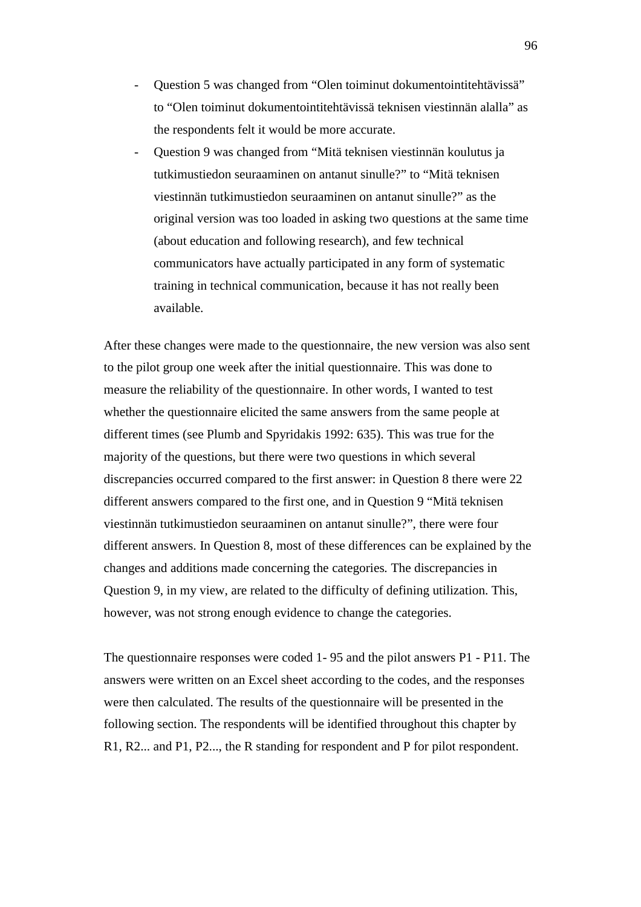- Question 5 was changed from “Olen toiminut dokumentointitehtävissä” to “Olen toiminut dokumentointitehtävissä teknisen viestinnän alalla” as the respondents felt it would be more accurate.
- Question 9 was changed from “Mitä teknisen viestinnän koulutus ja tutkimustiedon seuraaminen on antanut sinulle?” to “Mitä teknisen viestinnän tutkimustiedon seuraaminen on antanut sinulle?” as the original version was too loaded in asking two questions at the same time (about education and following research), and few technical communicators have actually participated in any form of systematic training in technical communication, because it has not really been available.

After these changes were made to the questionnaire, the new version was also sent to the pilot group one week after the initial questionnaire. This was done to measure the reliability of the questionnaire. In other words, I wanted to test whether the questionnaire elicited the same answers from the same people at different times (see Plumb and Spyridakis 1992: 635). This was true for the majority of the questions, but there were two questions in which several discrepancies occurred compared to the first answer: in Question 8 there were 22 different answers compared to the first one, and in Question 9 “Mitä teknisen viestinnän tutkimustiedon seuraaminen on antanut sinulle?”, there were four different answers. In Question 8, most of these differences can be explained by the changes and additions made concerning the categories. The discrepancies in Question 9, in my view, are related to the difficulty of defining utilization. This, however, was not strong enough evidence to change the categories.

The questionnaire responses were coded 1- 95 and the pilot answers P1 - P11. The answers were written on an Excel sheet according to the codes, and the responses were then calculated. The results of the questionnaire will be presented in the following section. The respondents will be identified throughout this chapter by R1, R2... and P1, P2..., the R standing for respondent and P for pilot respondent.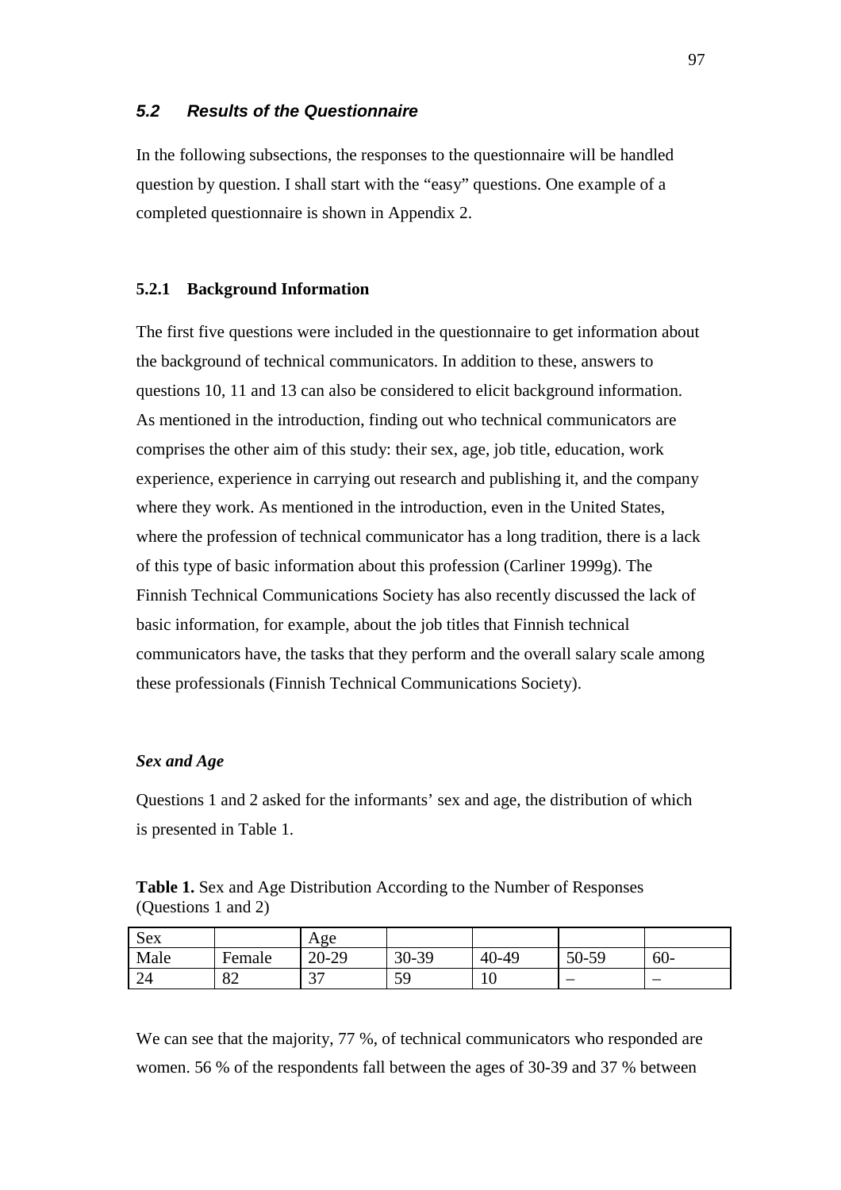### *5.2 Results of the Questionnaire*

In the following subsections, the responses to the questionnaire will be handled question by question. I shall start with the "easy" questions. One example of a completed questionnaire is shown in Appendix 2.

#### 5.2.1 Background Information

The first five questions were included in the questionnaire to get information about the background of technical communicators. In addition to these, answers to questions 10, 11 and 13 can also be considered to elicit background information. As mentioned in the introduction, finding out who technical communicators are comprises the other aim of this study: their sex, age, job title, education, work experience, experience in carrying out research and publishing it, and the company where they work. As mentioned in the introduction, even in the United States, where the profession of technical communicator has a long tradition, there is a lack of this type of basic information about this profession (Carliner 1999g). The Finnish Technical Communications Society has also recently discussed the lack of basic information, for example, about the job titles that Finnish technical communicators have, the tasks that they perform and the overall salary scale among these professionals (Finnish Technical Communications Society).

***Sex and Age***

Questions 1 and 2 asked for the informants' sex and age, the distribution of which is presented in Table 1.

**Table 1.** Sex and Age Distribution According to the Number of Responses (Questions 1 and 2)

| Sex | | Age | | | | |
|---|---|---|---|---|---|---|
| Male | Female | 20-29 | 30-39 | 40-49 | 50-59 | 60- |
| 24 | 82 | 37 | 59 | 10 | – | – |

We can see that the majority, 77 %, of technical communicators who responded are women. 56 % of the respondents fall between the ages of 30-39 and 37 % between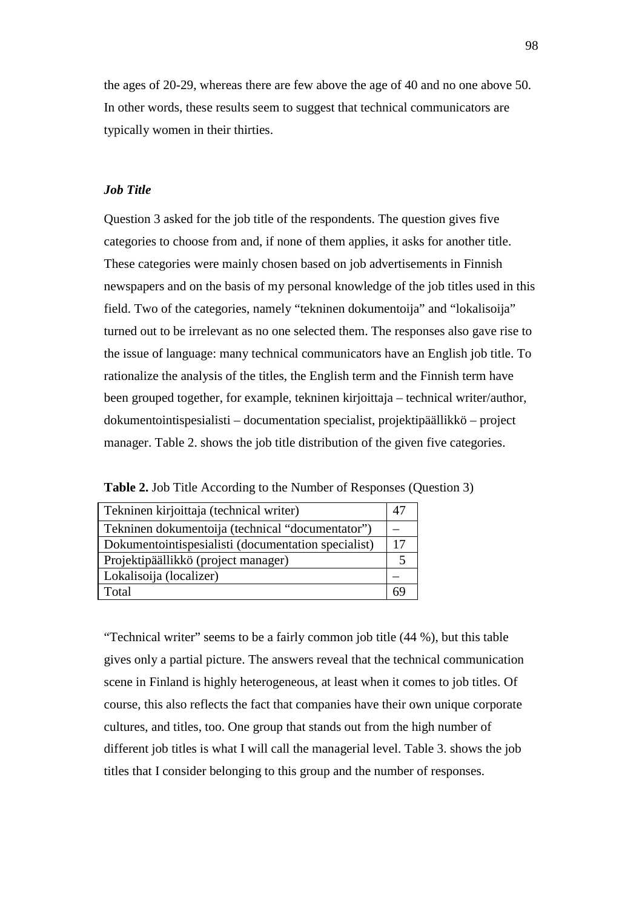the ages of 20-29, whereas there are few above the age of 40 and no one above 50. In other words, these results seem to suggest that technical communicators are typically women in their thirties.

### *Job Title*

Question 3 asked for the job title of the respondents. The question gives five categories to choose from and, if none of them applies, it asks for another title. These categories were mainly chosen based on job advertisements in Finnish newspapers and on the basis of my personal knowledge of the job titles used in this field. Two of the categories, namely "tekninen dokumentoija" and "lokalisoija" turned out to be irrelevant as no one selected them. The responses also gave rise to the issue of language: many technical communicators have an English job title. To rationalize the analysis of the titles, the English term and the Finnish term have been grouped together, for example, tekninen kirjoittaja – technical writer/author, dokumentointispesialisti – documentation specialist, projektipäällikkö – project manager. Table 2. shows the job title distribution of the given five categories.

**Table 2.** Job Title According to the Number of Responses (Question 3)

| | |
|---|---|
| Tekninen kirjoittaja (technical writer) | 47 |
| Tekninen dokumentoija (technical "documentator") | – |
| Dokumentointispesialisti (documentation specialist) | 17 |
| Projektipäällikkö (project manager) | 5 |
| Lokalisoija (localizer) | – |
| Total | 69 |

"Technical writer" seems to be a fairly common job title (44 %), but this table gives only a partial picture. The answers reveal that the technical communication scene in Finland is highly heterogeneous, at least when it comes to job titles. Of course, this also reflects the fact that companies have their own unique corporate cultures, and titles, too. One group that stands out from the high number of different job titles is what I will call the managerial level. Table 3. shows the job titles that I consider belonging to this group and the number of responses.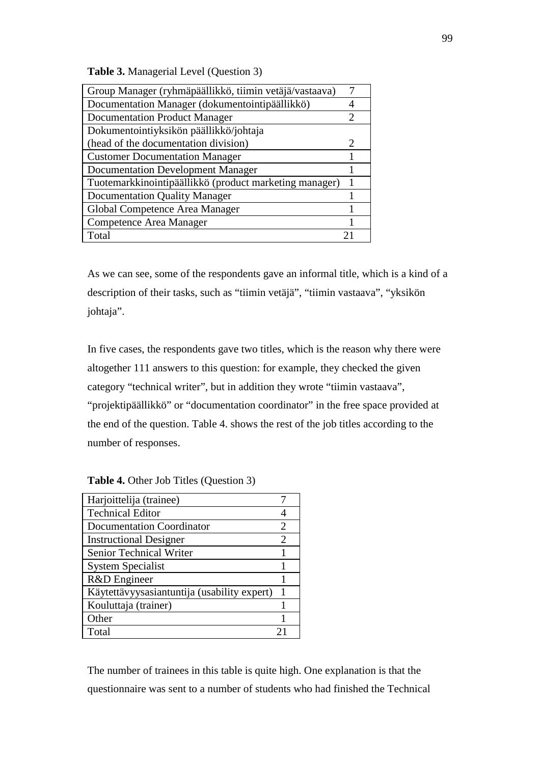**Table 3.** Managerial Level (Question 3)

| | |
|---|---|
| Group Manager (ryhmäpäällikkö, tiimin vetäjä/vastaava) | 7 |
| Documentation Manager (dokumentointipäällikkö) | 4 |
| Documentation Product Manager | 2 |
| Dokumentointiyksikön päällikkö/johtaja (head of the documentation division) | 2 |
| Customer Documentation Manager | 1 |
| Documentation Development Manager | 1 |
| Tuotemarkkinointipäällikkö (product marketing manager) | 1 |
| Documentation Quality Manager | 1 |
| Global Competence Area Manager | 1 |
| Competence Area Manager | 1 |
| Total | 21 |

As we can see, some of the respondents gave an informal title, which is a kind of a description of their tasks, such as "tiimin vetäjä", "tiimin vastaava", "yksikön johtaja".

In five cases, the respondents gave two titles, which is the reason why there were altogether 111 answers to this question: for example, they checked the given category "technical writer", but in addition they wrote "tiimin vastaava", "projektipäällikkö" or "documentation coordinator" in the free space provided at the end of the question. Table 4. shows the rest of the job titles according to the number of responses.

**Table 4.** Other Job Titles (Question 3)

| | |
|---|---|
| Harjoittelija (trainee) | 7 |
| Technical Editor | 4 |
| Documentation Coordinator | 2 |
| Instructional Designer | 2 |
| Senior Technical Writer | 1 |
| System Specialist | 1 |
| R&D Engineer | 1 |
| Käytettävyysasiantuntija (usability expert) | 1 |
| Kouluttaja (trainer) | 1 |
| Other | 1 |
| Total | 21 |

The number of trainees in this table is quite high. One explanation is that the questionnaire was sent to a number of students who had finished the Technical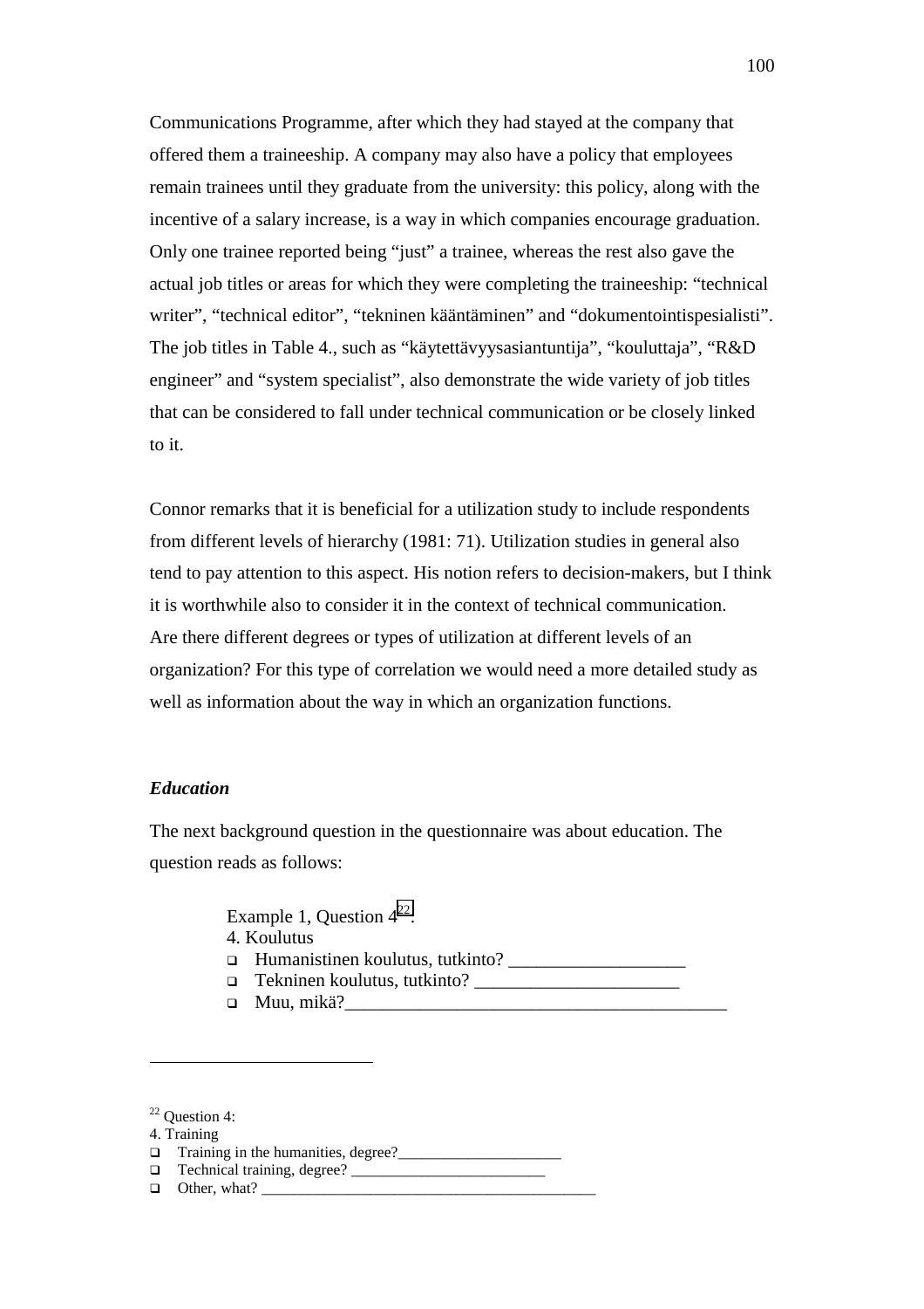Communications Programme, after which they had stayed at the company that offered them a traineeship. A company may also have a policy that employees remain trainees until they graduate from the university: this policy, along with the incentive of a salary increase, is a way in which companies encourage graduation. Only one trainee reported being "just" a trainee, whereas the rest also gave the actual job titles or areas for which they were completing the traineeship: "technical writer", "technical editor", "tekninen kääntäminen" and "dokumentointispesialisti". The job titles in Table 4., such as "käytettävyysasiantuntija", "kouluttaja", "R&D engineer" and "system specialist", also demonstrate the wide variety of job titles that can be considered to fall under technical communication or be closely linked to it.

Connor remarks that it is beneficial for a utilization study to include respondents from different levels of hierarchy (1981: 71). Utilization studies in general also tend to pay attention to this aspect. His notion refers to decision-makers, but I think it is worthwhile also to consider it in the context of technical communication. Are there different degrees or types of utilization at different levels of an organization? For this type of correlation we would need a more detailed study as well as information about the way in which an organization functions.

### *Education*

The next background question in the questionnaire was about education. The question reads as follows:

> Example 1, Question 4[22]:
> 4. Koulutus
> - ❑ Humanistinen koulutus, tutkinto? ___________________
> - ❑ Tekninen koulutus, tutkinto? ______________________
> - ❑ Muu, mikä?_________________________________________

---

[22] Question 4:
4. Training
- ❑ Training in the humanities, degree?____________________
- ❑ Technical training, degree? ________________________
- ❑ Other, what? __________________________________________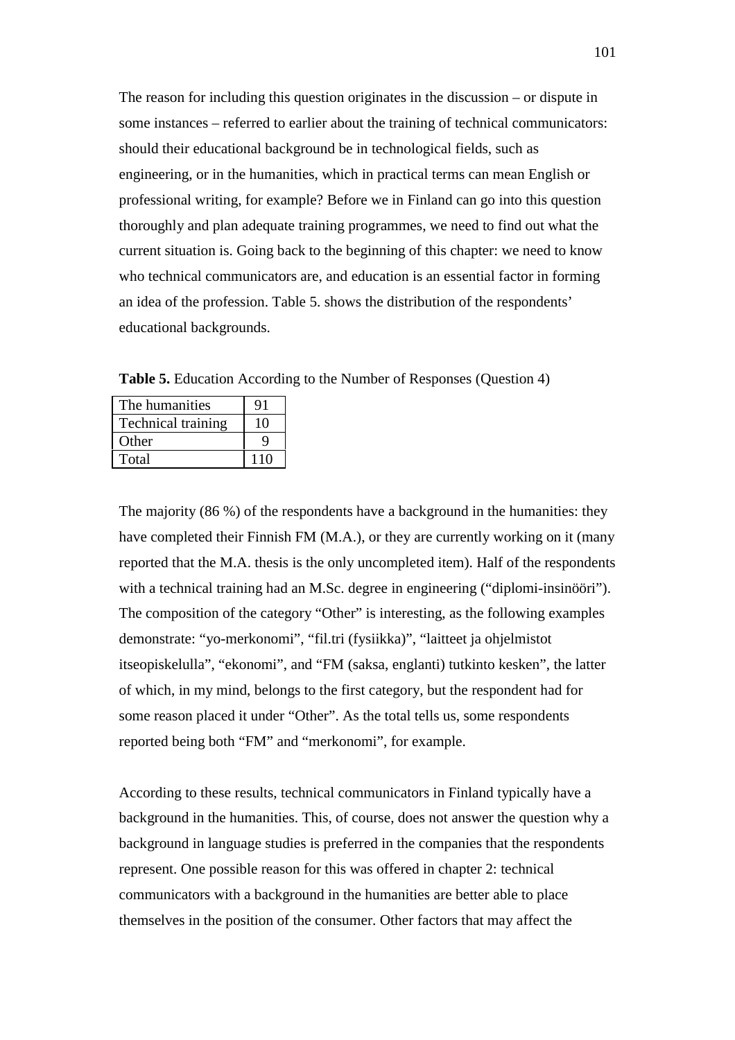The reason for including this question originates in the discussion – or dispute in some instances – referred to earlier about the training of technical communicators: should their educational background be in technological fields, such as engineering, or in the humanities, which in practical terms can mean English or professional writing, for example? Before we in Finland can go into this question thoroughly and plan adequate training programmes, we need to find out what the current situation is. Going back to the beginning of this chapter: we need to know who technical communicators are, and education is an essential factor in forming an idea of the profession. Table 5. shows the distribution of the respondents' educational backgrounds.

**Table 5.** Education According to the Number of Responses (Question 4)

| | |
|---|---|
| The humanities | 91 |
| Technical training | 10 |
| Other | 9 |
| Total | 110 |

The majority (86 %) of the respondents have a background in the humanities: they have completed their Finnish FM (M.A.), or they are currently working on it (many reported that the M.A. thesis is the only uncompleted item). Half of the respondents with a technical training had an M.Sc. degree in engineering ("diplomi-insinööri"). The composition of the category "Other" is interesting, as the following examples demonstrate: "yo-merkonomi", "fil.tri (fysiikka)", "laitteet ja ohjelmistot itseopiskelulla", "ekonomi", and "FM (saksa, englanti) tutkinto kesken", the latter of which, in my mind, belongs to the first category, but the respondent had for some reason placed it under "Other". As the total tells us, some respondents reported being both "FM" and "merkonomi", for example.

According to these results, technical communicators in Finland typically have a background in the humanities. This, of course, does not answer the question why a background in language studies is preferred in the companies that the respondents represent. One possible reason for this was offered in chapter 2: technical communicators with a background in the humanities are better able to place themselves in the position of the consumer. Other factors that may affect the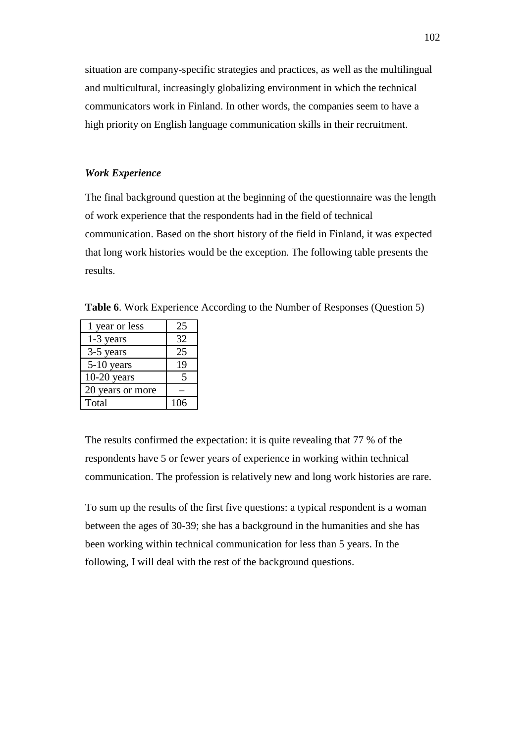situation are company-specific strategies and practices, as well as the multilingual and multicultural, increasingly globalizing environment in which the technical communicators work in Finland. In other words, the companies seem to have a high priority on English language communication skills in their recruitment.

### *Work Experience*

The final background question at the beginning of the questionnaire was the length of work experience that the respondents had in the field of technical communication. Based on the short history of the field in Finland, it was expected that long work histories would be the exception. The following table presents the results.

**Table 6**. Work Experience According to the Number of Responses (Question 5)

| | |
|---|---|
| 1 year or less | 25 |
| 1-3 years | 32 |
| 3-5 years | 25 |
| 5-10 years | 19 |
| 10-20 years | 5 |
| 20 years or more | – |
| Total | 106 |

The results confirmed the expectation: it is quite revealing that 77 % of the respondents have 5 or fewer years of experience in working within technical communication. The profession is relatively new and long work histories are rare.

To sum up the results of the first five questions: a typical respondent is a woman between the ages of 30-39; she has a background in the humanities and she has been working within technical communication for less than 5 years. In the following, I will deal with the rest of the background questions.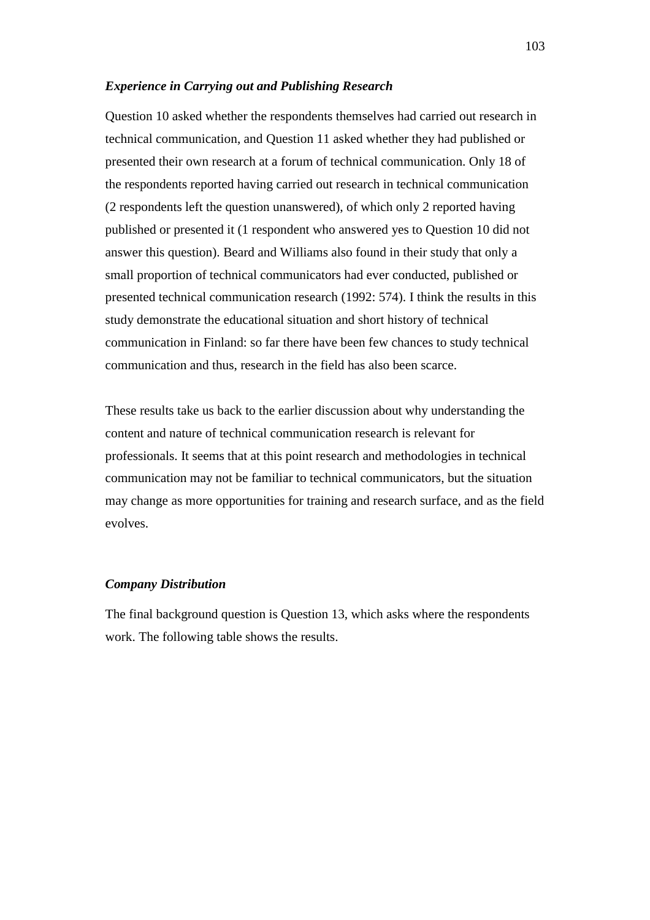### ***Experience in Carrying out and Publishing Research***

Question 10 asked whether the respondents themselves had carried out research in technical communication, and Question 11 asked whether they had published or presented their own research at a forum of technical communication. Only 18 of the respondents reported having carried out research in technical communication (2 respondents left the question unanswered), of which only 2 reported having published or presented it (1 respondent who answered yes to Question 10 did not answer this question). Beard and Williams also found in their study that only a small proportion of technical communicators had ever conducted, published or presented technical communication research (1992: 574). I think the results in this study demonstrate the educational situation and short history of technical communication in Finland: so far there have been few chances to study technical communication and thus, research in the field has also been scarce.

These results take us back to the earlier discussion about why understanding the content and nature of technical communication research is relevant for professionals. It seems that at this point research and methodologies in technical communication may not be familiar to technical communicators, but the situation may change as more opportunities for training and research surface, and as the field evolves.

### ***Company Distribution***

The final background question is Question 13, which asks where the respondents work. The following table shows the results.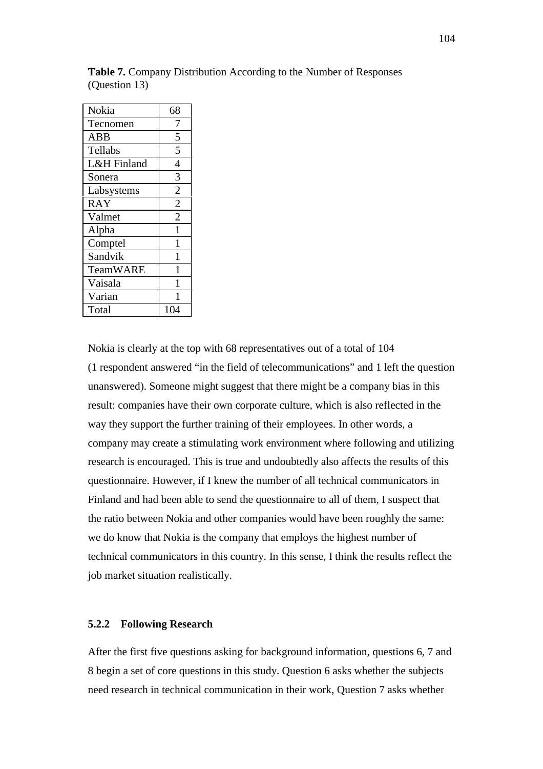**Table 7.** Company Distribution According to the Number of Responses (Question 13)

| | |
|---|---|
| Nokia | 68 |
| Tecnomen | 7 |
| ABB | 5 |
| Tellabs | 5 |
| L&H Finland | 4 |
| Sonera | 3 |
| Labsystems | 2 |
| RAY | 2 |
| Valmet | 2 |
| Alpha | 1 |
| Comptel | 1 |
| Sandvik | 1 |
| TeamWARE | 1 |
| Vaisala | 1 |
| Varian | 1 |
| Total | 104 |

Nokia is clearly at the top with 68 representatives out of a total of 104 (1 respondent answered "in the field of telecommunications" and 1 left the question unanswered). Someone might suggest that there might be a company bias in this result: companies have their own corporate culture, which is also reflected in the way they support the further training of their employees. In other words, a company may create a stimulating work environment where following and utilizing research is encouraged. This is true and undoubtedly also affects the results of this questionnaire. However, if I knew the number of all technical communicators in Finland and had been able to send the questionnaire to all of them, I suspect that the ratio between Nokia and other companies would have been roughly the same: we do know that Nokia is the company that employs the highest number of technical communicators in this country. In this sense, I think the results reflect the job market situation realistically.

### 5.2.2 Following Research

After the first five questions asking for background information, questions 6, 7 and 8 begin a set of core questions in this study. Question 6 asks whether the subjects need research in technical communication in their work, Question 7 asks whether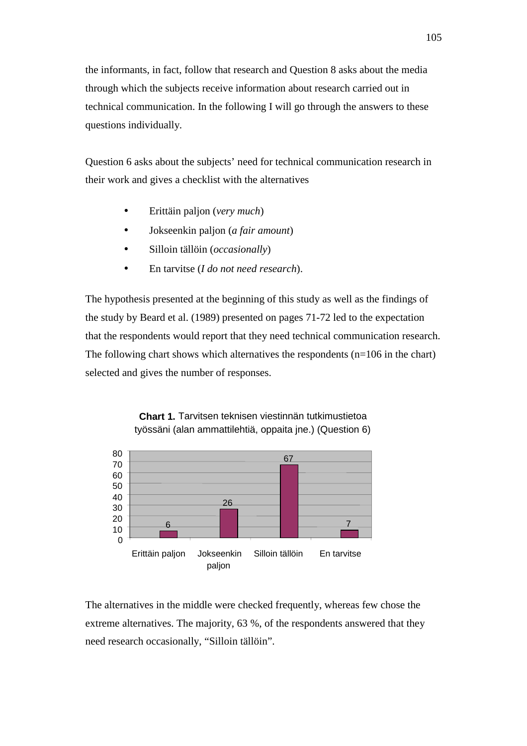the informants, in fact, follow that research and Question 8 asks about the media through which the subjects receive information about research carried out in technical communication. In the following I will go through the answers to these questions individually.

Question 6 asks about the subjects' need for technical communication research in their work and gives a checklist with the alternatives

- Erittäin paljon (*very much*)
- Jokseenkin paljon (*a fair amount*)
- Silloin tällöin (*occasionally*)
- En tarvitse (*I do not need research*).

The hypothesis presented at the beginning of this study as well as the findings of the study by Beard et al. (1989) presented on pages 71-72 led to the expectation that the respondents would report that they need technical communication research. The following chart shows which alternatives the respondents (n=106 in the chart) selected and gives the number of responses.

**Chart 1.** Tarvitsen teknisen viestinnän tutkimustietoa työssäni (alan ammattilehtiä, oppaita jne.) (Question 6)

80
70
60
50
40
30
20
10
0

6
26
67
7

Erittäin paljon
Jokseenkin paljon
Silloin tällöin
En tarvitse

The alternatives in the middle were checked frequently, whereas few chose the extreme alternatives. The majority, 63 %, of the respondents answered that they need research occasionally, "Silloin tällöin".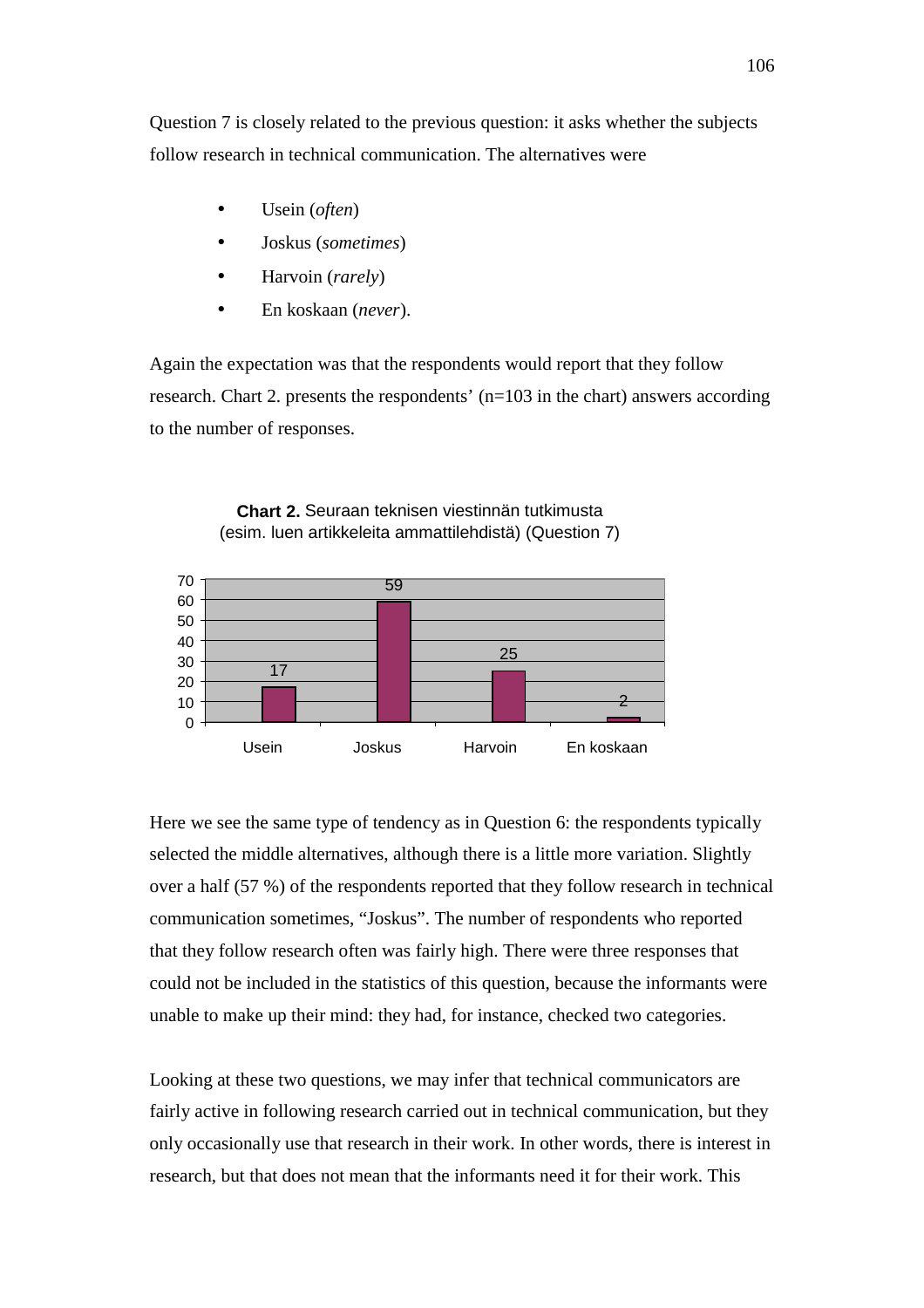Question 7 is closely related to the previous question: it asks whether the subjects follow research in technical communication. The alternatives were

- Usein (*often*)
- Joskus (*sometimes*)
- Harvoin (*rarely*)
- En koskaan (*never*).

Again the expectation was that the respondents would report that they follow research. Chart 2. presents the respondents' (n=103 in the chart) answers according to the number of responses.

**Chart 2.** Seuraan teknisen viestinnän tutkimusta (esim. luen artikkeleita ammattilehdistä) (Question 7)

70
60
50
40
30
20
10
0

17
59
25
2

Usein
Joskus
Harvoin
En koskaan

Here we see the same type of tendency as in Question 6: the respondents typically selected the middle alternatives, although there is a little more variation. Slightly over a half (57 %) of the respondents reported that they follow research in technical communication sometimes, "Joskus". The number of respondents who reported that they follow research often was fairly high. There were three responses that could not be included in the statistics of this question, because the informants were unable to make up their mind: they had, for instance, checked two categories.

Looking at these two questions, we may infer that technical communicators are fairly active in following research carried out in technical communication, but they only occasionally use that research in their work. In other words, there is interest in research, but that does not mean that the informants need it for their work. This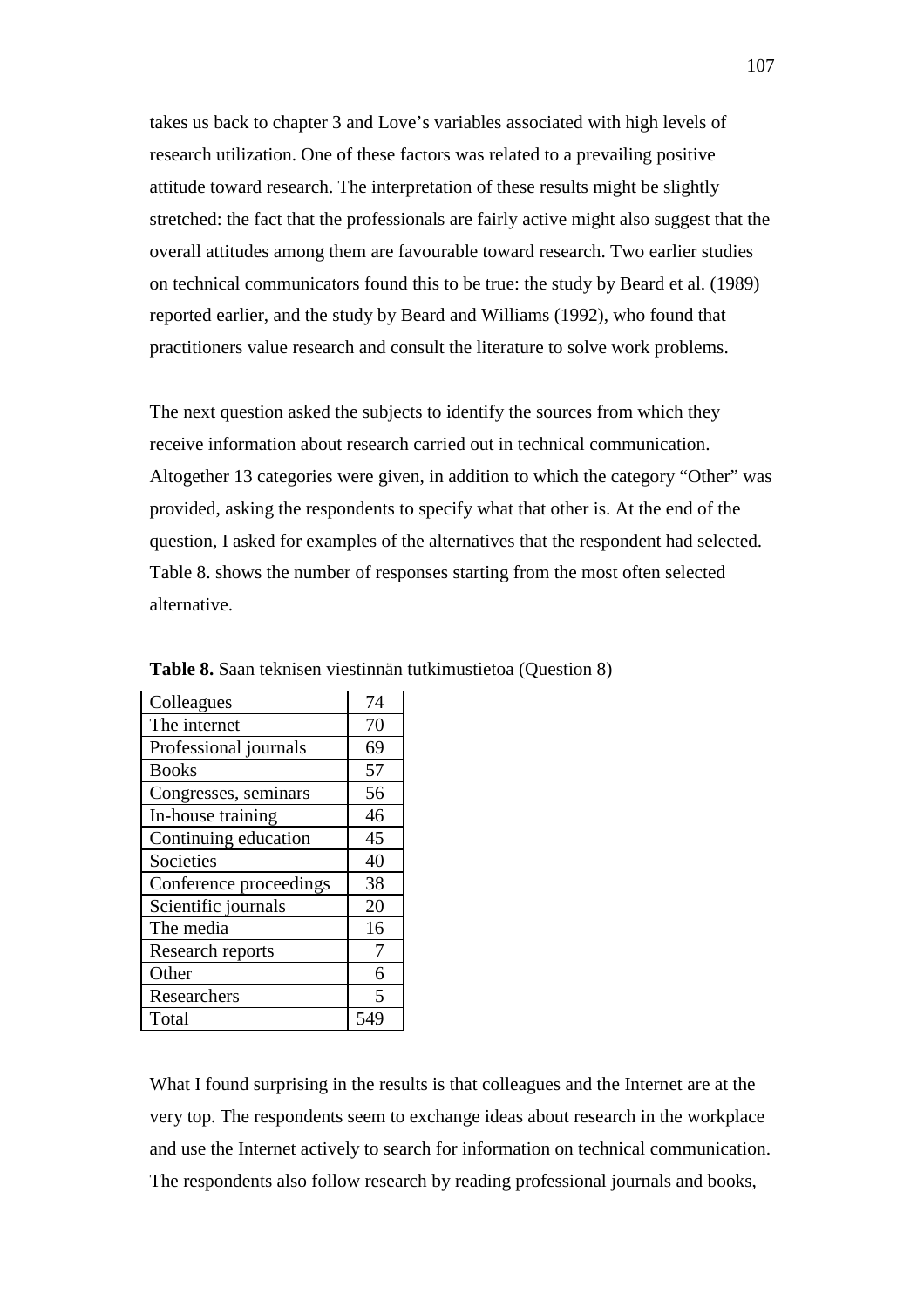takes us back to chapter 3 and Love's variables associated with high levels of research utilization. One of these factors was related to a prevailing positive attitude toward research. The interpretation of these results might be slightly stretched: the fact that the professionals are fairly active might also suggest that the overall attitudes among them are favourable toward research. Two earlier studies on technical communicators found this to be true: the study by Beard et al. (1989) reported earlier, and the study by Beard and Williams (1992), who found that practitioners value research and consult the literature to solve work problems.

The next question asked the subjects to identify the sources from which they receive information about research carried out in technical communication. Altogether 13 categories were given, in addition to which the category "Other" was provided, asking the respondents to specify what that other is. At the end of the question, I asked for examples of the alternatives that the respondent had selected. Table 8. shows the number of responses starting from the most often selected alternative.

**Table 8.** Saan teknisen viestinnän tutkimustietoa (Question 8)

| | |
|---|---|
| Colleagues | 74 |
| The internet | 70 |
| Professional journals | 69 |
| Books | 57 |
| Congresses, seminars | 56 |
| In-house training | 46 |
| Continuing education | 45 |
| Societies | 40 |
| Conference proceedings | 38 |
| Scientific journals | 20 |
| The media | 16 |
| Research reports | 7 |
| Other | 6 |
| Researchers | 5 |
| Total | 549 |

What I found surprising in the results is that colleagues and the Internet are at the very top. The respondents seem to exchange ideas about research in the workplace and use the Internet actively to search for information on technical communication. The respondents also follow research by reading professional journals and books,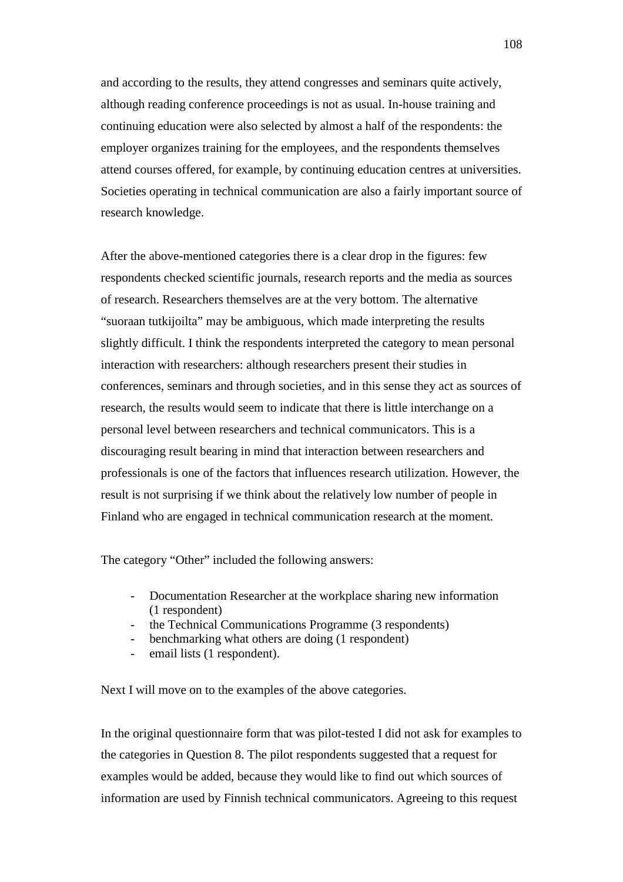and according to the results, they attend congresses and seminars quite actively, although reading conference proceedings is not as usual. In-house training and continuing education were also selected by almost a half of the respondents: the employer organizes training for the employees, and the respondents themselves attend courses offered, for example, by continuing education centres at universities. Societies operating in technical communication are also a fairly important source of research knowledge.

After the above-mentioned categories there is a clear drop in the figures: few respondents checked scientific journals, research reports and the media as sources of research. Researchers themselves are at the very bottom. The alternative "suoraan tutkijoilta" may be ambiguous, which made interpreting the results slightly difficult. I think the respondents interpreted the category to mean personal interaction with researchers: although researchers present their studies in conferences, seminars and through societies, and in this sense they act as sources of research, the results would seem to indicate that there is little interchange on a personal level between researchers and technical communicators. This is a discouraging result bearing in mind that interaction between researchers and professionals is one of the factors that influences research utilization. However, the result is not surprising if we think about the relatively low number of people in Finland who are engaged in technical communication research at the moment.

The category "Other" included the following answers:

- Documentation Researcher at the workplace sharing new information (1 respondent)
- the Technical Communications Programme (3 respondents)
- benchmarking what others are doing (1 respondent)
- email lists (1 respondent).

Next I will move on to the examples of the above categories.

In the original questionnaire form that was pilot-tested I did not ask for examples to the categories in Question 8. The pilot respondents suggested that a request for examples would be added, because they would like to find out which sources of information are used by Finnish technical communicators. Agreeing to this request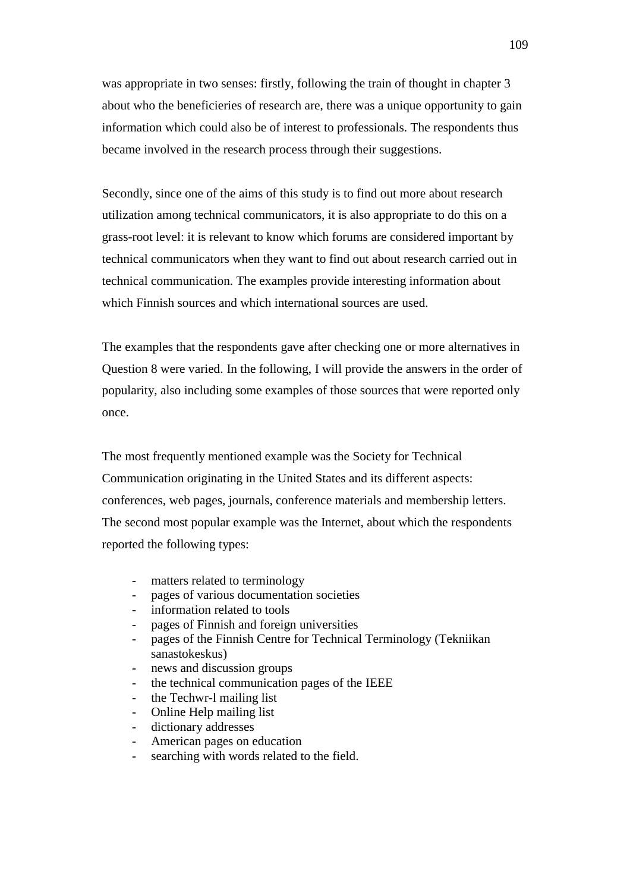was appropriate in two senses: firstly, following the train of thought in chapter 3 about who the beneficieries of research are, there was a unique opportunity to gain information which could also be of interest to professionals. The respondents thus became involved in the research process through their suggestions.

Secondly, since one of the aims of this study is to find out more about research utilization among technical communicators, it is also appropriate to do this on a grass-root level: it is relevant to know which forums are considered important by technical communicators when they want to find out about research carried out in technical communication. The examples provide interesting information about which Finnish sources and which international sources are used.

The examples that the respondents gave after checking one or more alternatives in Question 8 were varied. In the following, I will provide the answers in the order of popularity, also including some examples of those sources that were reported only once.

The most frequently mentioned example was the Society for Technical Communication originating in the United States and its different aspects: conferences, web pages, journals, conference materials and membership letters. The second most popular example was the Internet, about which the respondents reported the following types:

- matters related to terminology
- pages of various documentation societies
- information related to tools
- pages of Finnish and foreign universities
- pages of the Finnish Centre for Technical Terminology (Tekniikan sanastokeskus)
- news and discussion groups
- the technical communication pages of the IEEE
- the Techwr-l mailing list
- Online Help mailing list
- dictionary addresses
- American pages on education
- searching with words related to the field.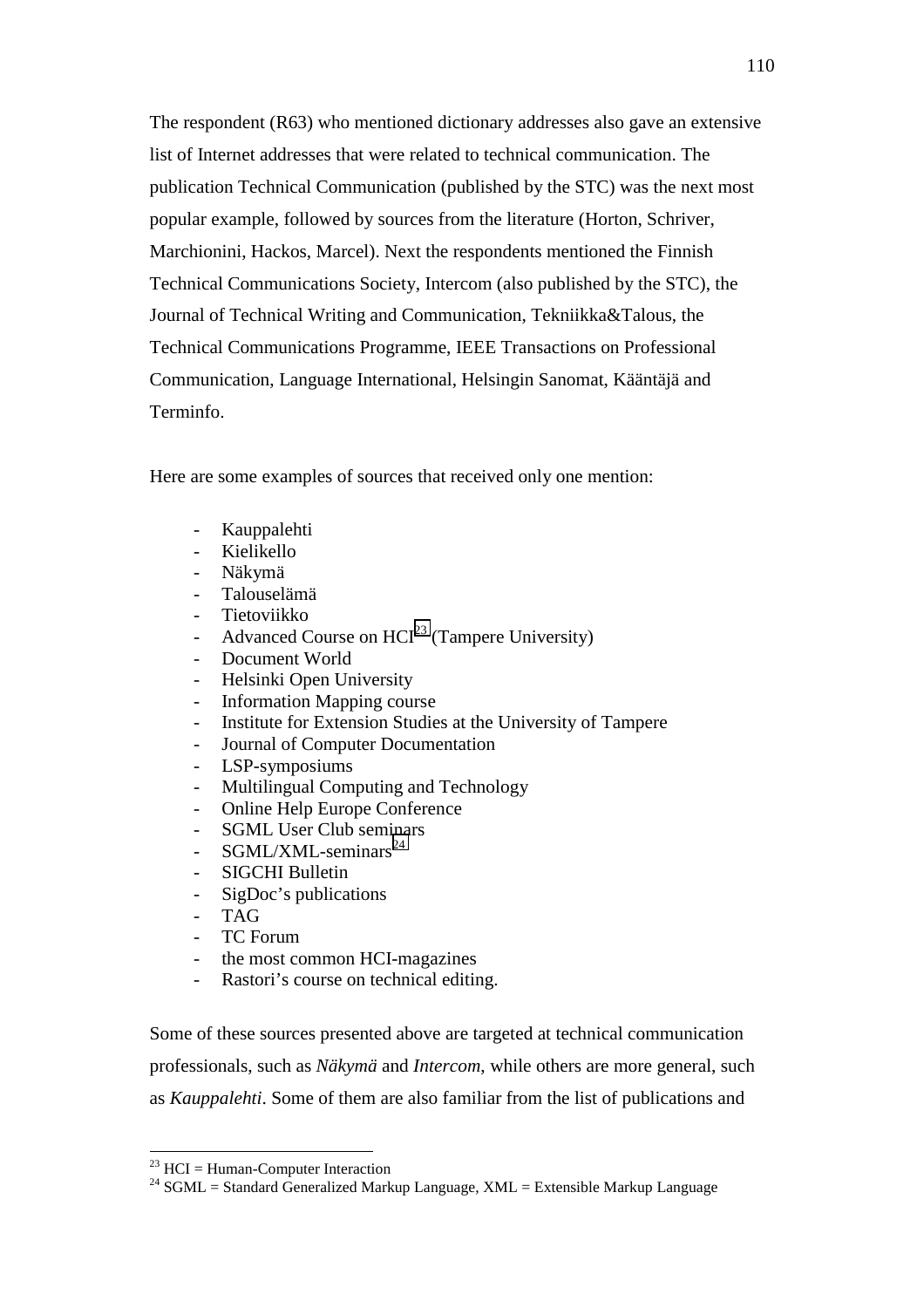The respondent (R63) who mentioned dictionary addresses also gave an extensive list of Internet addresses that were related to technical communication. The publication Technical Communication (published by the STC) was the next most popular example, followed by sources from the literature (Horton, Schriver, Marchionini, Hackos, Marcel). Next the respondents mentioned the Finnish Technical Communications Society, Intercom (also published by the STC), the Journal of Technical Writing and Communication, Tekniikka&Talous, the Technical Communications Programme, IEEE Transactions on Professional Communication, Language International, Helsingin Sanomat, Kääntäjä and Terminfo.

Here are some examples of sources that received only one mention:

- Kauppalehti
- Kielikello
- Näkymä
- Talouselämä
- Tietoviikko
- Advanced Course on HCI[23] (Tampere University)
- Document World
- Helsinki Open University
- Information Mapping course
- Institute for Extension Studies at the University of Tampere
- Journal of Computer Documentation
- LSP-symposiums
- Multilingual Computing and Technology
- Online Help Europe Conference
- SGML User Club seminars
- SGML/XML-seminars[24]
- SIGCHI Bulletin
- SigDoc's publications
- TAG
- TC Forum
- the most common HCI-magazines
- Rastori's course on technical editing.

Some of these sources presented above are targeted at technical communication professionals, such as *Näkymä* and *Intercom*, while others are more general, such as *Kauppalehti*. Some of them are also familiar from the list of publications and

---

[23] HCI = Human-Computer Interaction

[24] SGML = Standard Generalized Markup Language, XML = Extensible Markup Language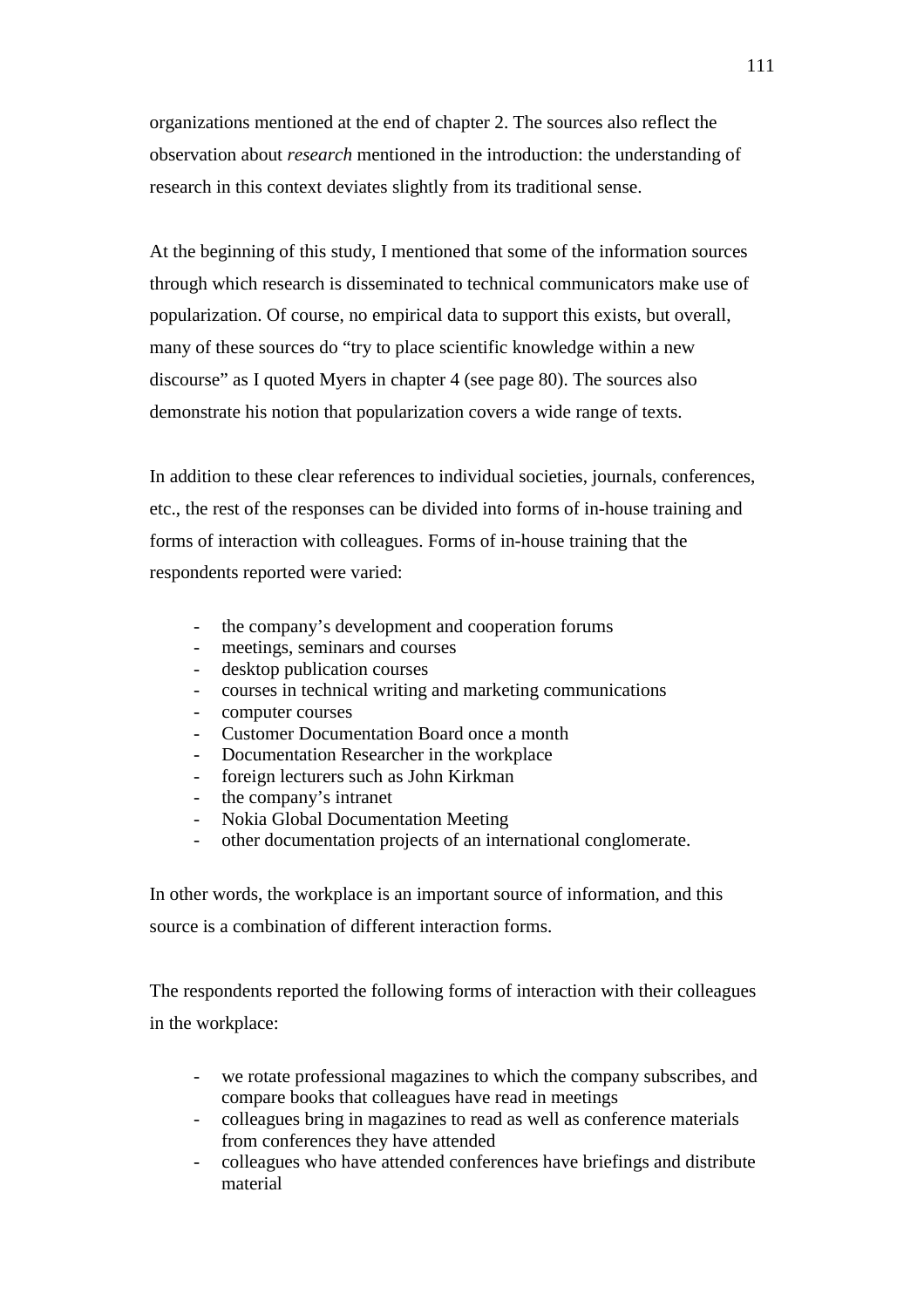organizations mentioned at the end of chapter 2. The sources also reflect the observation about *research* mentioned in the introduction: the understanding of research in this context deviates slightly from its traditional sense.

At the beginning of this study, I mentioned that some of the information sources through which research is disseminated to technical communicators make use of popularization. Of course, no empirical data to support this exists, but overall, many of these sources do "try to place scientific knowledge within a new discourse" as I quoted Myers in chapter 4 (see page 80). The sources also demonstrate his notion that popularization covers a wide range of texts.

In addition to these clear references to individual societies, journals, conferences, etc., the rest of the responses can be divided into forms of in-house training and forms of interaction with colleagues. Forms of in-house training that the respondents reported were varied:

- the company's development and cooperation forums
- meetings, seminars and courses
- desktop publication courses
- courses in technical writing and marketing communications
- computer courses
- Customer Documentation Board once a month
- Documentation Researcher in the workplace
- foreign lecturers such as John Kirkman
- the company's intranet
- Nokia Global Documentation Meeting
- other documentation projects of an international conglomerate.

In other words, the workplace is an important source of information, and this source is a combination of different interaction forms.

The respondents reported the following forms of interaction with their colleagues in the workplace:

- we rotate professional magazines to which the company subscribes, and compare books that colleagues have read in meetings
- colleagues bring in magazines to read as well as conference materials from conferences they have attended
- colleagues who have attended conferences have briefings and distribute material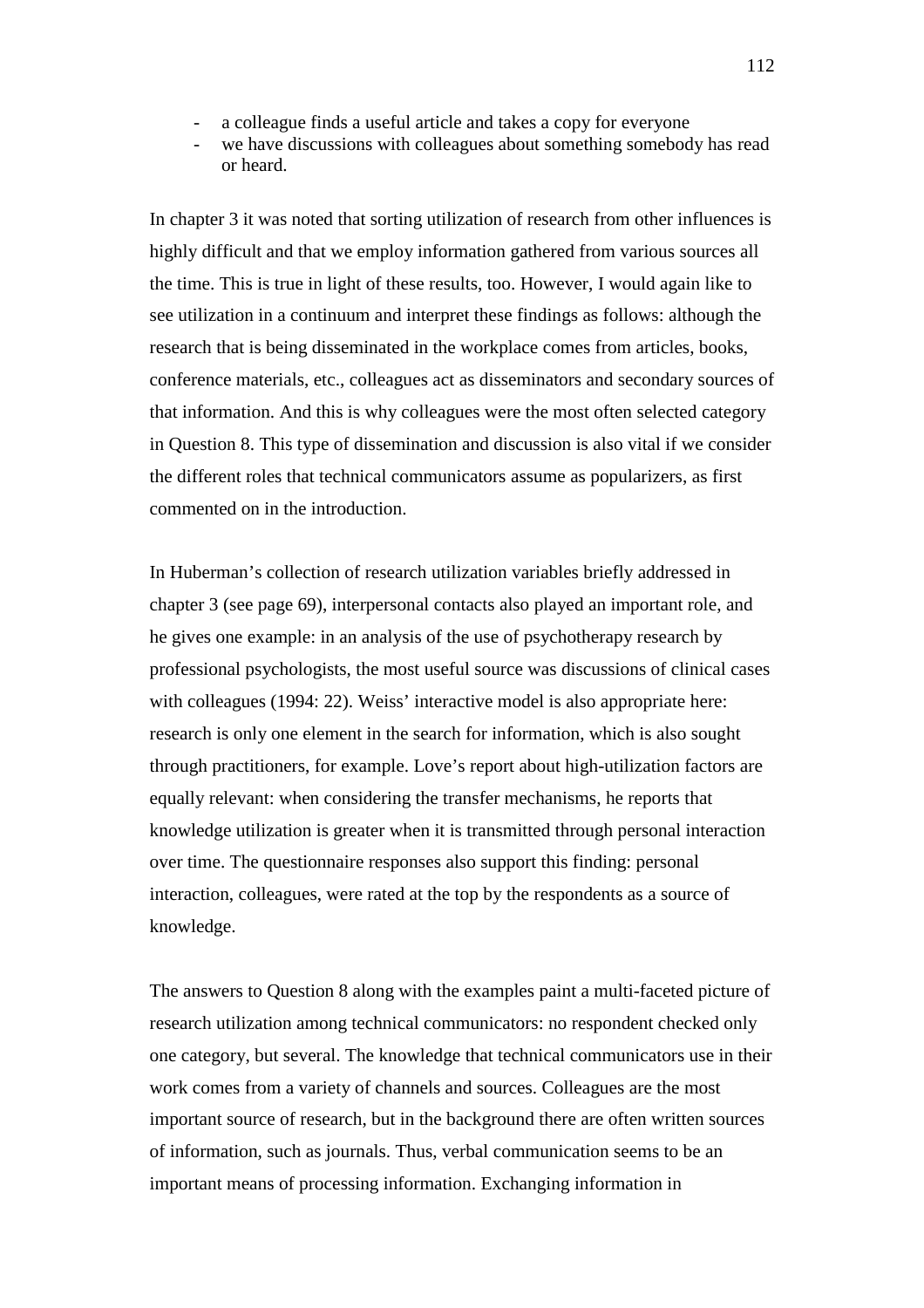- a colleague finds a useful article and takes a copy for everyone
- we have discussions with colleagues about something somebody has read or heard.

In chapter 3 it was noted that sorting utilization of research from other influences is highly difficult and that we employ information gathered from various sources all the time. This is true in light of these results, too. However, I would again like to see utilization in a continuum and interpret these findings as follows: although the research that is being disseminated in the workplace comes from articles, books, conference materials, etc., colleagues act as disseminators and secondary sources of that information. And this is why colleagues were the most often selected category in Question 8. This type of dissemination and discussion is also vital if we consider the different roles that technical communicators assume as popularizers, as first commented on in the introduction.

In Huberman's collection of research utilization variables briefly addressed in chapter 3 (see page 69), interpersonal contacts also played an important role, and he gives one example: in an analysis of the use of psychotherapy research by professional psychologists, the most useful source was discussions of clinical cases with colleagues (1994: 22). Weiss' interactive model is also appropriate here: research is only one element in the search for information, which is also sought through practitioners, for example. Love's report about high-utilization factors are equally relevant: when considering the transfer mechanisms, he reports that knowledge utilization is greater when it is transmitted through personal interaction over time. The questionnaire responses also support this finding: personal interaction, colleagues, were rated at the top by the respondents as a source of knowledge.

The answers to Question 8 along with the examples paint a multi-faceted picture of research utilization among technical communicators: no respondent checked only one category, but several. The knowledge that technical communicators use in their work comes from a variety of channels and sources. Colleagues are the most important source of research, but in the background there are often written sources of information, such as journals. Thus, verbal communication seems to be an important means of processing information. Exchanging information in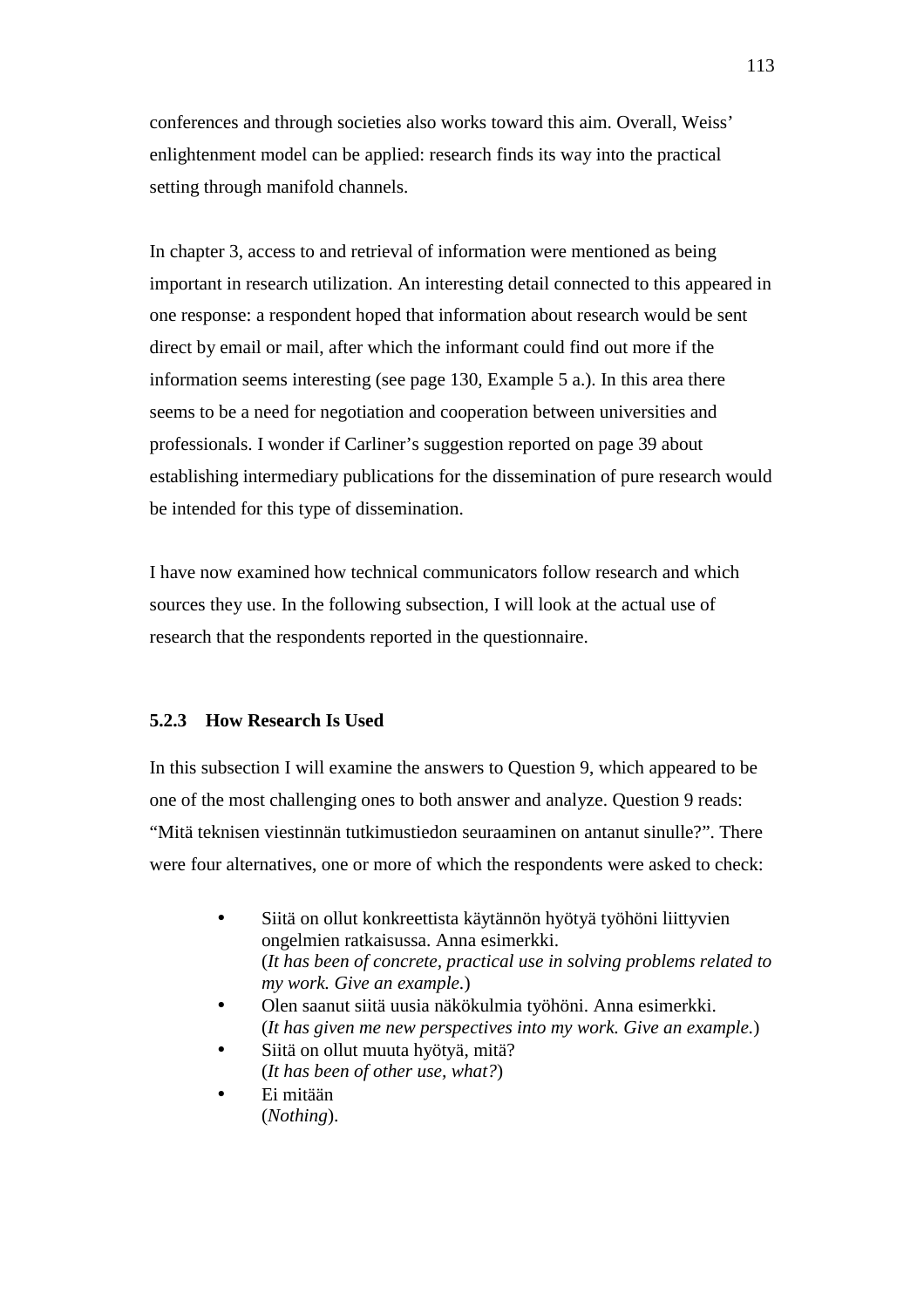conferences and through societies also works toward this aim. Overall, Weiss' enlightenment model can be applied: research finds its way into the practical setting through manifold channels.

In chapter 3, access to and retrieval of information were mentioned as being important in research utilization. An interesting detail connected to this appeared in one response: a respondent hoped that information about research would be sent direct by email or mail, after which the informant could find out more if the information seems interesting (see page 130, Example 5 a.). In this area there seems to be a need for negotiation and cooperation between universities and professionals. I wonder if Carliner's suggestion reported on page 39 about establishing intermediary publications for the dissemination of pure research would be intended for this type of dissemination.

I have now examined how technical communicators follow research and which sources they use. In the following subsection, I will look at the actual use of research that the respondents reported in the questionnaire.

### 5.2.3 How Research Is Used

In this subsection I will examine the answers to Question 9, which appeared to be one of the most challenging ones to both answer and analyze. Question 9 reads: "Mitä teknisen viestinnän tutkimustiedon seuraaminen on antanut sinulle?". There were four alternatives, one or more of which the respondents were asked to check:

- Siitä on ollut konkreettista käytännön hyötyä työhöni liittyvien ongelmien ratkaisussa. Anna esimerkki.
  (*It has been of concrete, practical use in solving problems related to my work. Give an example.*)
- Olen saanut siitä uusia näkökulmia työhöni. Anna esimerkki.
  (*It has given me new perspectives into my work. Give an example.*)
- Siitä on ollut muuta hyötyä, mitä?
  (*It has been of other use, what?*)
- Ei mitään
  (*Nothing*).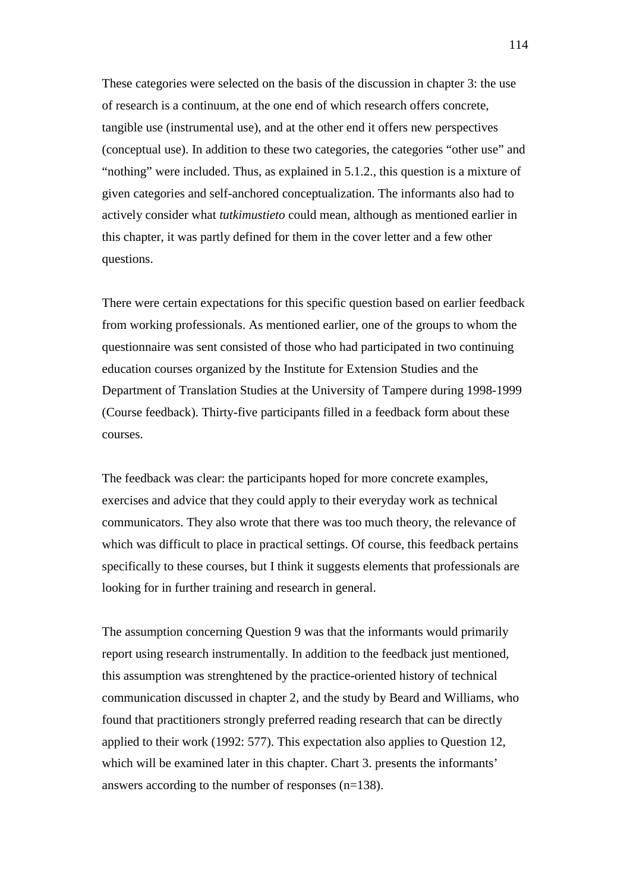These categories were selected on the basis of the discussion in chapter 3: the use of research is a continuum, at the one end of which research offers concrete, tangible use (instrumental use), and at the other end it offers new perspectives (conceptual use). In addition to these two categories, the categories “other use” and “nothing” were included. Thus, as explained in 5.1.2., this question is a mixture of given categories and self-anchored conceptualization. The informants also had to actively consider what *tutkimustieto* could mean, although as mentioned earlier in this chapter, it was partly defined for them in the cover letter and a few other questions.

There were certain expectations for this specific question based on earlier feedback from working professionals. As mentioned earlier, one of the groups to whom the questionnaire was sent consisted of those who had participated in two continuing education courses organized by the Institute for Extension Studies and the Department of Translation Studies at the University of Tampere during 1998-1999 (Course feedback). Thirty-five participants filled in a feedback form about these courses.

The feedback was clear: the participants hoped for more concrete examples, exercises and advice that they could apply to their everyday work as technical communicators. They also wrote that there was too much theory, the relevance of which was difficult to place in practical settings. Of course, this feedback pertains specifically to these courses, but I think it suggests elements that professionals are looking for in further training and research in general.

The assumption concerning Question 9 was that the informants would primarily report using research instrumentally. In addition to the feedback just mentioned, this assumption was strenghtened by the practice-oriented history of technical communication discussed in chapter 2, and the study by Beard and Williams, who found that practitioners strongly preferred reading research that can be directly applied to their work (1992: 577). This expectation also applies to Question 12, which will be examined later in this chapter. Chart 3. presents the informants’ answers according to the number of responses (n=138).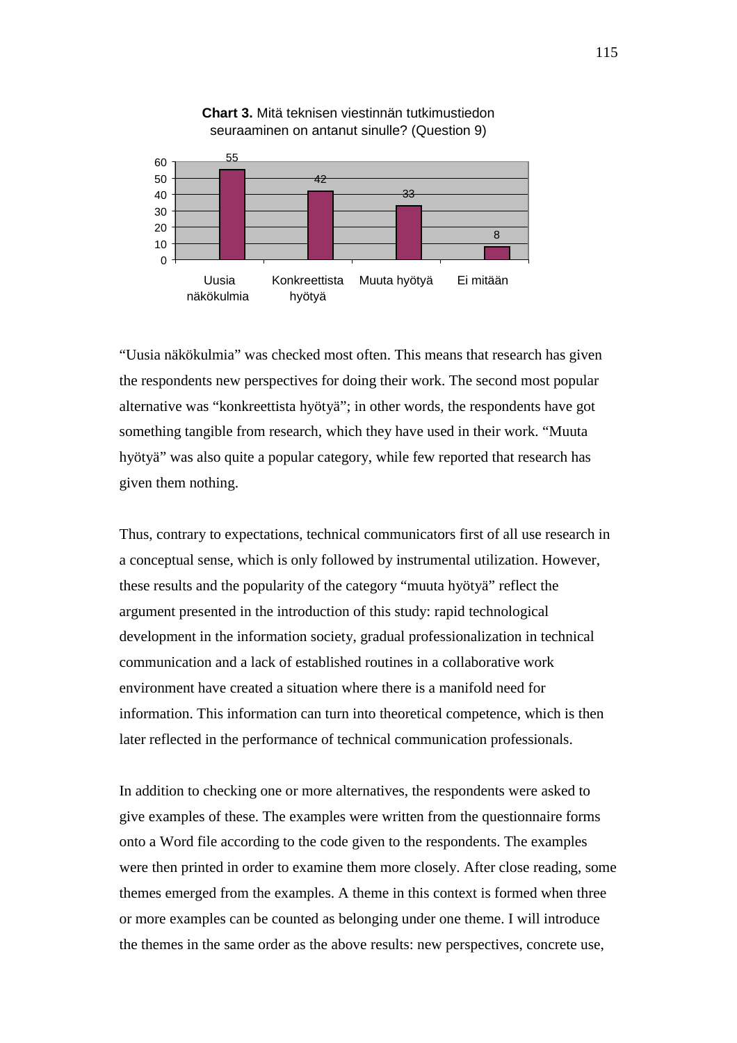**Chart 3.** Mitä teknisen viestinnän tutkimustiedon seuraaminen on antanut sinulle? (Question 9)

60
50
40
30
20
10
0

55
42
33
8

Uusia näkökulmia
Konkreettista hyötyä
Muuta hyötyä
Ei mitään

"Uusia näkökulmia" was checked most often. This means that research has given the respondents new perspectives for doing their work. The second most popular alternative was "konkreettista hyötyä"; in other words, the respondents have got something tangible from research, which they have used in their work. "Muuta hyötyä" was also quite a popular category, while few reported that research has given them nothing.

Thus, contrary to expectations, technical communicators first of all use research in a conceptual sense, which is only followed by instrumental utilization. However, these results and the popularity of the category "muuta hyötyä" reflect the argument presented in the introduction of this study: rapid technological development in the information society, gradual professionalization in technical communication and a lack of established routines in a collaborative work environment have created a situation where there is a manifold need for information. This information can turn into theoretical competence, which is then later reflected in the performance of technical communication professionals.

In addition to checking one or more alternatives, the respondents were asked to give examples of these. The examples were written from the questionnaire forms onto a Word file according to the code given to the respondents. The examples were then printed in order to examine them more closely. After close reading, some themes emerged from the examples. A theme in this context is formed when three or more examples can be counted as belonging under one theme. I will introduce the themes in the same order as the above results: new perspectives, concrete use,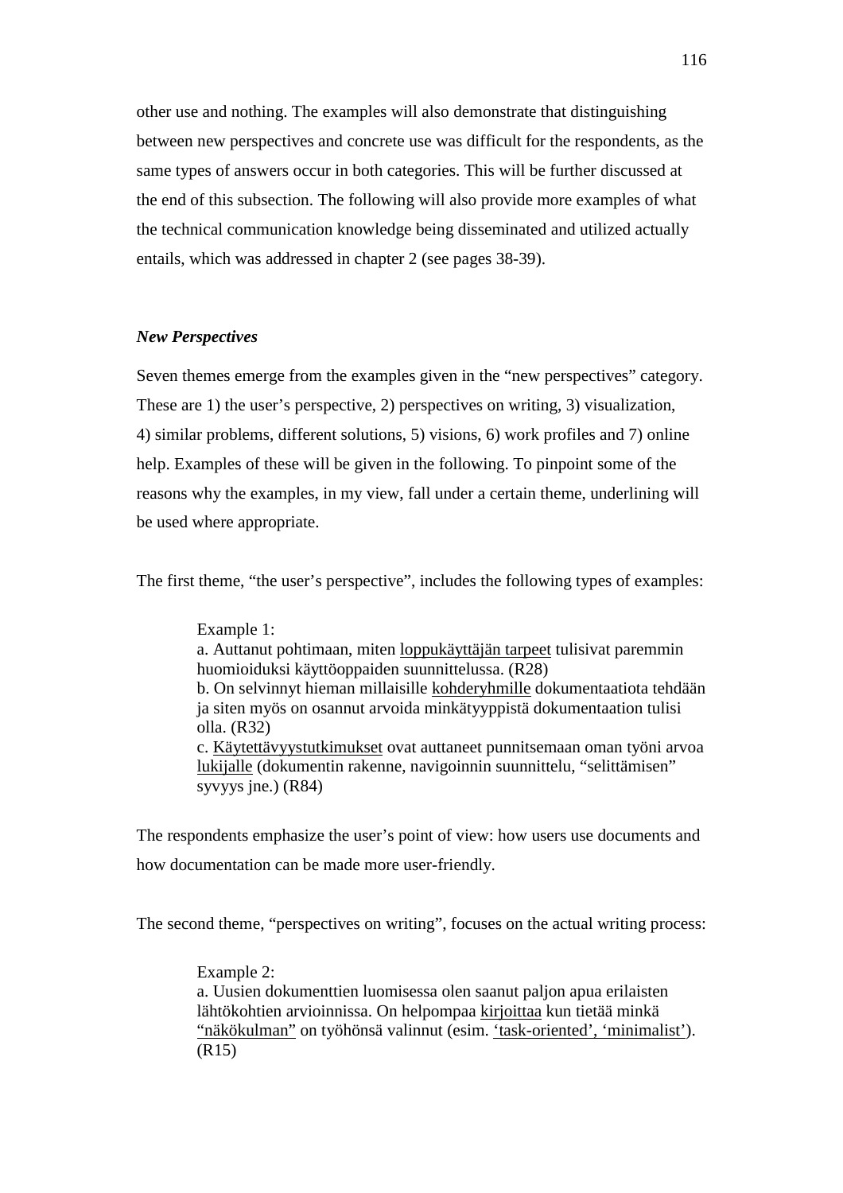other use and nothing. The examples will also demonstrate that distinguishing between new perspectives and concrete use was difficult for the respondents, as the same types of answers occur in both categories. This will be further discussed at the end of this subsection. The following will also provide more examples of what the technical communication knowledge being disseminated and utilized actually entails, which was addressed in chapter 2 (see pages 38-39).

### *New Perspectives*

Seven themes emerge from the examples given in the "new perspectives" category. These are 1) the user's perspective, 2) perspectives on writing, 3) visualization, 4) similar problems, different solutions, 5) visions, 6) work profiles and 7) online help. Examples of these will be given in the following. To pinpoint some of the reasons why the examples, in my view, fall under a certain theme, underlining will be used where appropriate.

The first theme, "the user's perspective", includes the following types of examples:

> Example 1:
> a. Auttanut pohtimaan, miten <u>loppukäyttäjän tarpeet</u> tulisivat paremmin huomioiduksi käyttöoppaiden suunnittelussa. (R28)
> b. On selvinnyt hieman millaisille <u>kohderyhmille</u> dokumentaatiota tehdään ja siten myös on osannut arvoida minkätyyppistä dokumentaation tulisi olla. (R32)
> c. <u>Käytettävyystutkimukset</u> ovat auttaneet punnitsemaan oman työni arvoa <u>lukijalle</u> (dokumentin rakenne, navigoinnin suunnittelu, "selittämisen" syvyys jne.) (R84)

The respondents emphasize the user's point of view: how users use documents and how documentation can be made more user-friendly.

The second theme, "perspectives on writing", focuses on the actual writing process:

> Example 2:
> a. Uusien dokumenttien luomisessa olen saanut paljon apua erilaisten lähtökohtien arvioinnissa. On helpompaa <u>kirjoittaa</u> kun tietää minkä <u>"näkökulman"</u> on työhönsä valinnut (esim. <u>'task-oriented', 'minimalist'</u>). (R15)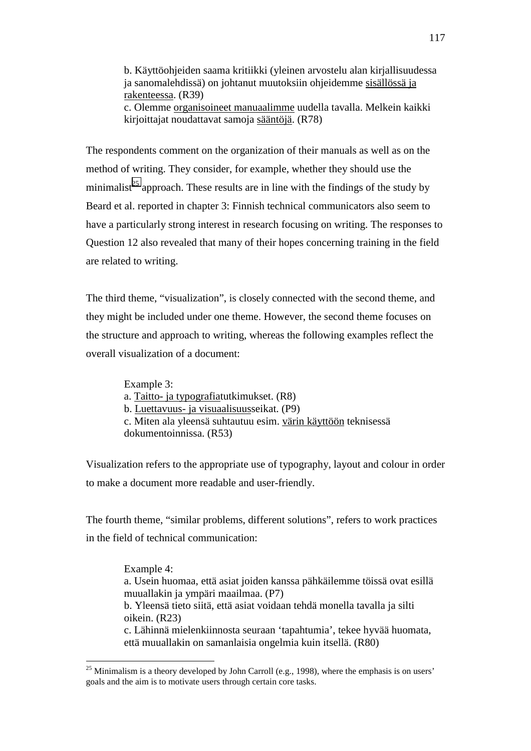b. Käyttöohjeiden saama kritiikki (yleinen arvostelu alan kirjallisuudessa ja sanomalehdissä) on johtanut muutoksiin ohjeidemme <u>sisällössä ja rakenteessa</u>. (R39)
c. Olemme <u>organisoineet manuaalimme</u> uudella tavalla. Melkein kaikki kirjoittajat noudattavat samoja <u>sääntöjä</u>. (R78)

The respondents comment on the organization of their manuals as well as on the method of writing. They consider, for example, whether they should use the minimalist[25] approach. These results are in line with the findings of the study by Beard et al. reported in chapter 3: Finnish technical communicators also seem to have a particularly strong interest in research focusing on writing. The responses to Question 12 also revealed that many of their hopes concerning training in the field are related to writing.

The third theme, “visualization”, is closely connected with the second theme, and they might be included under one theme. However, the second theme focuses on the structure and approach to writing, whereas the following examples reflect the overall visualization of a document:

Example 3:
a. <u>Taitto- ja typografia</u>tutkimukset. (R8)
b. <u>Luettavuus- ja visuaalisuus</u>seikat. (P9)
c. Miten ala yleensä suhtautuu esim. <u>värin käyttöön</u> teknisessä dokumentoinnissa. (R53)

Visualization refers to the appropriate use of typography, layout and colour in order to make a document more readable and user-friendly.

The fourth theme, “similar problems, different solutions”, refers to work practices in the field of technical communication:

Example 4:
a. Usein huomaa, että asiat joiden kanssa pähkäilemme töissä ovat esillä muuallakin ja ympäri maailmaa. (P7)
b. Yleensä tieto siitä, että asiat voidaan tehdä monella tavalla ja silti oikein. (R23)
c. Lähinnä mielenkiinnosta seuraan ‘tapahtumia’, tekee hyvää huomata, että muuallakin on samanlaisia ongelmia kuin itsellä. (R80)

[25] Minimalism is a theory developed by John Carroll (e.g., 1998), where the emphasis is on users’ goals and the aim is to motivate users through certain core tasks.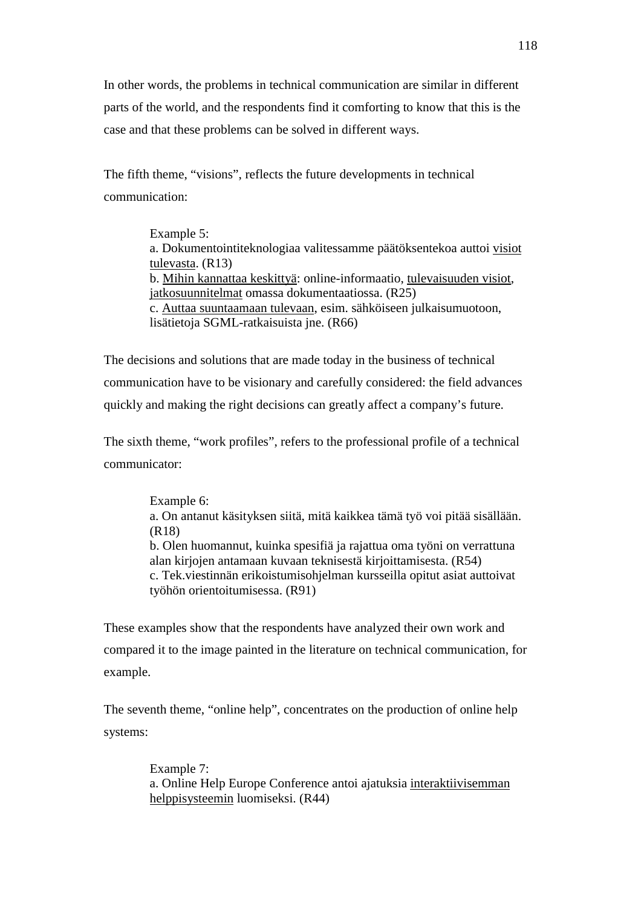In other words, the problems in technical communication are similar in different parts of the world, and the respondents find it comforting to know that this is the case and that these problems can be solved in different ways.

The fifth theme, “visions”, reflects the future developments in technical communication:

> Example 5:
> a. Dokumentointiteknologiaa valitessamme päätöksentekoa auttoi <u>visiot tulevasta</u>. (R13)
> b. <u>Mihin kannattaa keskittyä</u>: online-informaatio, <u>tulevaisuuden visiot</u>, <u>jatkosuunnitelmat</u> omassa dokumentaatiossa. (R25)
> c. <u>Auttaa suuntaamaan tulevaan</u>, esim. sähköiseen julkaisumuotoon, lisätietoja SGML-ratkaisuista jne. (R66)

The decisions and solutions that are made today in the business of technical communication have to be visionary and carefully considered: the field advances quickly and making the right decisions can greatly affect a company’s future.

The sixth theme, “work profiles”, refers to the professional profile of a technical communicator:

> Example 6:
> a. On antanut käsityksen siitä, mitä kaikkea tämä työ voi pitää sisällään. (R18)
> b. Olen huomannut, kuinka spesifiä ja rajattua oma työni on verrattuna alan kirjojen antamaan kuvaan teknisestä kirjoittamisesta. (R54)
> c. Tek.viestinnän erikoistumisohjelman kursseilla opitut asiat auttoivat työhön orientoitumisessa. (R91)

These examples show that the respondents have analyzed their own work and compared it to the image painted in the literature on technical communication, for example.

The seventh theme, “online help”, concentrates on the production of online help systems:

> Example 7:
> a. Online Help Europe Conference antoi ajatuksia <u>interaktiivisemman helppisysteemin</u> luomiseksi. (R44)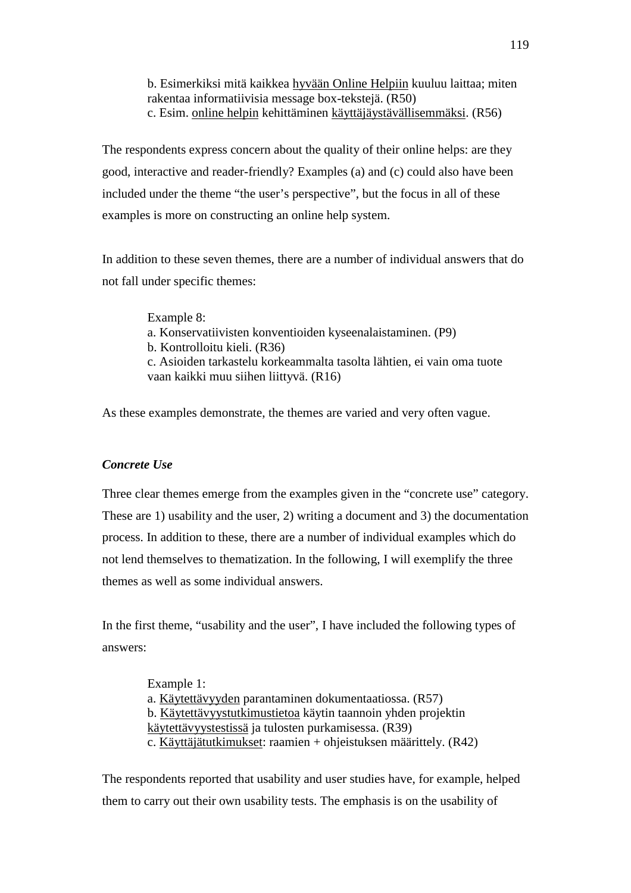b. Esimerkiksi mitä kaikkea hyvään Online Helpiin kuuluu laittaa; miten rakentaa informatiivisia message box-tekstejä. (R50)
c. Esim. online helpin kehittäminen käyttäjäystävällisemmäksi. (R56)

The respondents express concern about the quality of their online helps: are they good, interactive and reader-friendly? Examples (a) and (c) could also have been included under the theme "the user's perspective", but the focus in all of these examples is more on constructing an online help system.

In addition to these seven themes, there are a number of individual answers that do not fall under specific themes:

Example 8:
a. Konservatiivisten konventioiden kyseenalaistaminen. (P9)
b. Kontrolloitu kieli. (R36)
c. Asioiden tarkastelu korkeammalta tasolta lähtien, ei vain oma tuote vaan kaikki muu siihen liittyvä. (R16)

As these examples demonstrate, the themes are varied and very often vague.

### *Concrete Use*

Three clear themes emerge from the examples given in the "concrete use" category. These are 1) usability and the user, 2) writing a document and 3) the documentation process. In addition to these, there are a number of individual examples which do not lend themselves to thematization. In the following, I will exemplify the three themes as well as some individual answers.

In the first theme, "usability and the user", I have included the following types of answers:

Example 1:
a. Käytettävyyden parantaminen dokumentaatiossa. (R57)
b. Käytettävyystutkimustietoa käytin taannoin yhden projektin käytettävyystestissä ja tulosten purkamisessa. (R39)
c. Käyttäjätutkimukset: raamien + ohjeistuksen määrittely. (R42)

The respondents reported that usability and user studies have, for example, helped them to carry out their own usability tests. The emphasis is on the usability of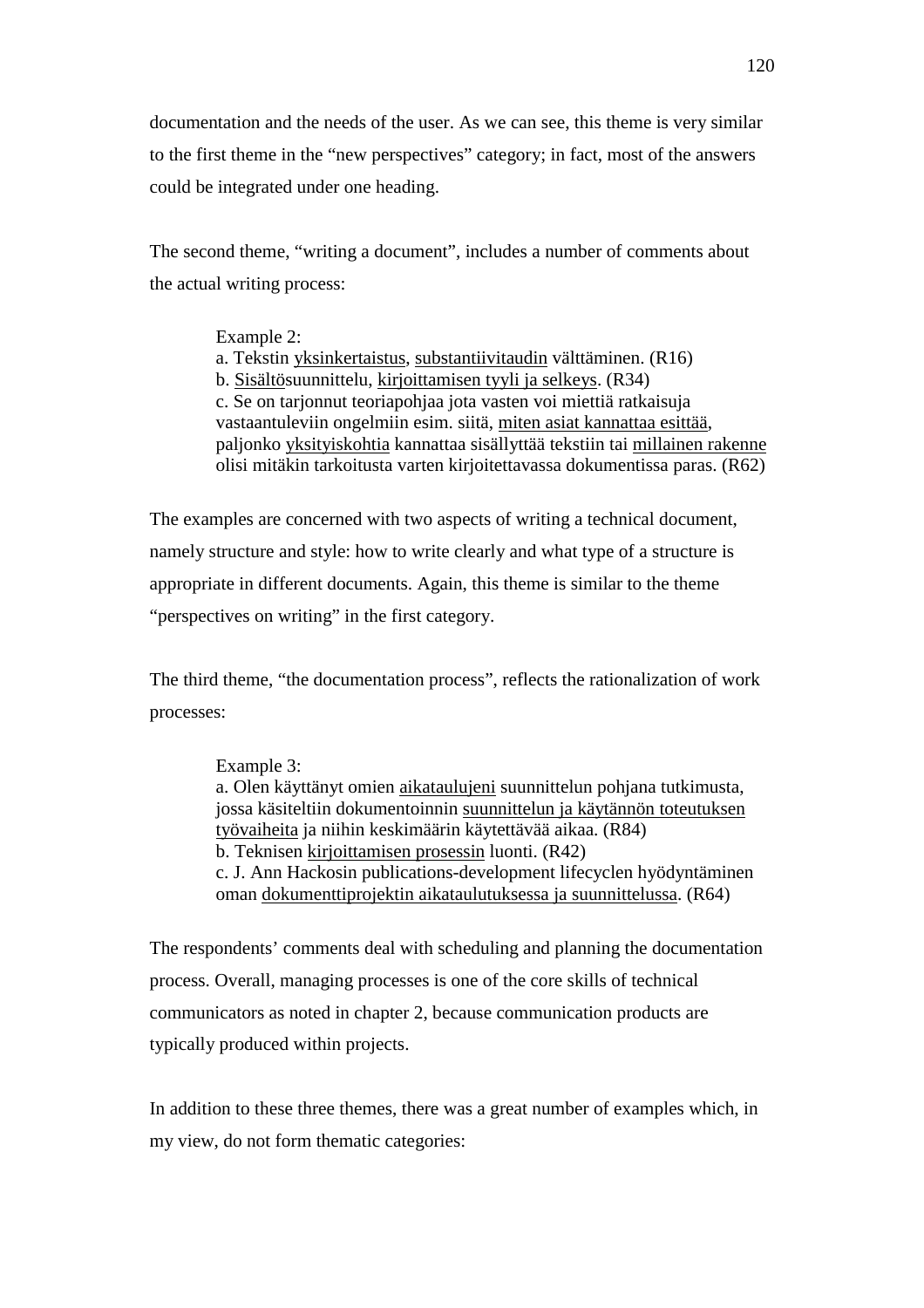documentation and the needs of the user. As we can see, this theme is very similar to the first theme in the "new perspectives" category; in fact, most of the answers could be integrated under one heading.

The second theme, "writing a document", includes a number of comments about the actual writing process:

> Example 2:
> a. Tekstin <u>yksinkertaistus</u>, <u>substantiivitaudin</u> välttäminen. (R16)
> b. <u>Sisältö</u>suunnittelu, <u>kirjoittamisen tyyli ja selkeys</u>. (R34)
> c. Se on tarjonnut teoriapohjaa jota vasten voi miettiä ratkaisuja vastaantuleviin ongelmiin esim. siitä, <u>miten asiat kannattaa esittää</u>, paljonko <u>yksityiskohtia</u> kannattaa sisällyttää tekstiin tai <u>millainen rakenne</u> olisi mitäkin tarkoitusta varten kirjoitettavassa dokumentissa paras. (R62)

The examples are concerned with two aspects of writing a technical document, namely structure and style: how to write clearly and what type of a structure is appropriate in different documents. Again, this theme is similar to the theme "perspectives on writing" in the first category.

The third theme, "the documentation process", reflects the rationalization of work processes:

> Example 3:
> a. Olen käyttänyt omien <u>aikataulujeni</u> suunnittelun pohjana tutkimusta, jossa käsiteltiin dokumentoinnin <u>suunnittelun ja käytännön toteutuksen työvaiheita</u> ja niihin keskimäärin käytettävää aikaa. (R84)
> b. Teknisen <u>kirjoittamisen prosessin</u> luonti. (R42)
> c. J. Ann Hackosin publications-development lifecyclen hyödyntäminen oman <u>dokumenttiprojektin aikataulutuksessa ja suunnittelussa</u>. (R64)

The respondents' comments deal with scheduling and planning the documentation process. Overall, managing processes is one of the core skills of technical communicators as noted in chapter 2, because communication products are typically produced within projects.

In addition to these three themes, there was a great number of examples which, in my view, do not form thematic categories: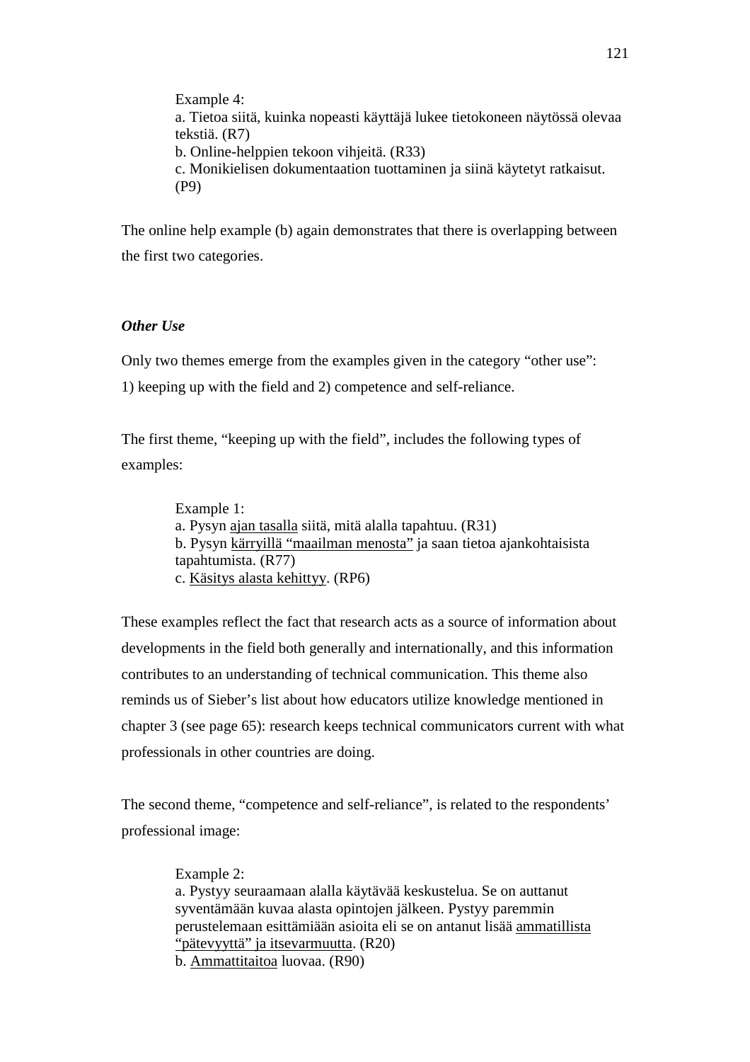Example 4:
a. Tietoa siitä, kuinka nopeasti käyttäjä lukee tietokoneen näytössä olevaa tekstiä. (R7)
b. Online-helppien tekoon vihjeitä. (R33)
c. Monikielisen dokumentaation tuottaminen ja siinä käytetyt ratkaisut. (P9)

The online help example (b) again demonstrates that there is overlapping between the first two categories.

### *Other Use*

Only two themes emerge from the examples given in the category "other use": 1) keeping up with the field and 2) competence and self-reliance.

The first theme, "keeping up with the field", includes the following types of examples:

Example 1:
a. Pysyn <u>ajan tasalla</u> siitä, mitä alalla tapahtuu. (R31)
b. Pysyn <u>kärryillä "maailman menosta"</u> ja saan tietoa ajankohtaisista tapahtumista. (R77)
c. <u>Käsitys alasta kehittyy</u>. (RP6)

These examples reflect the fact that research acts as a source of information about developments in the field both generally and internationally, and this information contributes to an understanding of technical communication. This theme also reminds us of Sieber's list about how educators utilize knowledge mentioned in chapter 3 (see page 65): research keeps technical communicators current with what professionals in other countries are doing.

The second theme, "competence and self-reliance", is related to the respondents' professional image:

Example 2:
a. Pystyy seuraamaan alalla käytävää keskustelua. Se on auttanut syventämään kuvaa alasta opintojen jälkeen. Pystyy paremmin perustelemaan esittämiään asioita eli se on antanut lisää <u>ammatillista "pätevyyttä" ja itsevarmuutta</u>. (R20)
b. <u>Ammattitaitoa</u> luovaa. (R90)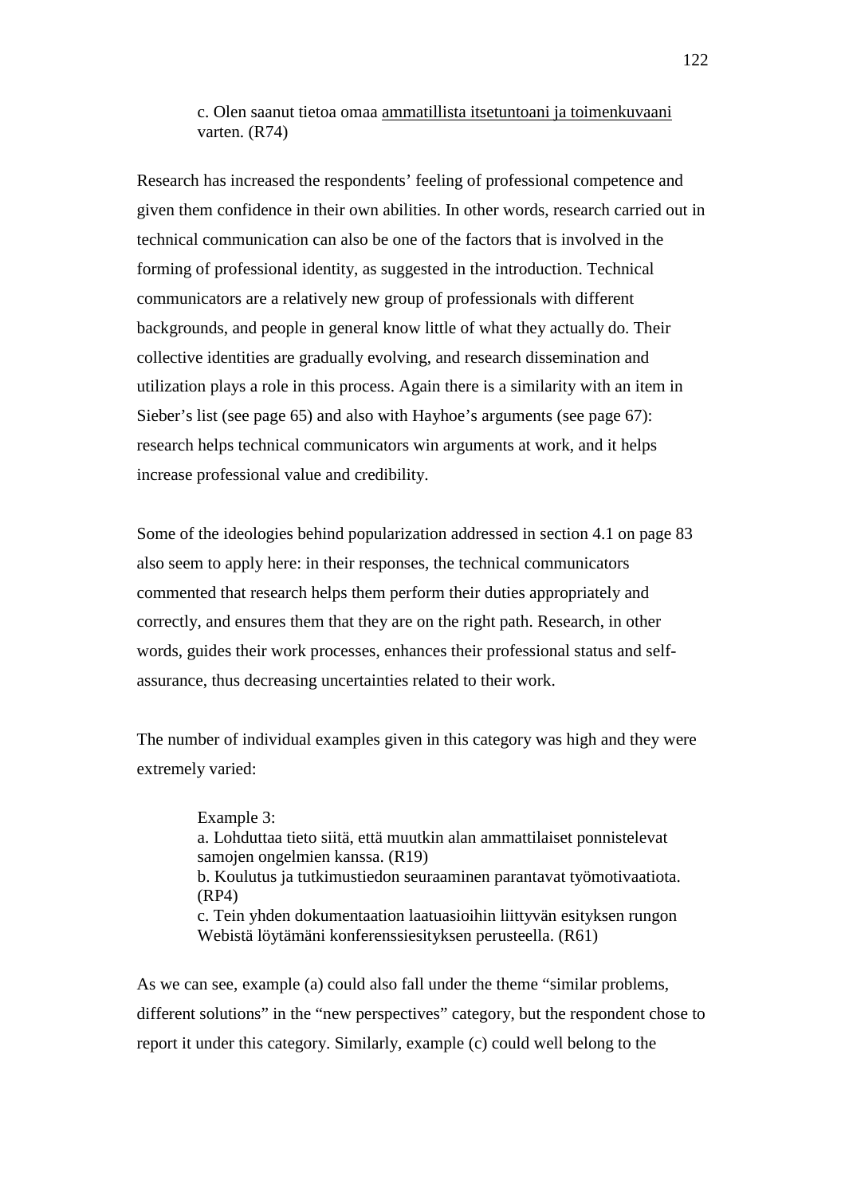c. Olen saanut tietoa omaa <u>ammatillista itsetuntoani ja toimenkuvaani</u> varten. (R74)

Research has increased the respondents' feeling of professional competence and given them confidence in their own abilities. In other words, research carried out in technical communication can also be one of the factors that is involved in the forming of professional identity, as suggested in the introduction. Technical communicators are a relatively new group of professionals with different backgrounds, and people in general know little of what they actually do. Their collective identities are gradually evolving, and research dissemination and utilization plays a role in this process. Again there is a similarity with an item in Sieber's list (see page 65) and also with Hayhoe's arguments (see page 67): research helps technical communicators win arguments at work, and it helps increase professional value and credibility.

Some of the ideologies behind popularization addressed in section 4.1 on page 83 also seem to apply here: in their responses, the technical communicators commented that research helps them perform their duties appropriately and correctly, and ensures them that they are on the right path. Research, in other words, guides their work processes, enhances their professional status and self-assurance, thus decreasing uncertainties related to their work.

The number of individual examples given in this category was high and they were extremely varied:

> Example 3:
> a. Lohduttaa tieto siitä, että muutkin alan ammattilaiset ponnistelevat samojen ongelmien kanssa. (R19)
> b. Koulutus ja tutkimustiedon seuraaminen parantavat työmotivaatiota. (RP4)
> c. Tein yhden dokumentaation laatuasioihin liittyvän esityksen rungon Webistä löytämäni konferenssiesityksen perusteella. (R61)

As we can see, example (a) could also fall under the theme "similar problems, different solutions" in the "new perspectives" category, but the respondent chose to report it under this category. Similarly, example (c) could well belong to the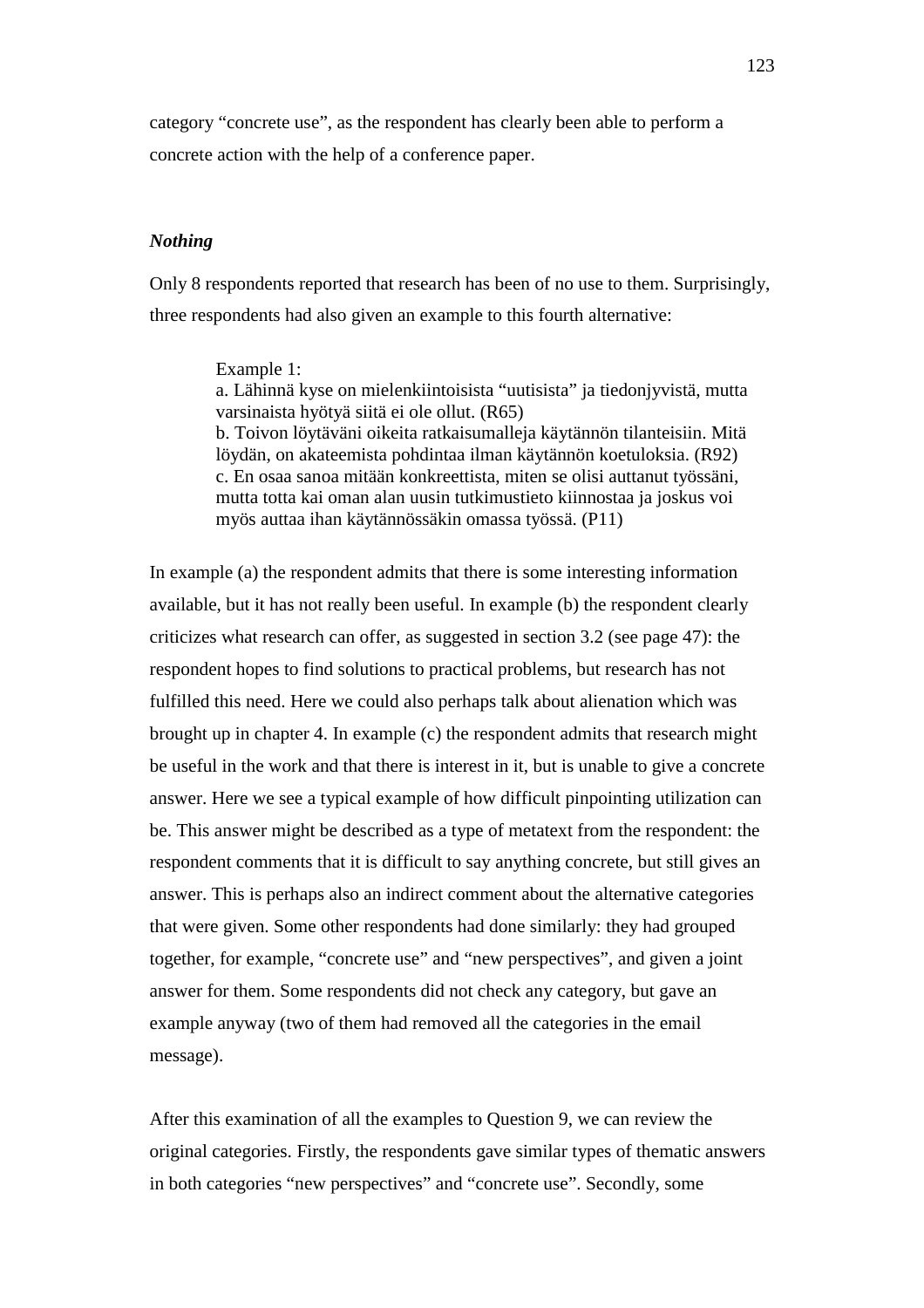category "concrete use", as the respondent has clearly been able to perform a concrete action with the help of a conference paper.

***Nothing***

Only 8 respondents reported that research has been of no use to them. Surprisingly, three respondents had also given an example to this fourth alternative:

> Example 1:
> a. Lähinnä kyse on mielenkiintoisista "uutisista" ja tiedonjyvistä, mutta varsinaista hyötyä siitä ei ole ollut. (R65)
> b. Toivon löytäväni oikeita ratkaisumalleja käytännön tilanteisiin. Mitä löydän, on akateemista pohdintaa ilman käytännön koetuloksia. (R92)
> c. En osaa sanoa mitään konkreettista, miten se olisi auttanut työssäni, mutta totta kai oman alan uusin tutkimustieto kiinnostaa ja joskus voi myös auttaa ihan käytännössäkin omassa työssä. (P11)

In example (a) the respondent admits that there is some interesting information available, but it has not really been useful. In example (b) the respondent clearly criticizes what research can offer, as suggested in section 3.2 (see page 47): the respondent hopes to find solutions to practical problems, but research has not fulfilled this need. Here we could also perhaps talk about alienation which was brought up in chapter 4. In example (c) the respondent admits that research might be useful in the work and that there is interest in it, but is unable to give a concrete answer. Here we see a typical example of how difficult pinpointing utilization can be. This answer might be described as a type of metatext from the respondent: the respondent comments that it is difficult to say anything concrete, but still gives an answer. This is perhaps also an indirect comment about the alternative categories that were given. Some other respondents had done similarly: they had grouped together, for example, "concrete use" and "new perspectives", and given a joint answer for them. Some respondents did not check any category, but gave an example anyway (two of them had removed all the categories in the email message).

After this examination of all the examples to Question 9, we can review the original categories. Firstly, the respondents gave similar types of thematic answers in both categories "new perspectives" and "concrete use". Secondly, some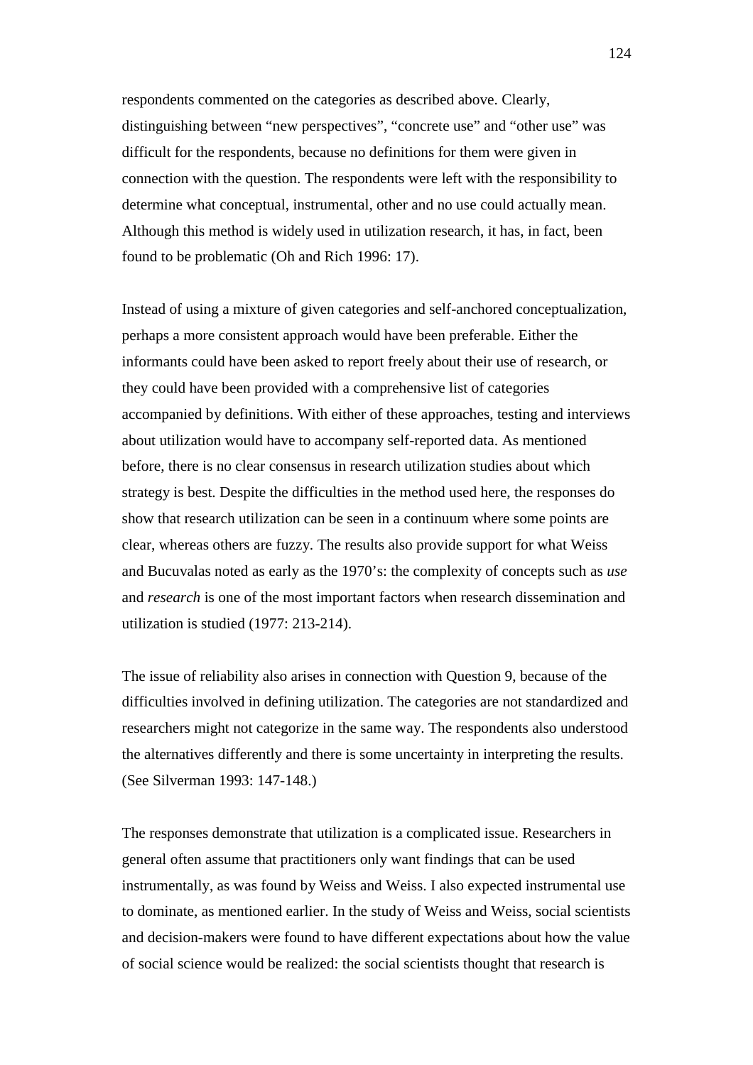respondents commented on the categories as described above. Clearly, distinguishing between "new perspectives", "concrete use" and "other use" was difficult for the respondents, because no definitions for them were given in connection with the question. The respondents were left with the responsibility to determine what conceptual, instrumental, other and no use could actually mean. Although this method is widely used in utilization research, it has, in fact, been found to be problematic (Oh and Rich 1996: 17).

Instead of using a mixture of given categories and self-anchored conceptualization, perhaps a more consistent approach would have been preferable. Either the informants could have been asked to report freely about their use of research, or they could have been provided with a comprehensive list of categories accompanied by definitions. With either of these approaches, testing and interviews about utilization would have to accompany self-reported data. As mentioned before, there is no clear consensus in research utilization studies about which strategy is best. Despite the difficulties in the method used here, the responses do show that research utilization can be seen in a continuum where some points are clear, whereas others are fuzzy. The results also provide support for what Weiss and Bucuvalas noted as early as the 1970's: the complexity of concepts such as *use* and *research* is one of the most important factors when research dissemination and utilization is studied (1977: 213-214).

The issue of reliability also arises in connection with Question 9, because of the difficulties involved in defining utilization. The categories are not standardized and researchers might not categorize in the same way. The respondents also understood the alternatives differently and there is some uncertainty in interpreting the results. (See Silverman 1993: 147-148.)

The responses demonstrate that utilization is a complicated issue. Researchers in general often assume that practitioners only want findings that can be used instrumentally, as was found by Weiss and Weiss. I also expected instrumental use to dominate, as mentioned earlier. In the study of Weiss and Weiss, social scientists and decision-makers were found to have different expectations about how the value of social science would be realized: the social scientists thought that research is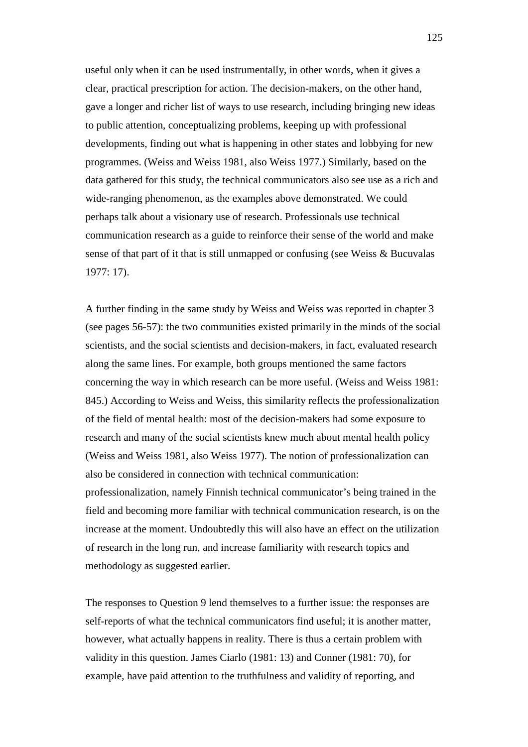useful only when it can be used instrumentally, in other words, when it gives a clear, practical prescription for action. The decision-makers, on the other hand, gave a longer and richer list of ways to use research, including bringing new ideas to public attention, conceptualizing problems, keeping up with professional developments, finding out what is happening in other states and lobbying for new programmes. (Weiss and Weiss 1981, also Weiss 1977.) Similarly, based on the data gathered for this study, the technical communicators also see use as a rich and wide-ranging phenomenon, as the examples above demonstrated. We could perhaps talk about a visionary use of research. Professionals use technical communication research as a guide to reinforce their sense of the world and make sense of that part of it that is still unmapped or confusing (see Weiss & Bucuvalas 1977: 17).

A further finding in the same study by Weiss and Weiss was reported in chapter 3 (see pages 56-57): the two communities existed primarily in the minds of the social scientists, and the social scientists and decision-makers, in fact, evaluated research along the same lines. For example, both groups mentioned the same factors concerning the way in which research can be more useful. (Weiss and Weiss 1981: 845.) According to Weiss and Weiss, this similarity reflects the professionalization of the field of mental health: most of the decision-makers had some exposure to research and many of the social scientists knew much about mental health policy (Weiss and Weiss 1981, also Weiss 1977). The notion of professionalization can also be considered in connection with technical communication: professionalization, namely Finnish technical communicator's being trained in the field and becoming more familiar with technical communication research, is on the increase at the moment. Undoubtedly this will also have an effect on the utilization of research in the long run, and increase familiarity with research topics and methodology as suggested earlier.

The responses to Question 9 lend themselves to a further issue: the responses are self-reports of what the technical communicators find useful; it is another matter, however, what actually happens in reality. There is thus a certain problem with validity in this question. James Ciarlo (1981: 13) and Conner (1981: 70), for example, have paid attention to the truthfulness and validity of reporting, and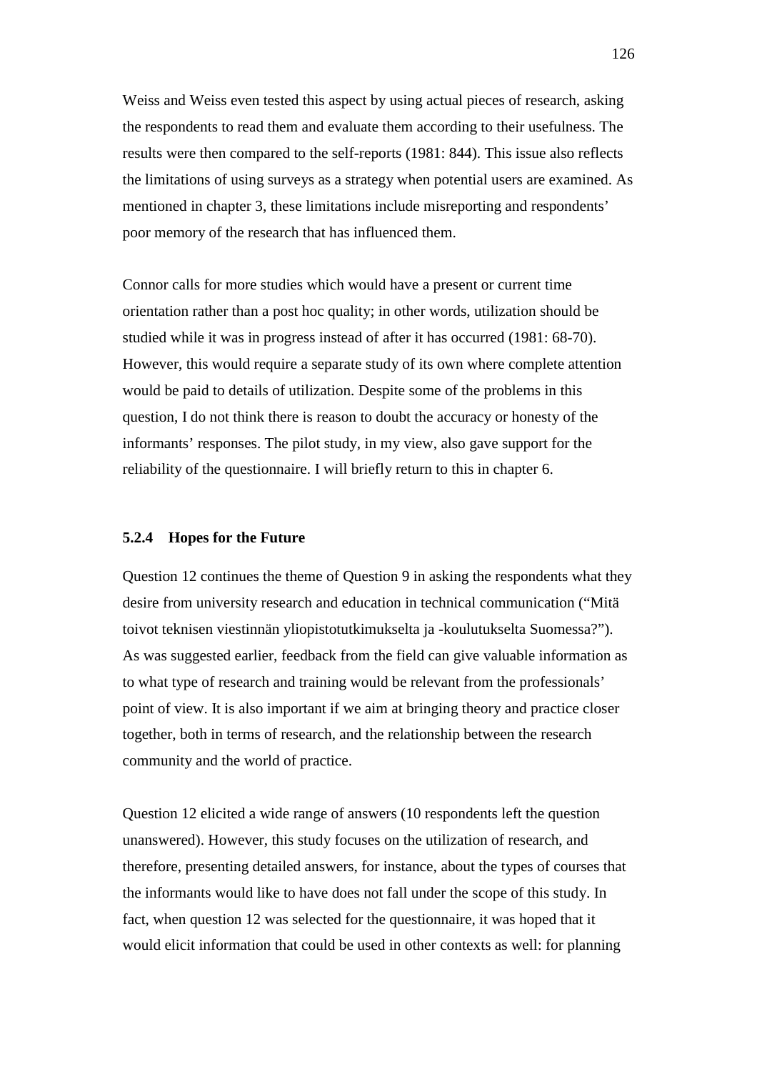Weiss and Weiss even tested this aspect by using actual pieces of research, asking the respondents to read them and evaluate them according to their usefulness. The results were then compared to the self-reports (1981: 844). This issue also reflects the limitations of using surveys as a strategy when potential users are examined. As mentioned in chapter 3, these limitations include misreporting and respondents' poor memory of the research that has influenced them.

Connor calls for more studies which would have a present or current time orientation rather than a post hoc quality; in other words, utilization should be studied while it was in progress instead of after it has occurred (1981: 68-70). However, this would require a separate study of its own where complete attention would be paid to details of utilization. Despite some of the problems in this question, I do not think there is reason to doubt the accuracy or honesty of the informants' responses. The pilot study, in my view, also gave support for the reliability of the questionnaire. I will briefly return to this in chapter 6.

### 5.2.4 Hopes for the Future

Question 12 continues the theme of Question 9 in asking the respondents what they desire from university research and education in technical communication ("Mitä toivot teknisen viestinnän yliopistotutkimukselta ja -koulutukselta Suomessa?"). As was suggested earlier, feedback from the field can give valuable information as to what type of research and training would be relevant from the professionals' point of view. It is also important if we aim at bringing theory and practice closer together, both in terms of research, and the relationship between the research community and the world of practice.

Question 12 elicited a wide range of answers (10 respondents left the question unanswered). However, this study focuses on the utilization of research, and therefore, presenting detailed answers, for instance, about the types of courses that the informants would like to have does not fall under the scope of this study. In fact, when question 12 was selected for the questionnaire, it was hoped that it would elicit information that could be used in other contexts as well: for planning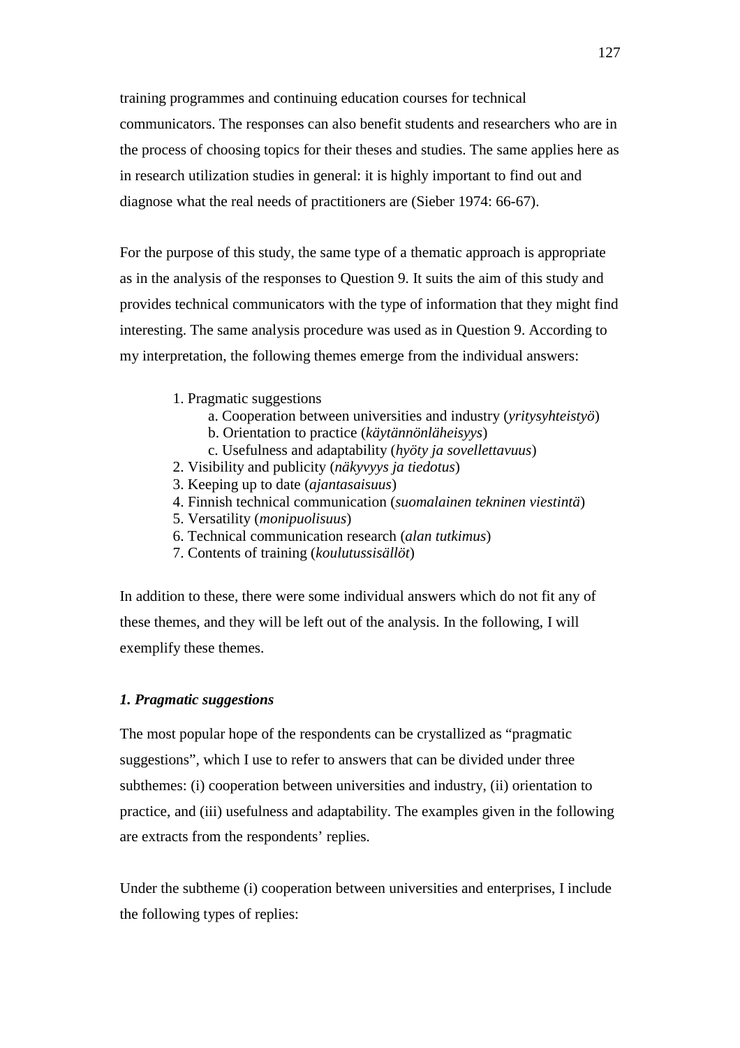training programmes and continuing education courses for technical communicators. The responses can also benefit students and researchers who are in the process of choosing topics for their theses and studies. The same applies here as in research utilization studies in general: it is highly important to find out and diagnose what the real needs of practitioners are (Sieber 1974: 66-67).

For the purpose of this study, the same type of a thematic approach is appropriate as in the analysis of the responses to Question 9. It suits the aim of this study and provides technical communicators with the type of information that they might find interesting. The same analysis procedure was used as in Question 9. According to my interpretation, the following themes emerge from the individual answers:

1. Pragmatic suggestions
    a. Cooperation between universities and industry (*yritysyhteistyö*)
    b. Orientation to practice (*käytännönläheisyys*)
    c. Usefulness and adaptability (*hyöty ja sovellettavuus*)
2. Visibility and publicity (*näkyvyys ja tiedotus*)
3. Keeping up to date (*ajantasaisuus*)
4. Finnish technical communication (*suomalainen tekninen viestintä*)
5. Versatility (*monipuolisuus*)
6. Technical communication research (*alan tutkimus*)
7. Contents of training (*koulutussisällöt*)

In addition to these, there were some individual answers which do not fit any of these themes, and they will be left out of the analysis. In the following, I will exemplify these themes.

***1. Pragmatic suggestions***

The most popular hope of the respondents can be crystallized as “pragmatic suggestions”, which I use to refer to answers that can be divided under three subthemes: (i) cooperation between universities and industry, (ii) orientation to practice, and (iii) usefulness and adaptability. The examples given in the following are extracts from the respondents’ replies.

Under the subtheme (i) cooperation between universities and enterprises, I include the following types of replies: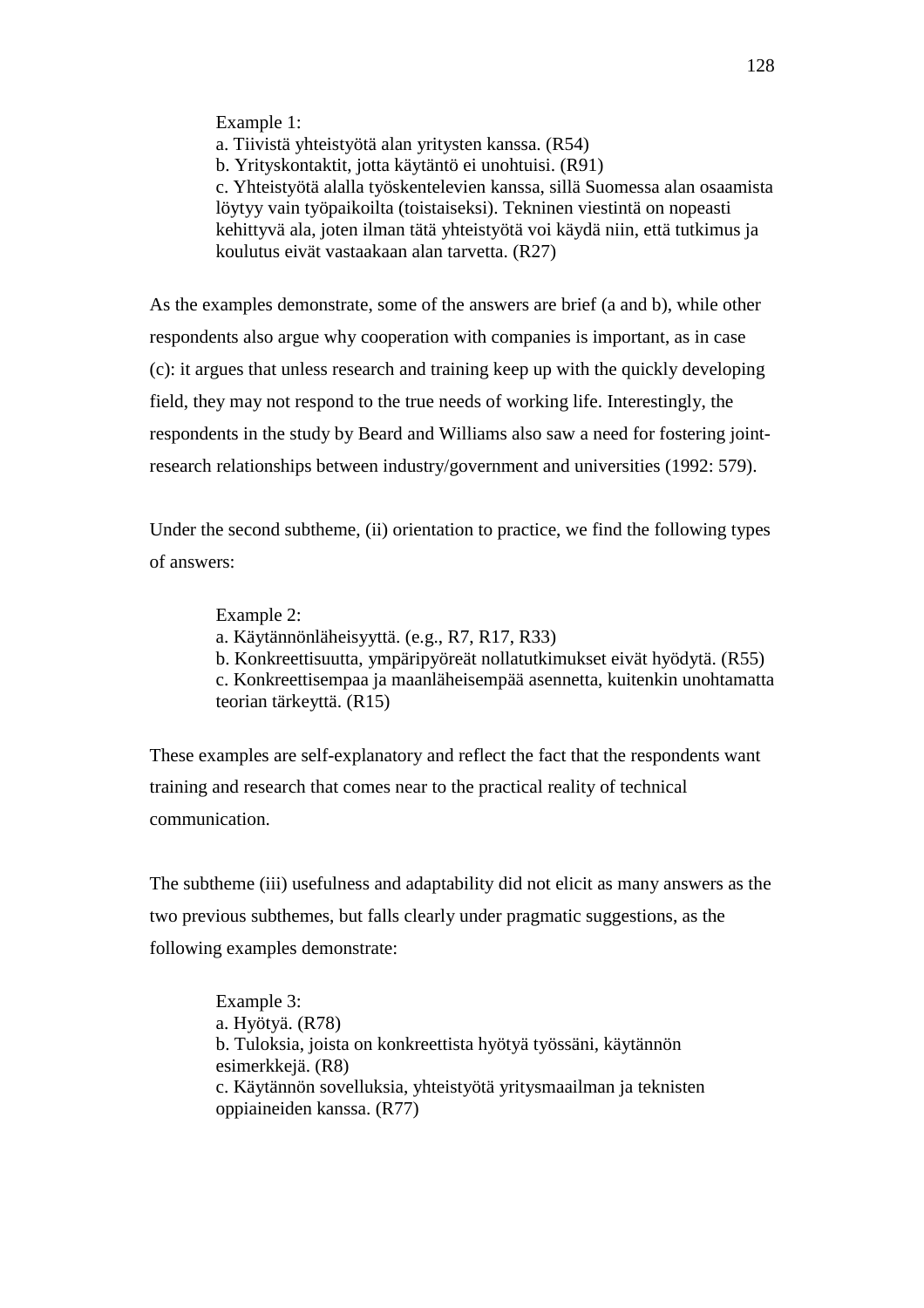> Example 1:
> a. Tiivistä yhteistyötä alan yritysten kanssa. (R54)
> b. Yrityskontaktit, jotta käytäntö ei unohtuisi. (R91)
> c. Yhteistyötä alalla työskentelevien kanssa, sillä Suomessa alan osaamista löytyy vain työpaikoilta (toistaiseksi). Tekninen viestintä on nopeasti kehittyvä ala, joten ilman tätä yhteistyötä voi käydä niin, että tutkimus ja koulutus eivät vastaakaan alan tarvetta. (R27)

As the examples demonstrate, some of the answers are brief (a and b), while other respondents also argue why cooperation with companies is important, as in case (c): it argues that unless research and training keep up with the quickly developing field, they may not respond to the true needs of working life. Interestingly, the respondents in the study by Beard and Williams also saw a need for fostering joint-research relationships between industry/government and universities (1992: 579).

Under the second subtheme, (ii) orientation to practice, we find the following types of answers:

> Example 2:
> a. Käytännönläheisyyttä. (e.g., R7, R17, R33)
> b. Konkreettisuutta, ympäripyöreät nollatutkimukset eivät hyödytä. (R55)
> c. Konkreettisempaa ja maanläheisempää asennetta, kuitenkin unohtamatta teorian tärkeyttä. (R15)

These examples are self-explanatory and reflect the fact that the respondents want training and research that comes near to the practical reality of technical communication.

The subtheme (iii) usefulness and adaptability did not elicit as many answers as the two previous subthemes, but falls clearly under pragmatic suggestions, as the following examples demonstrate:

> Example 3:
> a. Hyötyä. (R78)
> b. Tuloksia, joista on konkreettista hyötyä työssäni, käytännön esimerkkejä. (R8)
> c. Käytännön sovelluksia, yhteistyötä yritysmaailman ja teknisten oppiaineiden kanssa. (R77)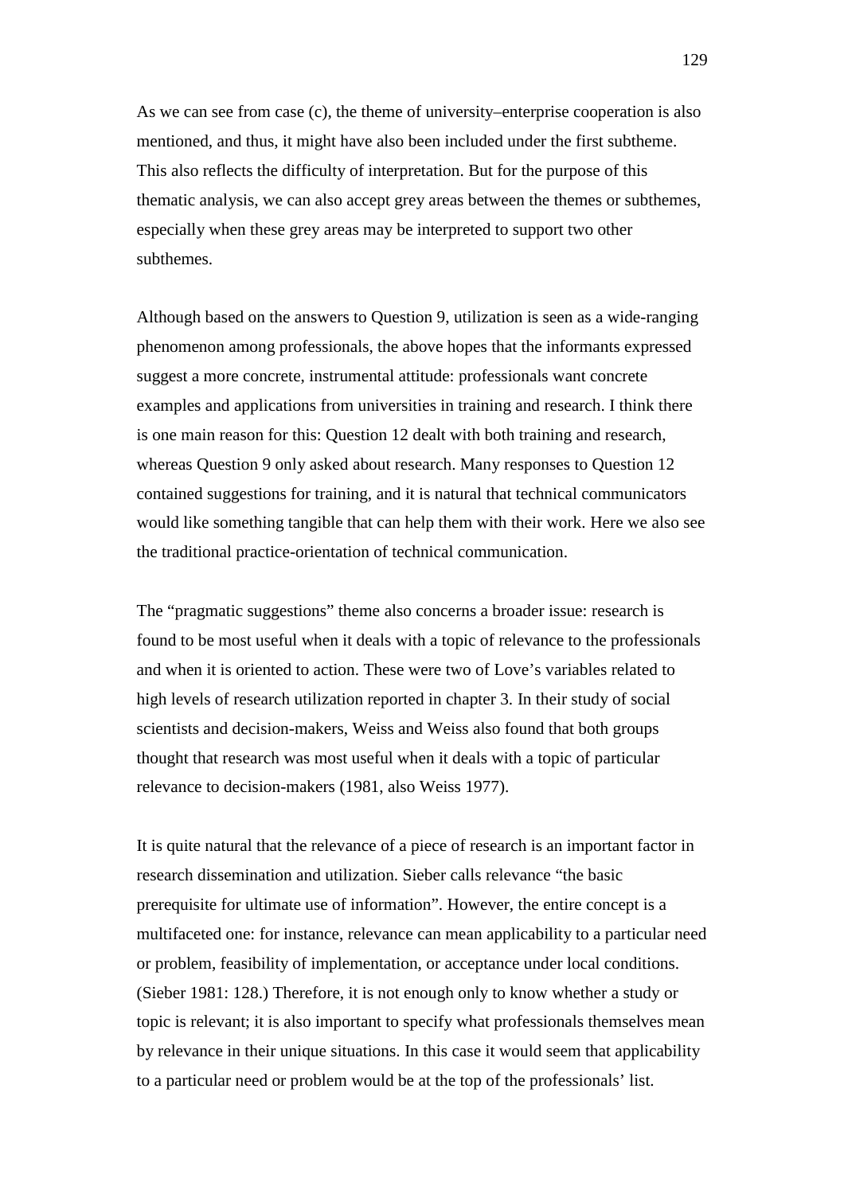As we can see from case (c), the theme of university–enterprise cooperation is also mentioned, and thus, it might have also been included under the first subtheme. This also reflects the difficulty of interpretation. But for the purpose of this thematic analysis, we can also accept grey areas between the themes or subthemes, especially when these grey areas may be interpreted to support two other subthemes.

Although based on the answers to Question 9, utilization is seen as a wide-ranging phenomenon among professionals, the above hopes that the informants expressed suggest a more concrete, instrumental attitude: professionals want concrete examples and applications from universities in training and research. I think there is one main reason for this: Question 12 dealt with both training and research, whereas Question 9 only asked about research. Many responses to Question 12 contained suggestions for training, and it is natural that technical communicators would like something tangible that can help them with their work. Here we also see the traditional practice-orientation of technical communication.

The "pragmatic suggestions" theme also concerns a broader issue: research is found to be most useful when it deals with a topic of relevance to the professionals and when it is oriented to action. These were two of Love's variables related to high levels of research utilization reported in chapter 3. In their study of social scientists and decision-makers, Weiss and Weiss also found that both groups thought that research was most useful when it deals with a topic of particular relevance to decision-makers (1981, also Weiss 1977).

It is quite natural that the relevance of a piece of research is an important factor in research dissemination and utilization. Sieber calls relevance "the basic prerequisite for ultimate use of information". However, the entire concept is a multifaceted one: for instance, relevance can mean applicability to a particular need or problem, feasibility of implementation, or acceptance under local conditions. (Sieber 1981: 128.) Therefore, it is not enough only to know whether a study or topic is relevant; it is also important to specify what professionals themselves mean by relevance in their unique situations. In this case it would seem that applicability to a particular need or problem would be at the top of the professionals' list.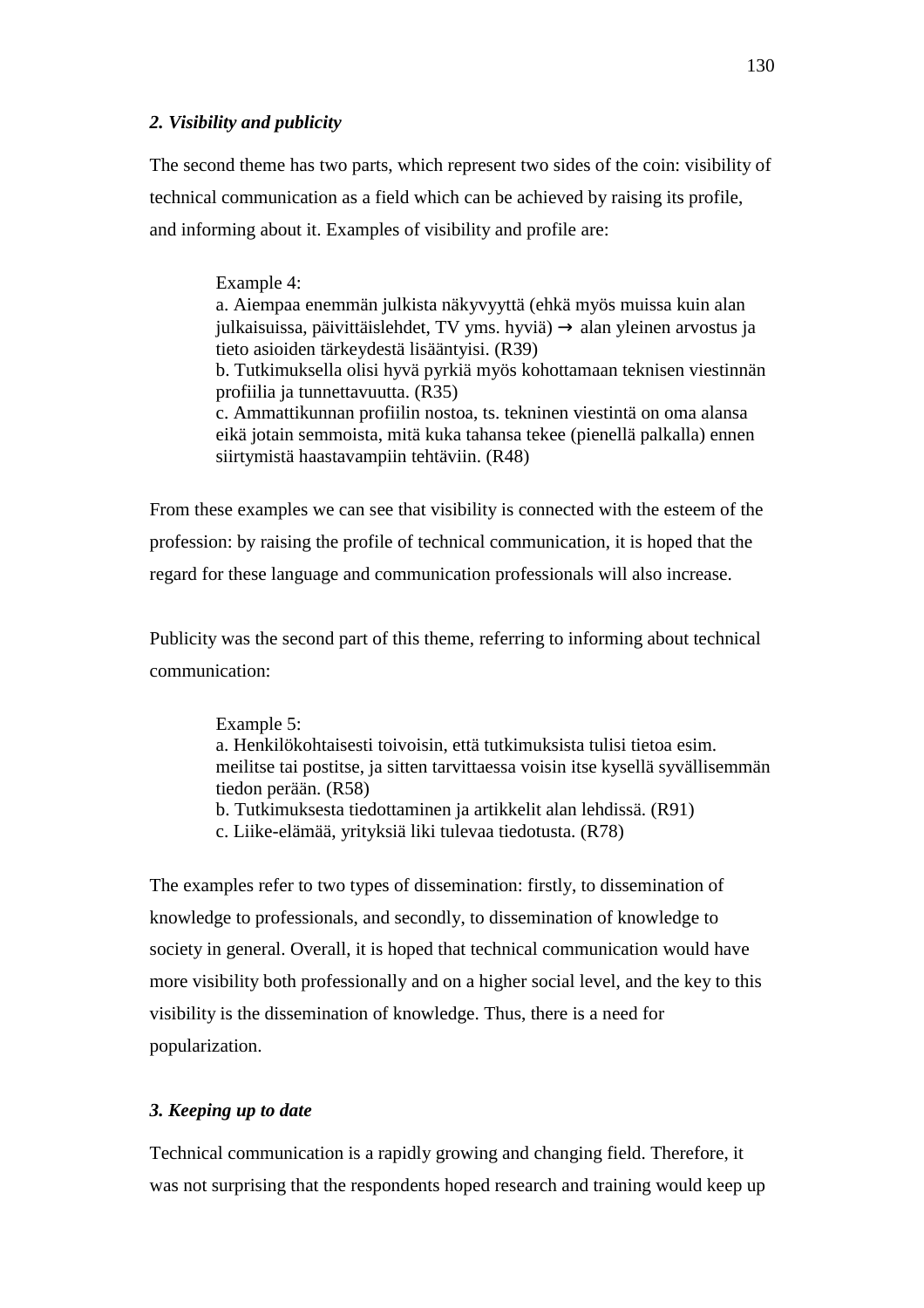*2. Visibility and publicity*

The second theme has two parts, which represent two sides of the coin: visibility of technical communication as a field which can be achieved by raising its profile, and informing about it. Examples of visibility and profile are:

> Example 4:
> a. Aiempaa enemmän julkista näkyvyyttä (ehkä myös muissa kuin alan julkaisuissa, päivittäislehdet, TV yms. hyviä) → alan yleinen arvostus ja tieto asioiden tärkeydestä lisääntyisi. (R39)
> b. Tutkimuksella olisi hyvä pyrkiä myös kohottamaan teknisen viestinnän profiilia ja tunnettavuutta. (R35)
> c. Ammattikunnan profiilin nostoa, ts. tekninen viestintä on oma alansa eikä jotain semmoista, mitä kuka tahansa tekee (pienellä palkalla) ennen siirtymistä haastavampiin tehtäviin. (R48)

From these examples we can see that visibility is connected with the esteem of the profession: by raising the profile of technical communication, it is hoped that the regard for these language and communication professionals will also increase.

Publicity was the second part of this theme, referring to informing about technical communication:

> Example 5:
> a. Henkilökohtaisesti toivoisin, että tutkimuksista tulisi tietoa esim. meilitse tai postitse, ja sitten tarvittaessa voisin itse kysellä syvällisemmän tiedon perään. (R58)
> b. Tutkimuksesta tiedottaminen ja artikkelit alan lehdissä. (R91)
> c. Liike-elämää, yrityksiä liki tulevaa tiedotusta. (R78)

The examples refer to two types of dissemination: firstly, to dissemination of knowledge to professionals, and secondly, to dissemination of knowledge to society in general. Overall, it is hoped that technical communication would have more visibility both professionally and on a higher social level, and the key to this visibility is the dissemination of knowledge. Thus, there is a need for popularization.

*3. Keeping up to date*

Technical communication is a rapidly growing and changing field. Therefore, it was not surprising that the respondents hoped research and training would keep up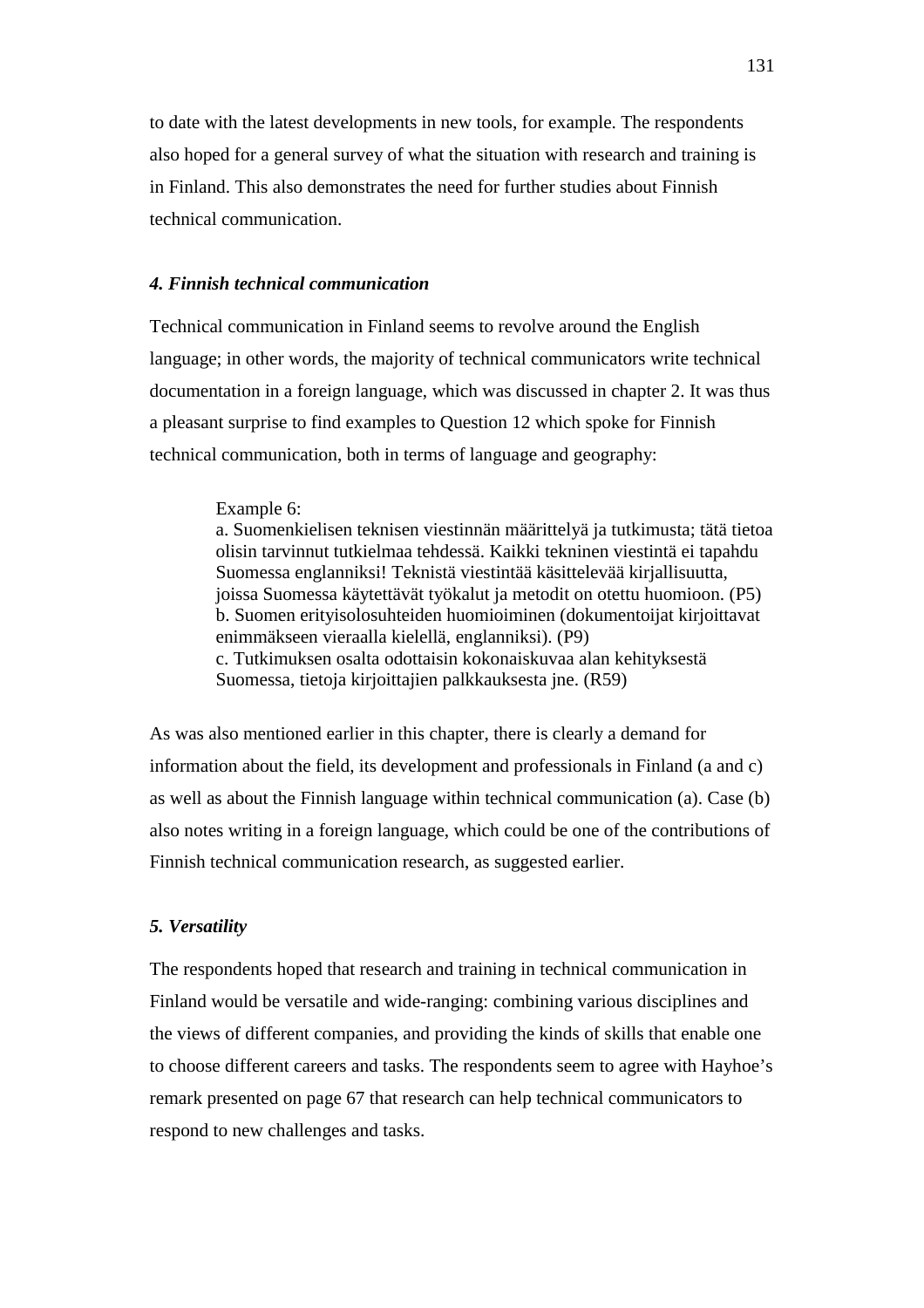to date with the latest developments in new tools, for example. The respondents also hoped for a general survey of what the situation with research and training is in Finland. This also demonstrates the need for further studies about Finnish technical communication.

### *4. Finnish technical communication*

Technical communication in Finland seems to revolve around the English language; in other words, the majority of technical communicators write technical documentation in a foreign language, which was discussed in chapter 2. It was thus a pleasant surprise to find examples to Question 12 which spoke for Finnish technical communication, both in terms of language and geography:

> Example 6:
> a. Suomenkielisen teknisen viestinnän määrittelyä ja tutkimusta; tätä tietoa olisin tarvinnut tutkielmaa tehdessä. Kaikki tekninen viestintä ei tapahdu Suomessa englanniksi! Teknistä viestintää käsittelevää kirjallisuutta, joissa Suomessa käytettävät työkalut ja metodit on otettu huomioon. (P5)
> b. Suomen erityisolosuhteiden huomioiminen (dokumentoijat kirjoittavat enimmäkseen vieraalla kielellä, englanniksi). (P9)
> c. Tutkimuksen osalta odottaisin kokonaiskuvaa alan kehityksestä Suomessa, tietoja kirjoittajien palkkauksesta jne. (R59)

As was also mentioned earlier in this chapter, there is clearly a demand for information about the field, its development and professionals in Finland (a and c) as well as about the Finnish language within technical communication (a). Case (b) also notes writing in a foreign language, which could be one of the contributions of Finnish technical communication research, as suggested earlier.

### *5. Versatility*

The respondents hoped that research and training in technical communication in Finland would be versatile and wide-ranging: combining various disciplines and the views of different companies, and providing the kinds of skills that enable one to choose different careers and tasks. The respondents seem to agree with Hayhoe's remark presented on page 67 that research can help technical communicators to respond to new challenges and tasks.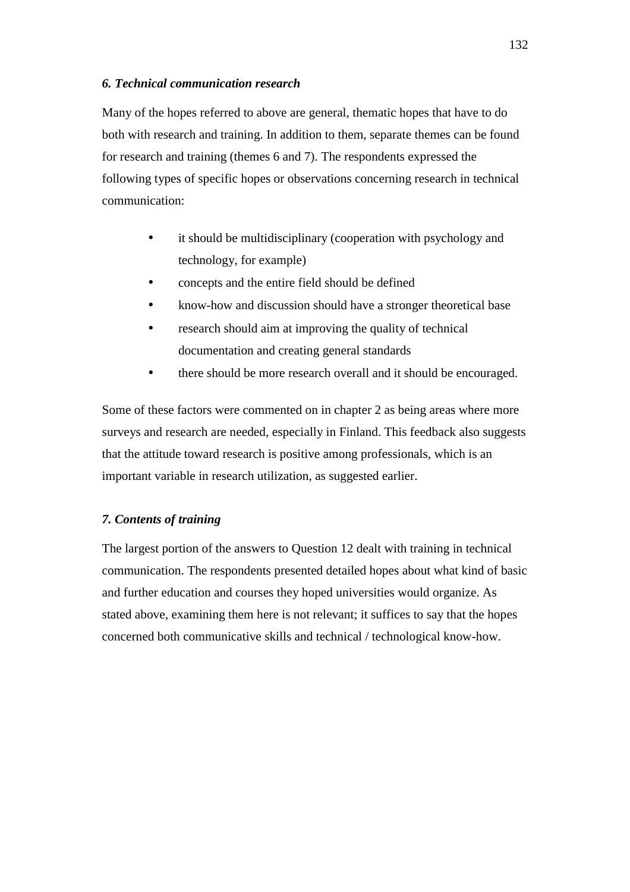### *6. Technical communication research*

Many of the hopes referred to above are general, thematic hopes that have to do both with research and training. In addition to them, separate themes can be found for research and training (themes 6 and 7). The respondents expressed the following types of specific hopes or observations concerning research in technical communication:

- it should be multidisciplinary (cooperation with psychology and technology, for example)
- concepts and the entire field should be defined
- know-how and discussion should have a stronger theoretical base
- research should aim at improving the quality of technical documentation and creating general standards
- there should be more research overall and it should be encouraged.

Some of these factors were commented on in chapter 2 as being areas where more surveys and research are needed, especially in Finland. This feedback also suggests that the attitude toward research is positive among professionals, which is an important variable in research utilization, as suggested earlier.

### *7. Contents of training*

The largest portion of the answers to Question 12 dealt with training in technical communication. The respondents presented detailed hopes about what kind of basic and further education and courses they hoped universities would organize. As stated above, examining them here is not relevant; it suffices to say that the hopes concerned both communicative skills and technical / technological know-how.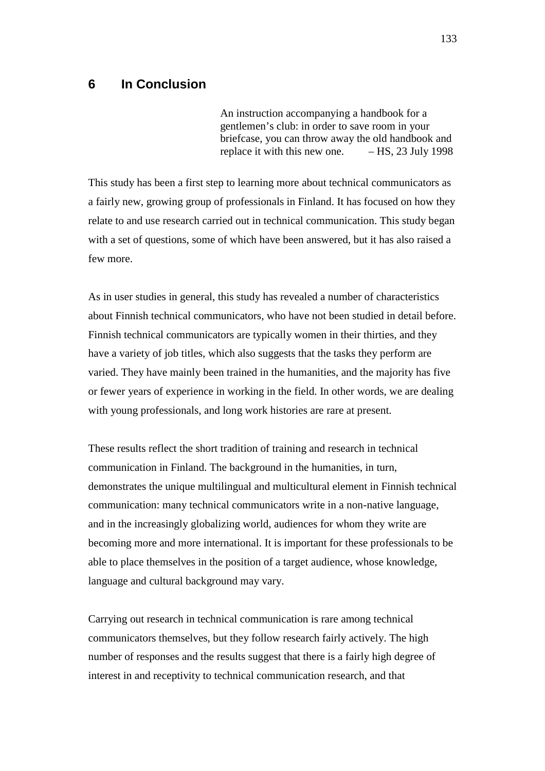# 6 In Conclusion

> An instruction accompanying a handbook for a gentlemen's club: in order to save room in your briefcase, you can throw away the old handbook and replace it with this new one. – HS, 23 July 1998

This study has been a first step to learning more about technical communicators as a fairly new, growing group of professionals in Finland. It has focused on how they relate to and use research carried out in technical communication. This study began with a set of questions, some of which have been answered, but it has also raised a few more.

As in user studies in general, this study has revealed a number of characteristics about Finnish technical communicators, who have not been studied in detail before. Finnish technical communicators are typically women in their thirties, and they have a variety of job titles, which also suggests that the tasks they perform are varied. They have mainly been trained in the humanities, and the majority has five or fewer years of experience in working in the field. In other words, we are dealing with young professionals, and long work histories are rare at present.

These results reflect the short tradition of training and research in technical communication in Finland. The background in the humanities, in turn, demonstrates the unique multilingual and multicultural element in Finnish technical communication: many technical communicators write in a non-native language, and in the increasingly globalizing world, audiences for whom they write are becoming more and more international. It is important for these professionals to be able to place themselves in the position of a target audience, whose knowledge, language and cultural background may vary.

Carrying out research in technical communication is rare among technical communicators themselves, but they follow research fairly actively. The high number of responses and the results suggest that there is a fairly high degree of interest in and receptivity to technical communication research, and that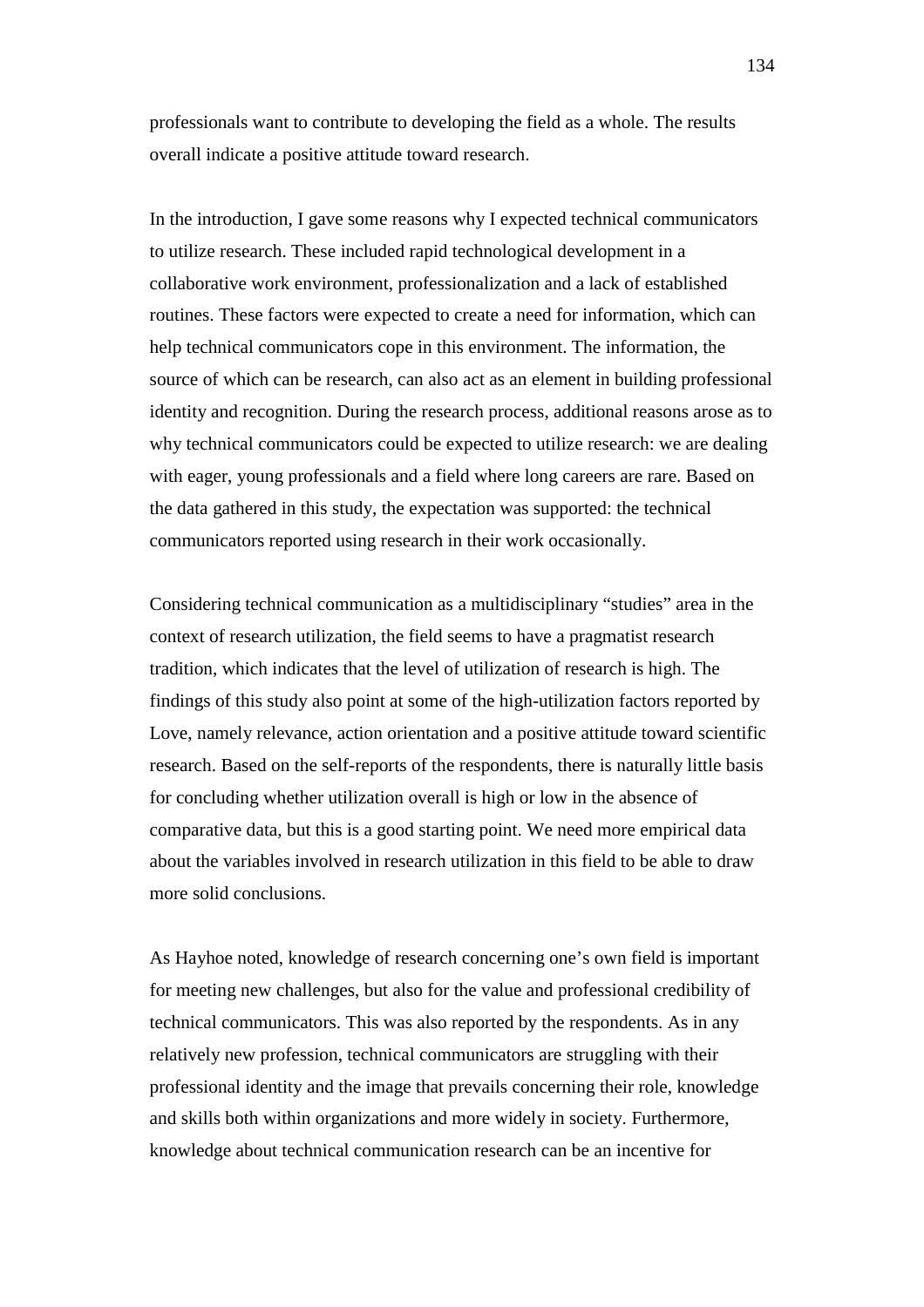professionals want to contribute to developing the field as a whole. The results overall indicate a positive attitude toward research.

In the introduction, I gave some reasons why I expected technical communicators to utilize research. These included rapid technological development in a collaborative work environment, professionalization and a lack of established routines. These factors were expected to create a need for information, which can help technical communicators cope in this environment. The information, the source of which can be research, can also act as an element in building professional identity and recognition. During the research process, additional reasons arose as to why technical communicators could be expected to utilize research: we are dealing with eager, young professionals and a field where long careers are rare. Based on the data gathered in this study, the expectation was supported: the technical communicators reported using research in their work occasionally.

Considering technical communication as a multidisciplinary "studies" area in the context of research utilization, the field seems to have a pragmatist research tradition, which indicates that the level of utilization of research is high. The findings of this study also point at some of the high-utilization factors reported by Love, namely relevance, action orientation and a positive attitude toward scientific research. Based on the self-reports of the respondents, there is naturally little basis for concluding whether utilization overall is high or low in the absence of comparative data, but this is a good starting point. We need more empirical data about the variables involved in research utilization in this field to be able to draw more solid conclusions.

As Hayhoe noted, knowledge of research concerning one's own field is important for meeting new challenges, but also for the value and professional credibility of technical communicators. This was also reported by the respondents. As in any relatively new profession, technical communicators are struggling with their professional identity and the image that prevails concerning their role, knowledge and skills both within organizations and more widely in society. Furthermore, knowledge about technical communication research can be an incentive for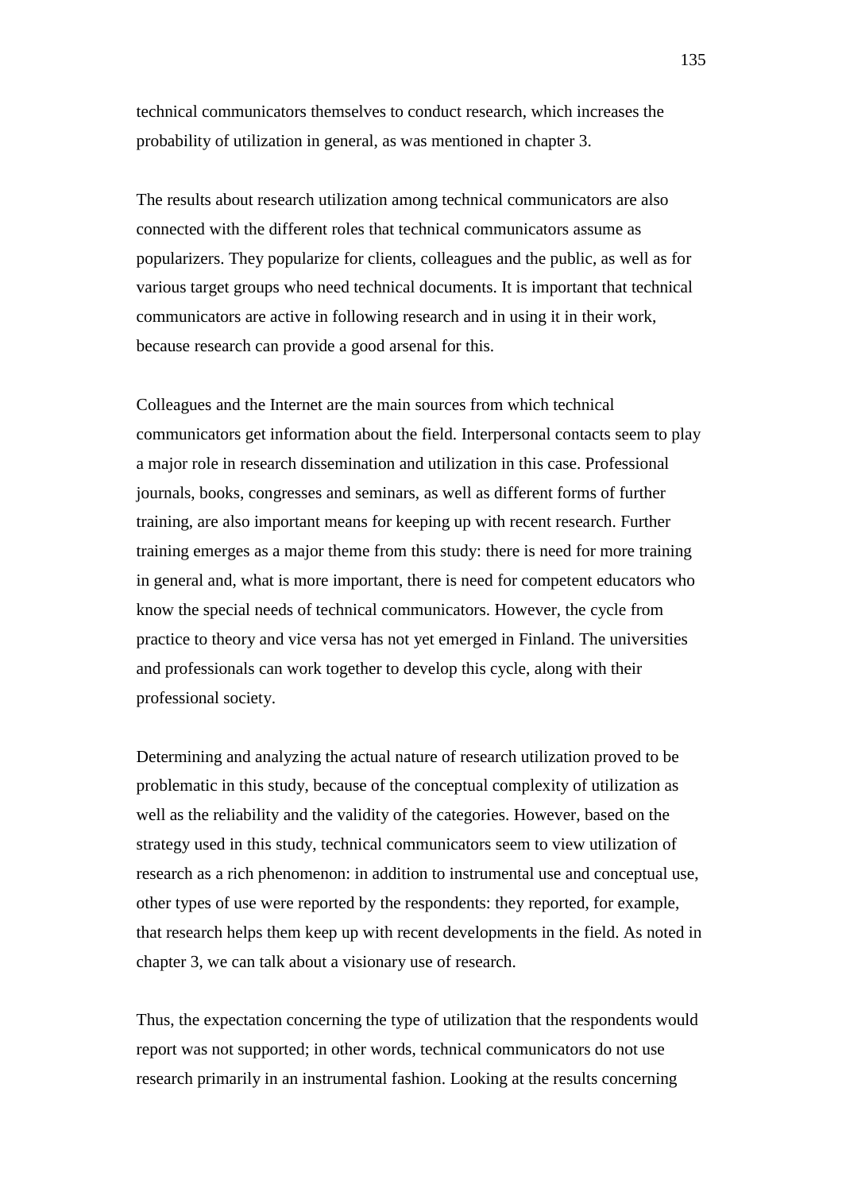technical communicators themselves to conduct research, which increases the probability of utilization in general, as was mentioned in chapter 3.

The results about research utilization among technical communicators are also connected with the different roles that technical communicators assume as popularizers. They popularize for clients, colleagues and the public, as well as for various target groups who need technical documents. It is important that technical communicators are active in following research and in using it in their work, because research can provide a good arsenal for this.

Colleagues and the Internet are the main sources from which technical communicators get information about the field. Interpersonal contacts seem to play a major role in research dissemination and utilization in this case. Professional journals, books, congresses and seminars, as well as different forms of further training, are also important means for keeping up with recent research. Further training emerges as a major theme from this study: there is need for more training in general and, what is more important, there is need for competent educators who know the special needs of technical communicators. However, the cycle from practice to theory and vice versa has not yet emerged in Finland. The universities and professionals can work together to develop this cycle, along with their professional society.

Determining and analyzing the actual nature of research utilization proved to be problematic in this study, because of the conceptual complexity of utilization as well as the reliability and the validity of the categories. However, based on the strategy used in this study, technical communicators seem to view utilization of research as a rich phenomenon: in addition to instrumental use and conceptual use, other types of use were reported by the respondents: they reported, for example, that research helps them keep up with recent developments in the field. As noted in chapter 3, we can talk about a visionary use of research.

Thus, the expectation concerning the type of utilization that the respondents would report was not supported; in other words, technical communicators do not use research primarily in an instrumental fashion. Looking at the results concerning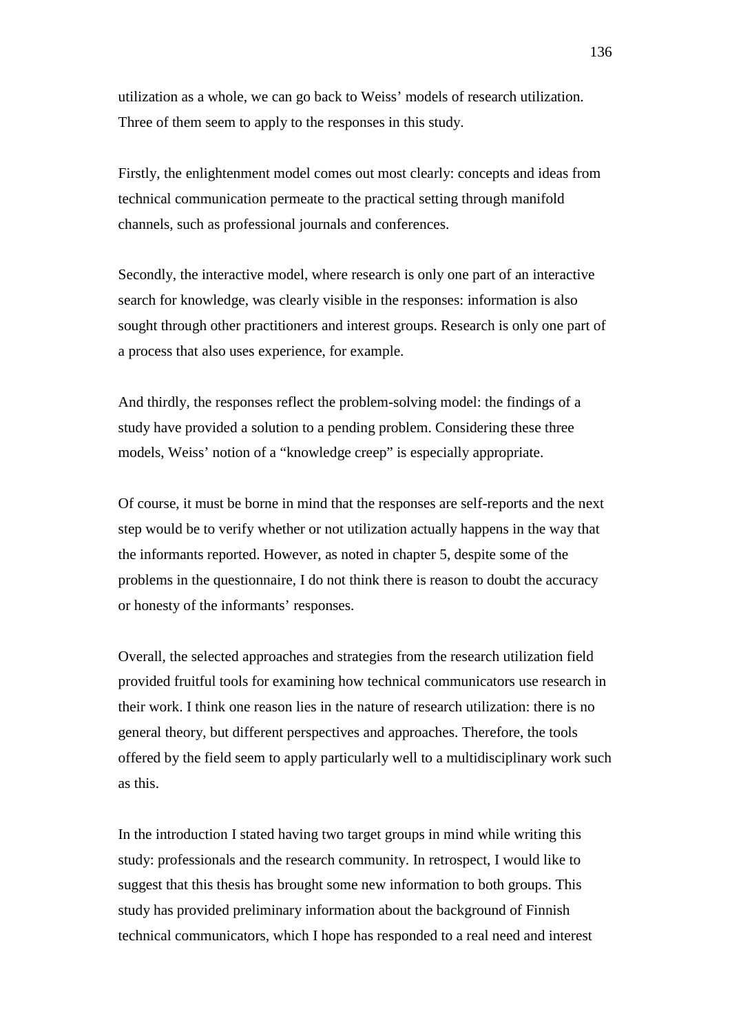utilization as a whole, we can go back to Weiss' models of research utilization. Three of them seem to apply to the responses in this study.

Firstly, the enlightenment model comes out most clearly: concepts and ideas from technical communication permeate to the practical setting through manifold channels, such as professional journals and conferences.

Secondly, the interactive model, where research is only one part of an interactive search for knowledge, was clearly visible in the responses: information is also sought through other practitioners and interest groups. Research is only one part of a process that also uses experience, for example.

And thirdly, the responses reflect the problem-solving model: the findings of a study have provided a solution to a pending problem. Considering these three models, Weiss' notion of a "knowledge creep" is especially appropriate.

Of course, it must be borne in mind that the responses are self-reports and the next step would be to verify whether or not utilization actually happens in the way that the informants reported. However, as noted in chapter 5, despite some of the problems in the questionnaire, I do not think there is reason to doubt the accuracy or honesty of the informants' responses.

Overall, the selected approaches and strategies from the research utilization field provided fruitful tools for examining how technical communicators use research in their work. I think one reason lies in the nature of research utilization: there is no general theory, but different perspectives and approaches. Therefore, the tools offered by the field seem to apply particularly well to a multidisciplinary work such as this.

In the introduction I stated having two target groups in mind while writing this study: professionals and the research community. In retrospect, I would like to suggest that this thesis has brought some new information to both groups. This study has provided preliminary information about the background of Finnish technical communicators, which I hope has responded to a real need and interest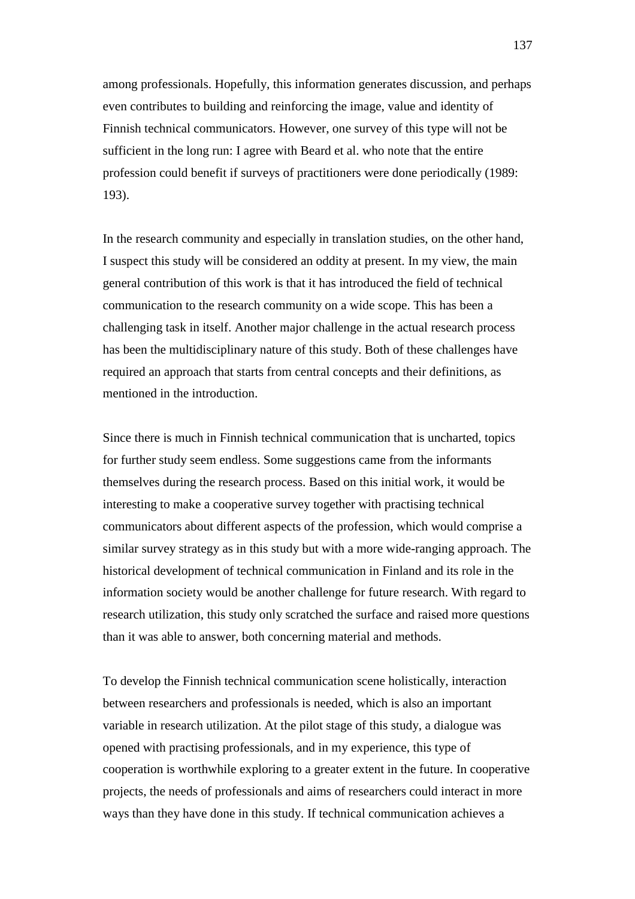among professionals. Hopefully, this information generates discussion, and perhaps even contributes to building and reinforcing the image, value and identity of Finnish technical communicators. However, one survey of this type will not be sufficient in the long run: I agree with Beard et al. who note that the entire profession could benefit if surveys of practitioners were done periodically (1989: 193).

In the research community and especially in translation studies, on the other hand, I suspect this study will be considered an oddity at present. In my view, the main general contribution of this work is that it has introduced the field of technical communication to the research community on a wide scope. This has been a challenging task in itself. Another major challenge in the actual research process has been the multidisciplinary nature of this study. Both of these challenges have required an approach that starts from central concepts and their definitions, as mentioned in the introduction.

Since there is much in Finnish technical communication that is uncharted, topics for further study seem endless. Some suggestions came from the informants themselves during the research process. Based on this initial work, it would be interesting to make a cooperative survey together with practising technical communicators about different aspects of the profession, which would comprise a similar survey strategy as in this study but with a more wide-ranging approach. The historical development of technical communication in Finland and its role in the information society would be another challenge for future research. With regard to research utilization, this study only scratched the surface and raised more questions than it was able to answer, both concerning material and methods.

To develop the Finnish technical communication scene holistically, interaction between researchers and professionals is needed, which is also an important variable in research utilization. At the pilot stage of this study, a dialogue was opened with practising professionals, and in my experience, this type of cooperation is worthwhile exploring to a greater extent in the future. In cooperative projects, the needs of professionals and aims of researchers could interact in more ways than they have done in this study. If technical communication achieves a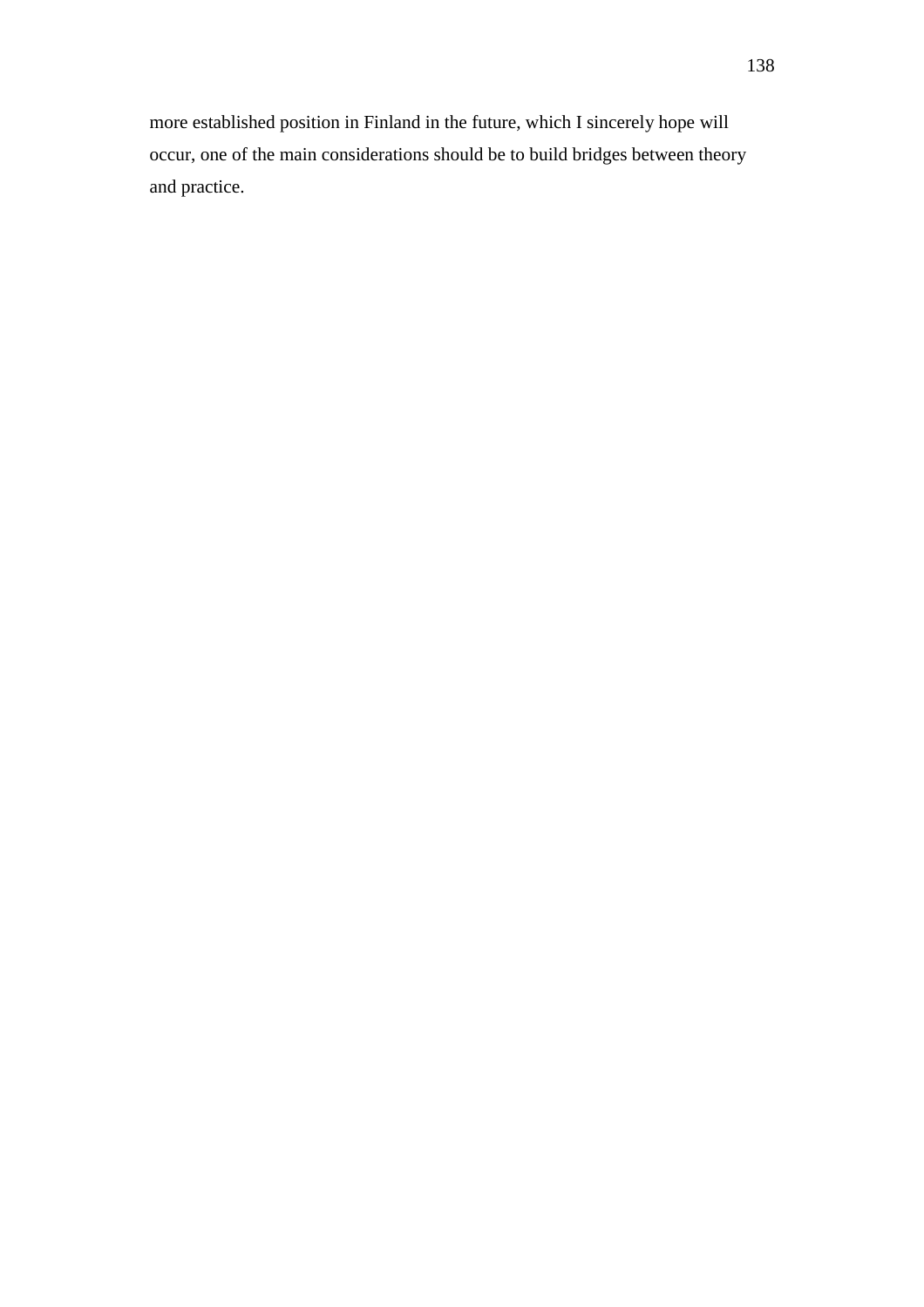more established position in Finland in the future, which I sincerely hope will occur, one of the main considerations should be to build bridges between theory and practice.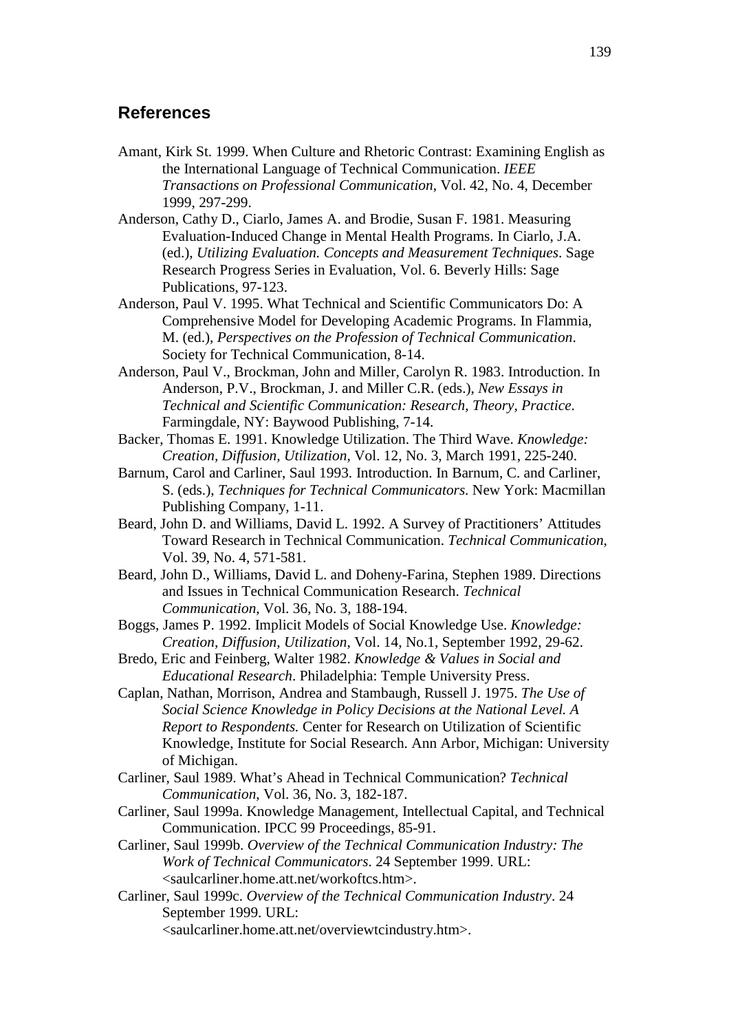## References

Amant, Kirk St. 1999. When Culture and Rhetoric Contrast: Examining English as the International Language of Technical Communication. *IEEE Transactions on Professional Communication*, Vol. 42, No. 4, December 1999, 297-299.

Anderson, Cathy D., Ciarlo, James A. and Brodie, Susan F. 1981. Measuring Evaluation-Induced Change in Mental Health Programs. In Ciarlo, J.A. (ed.), *Utilizing Evaluation. Concepts and Measurement Techniques*. Sage Research Progress Series in Evaluation, Vol. 6. Beverly Hills: Sage Publications, 97-123.

Anderson, Paul V. 1995. What Technical and Scientific Communicators Do: A Comprehensive Model for Developing Academic Programs. In Flammia, M. (ed.), *Perspectives on the Profession of Technical Communication*. Society for Technical Communication, 8-14.

Anderson, Paul V., Brockman, John and Miller, Carolyn R. 1983. Introduction. In Anderson, P.V., Brockman, J. and Miller C.R. (eds.), *New Essays in Technical and Scientific Communication: Research, Theory, Practice.* Farmingdale, NY: Baywood Publishing, 7-14.

Backer, Thomas E. 1991. Knowledge Utilization. The Third Wave. *Knowledge: Creation, Diffusion, Utilization*, Vol. 12, No. 3, March 1991, 225-240.

Barnum, Carol and Carliner, Saul 1993. Introduction. In Barnum, C. and Carliner, S. (eds.), *Techniques for Technical Communicators*. New York: Macmillan Publishing Company, 1-11.

Beard, John D. and Williams, David L. 1992. A Survey of Practitioners' Attitudes Toward Research in Technical Communication. *Technical Communication*, Vol. 39, No. 4, 571-581.

Beard, John D., Williams, David L. and Doheny-Farina, Stephen 1989. Directions and Issues in Technical Communication Research. *Technical Communication*, Vol. 36, No. 3, 188-194.

Boggs, James P. 1992. Implicit Models of Social Knowledge Use. *Knowledge: Creation, Diffusion, Utilization*, Vol. 14, No.1, September 1992, 29-62.

Bredo, Eric and Feinberg, Walter 1982. *Knowledge & Values in Social and Educational Research*. Philadelphia: Temple University Press.

Caplan, Nathan, Morrison, Andrea and Stambaugh, Russell J. 1975. *The Use of Social Science Knowledge in Policy Decisions at the National Level. A Report to Respondents.* Center for Research on Utilization of Scientific Knowledge, Institute for Social Research. Ann Arbor, Michigan: University of Michigan.

Carliner, Saul 1989. What's Ahead in Technical Communication? *Technical Communication*, Vol. 36, No. 3, 182-187.

Carliner, Saul 1999a. Knowledge Management, Intellectual Capital, and Technical Communication. IPCC 99 Proceedings, 85-91.

Carliner, Saul 1999b. *Overview of the Technical Communication Industry: The Work of Technical Communicators*. 24 September 1999. URL: <saulcarliner.home.att.net/workoftcs.htm>.

Carliner, Saul 1999c. *Overview of the Technical Communication Industry*. 24 September 1999. URL: <saulcarliner.home.att.net/overviewtcindustry.htm>.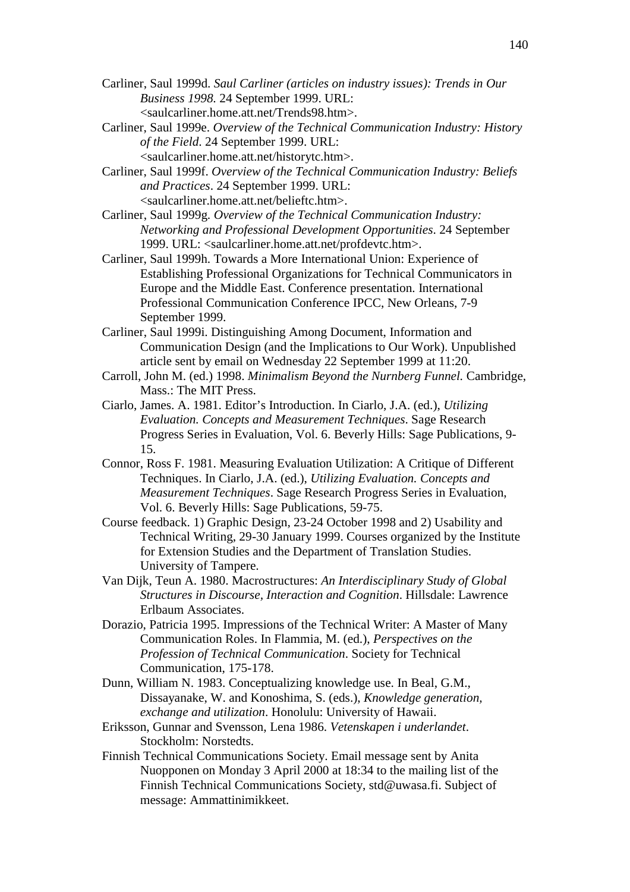Carliner, Saul 1999d. *Saul Carliner (articles on industry issues): Trends in Our Business 1998.* 24 September 1999. URL: <saulcarliner.home.att.net/Trends98.htm>.

Carliner, Saul 1999e. *Overview of the Technical Communication Industry: History of the Field*. 24 September 1999. URL: <saulcarliner.home.att.net/historytc.htm>.

Carliner, Saul 1999f. *Overview of the Technical Communication Industry: Beliefs and Practices*. 24 September 1999. URL: <saulcarliner.home.att.net/belieftc.htm>.

Carliner, Saul 1999g. *Overview of the Technical Communication Industry: Networking and Professional Development Opportunities*. 24 September 1999. URL: <saulcarliner.home.att.net/profdevtc.htm>.

Carliner, Saul 1999h. Towards a More International Union: Experience of Establishing Professional Organizations for Technical Communicators in Europe and the Middle East. Conference presentation. International Professional Communication Conference IPCC, New Orleans, 7-9 September 1999.

Carliner, Saul 1999i. Distinguishing Among Document, Information and Communication Design (and the Implications to Our Work). Unpublished article sent by email on Wednesday 22 September 1999 at 11:20.

Carroll, John M. (ed.) 1998. *Minimalism Beyond the Nurnberg Funnel.* Cambridge, Mass.: The MIT Press.

Ciarlo, James. A. 1981. Editor's Introduction. In Ciarlo, J.A. (ed.), *Utilizing Evaluation. Concepts and Measurement Techniques*. Sage Research Progress Series in Evaluation, Vol. 6. Beverly Hills: Sage Publications, 9-15.

Connor, Ross F. 1981. Measuring Evaluation Utilization: A Critique of Different Techniques. In Ciarlo, J.A. (ed.), *Utilizing Evaluation. Concepts and Measurement Techniques*. Sage Research Progress Series in Evaluation, Vol. 6. Beverly Hills: Sage Publications, 59-75.

Course feedback. 1) Graphic Design, 23-24 October 1998 and 2) Usability and Technical Writing, 29-30 January 1999. Courses organized by the Institute for Extension Studies and the Department of Translation Studies. University of Tampere.

Van Dijk, Teun A. 1980. Macrostructures: *An Interdisciplinary Study of Global Structures in Discourse, Interaction and Cognition*. Hillsdale: Lawrence Erlbaum Associates.

Dorazio, Patricia 1995. Impressions of the Technical Writer: A Master of Many Communication Roles. In Flammia, M. (ed.), *Perspectives on the Profession of Technical Communication*. Society for Technical Communication, 175-178.

Dunn, William N. 1983. Conceptualizing knowledge use. In Beal, G.M., Dissayanake, W. and Konoshima, S. (eds.), *Knowledge generation, exchange and utilization*. Honolulu: University of Hawaii.

Eriksson, Gunnar and Svensson, Lena 1986. *Vetenskapen i underlandet*. Stockholm: Norstedts.

Finnish Technical Communications Society. Email message sent by Anita Nuopponen on Monday 3 April 2000 at 18:34 to the mailing list of the Finnish Technical Communications Society, std@uwasa.fi. Subject of message: Ammattinimikkeet.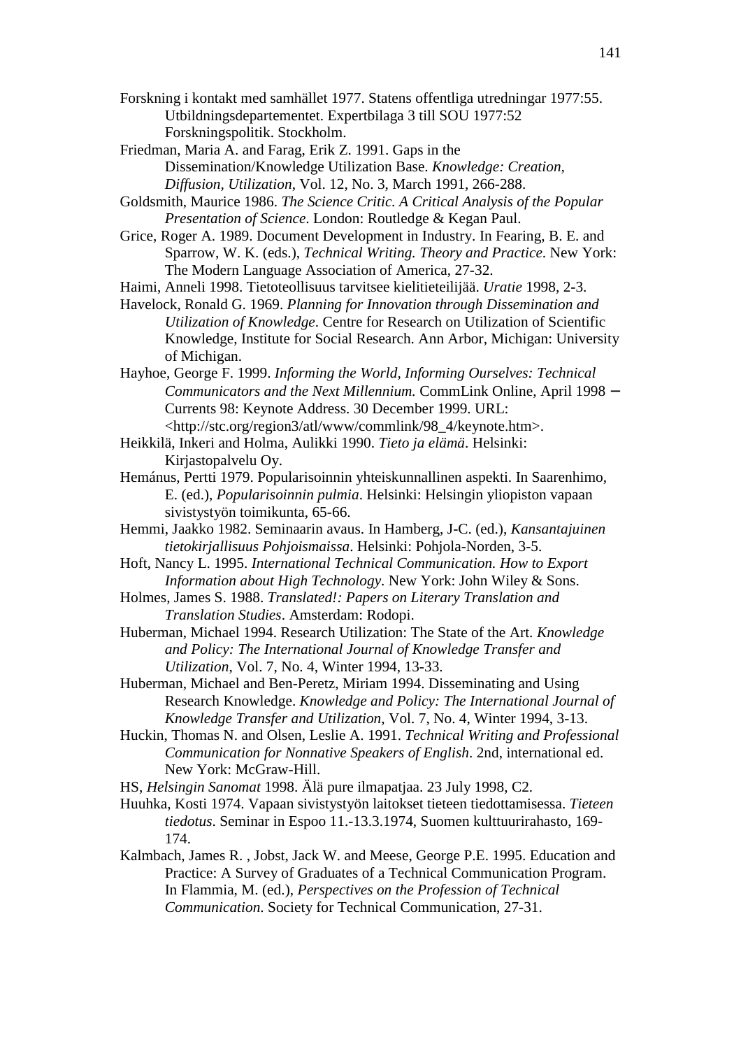Forskning i kontakt med samhället 1977. Statens offentliga utredningar 1977:55. Utbildningsdepartementet. Expertbilaga 3 till SOU 1977:52 Forskningspolitik. Stockholm.

Friedman, Maria A. and Farag, Erik Z. 1991. Gaps in the Dissemination/Knowledge Utilization Base. *Knowledge: Creation, Diffusion, Utilization*, Vol. 12, No. 3, March 1991, 266-288.

Goldsmith, Maurice 1986. *The Science Critic. A Critical Analysis of the Popular Presentation of Science*. London: Routledge & Kegan Paul.

Grice, Roger A. 1989. Document Development in Industry. In Fearing, B. E. and Sparrow, W. K. (eds.), *Technical Writing. Theory and Practice*. New York: The Modern Language Association of America, 27-32.

Haimi, Anneli 1998. Tietoteollisuus tarvitsee kielitieteilijää. *Uratie* 1998, 2-3.

Havelock, Ronald G. 1969. *Planning for Innovation through Dissemination and Utilization of Knowledge*. Centre for Research on Utilization of Scientific Knowledge, Institute for Social Research. Ann Arbor, Michigan: University of Michigan.

Hayhoe, George F. 1999. *Informing the World, Informing Ourselves: Technical Communicators and the Next Millennium.* CommLink Online, April 1998 – Currents 98: Keynote Address. 30 December 1999. URL: <http://stc.org/region3/atl/www/commlink/98_4/keynote.htm>.

Heikkilä, Inkeri and Holma, Aulikki 1990. *Tieto ja elämä*. Helsinki: Kirjastopalvelu Oy.

Hemánus, Pertti 1979. Popularisoinnin yhteiskunnallinen aspekti. In Saarenhimo, E. (ed.), *Popularisoinnin pulmia*. Helsinki: Helsingin yliopiston vapaan sivistystyön toimikunta, 65-66.

Hemmi, Jaakko 1982. Seminaarin avaus. In Hamberg, J-C. (ed.), *Kansantajuinen tietokirjallisuus Pohjoismaissa*. Helsinki: Pohjola-Norden, 3-5.

Hoft, Nancy L. 1995. *International Technical Communication. How to Export Information about High Technology*. New York: John Wiley & Sons.

Holmes, James S. 1988. *Translated!: Papers on Literary Translation and Translation Studies*. Amsterdam: Rodopi.

Huberman, Michael 1994. Research Utilization: The State of the Art. *Knowledge and Policy: The International Journal of Knowledge Transfer and Utilization*, Vol. 7, No. 4, Winter 1994, 13-33.

Huberman, Michael and Ben-Peretz, Miriam 1994. Disseminating and Using Research Knowledge. *Knowledge and Policy: The International Journal of Knowledge Transfer and Utilization*, Vol. 7, No. 4, Winter 1994, 3-13.

Huckin, Thomas N. and Olsen, Leslie A. 1991. *Technical Writing and Professional Communication for Nonnative Speakers of English*. 2nd, international ed. New York: McGraw-Hill.

HS, *Helsingin Sanomat* 1998. Älä pure ilmapatjaa. 23 July 1998, C2.

Huuhka, Kosti 1974. Vapaan sivistystyön laitokset tieteen tiedottamisessa. *Tieteen tiedotus*. Seminar in Espoo 11.-13.3.1974, Suomen kulttuurirahasto, 169-174.

Kalmbach, James R. , Jobst, Jack W. and Meese, George P.E. 1995. Education and Practice: A Survey of Graduates of a Technical Communication Program. In Flammia, M. (ed.), *Perspectives on the Profession of Technical Communication*. Society for Technical Communication, 27-31.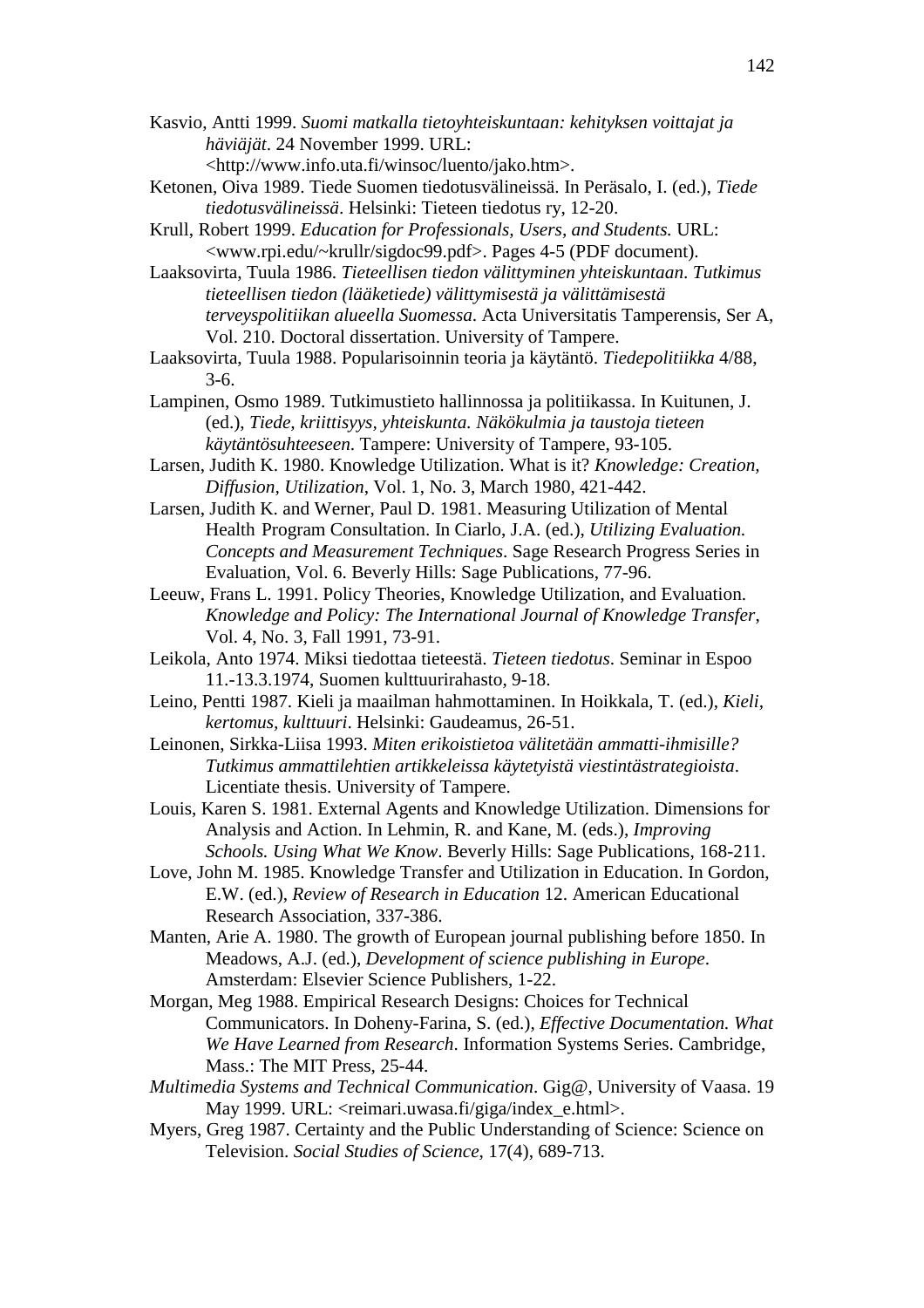Kasvio, Antti 1999. *Suomi matkalla tietoyhteiskuntaan: kehityksen voittajat ja häviäjät*. 24 November 1999. URL: <http://www.info.uta.fi/winsoc/luento/jako.htm>.

Ketonen, Oiva 1989. Tiede Suomen tiedotusvälineissä. In Peräsalo, I. (ed.), *Tiede tiedotusvälineissä*. Helsinki: Tieteen tiedotus ry, 12-20.

Krull, Robert 1999. *Education for Professionals, Users, and Students.* URL: <www.rpi.edu/~krullr/sigdoc99.pdf>. Pages 4-5 (PDF document).

Laaksovirta, Tuula 1986. *Tieteellisen tiedon välittyminen yhteiskuntaan. Tutkimus tieteellisen tiedon (lääketiede) välittymisestä ja välittämisestä terveyspolitiikan alueella Suomessa*. Acta Universitatis Tamperensis, Ser A, Vol. 210. Doctoral dissertation. University of Tampere.

Laaksovirta, Tuula 1988. Popularisoinnin teoria ja käytäntö. *Tiedepolitiikka* 4/88, 3-6.

Lampinen, Osmo 1989. Tutkimustieto hallinnossa ja politiikassa. In Kuitunen, J. (ed.), *Tiede, kriittisyys, yhteiskunta. Näkökulmia ja taustoja tieteen käytäntösuhteeseen*. Tampere: University of Tampere, 93-105.

Larsen, Judith K. 1980. Knowledge Utilization. What is it? *Knowledge: Creation, Diffusion, Utilization*, Vol. 1, No. 3, March 1980, 421-442.

Larsen, Judith K. and Werner, Paul D. 1981. Measuring Utilization of Mental Health Program Consultation. In Ciarlo, J.A. (ed.), *Utilizing Evaluation. Concepts and Measurement Techniques*. Sage Research Progress Series in Evaluation, Vol. 6. Beverly Hills: Sage Publications, 77-96.

Leeuw, Frans L. 1991. Policy Theories, Knowledge Utilization, and Evaluation. *Knowledge and Policy: The International Journal of Knowledge Transfer*, Vol. 4, No. 3, Fall 1991, 73-91.

Leikola, Anto 1974. Miksi tiedottaa tieteestä. *Tieteen tiedotus*. Seminar in Espoo 11.-13.3.1974, Suomen kulttuurirahasto, 9-18.

Leino, Pentti 1987. Kieli ja maailman hahmottaminen. In Hoikkala, T. (ed.), *Kieli, kertomus, kulttuuri*. Helsinki: Gaudeamus, 26-51.

Leinonen, Sirkka-Liisa 1993. *Miten erikoistietoa välitetään ammatti-ihmisille? Tutkimus ammattilehtien artikkeleissa käytetyistä viestintästrategioista*. Licentiate thesis. University of Tampere.

Louis, Karen S. 1981. External Agents and Knowledge Utilization. Dimensions for Analysis and Action. In Lehmin, R. and Kane, M. (eds.), *Improving Schools. Using What We Know*. Beverly Hills: Sage Publications, 168-211.

Love, John M. 1985. Knowledge Transfer and Utilization in Education. In Gordon, E.W. (ed.), *Review of Research in Education* 12. American Educational Research Association, 337-386.

Manten, Arie A. 1980. The growth of European journal publishing before 1850. In Meadows, A.J. (ed.), *Development of science publishing in Europe*. Amsterdam: Elsevier Science Publishers, 1-22.

Morgan, Meg 1988. Empirical Research Designs: Choices for Technical Communicators. In Doheny-Farina, S. (ed.), *Effective Documentation. What We Have Learned from Research*. Information Systems Series. Cambridge, Mass.: The MIT Press, 25-44.

*Multimedia Systems and Technical Communication*. Gig@, University of Vaasa. 19 May 1999. URL: <reimari.uwasa.fi/giga/index_e.html>.

Myers, Greg 1987. Certainty and the Public Understanding of Science: Science on Television. *Social Studies of Science*, 17(4), 689-713.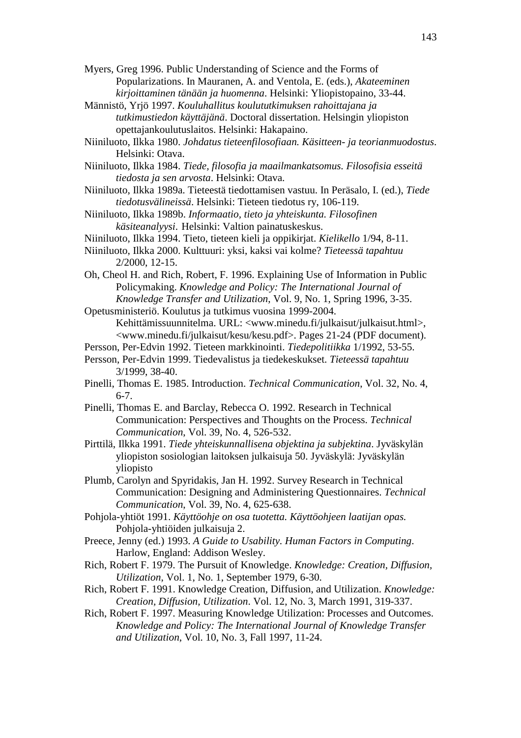Myers, Greg 1996. Public Understanding of Science and the Forms of Popularizations. In Mauranen, A. and Ventola, E. (eds.), *Akateeminen kirjoittaminen tänään ja huomenna*. Helsinki: Yliopistopaino, 33-44.

Männistö, Yrjö 1997. *Kouluhallitus koulututkimuksen rahoittajana ja tutkimustiedon käyttäjänä*. Doctoral dissertation. Helsingin yliopiston opettajankoulutuslaitos. Helsinki: Hakapaino.

Niiniluoto, Ilkka 1980. *Johdatus tieteenfilosofiaan. Käsitteen- ja teorianmuodostus*. Helsinki: Otava.

Niiniluoto, Ilkka 1984. *Tiede, filosofia ja maailmankatsomus. Filosofisia esseitä tiedosta ja sen arvosta*. Helsinki: Otava.

Niiniluoto, Ilkka 1989a. Tieteestä tiedottamisen vastuu. In Peräsalo, I. (ed.), *Tiede tiedotusvälineissä*. Helsinki: Tieteen tiedotus ry, 106-119.

Niiniluoto, Ilkka 1989b. *Informaatio, tieto ja yhteiskunta. Filosofinen käsiteanalyysi*. Helsinki: Valtion painatuskeskus.

Niiniluoto, Ilkka 1994. Tieto, tieteen kieli ja oppikirjat. *Kielikello* 1/94, 8-11.

Niiniluoto, Ilkka 2000. Kulttuuri: yksi, kaksi vai kolme? *Tieteessä tapahtuu* 2/2000, 12-15.

Oh, Cheol H. and Rich, Robert, F. 1996. Explaining Use of Information in Public Policymaking. *Knowledge and Policy: The International Journal of Knowledge Transfer and Utilization*, Vol. 9, No. 1, Spring 1996, 3-35.

Opetusministeriö. Koulutus ja tutkimus vuosina 1999-2004. Kehittämissuunnitelma. URL: <www.minedu.fi/julkaisut/julkaisut.html>, <www.minedu.fi/julkaisut/kesu/kesu.pdf>. Pages 21-24 (PDF document).

Persson, Per-Edvin 1992. Tieteen markkinointi. *Tiedepolitiikka* 1/1992, 53-55.

Persson, Per-Edvin 1999. Tiedevalistus ja tiedekeskukset. *Tieteessä tapahtuu* 3/1999, 38-40.

Pinelli, Thomas E. 1985. Introduction. *Technical Communication*, Vol. 32, No. 4, 6-7.

Pinelli, Thomas E. and Barclay, Rebecca O. 1992. Research in Technical Communication: Perspectives and Thoughts on the Process. *Technical Communication*, Vol. 39, No. 4, 526-532.

Pirttilä, Ilkka 1991. *Tiede yhteiskunnallisena objektina ja subjektina*. Jyväskylän yliopiston sosiologian laitoksen julkaisuja 50. Jyväskylä: Jyväskylän yliopisto

Plumb, Carolyn and Spyridakis, Jan H. 1992. Survey Research in Technical Communication: Designing and Administering Questionnaires. *Technical Communication*, Vol. 39, No. 4, 625-638.

Pohjola-yhtiöt 1991. *Käyttöohje on osa tuotetta. Käyttöohjeen laatijan opas.* Pohjola-yhtiöiden julkaisuja 2.

Preece, Jenny (ed.) 1993. *A Guide to Usability. Human Factors in Computing*. Harlow, England: Addison Wesley.

Rich, Robert F. 1979. The Pursuit of Knowledge. *Knowledge: Creation, Diffusion, Utilization*, Vol. 1, No. 1, September 1979, 6-30.

Rich, Robert F. 1991. Knowledge Creation, Diffusion, and Utilization. *Knowledge: Creation, Diffusion, Utilization*. Vol. 12, No. 3, March 1991, 319-337.

Rich, Robert F. 1997. Measuring Knowledge Utilization: Processes and Outcomes. *Knowledge and Policy: The International Journal of Knowledge Transfer and Utilization*, Vol. 10, No. 3, Fall 1997, 11-24.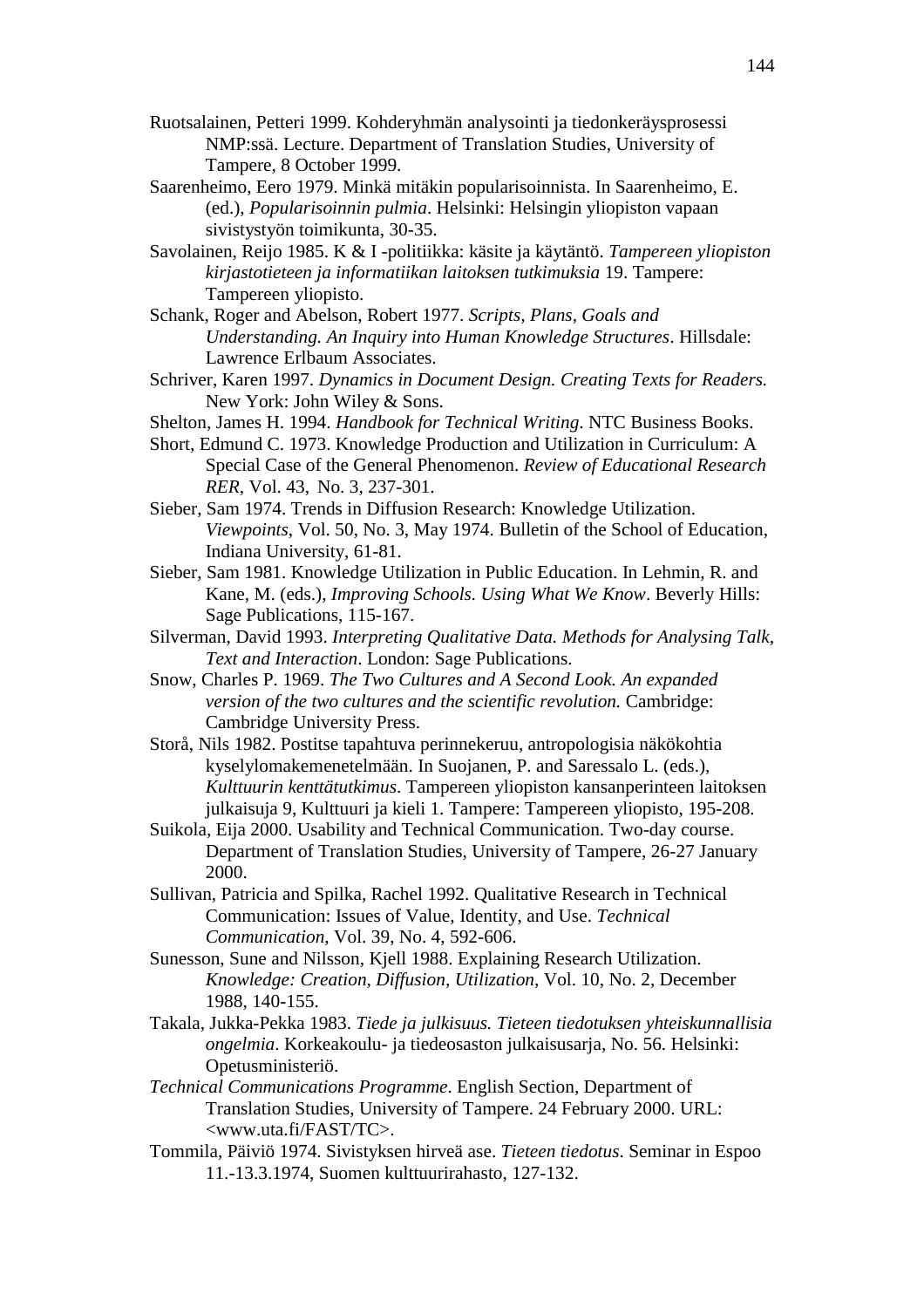Ruotsalainen, Petteri 1999. Kohderyhmän analysointi ja tiedonkeräysprosessi NMP:ssä. Lecture. Department of Translation Studies, University of Tampere, 8 October 1999.

Saarenheimo, Eero 1979. Minkä mitäkin popularisoinnista. In Saarenheimo, E. (ed.), *Popularisoinnin pulmia*. Helsinki: Helsingin yliopiston vapaan sivistystyön toimikunta, 30-35.

Savolainen, Reijo 1985. K & I -politiikka: käsite ja käytäntö. *Tampereen yliopiston kirjastotieteen ja informatiikan laitoksen tutkimuksia* 19. Tampere: Tampereen yliopisto.

Schank, Roger and Abelson, Robert 1977. *Scripts, Plans, Goals and Understanding. An Inquiry into Human Knowledge Structures*. Hillsdale: Lawrence Erlbaum Associates.

Schriver, Karen 1997. *Dynamics in Document Design. Creating Texts for Readers.* New York: John Wiley & Sons.

Shelton, James H. 1994. *Handbook for Technical Writing*. NTC Business Books.

Short, Edmund C. 1973. Knowledge Production and Utilization in Curriculum: A Special Case of the General Phenomenon. *Review of Educational Research RER*, Vol. 43, No. 3, 237-301.

Sieber, Sam 1974. Trends in Diffusion Research: Knowledge Utilization. *Viewpoints*, Vol. 50, No. 3, May 1974. Bulletin of the School of Education, Indiana University, 61-81.

Sieber, Sam 1981. Knowledge Utilization in Public Education. In Lehmin, R. and Kane, M. (eds.), *Improving Schools. Using What We Know*. Beverly Hills: Sage Publications, 115-167.

Silverman, David 1993. *Interpreting Qualitative Data. Methods for Analysing Talk, Text and Interaction*. London: Sage Publications.

Snow, Charles P. 1969. *The Two Cultures and A Second Look. An expanded version of the two cultures and the scientific revolution.* Cambridge: Cambridge University Press.

Storå, Nils 1982. Postitse tapahtuva perinnekeruu, antropologisia näkökohtia kyselylomakemenetelmään. In Suojanen, P. and Saressalo L. (eds.), *Kulttuurin kenttätutkimus*. Tampereen yliopiston kansanperinteen laitoksen julkaisuja 9, Kulttuuri ja kieli 1. Tampere: Tampereen yliopisto, 195-208.

Suikola, Eija 2000. Usability and Technical Communication. Two-day course. Department of Translation Studies, University of Tampere, 26-27 January 2000.

Sullivan, Patricia and Spilka, Rachel 1992. Qualitative Research in Technical Communication: Issues of Value, Identity, and Use. *Technical Communication*, Vol. 39, No. 4, 592-606.

Sunesson, Sune and Nilsson, Kjell 1988. Explaining Research Utilization. *Knowledge: Creation, Diffusion, Utilization*, Vol. 10, No. 2, December 1988, 140-155.

Takala, Jukka-Pekka 1983. *Tiede ja julkisuus. Tieteen tiedotuksen yhteiskunnallisia ongelmia*. Korkeakoulu- ja tiedeosaston julkaisusarja, No. 56. Helsinki: Opetusministeriö.

*Technical Communications Programme*. English Section, Department of Translation Studies, University of Tampere. 24 February 2000. URL: <www.uta.fi/FAST/TC>.

Tommila, Päiviö 1974. Sivistyksen hirveä ase. *Tieteen tiedotus*. Seminar in Espoo 11.-13.3.1974, Suomen kulttuurirahasto, 127-132.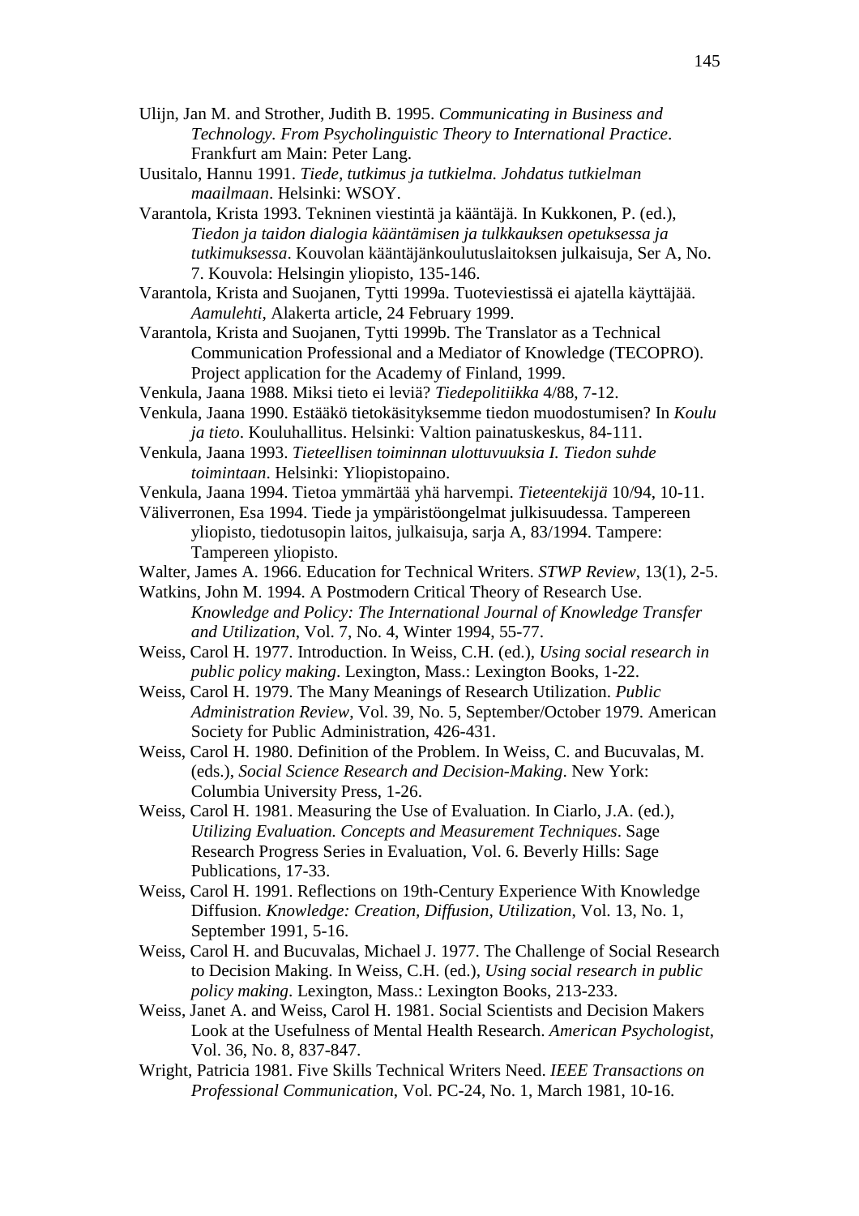Ulijn, Jan M. and Strother, Judith B. 1995. *Communicating in Business and Technology. From Psycholinguistic Theory to International Practice*. Frankfurt am Main: Peter Lang.

Uusitalo, Hannu 1991. *Tiede, tutkimus ja tutkielma. Johdatus tutkielman maailmaan*. Helsinki: WSOY.

Varantola, Krista 1993. Tekninen viestintä ja kääntäjä. In Kukkonen, P. (ed.), *Tiedon ja taidon dialogia kääntämisen ja tulkkauksen opetuksessa ja tutkimuksessa*. Kouvolan kääntäjänkoulutuslaitoksen julkaisuja, Ser A, No. 7. Kouvola: Helsingin yliopisto, 135-146.

Varantola, Krista and Suojanen, Tytti 1999a. Tuoteviestissä ei ajatella käyttäjää. *Aamulehti*, Alakerta article, 24 February 1999.

Varantola, Krista and Suojanen, Tytti 1999b. The Translator as a Technical Communication Professional and a Mediator of Knowledge (TECOPRO). Project application for the Academy of Finland, 1999.

Venkula, Jaana 1988. Miksi tieto ei leviä? *Tiedepolitiikka* 4/88, 7-12.

Venkula, Jaana 1990. Estääkö tietokäsityksemme tiedon muodostumisen? In *Koulu ja tieto*. Kouluhallitus. Helsinki: Valtion painatuskeskus, 84-111.

Venkula, Jaana 1993. *Tieteellisen toiminnan ulottuvuuksia I. Tiedon suhde toimintaan*. Helsinki: Yliopistopaino.

Venkula, Jaana 1994. Tietoa ymmärtää yhä harvempi. *Tieteentekijä* 10/94, 10-11.

Väliverronen, Esa 1994. Tiede ja ympäristöongelmat julkisuudessa. Tampereen yliopisto, tiedotusopin laitos, julkaisuja, sarja A, 83/1994. Tampere: Tampereen yliopisto.

Walter, James A. 1966. Education for Technical Writers. *STWP Review*, 13(1), 2-5.

Watkins, John M. 1994. A Postmodern Critical Theory of Research Use. *Knowledge and Policy: The International Journal of Knowledge Transfer and Utilization*, Vol. 7, No. 4, Winter 1994, 55-77.

Weiss, Carol H. 1977. Introduction. In Weiss, C.H. (ed.), *Using social research in public policy making*. Lexington, Mass.: Lexington Books, 1-22.

Weiss, Carol H. 1979. The Many Meanings of Research Utilization. *Public Administration Review*, Vol. 39, No. 5, September/October 1979. American Society for Public Administration, 426-431.

Weiss, Carol H. 1980. Definition of the Problem. In Weiss, C. and Bucuvalas, M. (eds.), *Social Science Research and Decision-Making*. New York: Columbia University Press, 1-26.

Weiss, Carol H. 1981. Measuring the Use of Evaluation. In Ciarlo, J.A. (ed.), *Utilizing Evaluation. Concepts and Measurement Techniques*. Sage Research Progress Series in Evaluation, Vol. 6. Beverly Hills: Sage Publications, 17-33.

Weiss, Carol H. 1991. Reflections on 19th-Century Experience With Knowledge Diffusion. *Knowledge: Creation, Diffusion, Utilization*, Vol. 13, No. 1, September 1991, 5-16.

Weiss, Carol H. and Bucuvalas, Michael J. 1977. The Challenge of Social Research to Decision Making. In Weiss, C.H. (ed.), *Using social research in public policy making*. Lexington, Mass.: Lexington Books, 213-233.

Weiss, Janet A. and Weiss, Carol H. 1981. Social Scientists and Decision Makers Look at the Usefulness of Mental Health Research. *American Psychologist*, Vol. 36, No. 8, 837-847.

Wright, Patricia 1981. Five Skills Technical Writers Need. *IEEE Transactions on Professional Communication*, Vol. PC-24, No. 1, March 1981, 10-16.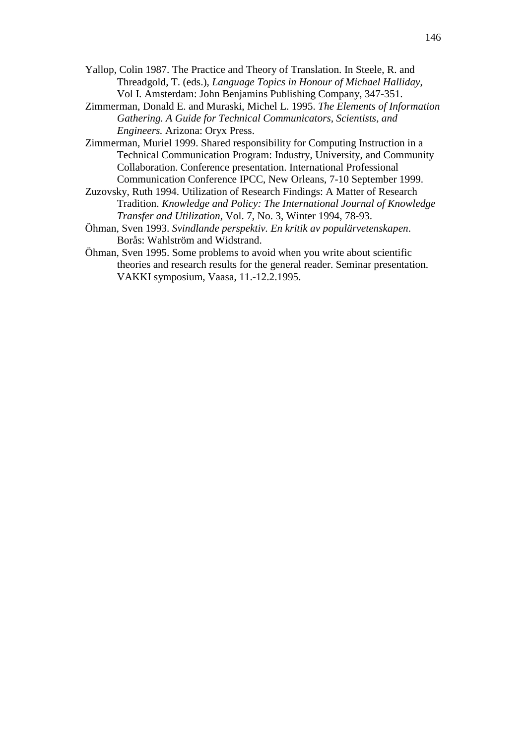Yallop, Colin 1987. The Practice and Theory of Translation. In Steele, R. and Threadgold, T. (eds.), *Language Topics in Honour of Michael Halliday*, Vol I. Amsterdam: John Benjamins Publishing Company, 347-351.

Zimmerman, Donald E. and Muraski, Michel L. 1995. *The Elements of Information Gathering. A Guide for Technical Communicators, Scientists, and Engineers.* Arizona: Oryx Press.

Zimmerman, Muriel 1999. Shared responsibility for Computing Instruction in a Technical Communication Program: Industry, University, and Community Collaboration. Conference presentation. International Professional Communication Conference IPCC, New Orleans, 7-10 September 1999.

Zuzovsky, Ruth 1994. Utilization of Research Findings: A Matter of Research Tradition. *Knowledge and Policy: The International Journal of Knowledge Transfer and Utilization*, Vol. 7, No. 3, Winter 1994, 78-93.

Öhman, Sven 1993. *Svindlande perspektiv. En kritik av populärvetenskapen*. Borås: Wahlström and Widstrand.

Öhman, Sven 1995. Some problems to avoid when you write about scientific theories and research results for the general reader. Seminar presentation. VAKKI symposium, Vaasa, 11.-12.2.1995.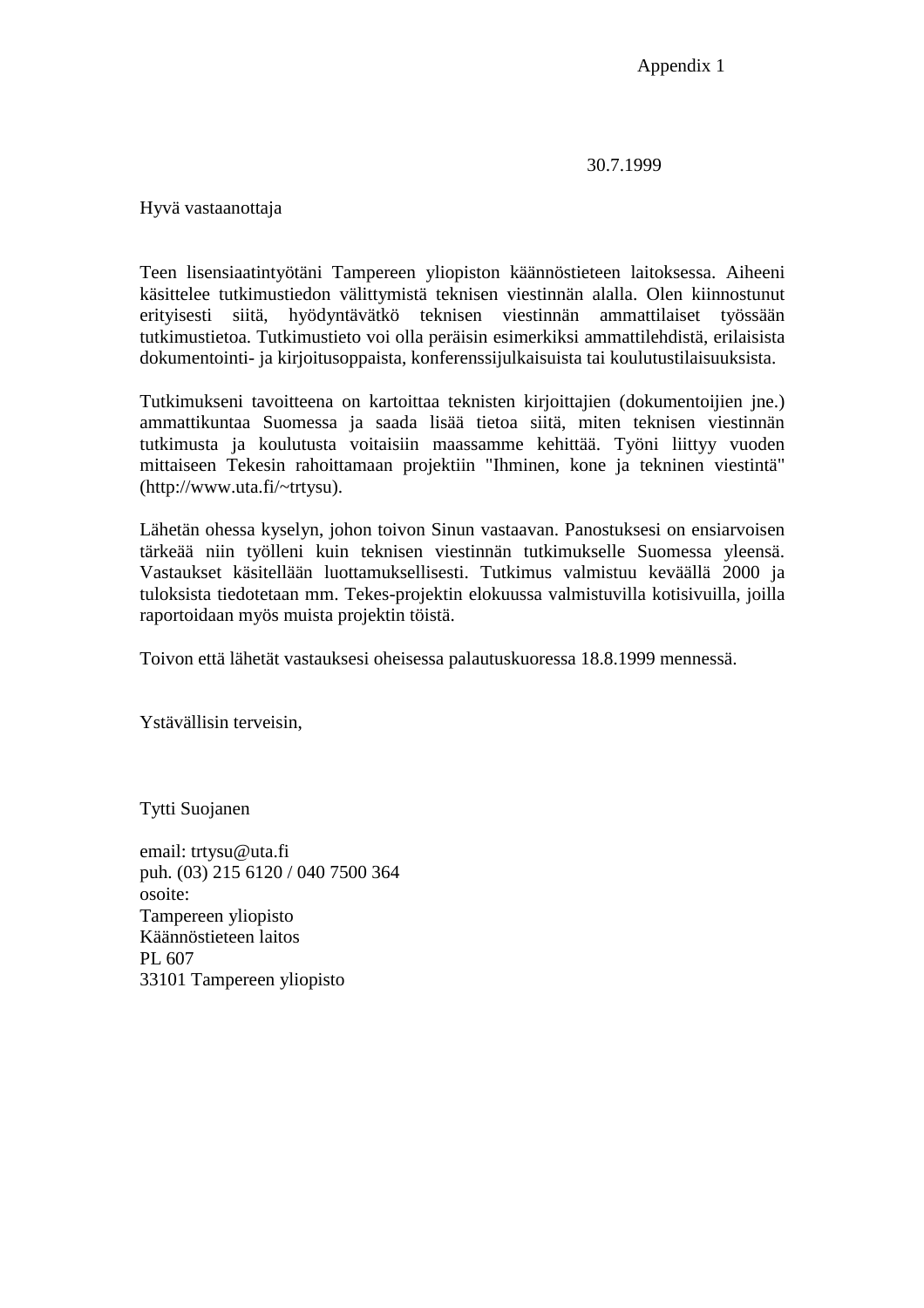Appendix 1

30.7.1999

Hyvä vastaanottaja

Teen lisensiaatintyötäni Tampereen yliopiston käännöstieteen laitoksessa. Aiheeni käsittelee tutkimustiedon välittymistä teknisen viestinnän alalla. Olen kiinnostunut erityisesti siitä, hyödyntävätkö teknisen viestinnän ammattilaiset työssään tutkimustietoa. Tutkimustieto voi olla peräisin esimerkiksi ammattilehdistä, erilaisista dokumentointi- ja kirjoitusoppaista, konferenssijulkaisuista tai koulutustilaisuuksista.

Tutkimukseni tavoitteena on kartoittaa teknisten kirjoittajien (dokumentoijien jne.) ammattikuntaa Suomessa ja saada lisää tietoa siitä, miten teknisen viestinnän tutkimusta ja koulutusta voitaisiin maassamme kehittää. Työni liittyy vuoden mittaiseen Tekesin rahoittamaan projektiin "Ihminen, kone ja tekninen viestintä" (http://www.uta.fi/~trtysu).

Lähetän ohessa kyselyn, johon toivon Sinun vastaavan. Panostuksesi on ensiarvoisen tärkeää niin työlleni kuin teknisen viestinnän tutkimukselle Suomessa yleensä. Vastaukset käsitellään luottamuksellisesti. Tutkimus valmistuu keväällä 2000 ja tuloksista tiedotetaan mm. Tekes-projektin elokuussa valmistuvilla kotisivuilla, joilla raportoidaan myös muista projektin töistä.

Toivon että lähetät vastauksesi oheisessa palautuskuoressa 18.8.1999 mennessä.

Ystävällisin terveisin,

Tytti Suojanen

email: trtysu@uta.fi  
puh. (03) 215 6120 / 040 7500 364  
osoite:  
Tampereen yliopisto  
Käännöstieteen laitos  
PL 607  
33101 Tampereen yliopisto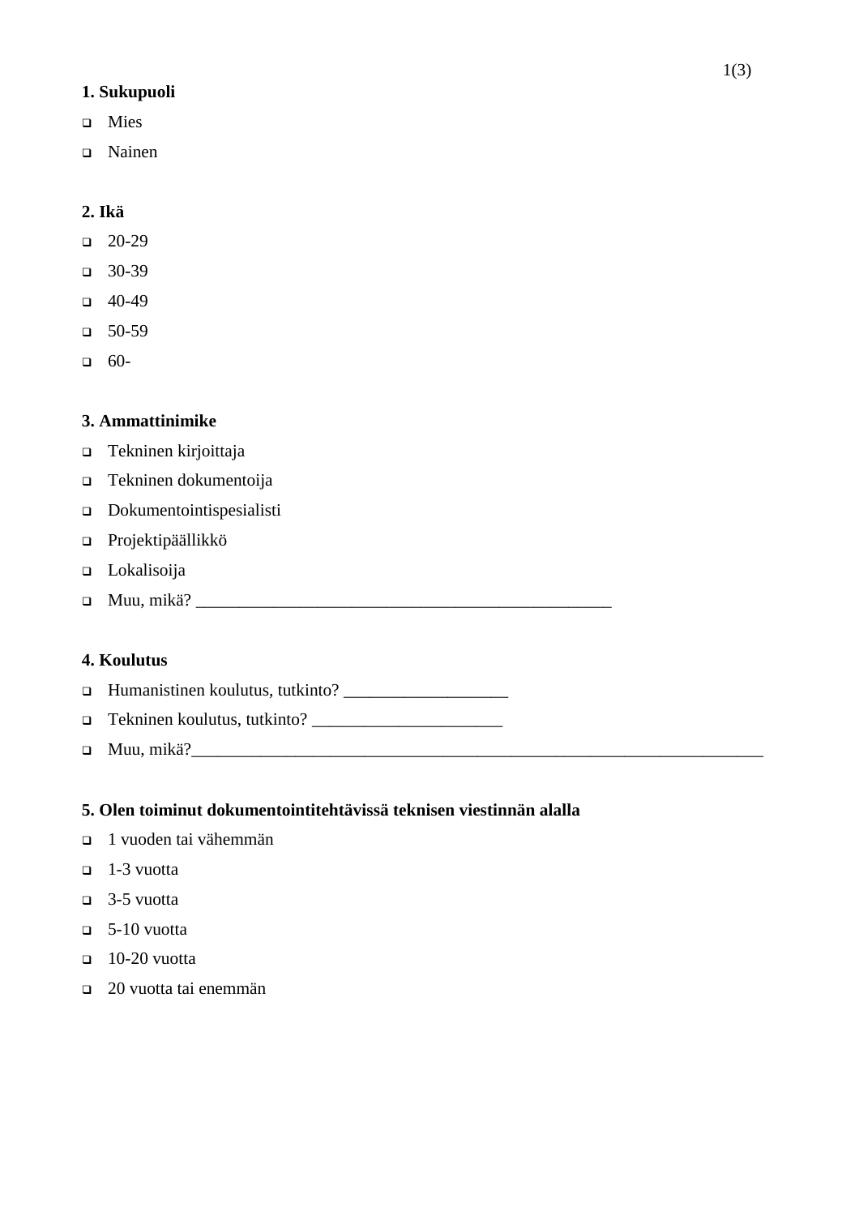**1. Sukupuoli**

- ❑ Mies
- ❑ Nainen

**2. Ikä**

- ❑ 20-29
- ❑ 30-39
- ❑ 40-49
- ❑ 50-59
- ❑ 60-

**3. Ammattinimike**

- ❑ Tekninen kirjoittaja
- ❑ Tekninen dokumentoija
- ❑ Dokumentointispesialisti
- ❑ Projektipäällikkö
- ❑ Lokalisoija
- ❑ Muu, mikä? _______________________________________________

**4. Koulutus**

- ❑ Humanistinen koulutus, tutkinto? __________________
- ❑ Tekninen koulutus, tutkinto? _____________________
- ❑ Muu, mikä?_________________________________________________________________

**5. Olen toiminut dokumentointitehtävissä teknisen viestinnän alalla**

- ❑ 1 vuoden tai vähemmän
- ❑ 1-3 vuotta
- ❑ 3-5 vuotta
- ❑ 5-10 vuotta
- ❑ 10-20 vuotta
- ❑ 20 vuotta tai enemmän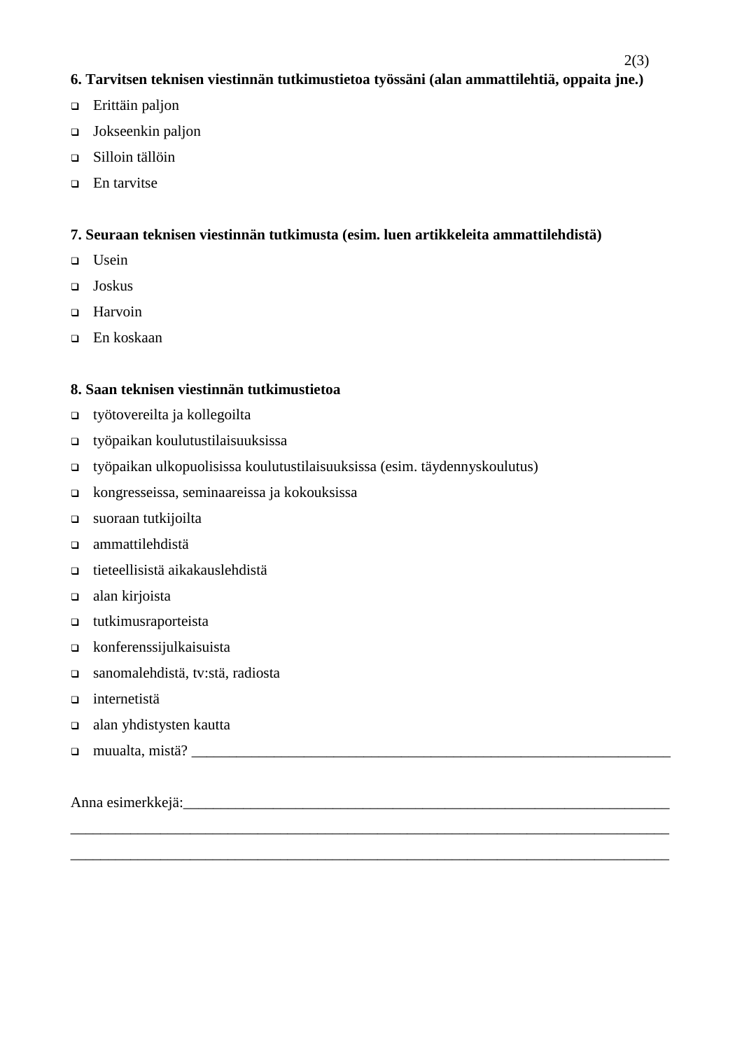**6. Tarvitsen teknisen viestinnän tutkimustietoa työssäni (alan ammattilehtiä, oppaita jne.)**

- ❑ Erittäin paljon
- ❑ Jokseenkin paljon
- ❑ Silloin tällöin
- ❑ En tarvitse

**7. Seuraan teknisen viestinnän tutkimusta (esim. luen artikkeleita ammattilehdistä)**

- ❑ Usein
- ❑ Joskus
- ❑ Harvoin
- ❑ En koskaan

**8. Saan teknisen viestinnän tutkimustietoa**

- ❑ työtovereilta ja kollegoilta
- ❑ työpaikan koulutustilaisuuksissa
- ❑ työpaikan ulkopuolisissa koulutustilaisuuksissa (esim. täydennyskoulutus)
- ❑ kongresseissa, seminaareissa ja kokouksissa
- ❑ suoraan tutkijoilta
- ❑ ammattilehdistä
- ❑ tieteellisistä aikakauslehdistä
- ❑ alan kirjoista
- ❑ tutkimusraporteista
- ❑ konferenssijulkaisuista
- ❑ sanomalehdistä, tv:stä, radiosta
- ❑ internetistä
- ❑ alan yhdistysten kautta
- ❑ muualta, mistä? ____________________________________________________________________

Anna esimerkkejä:_________________________________________________________________

______________________________________________________________________________

______________________________________________________________________________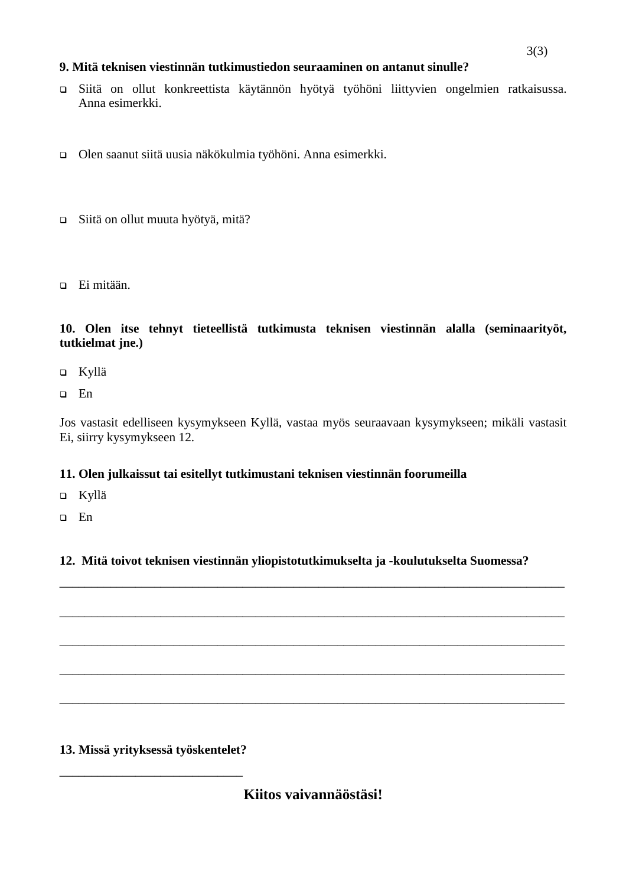**9. Mitä teknisen viestinnän tutkimustiedon seuraaminen on antanut sinulle?**

- ❑ Siitä on ollut konkreettista käytännön hyötyä työhöni liittyvien ongelmien ratkaisussa. Anna esimerkki.
- ❑ Olen saanut siitä uusia näkökulmia työhöni. Anna esimerkki.
- ❑ Siitä on ollut muuta hyötyä, mitä?
- ❑ Ei mitään.

**10. Olen itse tehnyt tieteellistä tutkimusta teknisen viestinnän alalla (seminaarityöt, tutkielmat jne.)**

- ❑ Kyllä
- ❑ En

Jos vastasit edelliseen kysymykseen Kyllä, vastaa myös seuraavaan kysymykseen; mikäli vastasit Ei, siirry kysymykseen 12.

**11. Olen julkaissut tai esitellyt tutkimustani teknisen viestinnän foorumeilla**

- ❑ Kyllä
- ❑ En

**12. Mitä toivot teknisen viestinnän yliopistotutkimukselta ja -koulutukselta Suomessa?**

___________________________________________________________________________

___________________________________________________________________________

___________________________________________________________________________

___________________________________________________________________________

___________________________________________________________________________

**13. Missä yrityksessä työskentelet?**

____________________________

**Kiitos vaivannäöstäsi!**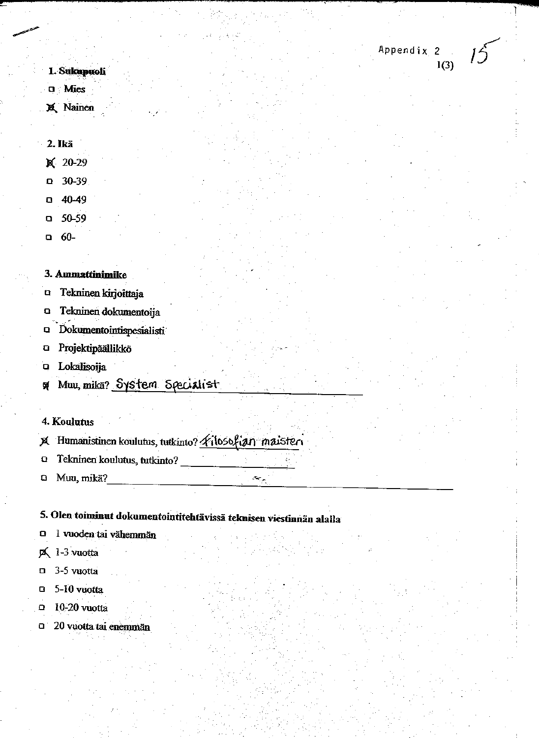Appendix 2

15

**1. Sukupuoli**

- [ ] Mies
- [x] Nainen

**2. Ikä**

- [x] 20-29
- [ ] 30-39
- [ ] 40-49
- [ ] 50-59
- [ ] 60-

**3. Ammattinimike**

- [ ] Tekninen kirjoittaja
- [ ] Tekninen dokumentoija
- [ ] Dokumentointispesialisti
- [ ] Projektipäällikkö
- [ ] Lokalisoija
- [x] Muu, mikä? System Specialist

**4. Koulutus**

- [x] Humanistinen koulutus, tutkinto? Filosofian maisteri
- [ ] Tekninen koulutus, tutkinto? \_\_\_\_\_\_\_\_\_\_
- [ ] Muu, mikä? \_\_\_\_\_\_\_\_\_\_

**5. Olen toiminut dokumentointitehtävissä teknisen viestinnän alalla**

- [ ] 1 vuoden tai vähemmän
- [x] 1-3 vuotta
- [ ] 3-5 vuotta
- [ ] 5-10 vuotta
- [ ] 10-20 vuotta
- [ ] 20 vuotta tai enemmän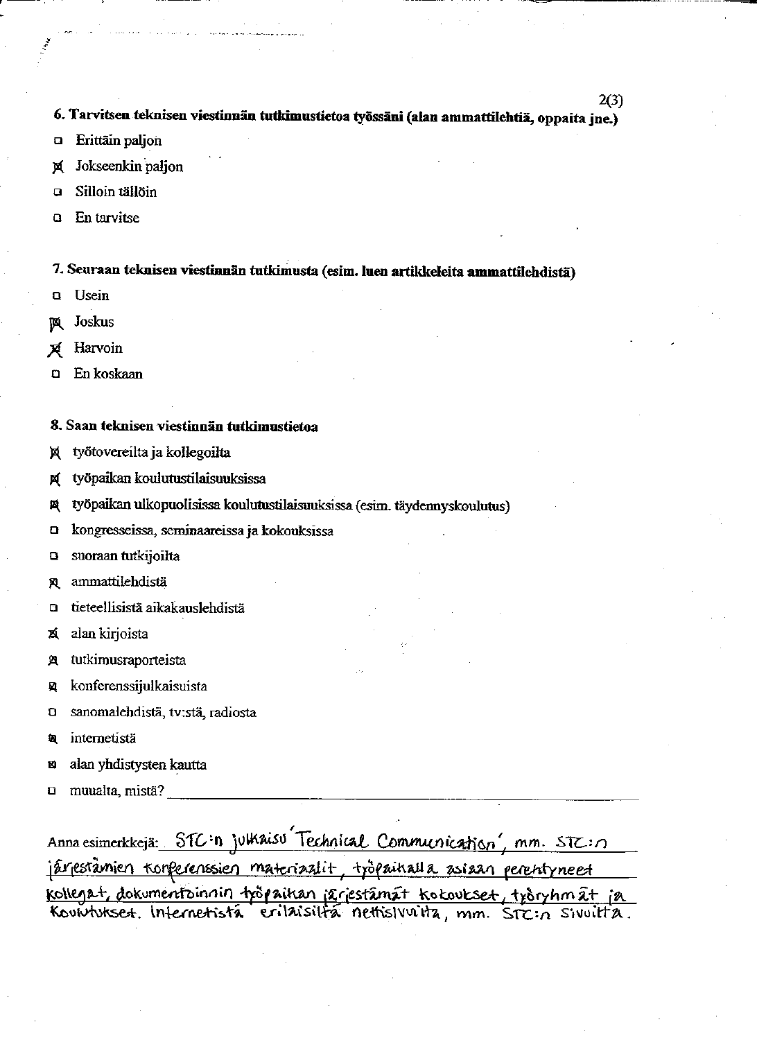**6. Tarvitsen teknisen viestinnän tutkimustietoa työssäni (alan ammattilehtiä, oppaita jne.)**

- ☐ Erittäin paljon
- ☒ Jokseenkin paljon
- ☐ Silloin tällöin
- ☐ En tarvitse

**7. Seuraan teknisen viestinnän tutkimusta (esim. luen artikkeleita ammattilehdistä)**

- ☐ Usein
- ☒ Joskus
- ☒ Harvoin
- ☐ En koskaan

**8. Saan teknisen viestinnän tutkimustietoa**

- ☒ työtovereilta ja kollegoilta
- ☒ työpaikan koulutustilaisuuksissa
- ☒ työpaikan ulkopuolisissa koulutustilaisuuksissa (esim. täydennyskoulutus)
- ☐ kongresseissa, seminaareissa ja kokouksissa
- ☐ suoraan tutkijoilta
- ☒ ammattilehdistä
- ☐ tieteellisistä aikakauslehdistä
- ☒ alan kirjoista
- ☒ tutkimusraporteista
- ☒ konferenssijulkaisuista
- ☐ sanomalehdistä, tv:stä, radiosta
- ☒ internetistä
- ☒ alan yhdistysten kautta
- ☐ muualta, mistä? \_\_\_\_\_\_\_\_\_\_\_\_\_\_\_\_\_\_\_\_

Anna esimerkkejä: STC:n julkaisu 'Technical Communication', mm. STC:n järjestämien konferenssien materiaalit, työpaikalla asiaan perehtyneet kollegat, dokumentoinnin työpaikan järjestämät kokoukset, työryhmät ja koulutukset. Internetistä erilaisilta nettisivuilta, mm. STC:n sivuilta.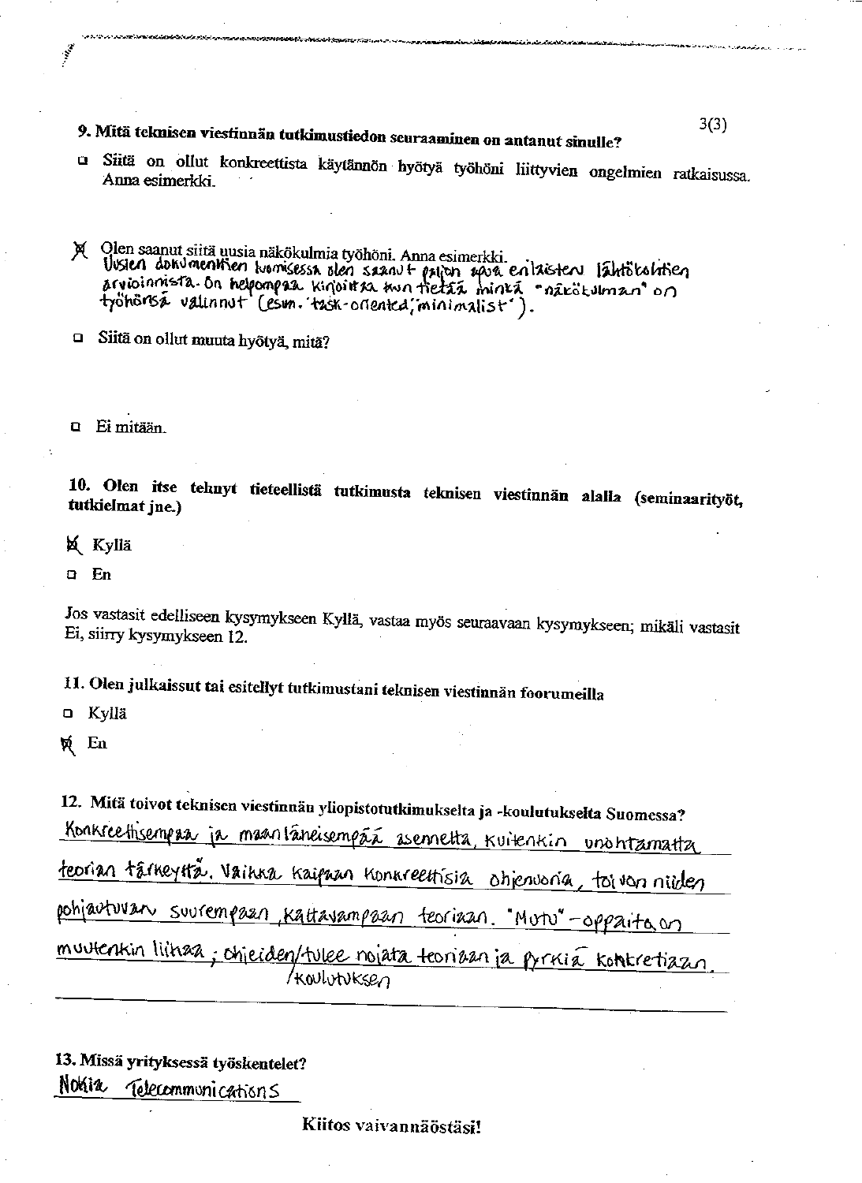**9. Mitä teknisen viestinnän tutkimustiedon seuraaminen on antanut sinulle?**

- ☐ Siitä on ollut konkreettista käytännön hyötyä työhöni liittyvien ongelmien ratkaisussa. Anna esimerkki.

- ☒ Olen saanut siitä uusia näkökulmia työhöni. Anna esimerkki.
  Uusien dokumenttien luomisessa olen saanut paljon apua erilaisten lähtökohtien arvioinnista. On helpompaa kirjoittaa kun tietää minkä "näkökulman" on työhönsä valinnut (esim. 'task-oriented', 'minimalist').

- ☐ Siitä on ollut muuta hyötyä, mitä?

- ☐ Ei mitään.

**10. Olen itse tehnyt tieteellistä tutkimusta teknisen viestinnän alalla (seminaarityöt, tutkielmat jne.)**

- ☒ Kyllä
- ☐ En

Jos vastasit edelliseen kysymykseen Kyllä, vastaa myös seuraavaan kysymykseen; mikäli vastasit Ei, siirry kysymykseen 12.

**11. Olen julkaissut tai esitellyt tutkimustani teknisen viestinnän foorumeilla**

- ☐ Kyllä
- ☒ En

**12. Mitä toivot teknisen viestinnän yliopistotutkimukselta ja -koulutukselta Suomessa?**

Konkreettisempaa ja maanläheisempää asemetta, kuitenkin unohtamatta teorian tärkeyttä. Vaikka kaipaan konkreettisia ohjeuoria, toivon niiden pohjautuvan suurempaan, kattavampaan teoriaan. "Mutu"-oppaita on muutenkin liikaa; ohjeiden/koulutuksen tulee nojata teoriaan ja pyrkiä konkretiaan.

**13. Missä yrityksessä työskentelet?**

Nokia Telecommunications

Kiitos vaivannäöstäsi!